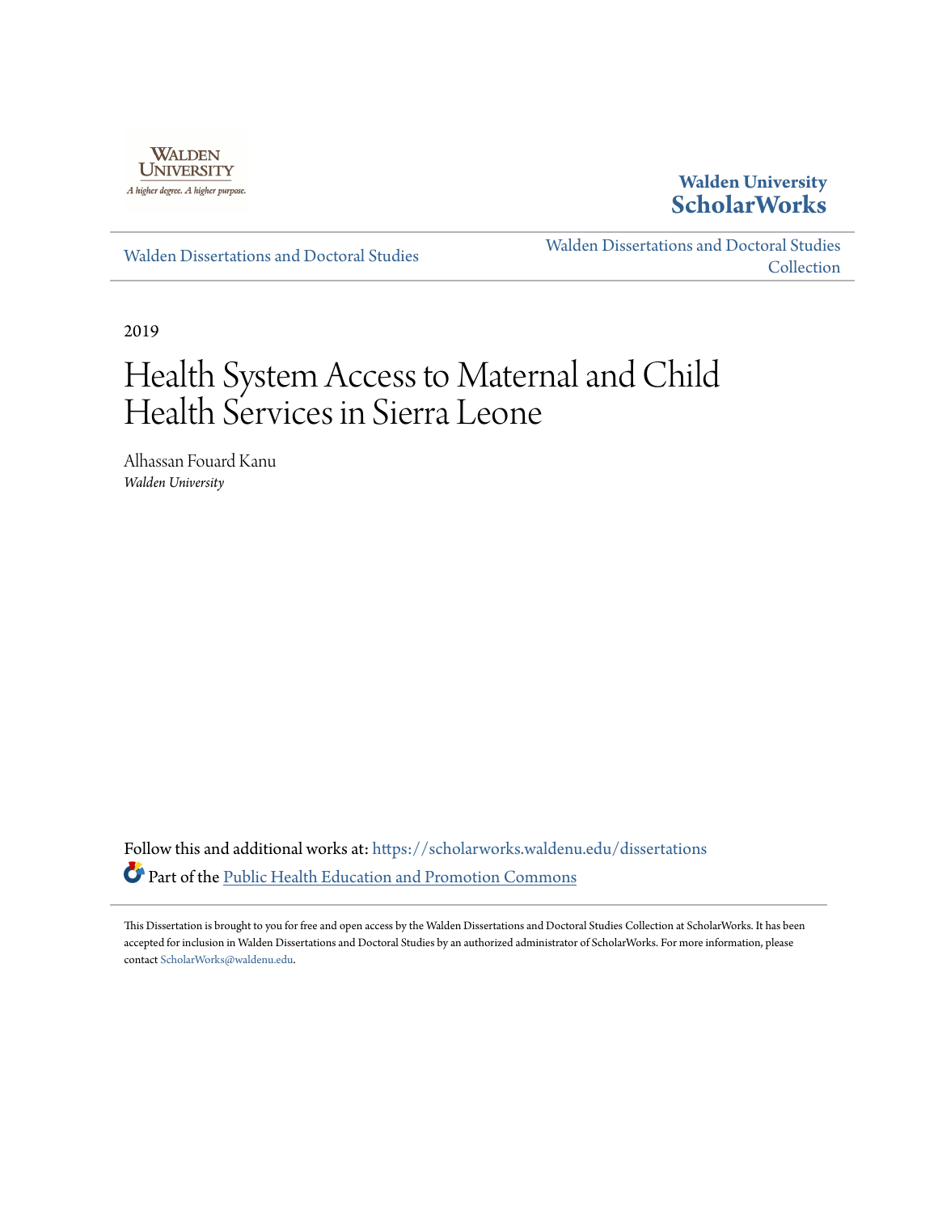Walden University

A higher degree. A higher purpose.

**Walden University ScholarWorks**

Walden Dissertations and Doctoral Studies

Walden Dissertations and Doctoral Studies Collection

2019

# Health System Access to Maternal and Child Health Services in Sierra Leone

Alhassan Fouard Kanu
*Walden University*

Follow this and additional works at: https://scholarworks.waldenu.edu/dissertations

Part of the Public Health Education and Promotion Commons

This Dissertation is brought to you for free and open access by the Walden Dissertations and Doctoral Studies Collection at ScholarWorks. It has been accepted for inclusion in Walden Dissertations and Doctoral Studies by an authorized administrator of ScholarWorks. For more information, please contact ScholarWorks@waldenu.edu.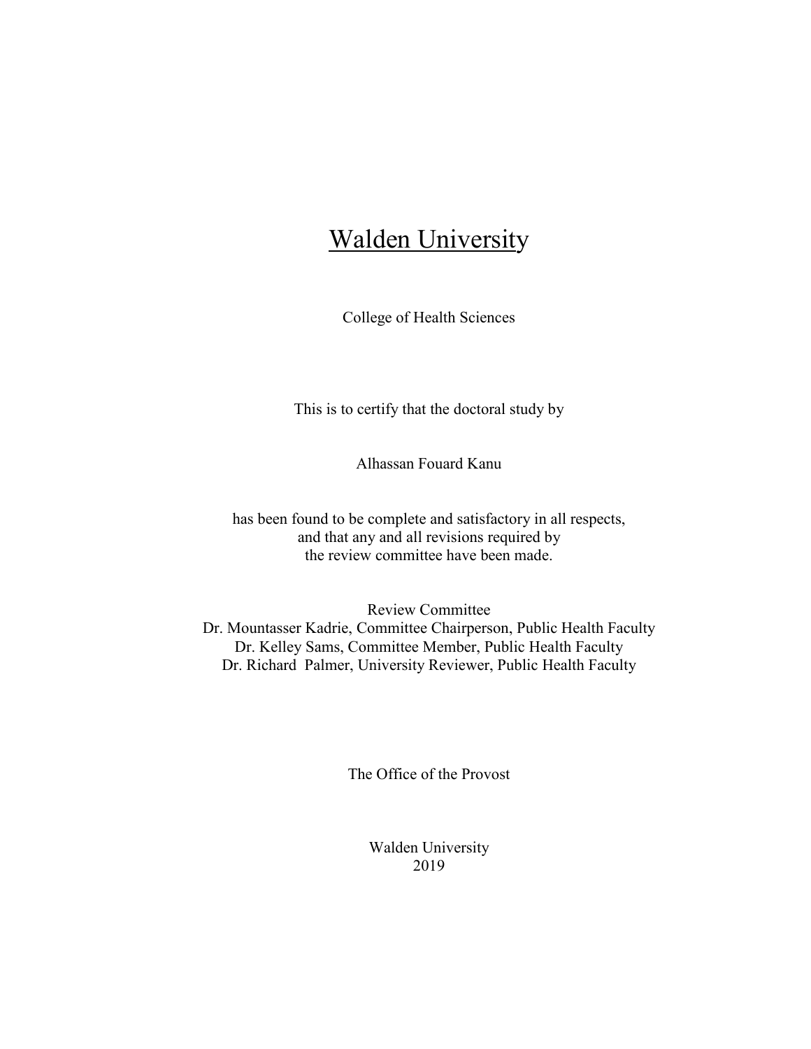# Walden University

College of Health Sciences

This is to certify that the doctoral study by

Alhassan Fouard Kanu

has been found to be complete and satisfactory in all respects,
and that any and all revisions required by
the review committee have been made.

Review Committee
Dr. Mountasser Kadrie, Committee Chairperson, Public Health Faculty
Dr. Kelley Sams, Committee Member, Public Health Faculty
Dr. Richard Palmer, University Reviewer, Public Health Faculty

The Office of the Provost

Walden University
2019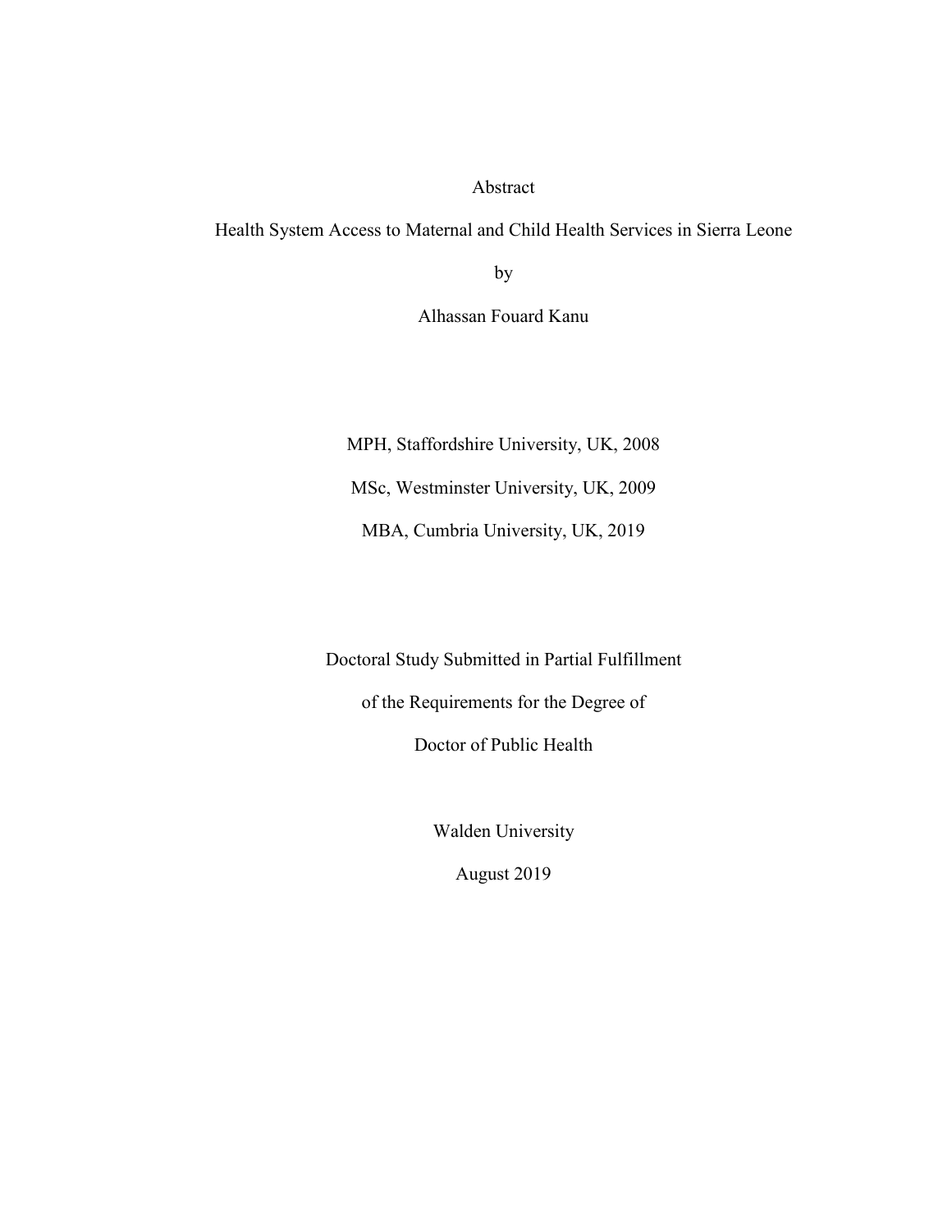Abstract

Health System Access to Maternal and Child Health Services in Sierra Leone

by

Alhassan Fouard Kanu

MPH, Staffordshire University, UK, 2008

MSc, Westminster University, UK, 2009

MBA, Cumbria University, UK, 2019

Doctoral Study Submitted in Partial Fulfillment

of the Requirements for the Degree of

Doctor of Public Health

Walden University

August 2019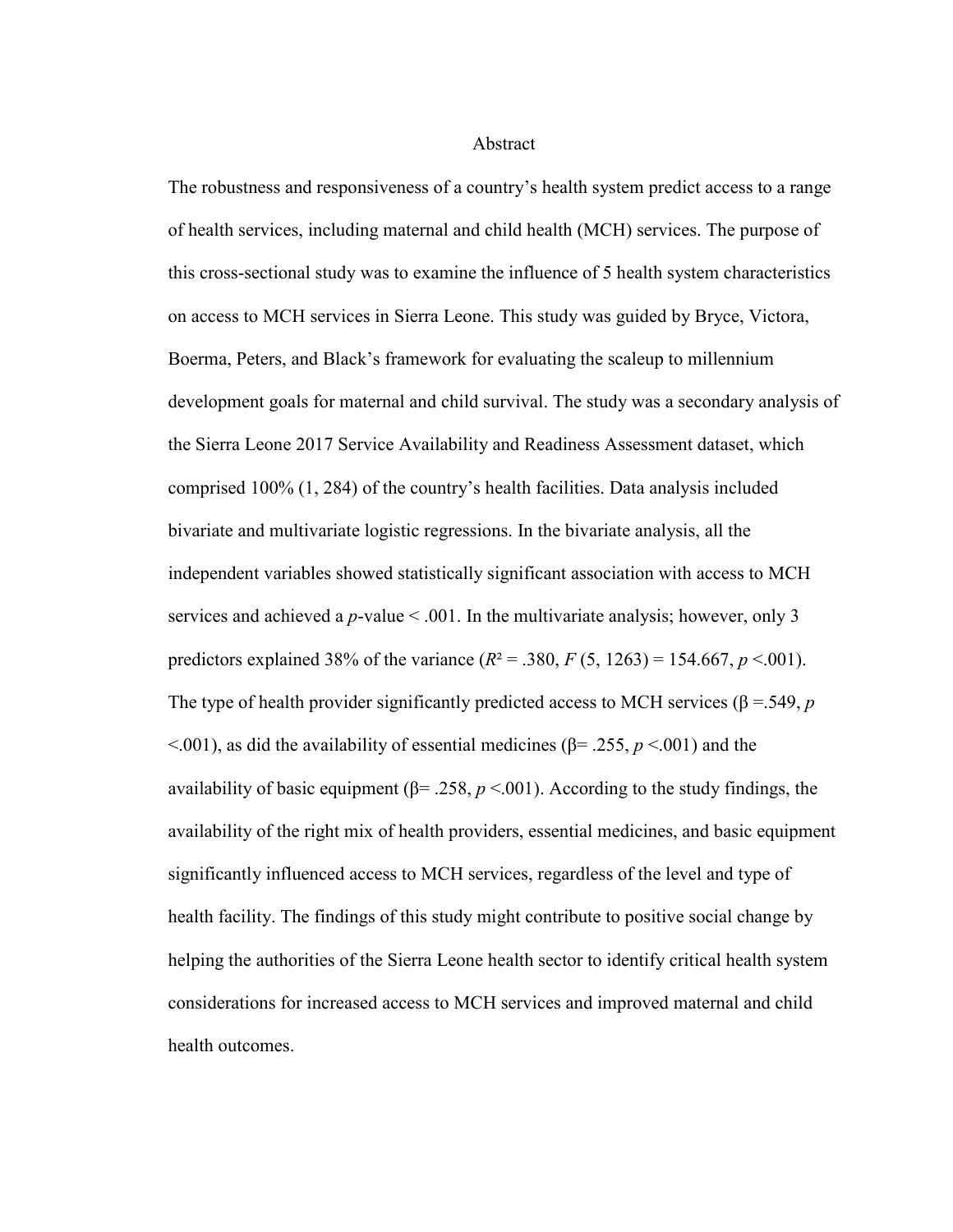# Abstract

The robustness and responsiveness of a country's health system predict access to a range of health services, including maternal and child health (MCH) services. The purpose of this cross-sectional study was to examine the influence of 5 health system characteristics on access to MCH services in Sierra Leone. This study was guided by Bryce, Victora, Boerma, Peters, and Black's framework for evaluating the scaleup to millennium development goals for maternal and child survival. The study was a secondary analysis of the Sierra Leone 2017 Service Availability and Readiness Assessment dataset, which comprised 100% (1, 284) of the country's health facilities. Data analysis included bivariate and multivariate logistic regressions. In the bivariate analysis, all the independent variables showed statistically significant association with access to MCH services and achieved a *p*-value $< .001$. In the multivariate analysis; however, only 3 predictors explained 38% of the variance ($R^2 = .380$, $F(5, 1263) = 154.667$, $p < .001$). The type of health provider significantly predicted access to MCH services ($\beta = .549$, $p < .001$), as did the availability of essential medicines ($\beta = .255$, $p < .001$) and the availability of basic equipment ($\beta = .258$, $p < .001$). According to the study findings, the availability of the right mix of health providers, essential medicines, and basic equipment significantly influenced access to MCH services, regardless of the level and type of health facility. The findings of this study might contribute to positive social change by helping the authorities of the Sierra Leone health sector to identify critical health system considerations for increased access to MCH services and improved maternal and child health outcomes.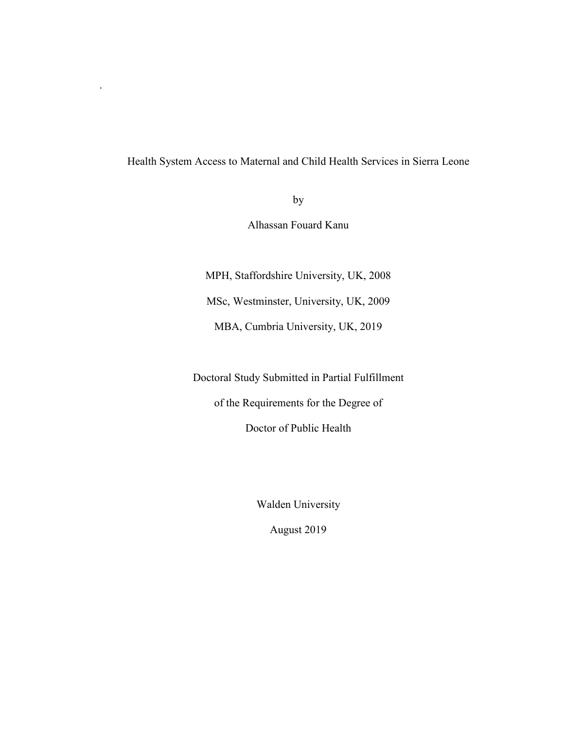.

Health System Access to Maternal and Child Health Services in Sierra Leone

by

Alhassan Fouard Kanu

MPH, Staffordshire University, UK, 2008

MSc, Westminster, University, UK, 2009

MBA, Cumbria University, UK, 2019

Doctoral Study Submitted in Partial Fulfillment

of the Requirements for the Degree of

Doctor of Public Health

Walden University

August 2019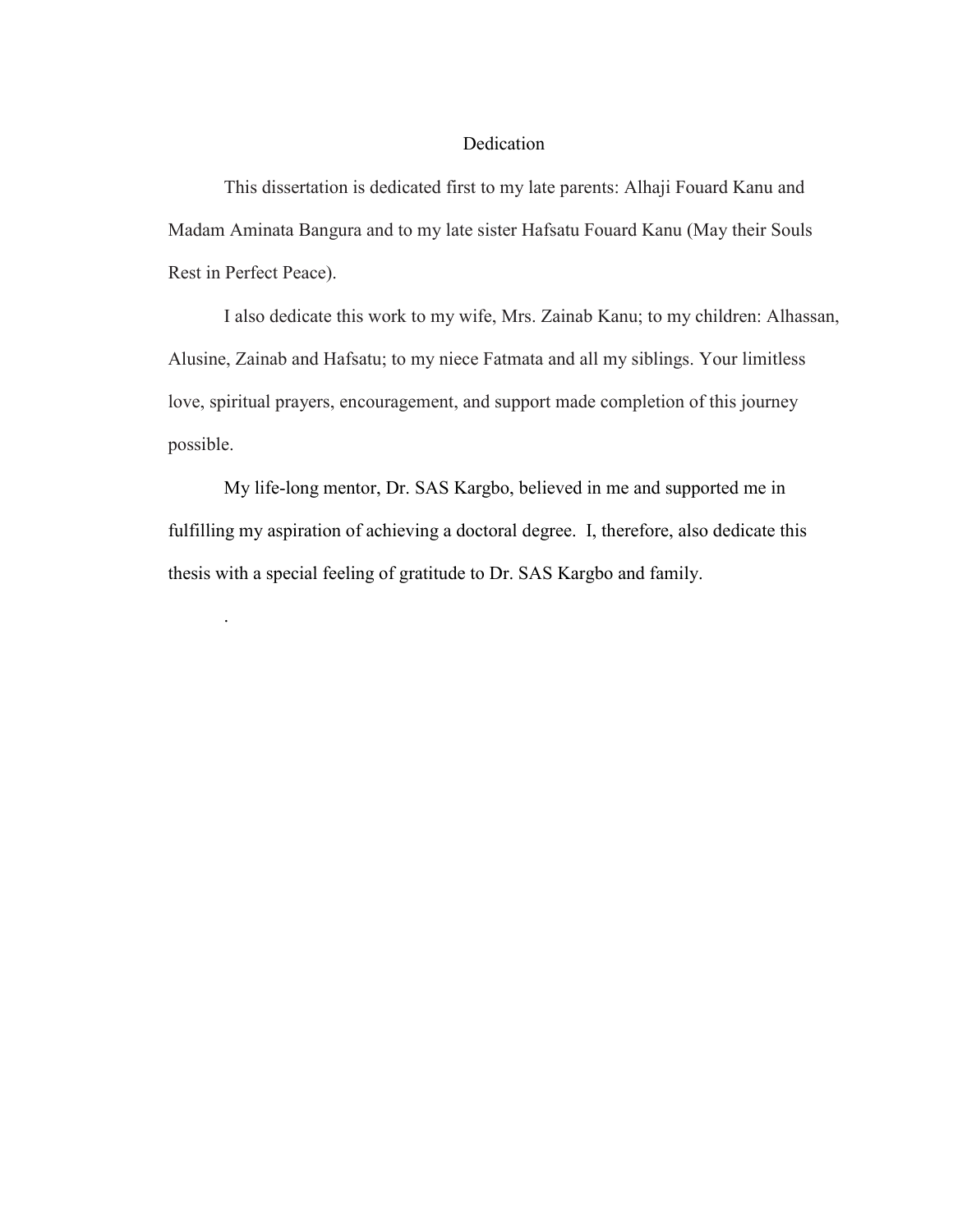# Dedication

This dissertation is dedicated first to my late parents: Alhaji Fouard Kanu and Madam Aminata Bangura and to my late sister Hafsatu Fouard Kanu (May their Souls Rest in Perfect Peace).

I also dedicate this work to my wife, Mrs. Zainab Kanu; to my children: Alhassan, Alusine, Zainab and Hafsatu; to my niece Fatmata and all my siblings. Your limitless love, spiritual prayers, encouragement, and support made completion of this journey possible.

My life-long mentor, Dr. SAS Kargbo, believed in me and supported me in fulfilling my aspiration of achieving a doctoral degree. I, therefore, also dedicate this thesis with a special feeling of gratitude to Dr. SAS Kargbo and family.

.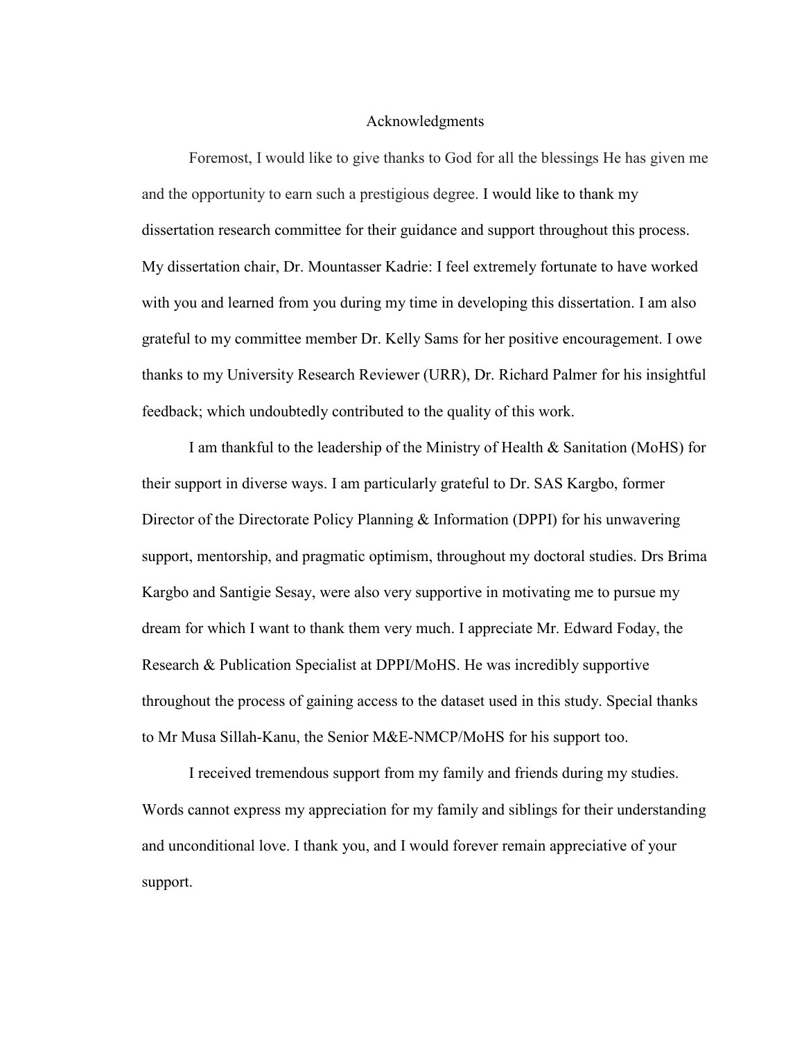# Acknowledgments

Foremost, I would like to give thanks to God for all the blessings He has given me and the opportunity to earn such a prestigious degree. I would like to thank my dissertation research committee for their guidance and support throughout this process. My dissertation chair, Dr. Mountasser Kadrie: I feel extremely fortunate to have worked with you and learned from you during my time in developing this dissertation. I am also grateful to my committee member Dr. Kelly Sams for her positive encouragement. I owe thanks to my University Research Reviewer (URR), Dr. Richard Palmer for his insightful feedback; which undoubtedly contributed to the quality of this work.

I am thankful to the leadership of the Ministry of Health & Sanitation (MoHS) for their support in diverse ways. I am particularly grateful to Dr. SAS Kargbo, former Director of the Directorate Policy Planning & Information (DPPI) for his unwavering support, mentorship, and pragmatic optimism, throughout my doctoral studies. Drs Brima Kargbo and Santigie Sesay, were also very supportive in motivating me to pursue my dream for which I want to thank them very much. I appreciate Mr. Edward Foday, the Research & Publication Specialist at DPPI/MoHS. He was incredibly supportive throughout the process of gaining access to the dataset used in this study. Special thanks to Mr Musa Sillah-Kanu, the Senior M&E-NMCP/MoHS for his support too.

I received tremendous support from my family and friends during my studies. Words cannot express my appreciation for my family and siblings for their understanding and unconditional love. I thank you, and I would forever remain appreciative of your support.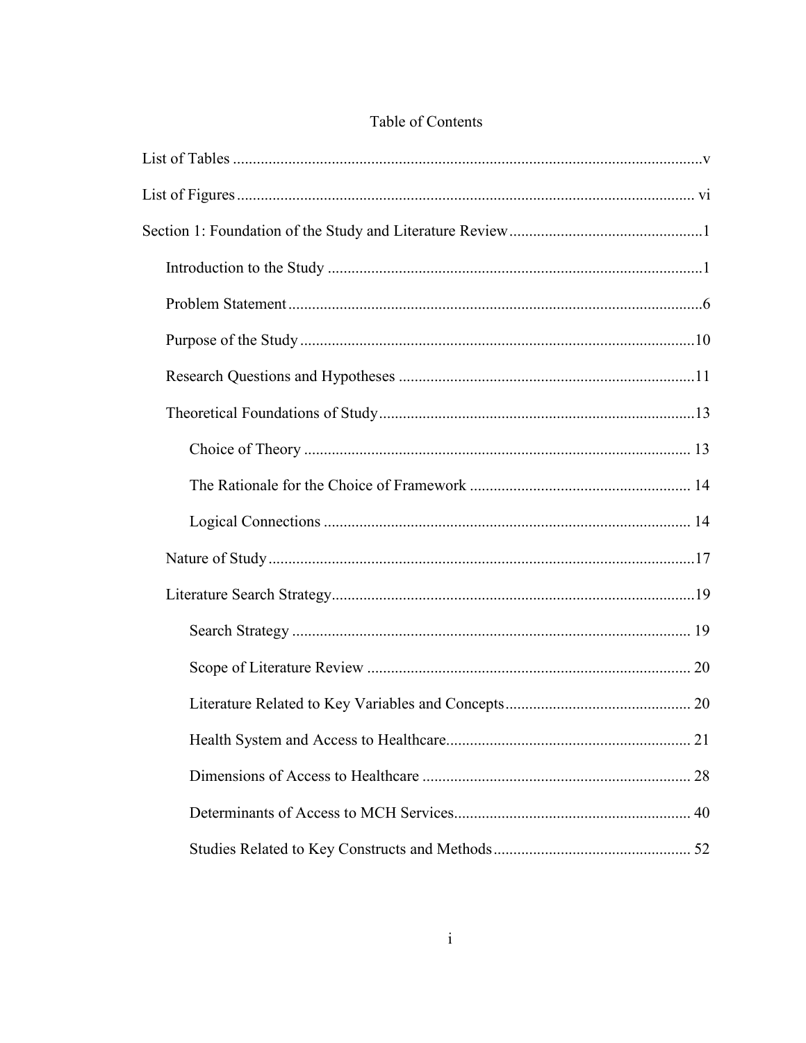# Table of Contents

List of Tables ........................................................................................................................v

List of Figures ..................................................................................................................... vi

Section 1: Foundation of the Study and Literature Review .................................................1

- Introduction to the Study ...............................................................................................1
- Problem Statement .........................................................................................................6
- Purpose of the Study ....................................................................................................10
- Research Questions and Hypotheses ...........................................................................11
- Theoretical Foundations of Study ................................................................................13
  - Choice of Theory .................................................................................................. 13
  - The Rationale for the Choice of Framework ........................................................ 14
  - Logical Connections ............................................................................................. 14
- Nature of Study ............................................................................................................17
- Literature Search Strategy ............................................................................................19
  - Search Strategy ..................................................................................................... 19
  - Scope of Literature Review .................................................................................. 20
  - Literature Related to Key Variables and Concepts ............................................... 20
  - Health System and Access to Healthcare .............................................................. 21
  - Dimensions of Access to Healthcare .................................................................... 28
  - Determinants of Access to MCH Services ............................................................ 40
  - Studies Related to Key Constructs and Methods .................................................. 52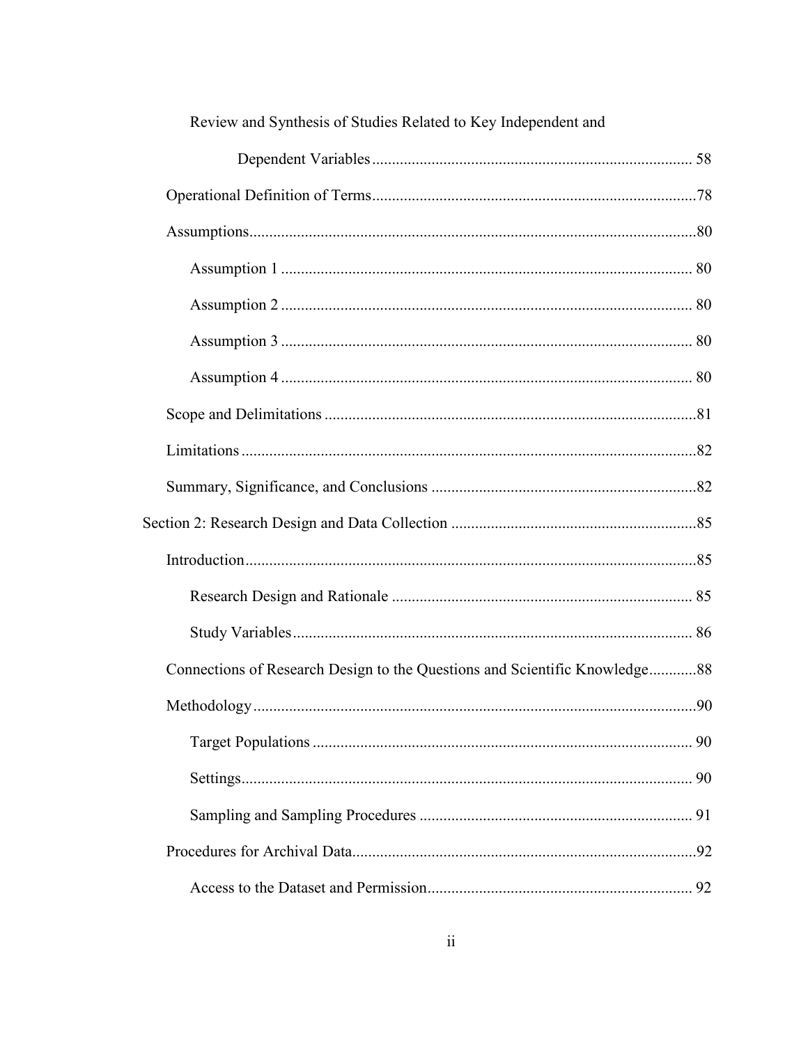Review and Synthesis of Studies Related to Key Independent and Dependent Variables ................................................................................ 58

Operational Definition of Terms.................................................................................78

Assumptions................................................................................................................80

Assumption 1 ....................................................................................................... 80

Assumption 2 ....................................................................................................... 80

Assumption 3 ....................................................................................................... 80

Assumption 4 ....................................................................................................... 80

Scope and Delimitations .............................................................................................81

Limitations..................................................................................................................82

Summary, Significance, and Conclusions ..................................................................82

Section 2: Research Design and Data Collection ..............................................................85

Introduction.................................................................................................................85

Research Design and Rationale ........................................................................... 85

Study Variables.................................................................................................... 86

Connections of Research Design to the Questions and Scientific Knowledge............88

Methodology...............................................................................................................90

Target Populations ............................................................................................... 90

Settings................................................................................................................. 90

Sampling and Sampling Procedures .................................................................... 91

Procedures for Archival Data......................................................................................92

Access to the Dataset and Permission.................................................................. 92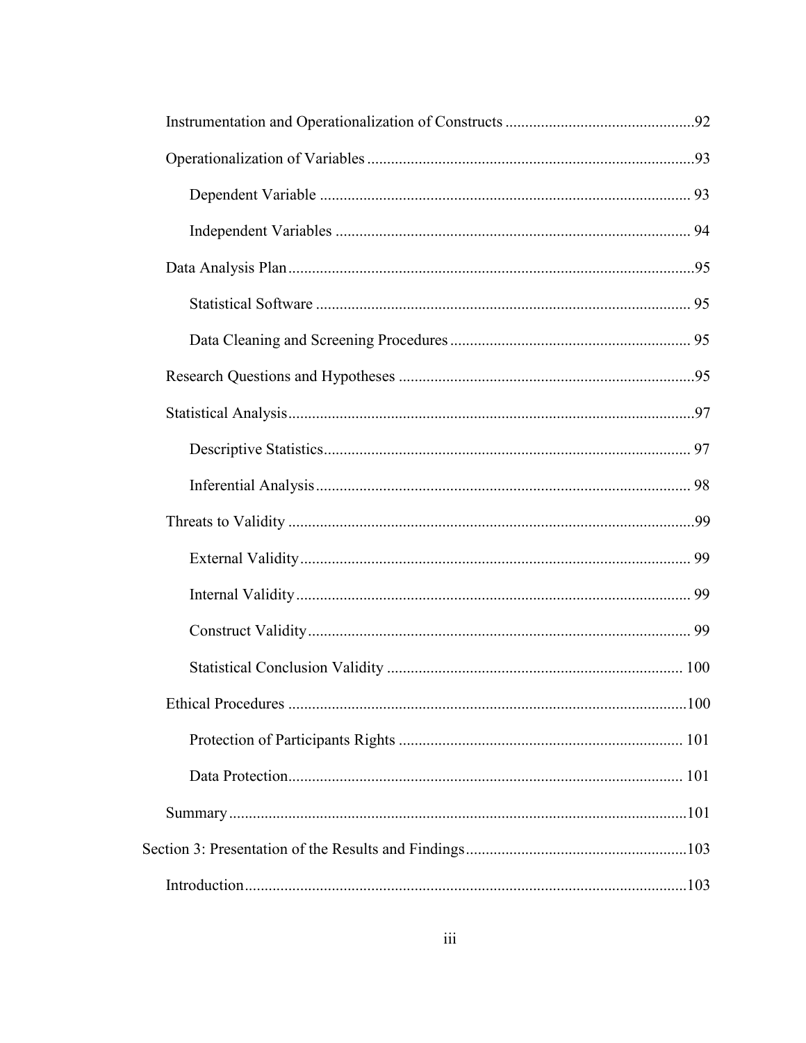Instrumentation and Operationalization of Constructs ............................................92

Operationalization of Variables ..................................................................................93

Dependent Variable ............................................................................................ 93

Independent Variables ........................................................................................ 94

Data Analysis Plan.....................................................................................................95

Statistical Software ............................................................................................. 95

Data Cleaning and Screening Procedures ........................................................... 95

Research Questions and Hypotheses ..........................................................................95

Statistical Analysis.....................................................................................................97

Descriptive Statistics........................................................................................... 97

Inferential Analysis............................................................................................. 98

Threats to Validity .....................................................................................................99

External Validity................................................................................................. 99

Internal Validity.................................................................................................. 99

Construct Validity............................................................................................... 99

Statistical Conclusion Validity .......................................................................... 100

Ethical Procedures ...................................................................................................100

Protection of Participants Rights ...................................................................... 101

Data Protection.................................................................................................. 101

Summary..................................................................................................................101

Section 3: Presentation of the Results and Findings.......................................................103

Introduction..............................................................................................................103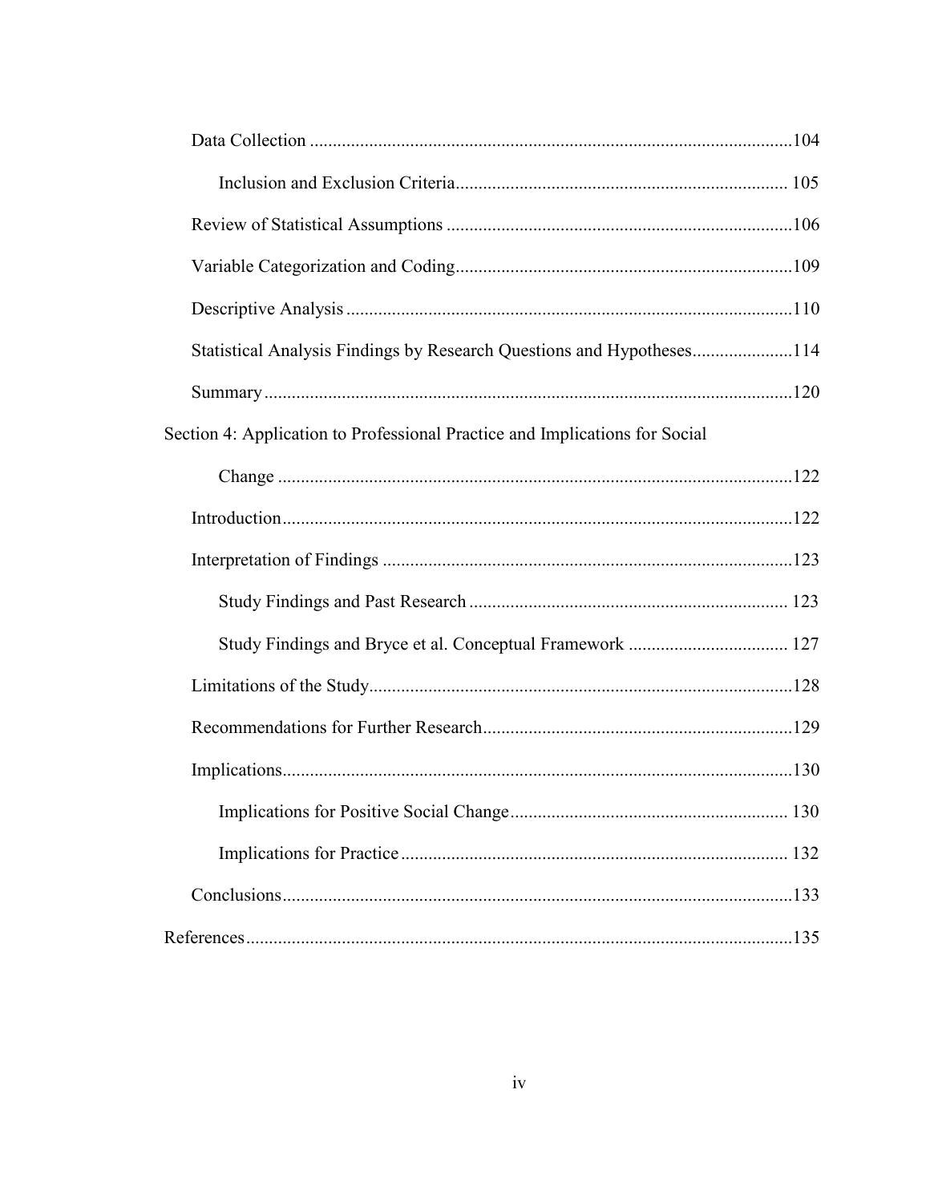Data Collection ......................................................................................................104

Inclusion and Exclusion Criteria........................................................................ 105

Review of Statistical Assumptions ...........................................................................106

Variable Categorization and Coding.........................................................................109

Descriptive Analysis .................................................................................................110

Statistical Analysis Findings by Research Questions and Hypotheses......................114

Summary...................................................................................................................120

Section 4: Application to Professional Practice and Implications for Social

Change ................................................................................................................122

Introduction...............................................................................................................122

Interpretation of Findings .........................................................................................123

Study Findings and Past Research ...................................................................... 123

Study Findings and Bryce et al. Conceptual Framework ................................... 127

Limitations of the Study............................................................................................128

Recommendations for Further Research...................................................................129

Implications...............................................................................................................130

Implications for Positive Social Change............................................................. 130

Implications for Practice .................................................................................... 132

Conclusions...............................................................................................................133

References.......................................................................................................................135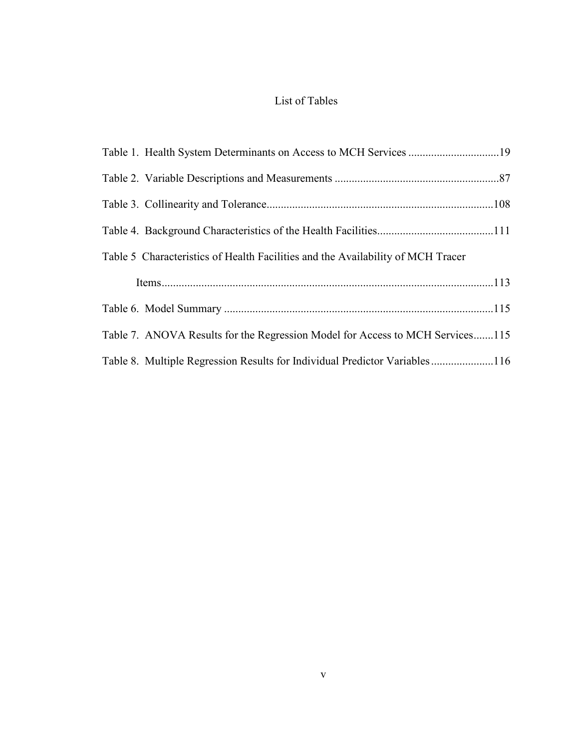# List of Tables

Table 1. Health System Determinants on Access to MCH Services ................................19

Table 2. Variable Descriptions and Measurements ..........................................................87

Table 3. Collinearity and Tolerance................................................................................108

Table 4. Background Characteristics of the Health Facilities.........................................111

Table 5 Characteristics of Health Facilities and the Availability of MCH Tracer Items......................................................................................................................113

Table 6. Model Summary ...............................................................................................115

Table 7. ANOVA Results for the Regression Model for Access to MCH Services.......115

Table 8. Multiple Regression Results for Individual Predictor Variables......................116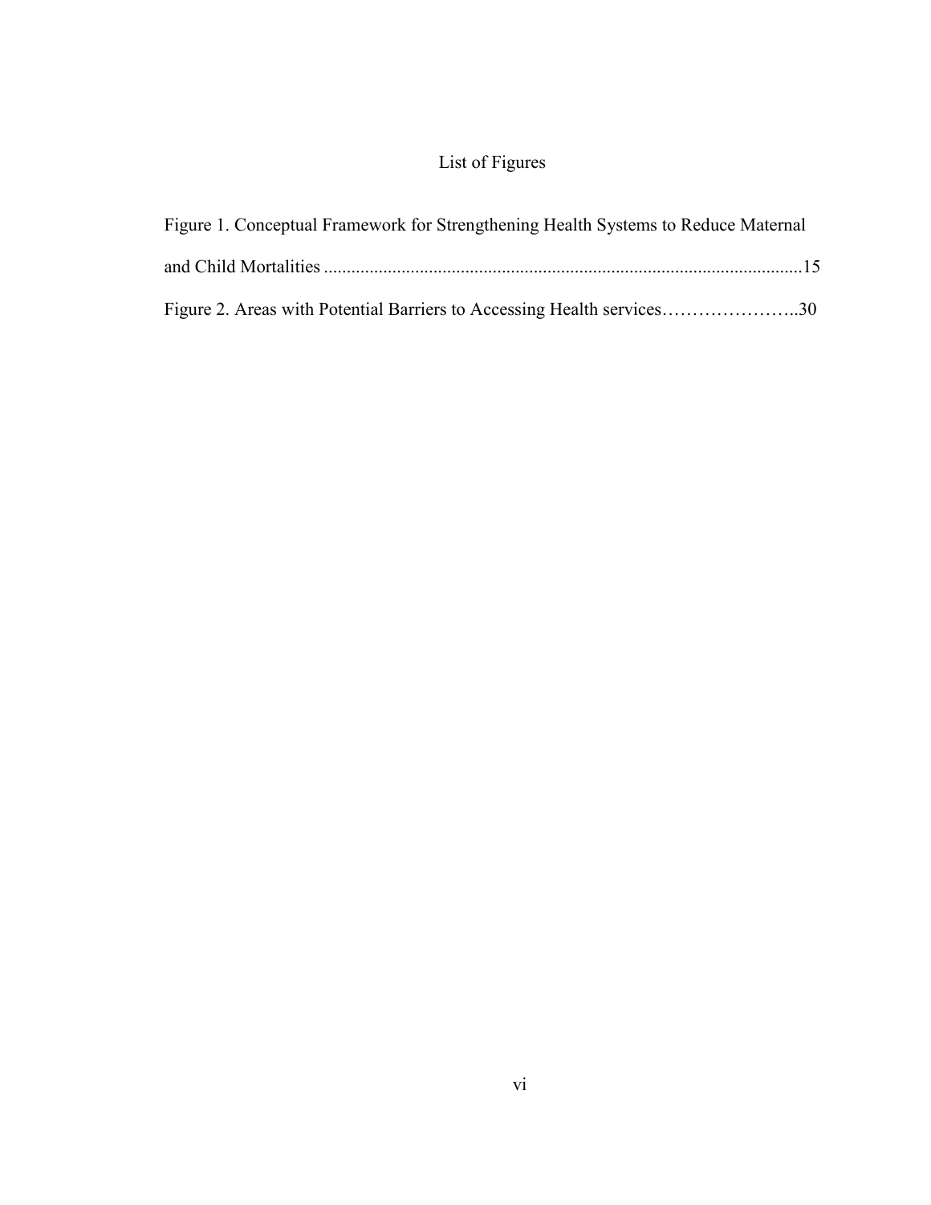# List of Figures

Figure 1. Conceptual Framework for Strengthening Health Systems to Reduce Maternal and Child Mortalities ........................................................................................................15

Figure 2. Areas with Potential Barriers to Accessing Health services…………………..30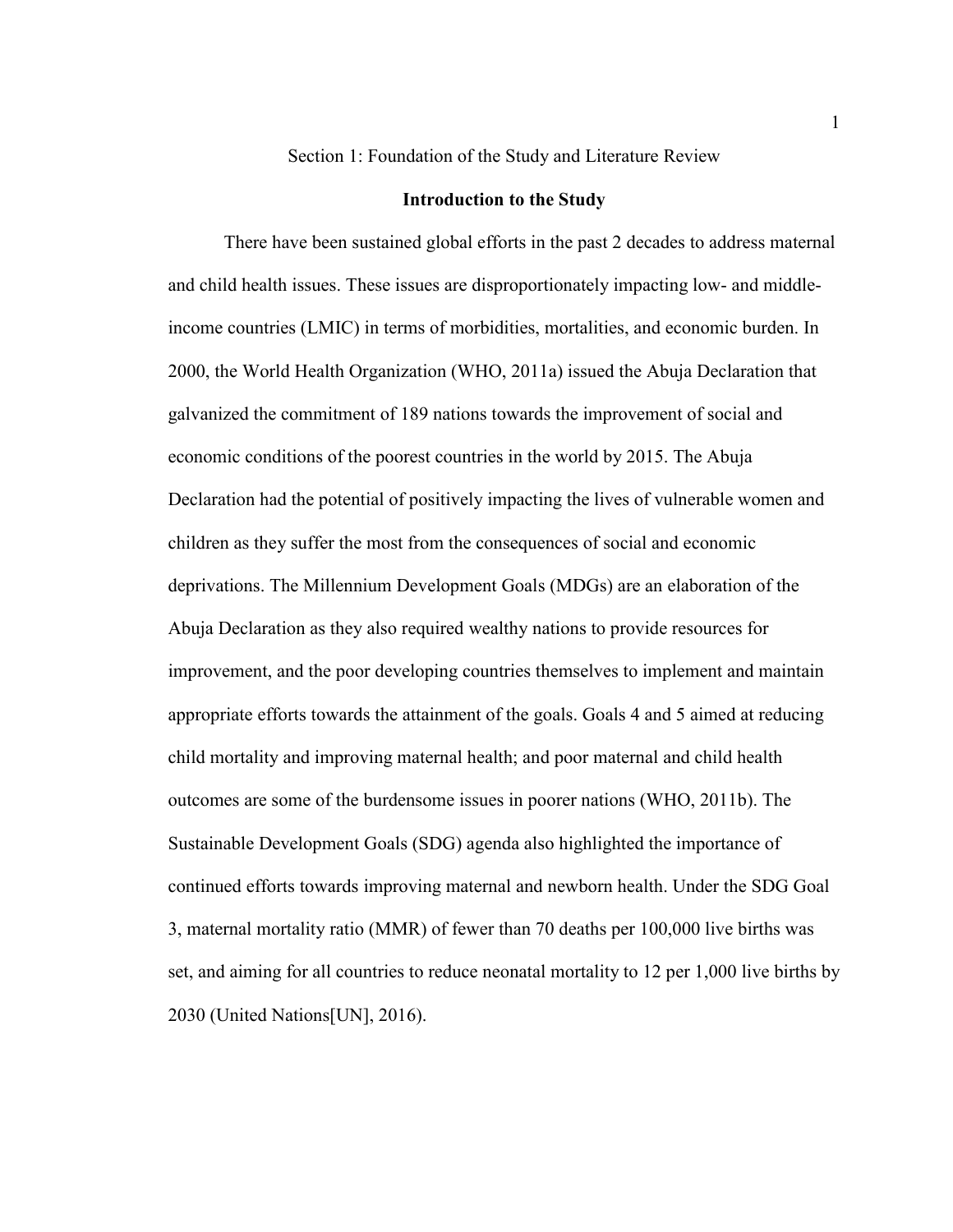# Section 1: Foundation of the Study and Literature Review

## Introduction to the Study

There have been sustained global efforts in the past 2 decades to address maternal and child health issues. These issues are disproportionately impacting low- and middle-income countries (LMIC) in terms of morbidities, mortalities, and economic burden. In 2000, the World Health Organization (WHO, 2011a) issued the Abuja Declaration that galvanized the commitment of 189 nations towards the improvement of social and economic conditions of the poorest countries in the world by 2015. The Abuja Declaration had the potential of positively impacting the lives of vulnerable women and children as they suffer the most from the consequences of social and economic deprivations. The Millennium Development Goals (MDGs) are an elaboration of the Abuja Declaration as they also required wealthy nations to provide resources for improvement, and the poor developing countries themselves to implement and maintain appropriate efforts towards the attainment of the goals. Goals 4 and 5 aimed at reducing child mortality and improving maternal health; and poor maternal and child health outcomes are some of the burdensome issues in poorer nations (WHO, 2011b). The Sustainable Development Goals (SDG) agenda also highlighted the importance of continued efforts towards improving maternal and newborn health. Under the SDG Goal 3, maternal mortality ratio (MMR) of fewer than 70 deaths per 100,000 live births was set, and aiming for all countries to reduce neonatal mortality to 12 per 1,000 live births by 2030 (United Nations[UN], 2016).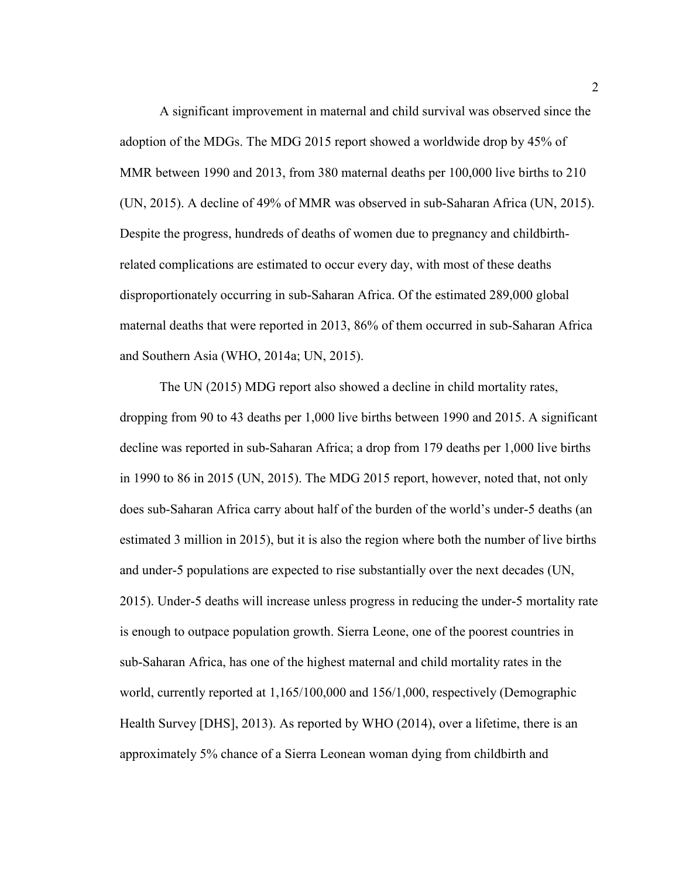A significant improvement in maternal and child survival was observed since the adoption of the MDGs. The MDG 2015 report showed a worldwide drop by 45% of MMR between 1990 and 2013, from 380 maternal deaths per 100,000 live births to 210 (UN, 2015). A decline of 49% of MMR was observed in sub-Saharan Africa (UN, 2015). Despite the progress, hundreds of deaths of women due to pregnancy and childbirth-related complications are estimated to occur every day, with most of these deaths disproportionately occurring in sub-Saharan Africa. Of the estimated 289,000 global maternal deaths that were reported in 2013, 86% of them occurred in sub-Saharan Africa and Southern Asia (WHO, 2014a; UN, 2015).

The UN (2015) MDG report also showed a decline in child mortality rates, dropping from 90 to 43 deaths per 1,000 live births between 1990 and 2015. A significant decline was reported in sub-Saharan Africa; a drop from 179 deaths per 1,000 live births in 1990 to 86 in 2015 (UN, 2015). The MDG 2015 report, however, noted that, not only does sub-Saharan Africa carry about half of the burden of the world's under-5 deaths (an estimated 3 million in 2015), but it is also the region where both the number of live births and under-5 populations are expected to rise substantially over the next decades (UN, 2015). Under-5 deaths will increase unless progress in reducing the under-5 mortality rate is enough to outpace population growth. Sierra Leone, one of the poorest countries in sub-Saharan Africa, has one of the highest maternal and child mortality rates in the world, currently reported at 1,165/100,000 and 156/1,000, respectively (Demographic Health Survey [DHS], 2013). As reported by WHO (2014), over a lifetime, there is an approximately 5% chance of a Sierra Leonean woman dying from childbirth and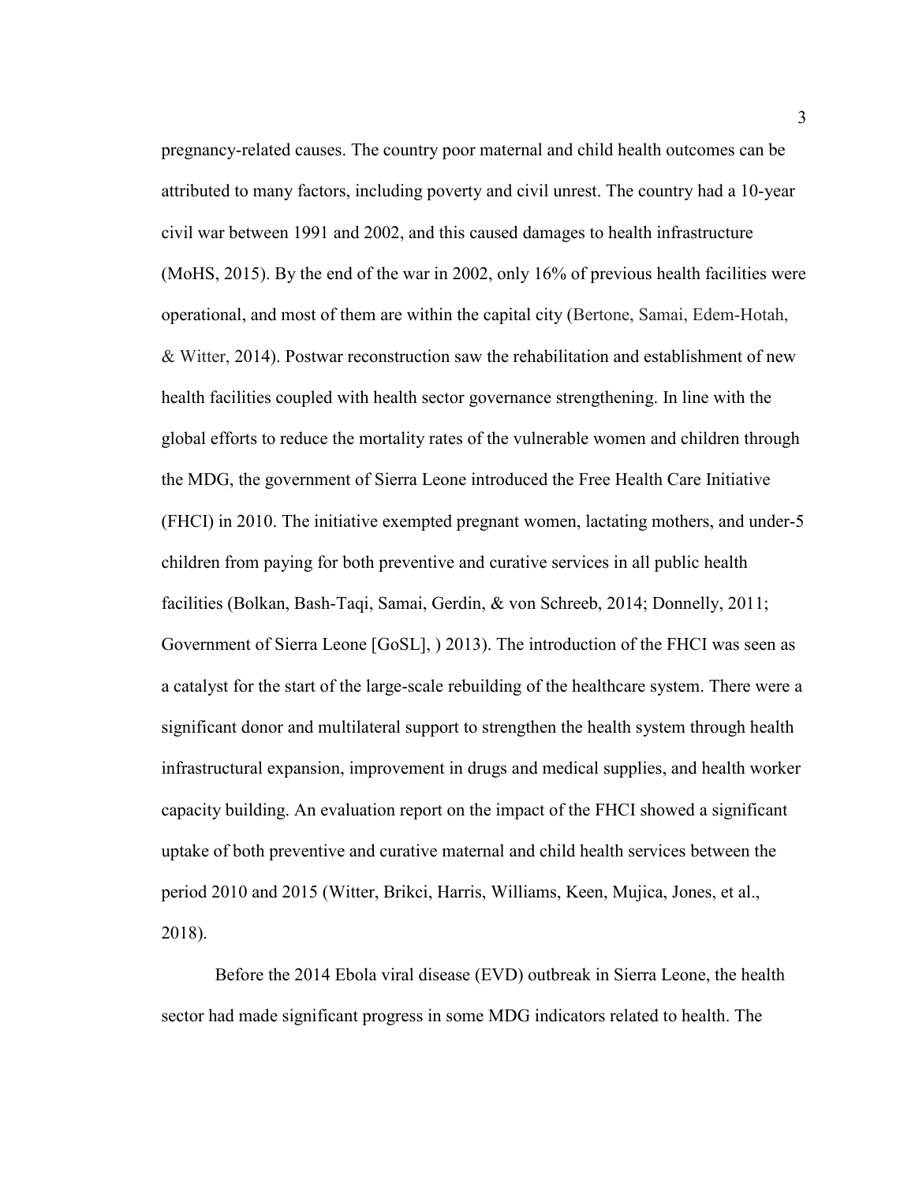pregnancy-related causes. The country poor maternal and child health outcomes can be attributed to many factors, including poverty and civil unrest. The country had a 10-year civil war between 1991 and 2002, and this caused damages to health infrastructure (MoHS, 2015). By the end of the war in 2002, only 16% of previous health facilities were operational, and most of them are within the capital city (Bertone, Samai, Edem-Hotah, & Witter, 2014). Postwar reconstruction saw the rehabilitation and establishment of new health facilities coupled with health sector governance strengthening. In line with the global efforts to reduce the mortality rates of the vulnerable women and children through the MDG, the government of Sierra Leone introduced the Free Health Care Initiative (FHCI) in 2010. The initiative exempted pregnant women, lactating mothers, and under-5 children from paying for both preventive and curative services in all public health facilities (Bolkan, Bash-Taqi, Samai, Gerdin, & von Schreeb, 2014; Donnelly, 2011; Government of Sierra Leone [GoSL], ) 2013). The introduction of the FHCI was seen as a catalyst for the start of the large-scale rebuilding of the healthcare system. There were a significant donor and multilateral support to strengthen the health system through health infrastructural expansion, improvement in drugs and medical supplies, and health worker capacity building. An evaluation report on the impact of the FHCI showed a significant uptake of both preventive and curative maternal and child health services between the period 2010 and 2015 (Witter, Brikci, Harris, Williams, Keen, Mujica, Jones, et al., 2018).

Before the 2014 Ebola viral disease (EVD) outbreak in Sierra Leone, the health sector had made significant progress in some MDG indicators related to health. The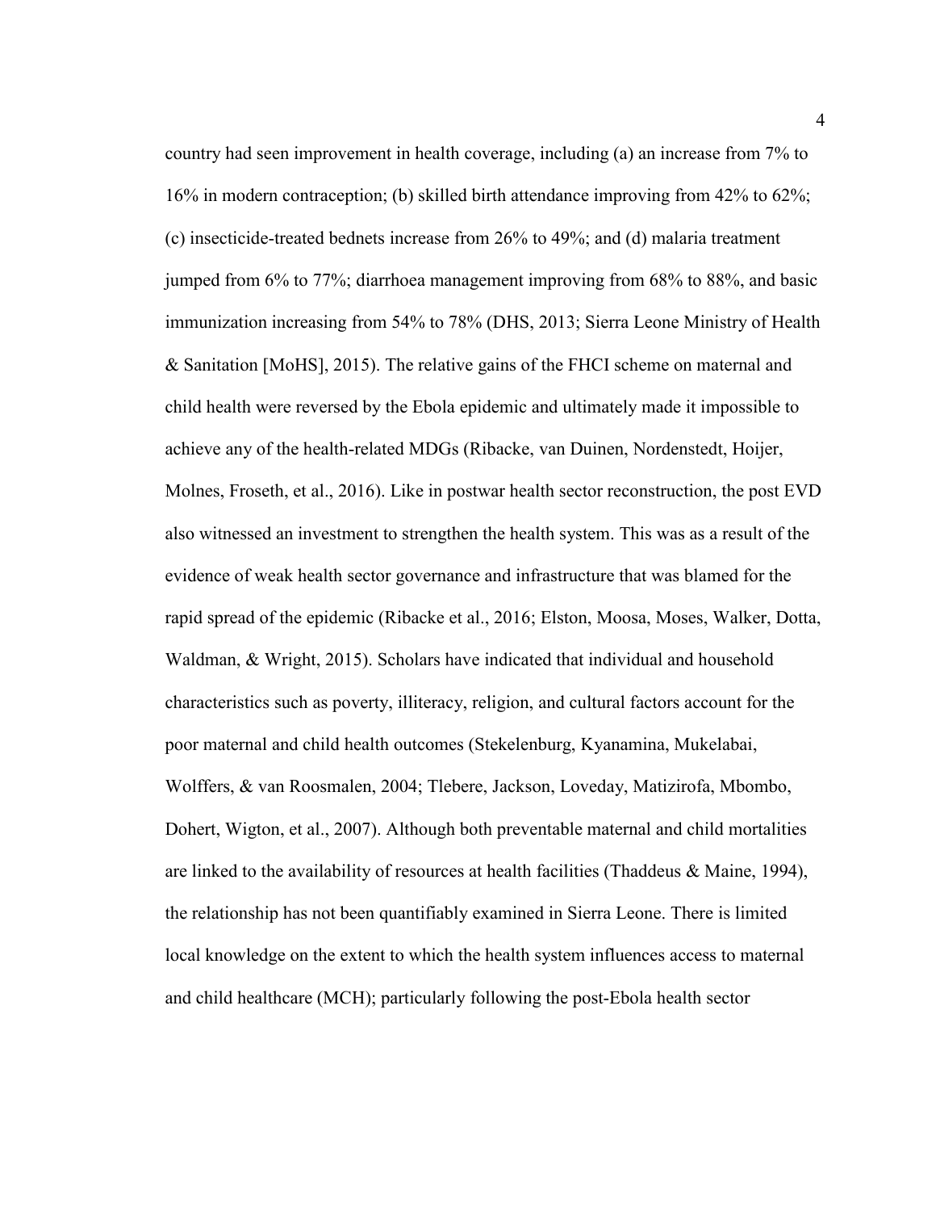country had seen improvement in health coverage, including (a) an increase from 7% to 16% in modern contraception; (b) skilled birth attendance improving from 42% to 62%; (c) insecticide-treated bednets increase from 26% to 49%; and (d) malaria treatment jumped from 6% to 77%; diarrhoea management improving from 68% to 88%, and basic immunization increasing from 54% to 78% (DHS, 2013; Sierra Leone Ministry of Health & Sanitation [MoHS], 2015). The relative gains of the FHCI scheme on maternal and child health were reversed by the Ebola epidemic and ultimately made it impossible to achieve any of the health-related MDGs (Ribacke, van Duinen, Nordenstedt, Hoijer, Molnes, Froseth, et al., 2016). Like in postwar health sector reconstruction, the post EVD also witnessed an investment to strengthen the health system. This was as a result of the evidence of weak health sector governance and infrastructure that was blamed for the rapid spread of the epidemic (Ribacke et al., 2016; Elston, Moosa, Moses, Walker, Dotta, Waldman, & Wright, 2015). Scholars have indicated that individual and household characteristics such as poverty, illiteracy, religion, and cultural factors account for the poor maternal and child health outcomes (Stekelenburg, Kyanamina, Mukelabai, Wolffers, & van Roosmalen, 2004; Tlebere, Jackson, Loveday, Matizirofa, Mbombo, Dohert, Wigton, et al., 2007). Although both preventable maternal and child mortalities are linked to the availability of resources at health facilities (Thaddeus & Maine, 1994), the relationship has not been quantifiably examined in Sierra Leone. There is limited local knowledge on the extent to which the health system influences access to maternal and child healthcare (MCH); particularly following the post-Ebola health sector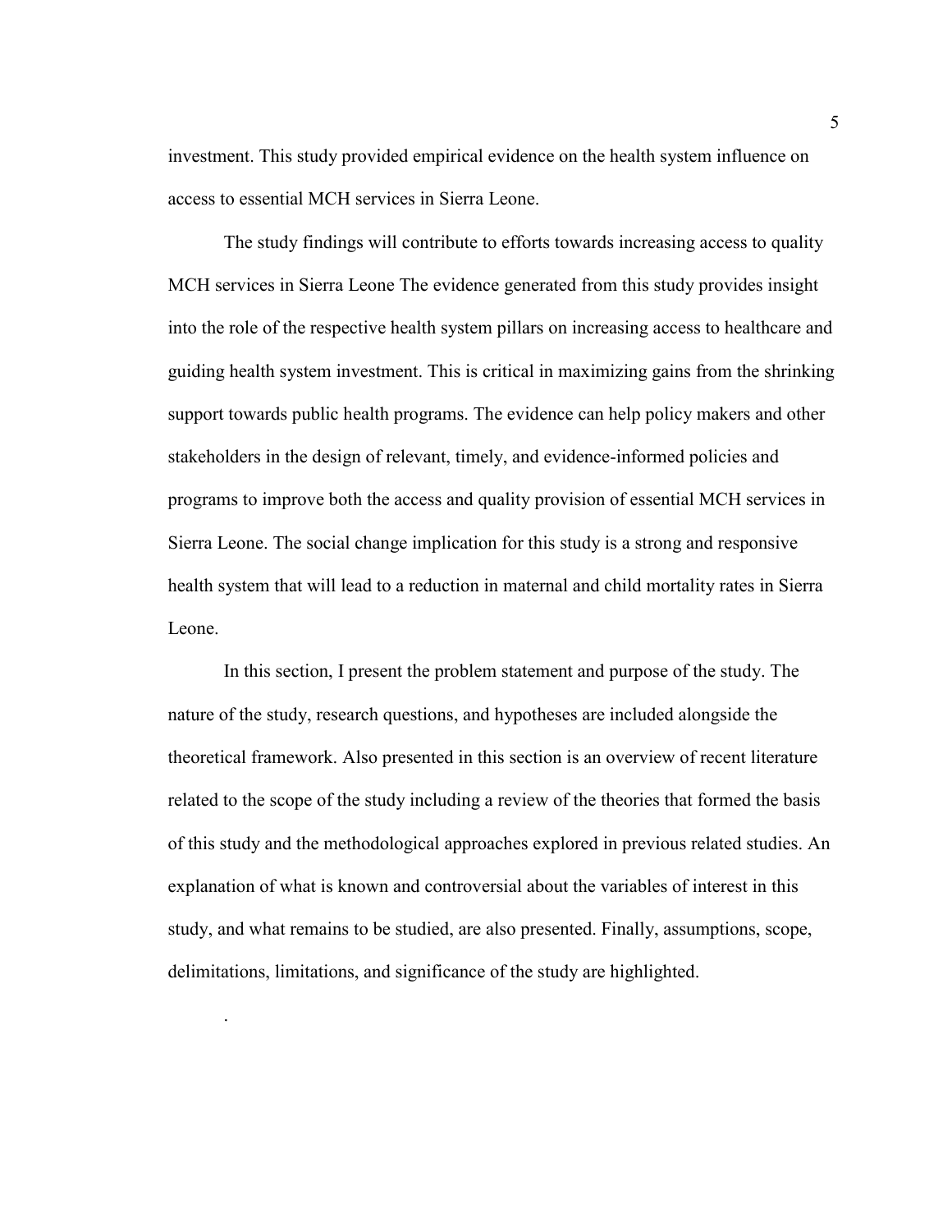investment. This study provided empirical evidence on the health system influence on access to essential MCH services in Sierra Leone.

The study findings will contribute to efforts towards increasing access to quality MCH services in Sierra Leone The evidence generated from this study provides insight into the role of the respective health system pillars on increasing access to healthcare and guiding health system investment. This is critical in maximizing gains from the shrinking support towards public health programs. The evidence can help policy makers and other stakeholders in the design of relevant, timely, and evidence-informed policies and programs to improve both the access and quality provision of essential MCH services in Sierra Leone. The social change implication for this study is a strong and responsive health system that will lead to a reduction in maternal and child mortality rates in Sierra Leone.

In this section, I present the problem statement and purpose of the study. The nature of the study, research questions, and hypotheses are included alongside the theoretical framework. Also presented in this section is an overview of recent literature related to the scope of the study including a review of the theories that formed the basis of this study and the methodological approaches explored in previous related studies. An explanation of what is known and controversial about the variables of interest in this study, and what remains to be studied, are also presented. Finally, assumptions, scope, delimitations, limitations, and significance of the study are highlighted.

.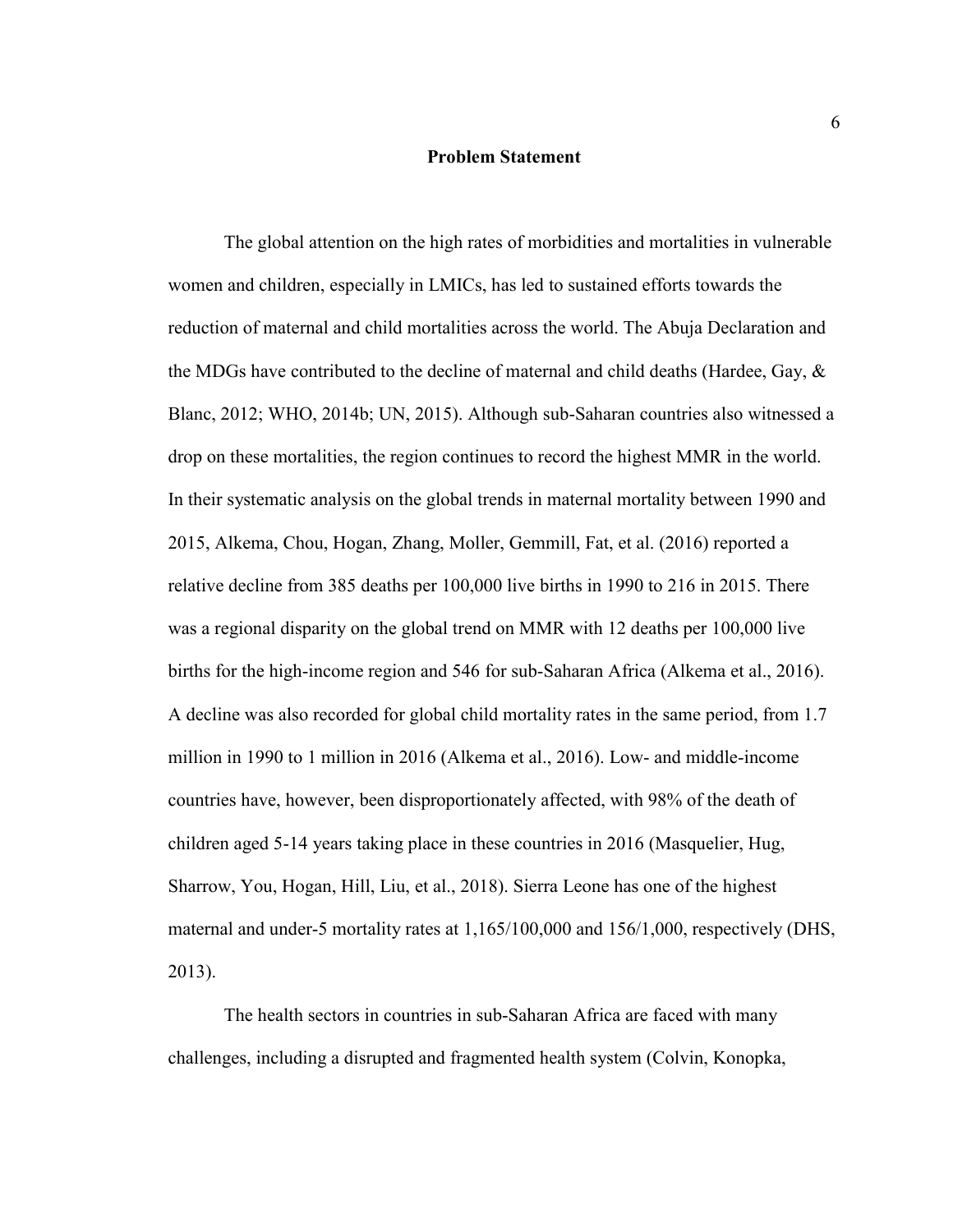## Problem Statement

The global attention on the high rates of morbidities and mortalities in vulnerable women and children, especially in LMICs, has led to sustained efforts towards the reduction of maternal and child mortalities across the world. The Abuja Declaration and the MDGs have contributed to the decline of maternal and child deaths (Hardee, Gay, & Blanc, 2012; WHO, 2014b; UN, 2015). Although sub-Saharan countries also witnessed a drop on these mortalities, the region continues to record the highest MMR in the world. In their systematic analysis on the global trends in maternal mortality between 1990 and 2015, Alkema, Chou, Hogan, Zhang, Moller, Gemmill, Fat, et al. (2016) reported a relative decline from 385 deaths per 100,000 live births in 1990 to 216 in 2015. There was a regional disparity on the global trend on MMR with 12 deaths per 100,000 live births for the high-income region and 546 for sub-Saharan Africa (Alkema et al., 2016). A decline was also recorded for global child mortality rates in the same period, from 1.7 million in 1990 to 1 million in 2016 (Alkema et al., 2016). Low- and middle-income countries have, however, been disproportionately affected, with 98% of the death of children aged 5-14 years taking place in these countries in 2016 (Masquelier, Hug, Sharrow, You, Hogan, Hill, Liu, et al., 2018). Sierra Leone has one of the highest maternal and under-5 mortality rates at 1,165/100,000 and 156/1,000, respectively (DHS, 2013).

The health sectors in countries in sub-Saharan Africa are faced with many challenges, including a disrupted and fragmented health system (Colvin, Konopka,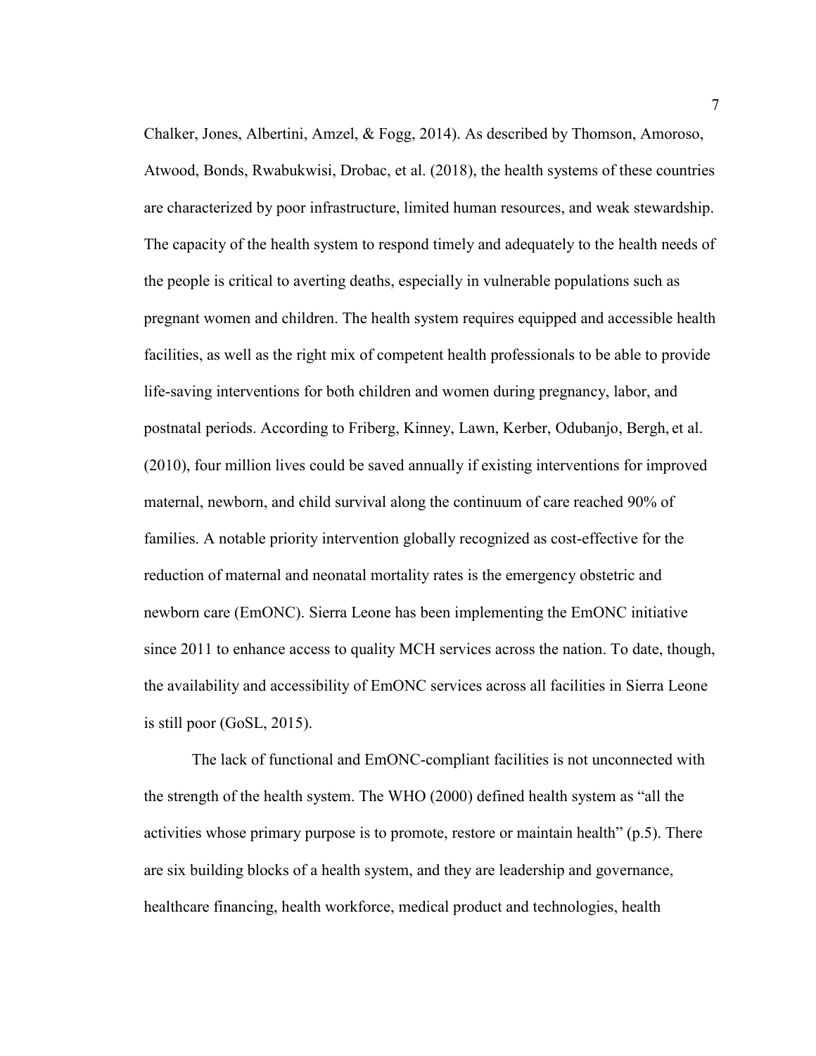Chalker, Jones, Albertini, Amzel, & Fogg, 2014). As described by Thomson, Amoroso, Atwood, Bonds, Rwabukwisi, Drobac, et al. (2018), the health systems of these countries are characterized by poor infrastructure, limited human resources, and weak stewardship. The capacity of the health system to respond timely and adequately to the health needs of the people is critical to averting deaths, especially in vulnerable populations such as pregnant women and children. The health system requires equipped and accessible health facilities, as well as the right mix of competent health professionals to be able to provide life-saving interventions for both children and women during pregnancy, labor, and postnatal periods. According to Friberg, Kinney, Lawn, Kerber, Odubanjo, Bergh, et al. (2010), four million lives could be saved annually if existing interventions for improved maternal, newborn, and child survival along the continuum of care reached 90% of families. A notable priority intervention globally recognized as cost-effective for the reduction of maternal and neonatal mortality rates is the emergency obstetric and newborn care (EmONC). Sierra Leone has been implementing the EmONC initiative since 2011 to enhance access to quality MCH services across the nation. To date, though, the availability and accessibility of EmONC services across all facilities in Sierra Leone is still poor (GoSL, 2015).

The lack of functional and EmONC-compliant facilities is not unconnected with the strength of the health system. The WHO (2000) defined health system as "all the activities whose primary purpose is to promote, restore or maintain health" (p.5). There are six building blocks of a health system, and they are leadership and governance, healthcare financing, health workforce, medical product and technologies, health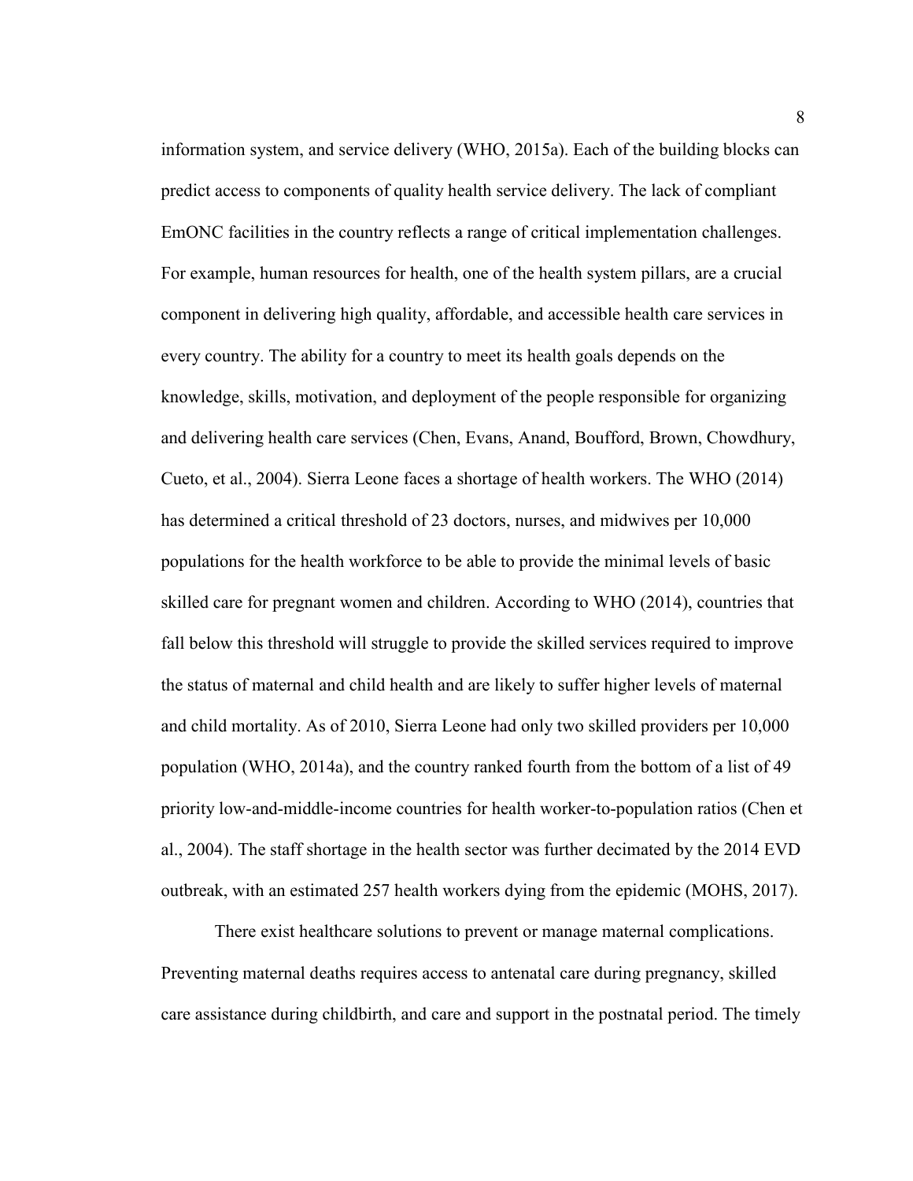information system, and service delivery (WHO, 2015a). Each of the building blocks can predict access to components of quality health service delivery. The lack of compliant EmONC facilities in the country reflects a range of critical implementation challenges. For example, human resources for health, one of the health system pillars, are a crucial component in delivering high quality, affordable, and accessible health care services in every country. The ability for a country to meet its health goals depends on the knowledge, skills, motivation, and deployment of the people responsible for organizing and delivering health care services (Chen, Evans, Anand, Boufford, Brown, Chowdhury, Cueto, et al., 2004). Sierra Leone faces a shortage of health workers. The WHO (2014) has determined a critical threshold of 23 doctors, nurses, and midwives per 10,000 populations for the health workforce to be able to provide the minimal levels of basic skilled care for pregnant women and children. According to WHO (2014), countries that fall below this threshold will struggle to provide the skilled services required to improve the status of maternal and child health and are likely to suffer higher levels of maternal and child mortality. As of 2010, Sierra Leone had only two skilled providers per 10,000 population (WHO, 2014a), and the country ranked fourth from the bottom of a list of 49 priority low-and-middle-income countries for health worker-to-population ratios (Chen et al., 2004). The staff shortage in the health sector was further decimated by the 2014 EVD outbreak, with an estimated 257 health workers dying from the epidemic (MOHS, 2017).

There exist healthcare solutions to prevent or manage maternal complications. Preventing maternal deaths requires access to antenatal care during pregnancy, skilled care assistance during childbirth, and care and support in the postnatal period. The timely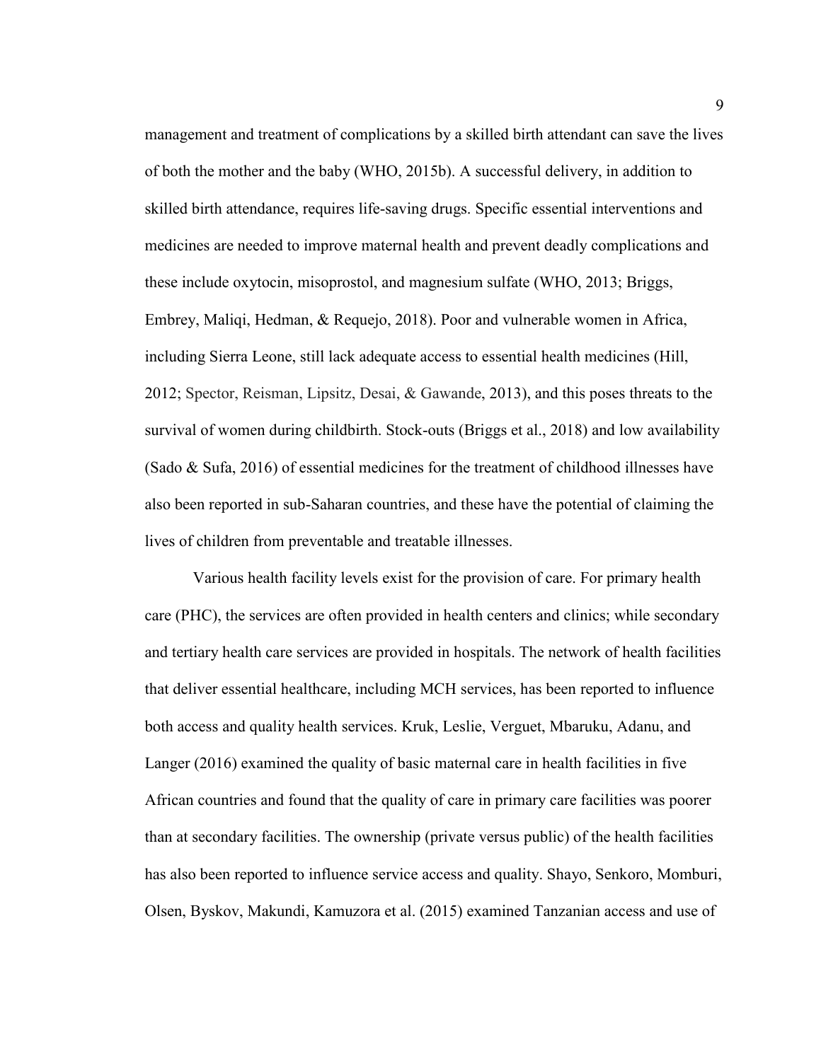management and treatment of complications by a skilled birth attendant can save the lives of both the mother and the baby (WHO, 2015b). A successful delivery, in addition to skilled birth attendance, requires life-saving drugs. Specific essential interventions and medicines are needed to improve maternal health and prevent deadly complications and these include oxytocin, misoprostol, and magnesium sulfate (WHO, 2013; Briggs, Embrey, Maliqi, Hedman, & Requejo, 2018). Poor and vulnerable women in Africa, including Sierra Leone, still lack adequate access to essential health medicines (Hill, 2012; Spector, Reisman, Lipsitz, Desai, & Gawande, 2013), and this poses threats to the survival of women during childbirth. Stock-outs (Briggs et al., 2018) and low availability (Sado & Sufa, 2016) of essential medicines for the treatment of childhood illnesses have also been reported in sub-Saharan countries, and these have the potential of claiming the lives of children from preventable and treatable illnesses.

Various health facility levels exist for the provision of care. For primary health care (PHC), the services are often provided in health centers and clinics; while secondary and tertiary health care services are provided in hospitals. The network of health facilities that deliver essential healthcare, including MCH services, has been reported to influence both access and quality health services. Kruk, Leslie, Verguet, Mbaruku, Adanu, and Langer (2016) examined the quality of basic maternal care in health facilities in five African countries and found that the quality of care in primary care facilities was poorer than at secondary facilities. The ownership (private versus public) of the health facilities has also been reported to influence service access and quality. Shayo, Senkoro, Momburi, Olsen, Byskov, Makundi, Kamuzora et al. (2015) examined Tanzanian access and use of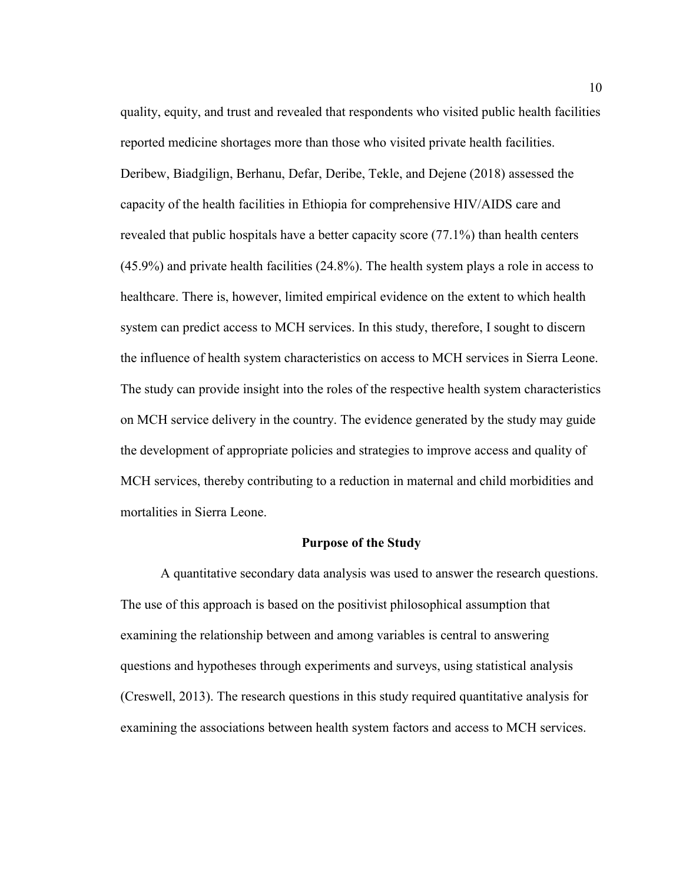quality, equity, and trust and revealed that respondents who visited public health facilities reported medicine shortages more than those who visited private health facilities. Deribew, Biadgilign, Berhanu, Defar, Deribe, Tekle, and Dejene (2018) assessed the capacity of the health facilities in Ethiopia for comprehensive HIV/AIDS care and revealed that public hospitals have a better capacity score (77.1%) than health centers (45.9%) and private health facilities (24.8%). The health system plays a role in access to healthcare. There is, however, limited empirical evidence on the extent to which health system can predict access to MCH services. In this study, therefore, I sought to discern the influence of health system characteristics on access to MCH services in Sierra Leone. The study can provide insight into the roles of the respective health system characteristics on MCH service delivery in the country. The evidence generated by the study may guide the development of appropriate policies and strategies to improve access and quality of MCH services, thereby contributing to a reduction in maternal and child morbidities and mortalities in Sierra Leone.

## Purpose of the Study

A quantitative secondary data analysis was used to answer the research questions. The use of this approach is based on the positivist philosophical assumption that examining the relationship between and among variables is central to answering questions and hypotheses through experiments and surveys, using statistical analysis (Creswell, 2013). The research questions in this study required quantitative analysis for examining the associations between health system factors and access to MCH services.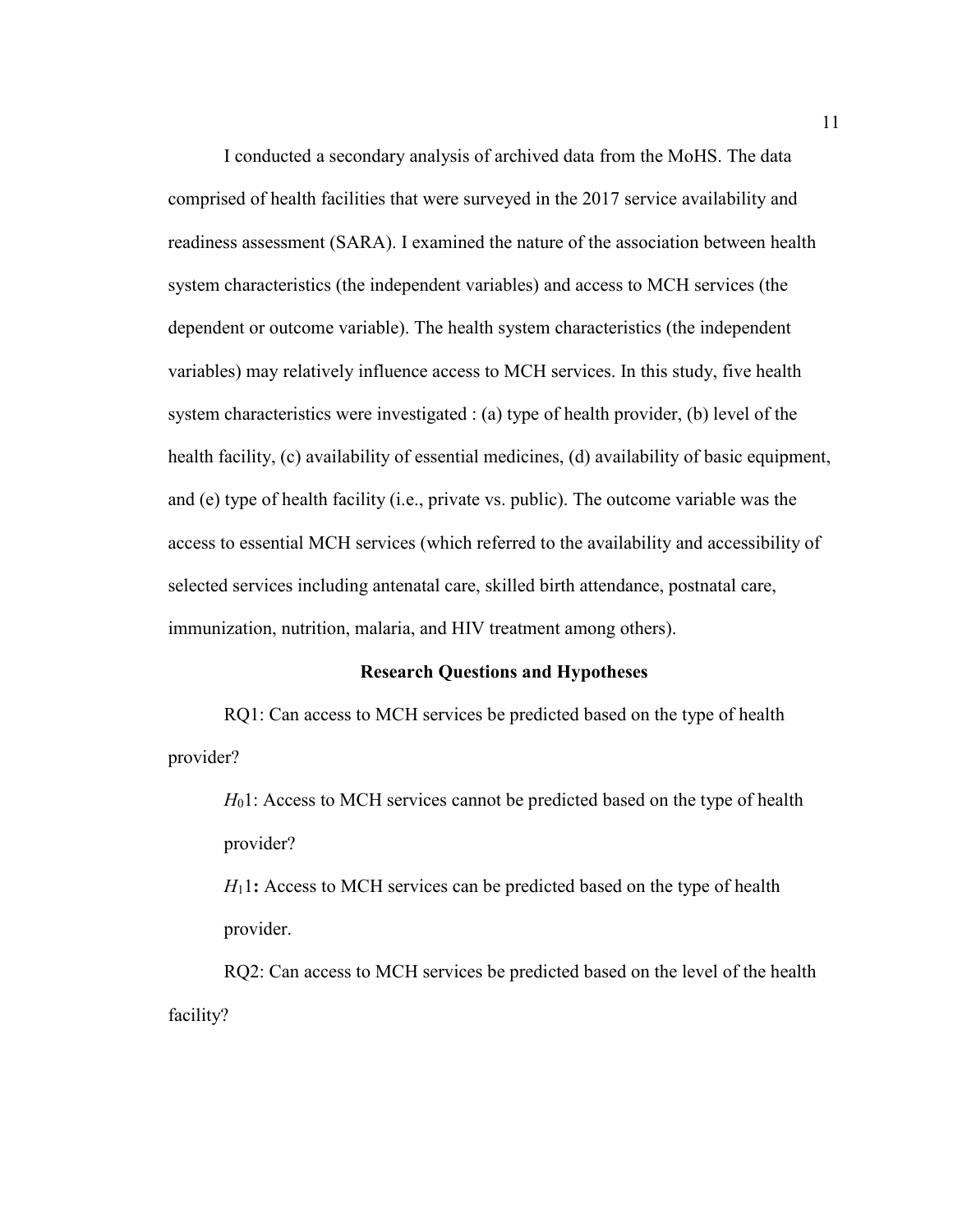I conducted a secondary analysis of archived data from the MoHS. The data comprised of health facilities that were surveyed in the 2017 service availability and readiness assessment (SARA). I examined the nature of the association between health system characteristics (the independent variables) and access to MCH services (the dependent or outcome variable). The health system characteristics (the independent variables) may relatively influence access to MCH services. In this study, five health system characteristics were investigated : (a) type of health provider, (b) level of the health facility, (c) availability of essential medicines, (d) availability of basic equipment, and (e) type of health facility (i.e., private vs. public). The outcome variable was the access to essential MCH services (which referred to the availability and accessibility of selected services including antenatal care, skilled birth attendance, postnatal care, immunization, nutrition, malaria, and HIV treatment among others).

## Research Questions and Hypotheses

RQ1: Can access to MCH services be predicted based on the type of health provider?

> $H_0$1: Access to MCH services cannot be predicted based on the type of health provider?
>
> $H_1$1**:** Access to MCH services can be predicted based on the type of health provider.

RQ2: Can access to MCH services be predicted based on the level of the health facility?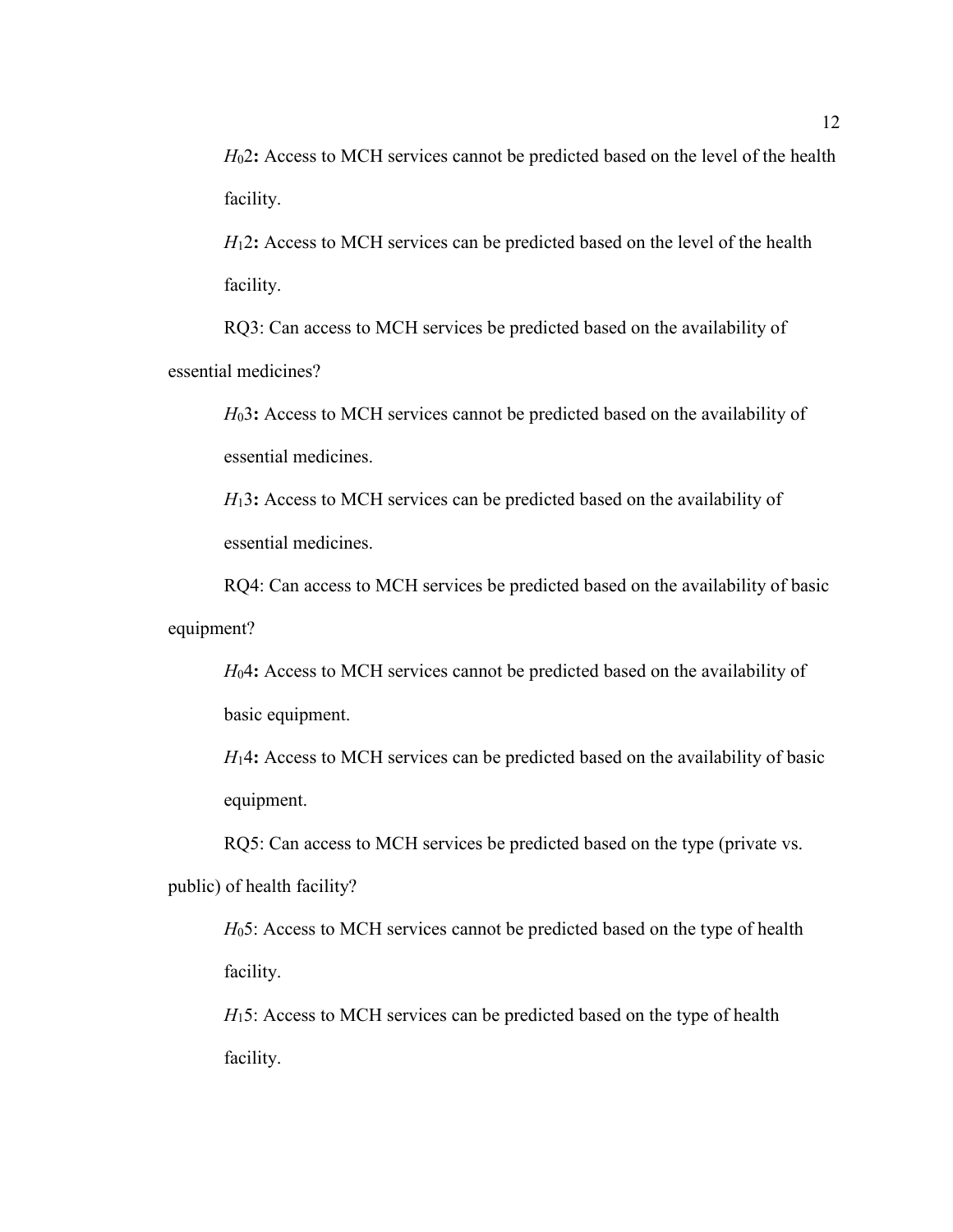*$H_0$*2**:** Access to MCH services cannot be predicted based on the level of the health facility.

*$H_1$*2**:** Access to MCH services can be predicted based on the level of the health facility.

RQ3: Can access to MCH services be predicted based on the availability of essential medicines?

*$H_0$*3**:** Access to MCH services cannot be predicted based on the availability of essential medicines.

*$H_1$*3**:** Access to MCH services can be predicted based on the availability of essential medicines.

RQ4: Can access to MCH services be predicted based on the availability of basic equipment?

*$H_0$*4**:** Access to MCH services cannot be predicted based on the availability of basic equipment.

*$H_1$*4**:** Access to MCH services can be predicted based on the availability of basic equipment.

RQ5: Can access to MCH services be predicted based on the type (private vs. public) of health facility?

*$H_0$*5: Access to MCH services cannot be predicted based on the type of health facility.

*$H_1$*5: Access to MCH services can be predicted based on the type of health facility.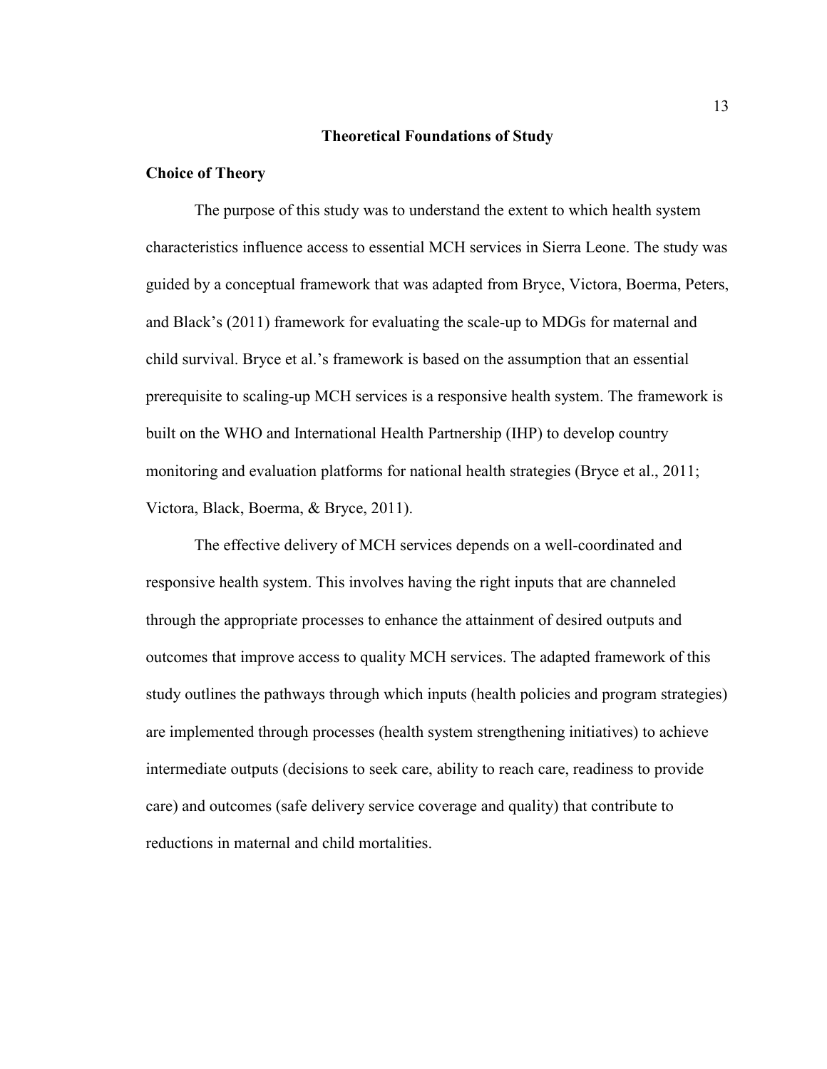## Theoretical Foundations of Study

### Choice of Theory

The purpose of this study was to understand the extent to which health system characteristics influence access to essential MCH services in Sierra Leone. The study was guided by a conceptual framework that was adapted from Bryce, Victora, Boerma, Peters, and Black's (2011) framework for evaluating the scale-up to MDGs for maternal and child survival. Bryce et al.'s framework is based on the assumption that an essential prerequisite to scaling-up MCH services is a responsive health system. The framework is built on the WHO and International Health Partnership (IHP) to develop country monitoring and evaluation platforms for national health strategies (Bryce et al., 2011; Victora, Black, Boerma, & Bryce, 2011).

The effective delivery of MCH services depends on a well-coordinated and responsive health system. This involves having the right inputs that are channeled through the appropriate processes to enhance the attainment of desired outputs and outcomes that improve access to quality MCH services. The adapted framework of this study outlines the pathways through which inputs (health policies and program strategies) are implemented through processes (health system strengthening initiatives) to achieve intermediate outputs (decisions to seek care, ability to reach care, readiness to provide care) and outcomes (safe delivery service coverage and quality) that contribute to reductions in maternal and child mortalities.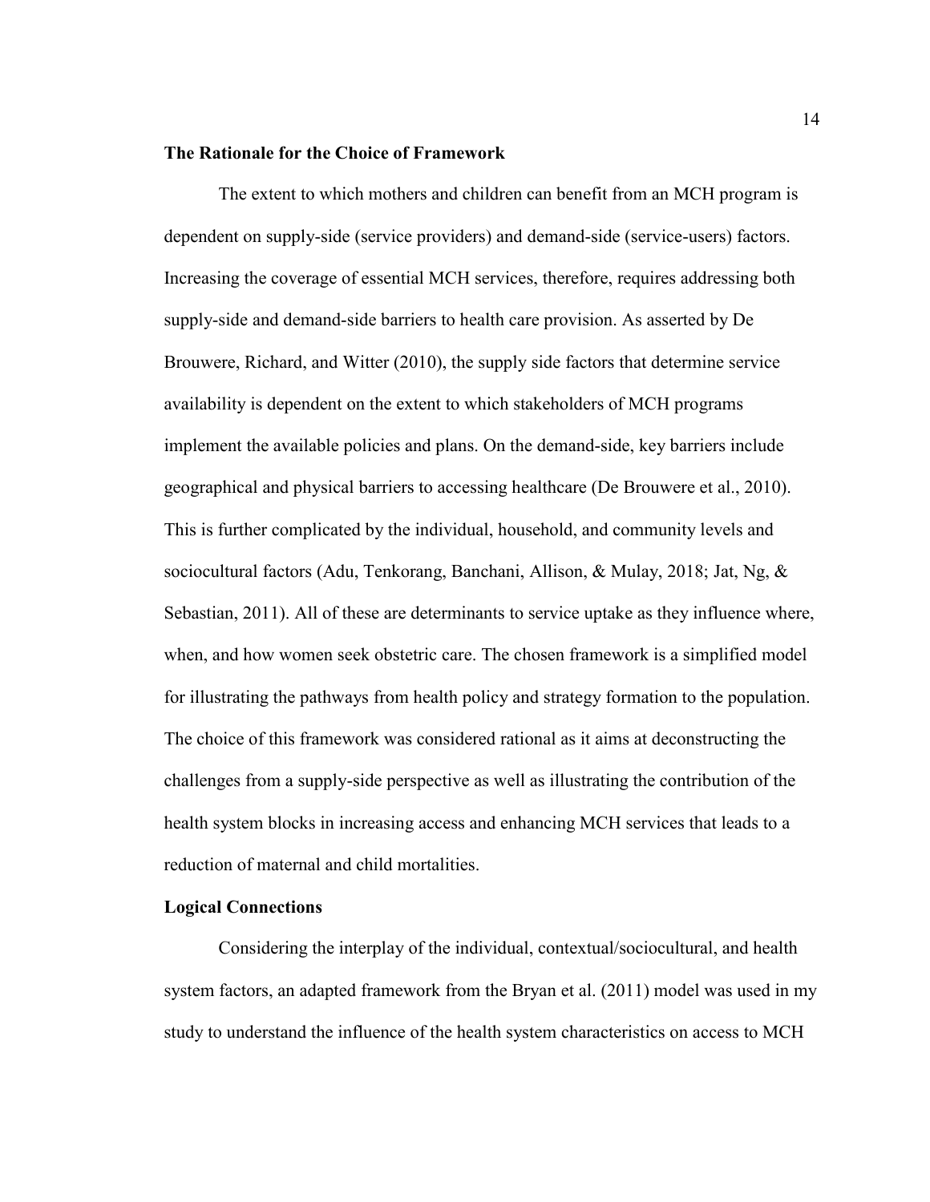### The Rationale for the Choice of Framework

The extent to which mothers and children can benefit from an MCH program is dependent on supply-side (service providers) and demand-side (service-users) factors. Increasing the coverage of essential MCH services, therefore, requires addressing both supply-side and demand-side barriers to health care provision. As asserted by De Brouwere, Richard, and Witter (2010), the supply side factors that determine service availability is dependent on the extent to which stakeholders of MCH programs implement the available policies and plans. On the demand-side, key barriers include geographical and physical barriers to accessing healthcare (De Brouwere et al., 2010). This is further complicated by the individual, household, and community levels and sociocultural factors (Adu, Tenkorang, Banchani, Allison, & Mulay, 2018; Jat, Ng, & Sebastian, 2011). All of these are determinants to service uptake as they influence where, when, and how women seek obstetric care. The chosen framework is a simplified model for illustrating the pathways from health policy and strategy formation to the population. The choice of this framework was considered rational as it aims at deconstructing the challenges from a supply-side perspective as well as illustrating the contribution of the health system blocks in increasing access and enhancing MCH services that leads to a reduction of maternal and child mortalities.

### Logical Connections

Considering the interplay of the individual, contextual/sociocultural, and health system factors, an adapted framework from the Bryan et al. (2011) model was used in my study to understand the influence of the health system characteristics on access to MCH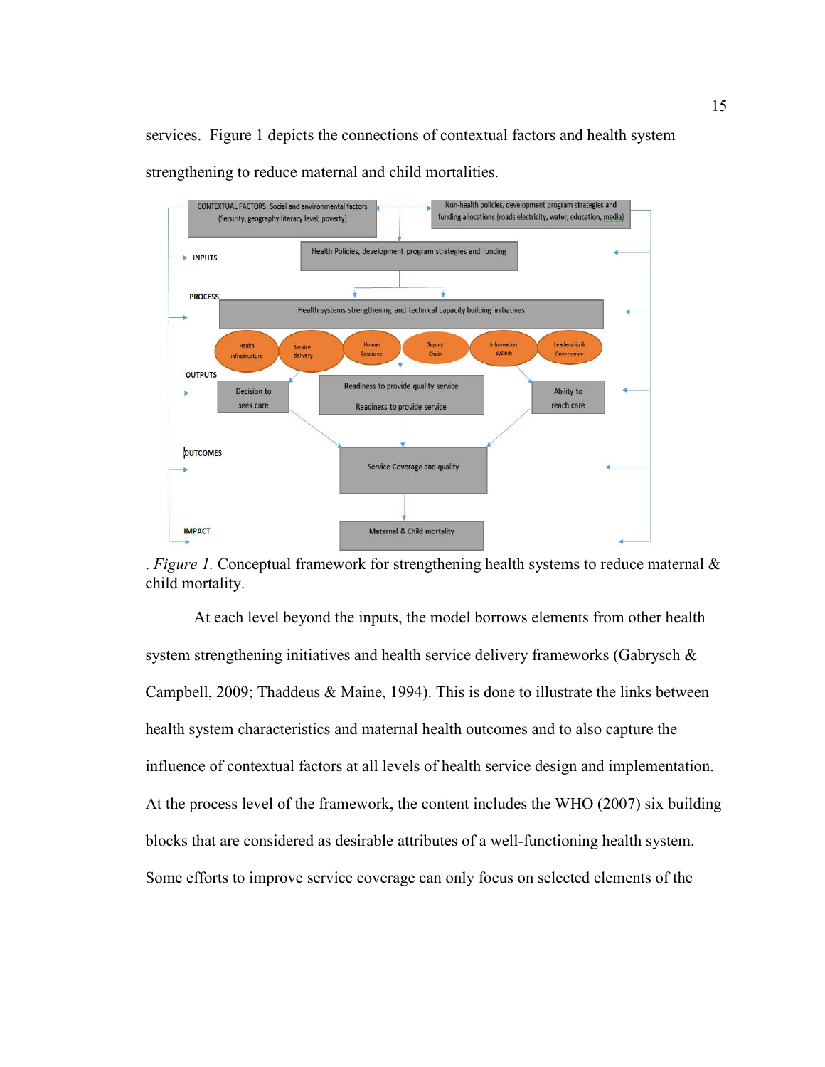services. Figure 1 depicts the connections of contextual factors and health system strengthening to reduce maternal and child mortalities.

. *Figure 1.* Conceptual framework for strengthening health systems to reduce maternal & child mortality.

At each level beyond the inputs, the model borrows elements from other health system strengthening initiatives and health service delivery frameworks (Gabrysch & Campbell, 2009; Thaddeus & Maine, 1994). This is done to illustrate the links between health system characteristics and maternal health outcomes and to also capture the influence of contextual factors at all levels of health service design and implementation. At the process level of the framework, the content includes the WHO (2007) six building blocks that are considered as desirable attributes of a well-functioning health system. Some efforts to improve service coverage can only focus on selected elements of the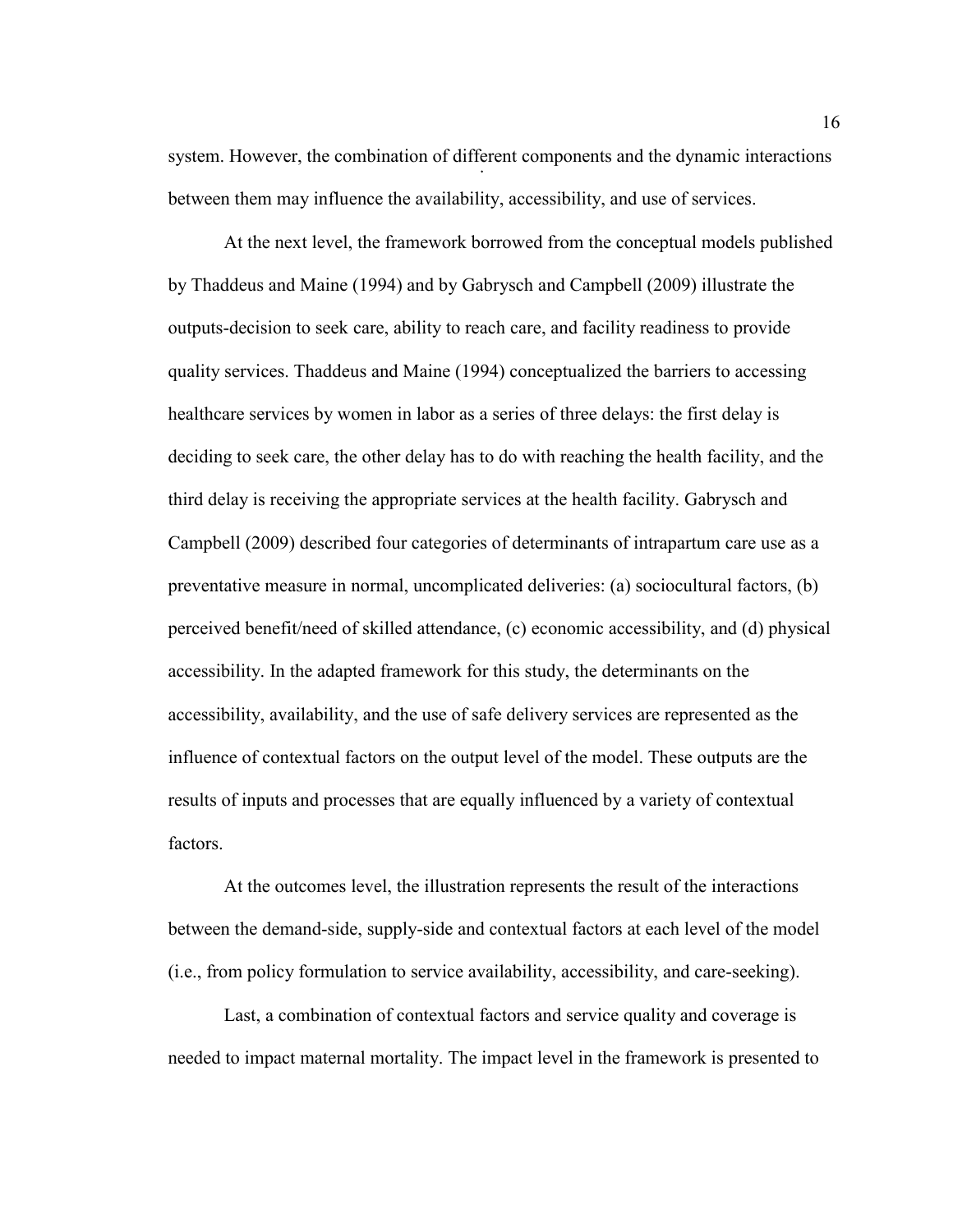system. However, the combination of different components and the dynamic interactions between them may influence the availability, accessibility, and use of services.

At the next level, the framework borrowed from the conceptual models published by Thaddeus and Maine (1994) and by Gabrysch and Campbell (2009) illustrate the outputs-decision to seek care, ability to reach care, and facility readiness to provide quality services. Thaddeus and Maine (1994) conceptualized the barriers to accessing healthcare services by women in labor as a series of three delays: the first delay is deciding to seek care, the other delay has to do with reaching the health facility, and the third delay is receiving the appropriate services at the health facility. Gabrysch and Campbell (2009) described four categories of determinants of intrapartum care use as a preventative measure in normal, uncomplicated deliveries: (a) sociocultural factors, (b) perceived benefit/need of skilled attendance, (c) economic accessibility, and (d) physical accessibility. In the adapted framework for this study, the determinants on the accessibility, availability, and the use of safe delivery services are represented as the influence of contextual factors on the output level of the model. These outputs are the results of inputs and processes that are equally influenced by a variety of contextual factors.

At the outcomes level, the illustration represents the result of the interactions between the demand-side, supply-side and contextual factors at each level of the model (i.e., from policy formulation to service availability, accessibility, and care-seeking).

Last, a combination of contextual factors and service quality and coverage is needed to impact maternal mortality. The impact level in the framework is presented to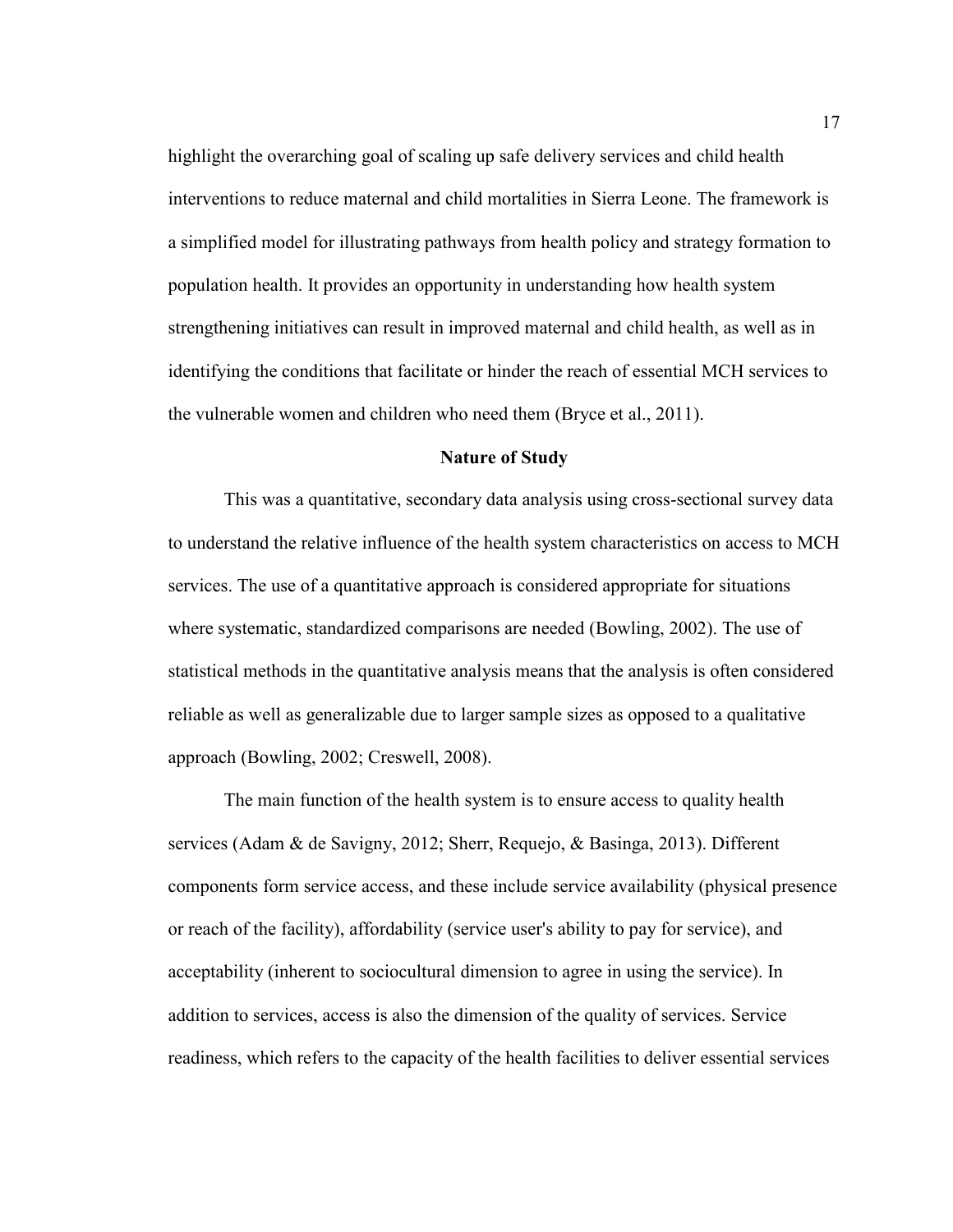highlight the overarching goal of scaling up safe delivery services and child health interventions to reduce maternal and child mortalities in Sierra Leone. The framework is a simplified model for illustrating pathways from health policy and strategy formation to population health. It provides an opportunity in understanding how health system strengthening initiatives can result in improved maternal and child health, as well as in identifying the conditions that facilitate or hinder the reach of essential MCH services to the vulnerable women and children who need them (Bryce et al., 2011).

## Nature of Study

This was a quantitative, secondary data analysis using cross-sectional survey data to understand the relative influence of the health system characteristics on access to MCH services. The use of a quantitative approach is considered appropriate for situations where systematic, standardized comparisons are needed (Bowling, 2002). The use of statistical methods in the quantitative analysis means that the analysis is often considered reliable as well as generalizable due to larger sample sizes as opposed to a qualitative approach (Bowling, 2002; Creswell, 2008).

The main function of the health system is to ensure access to quality health services (Adam & de Savigny, 2012; Sherr, Requejo, & Basinga, 2013). Different components form service access, and these include service availability (physical presence or reach of the facility), affordability (service user's ability to pay for service), and acceptability (inherent to sociocultural dimension to agree in using the service). In addition to services, access is also the dimension of the quality of services. Service readiness, which refers to the capacity of the health facilities to deliver essential services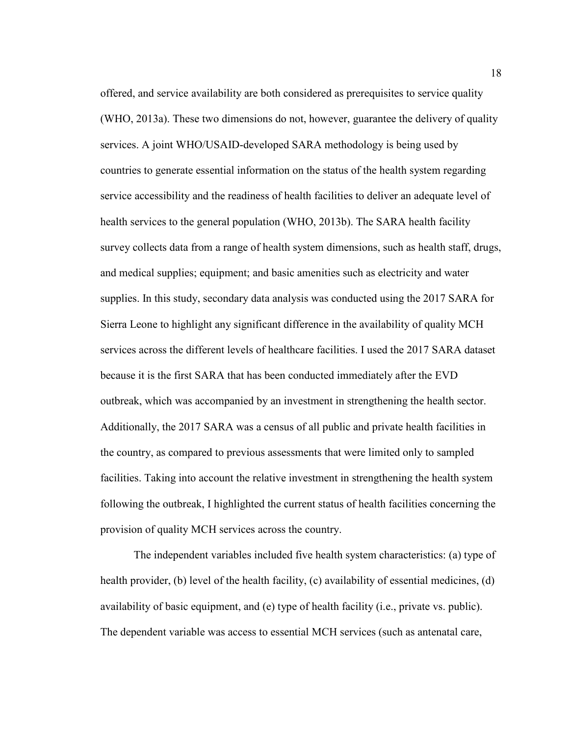offered, and service availability are both considered as prerequisites to service quality (WHO, 2013a). These two dimensions do not, however, guarantee the delivery of quality services. A joint WHO/USAID-developed SARA methodology is being used by countries to generate essential information on the status of the health system regarding service accessibility and the readiness of health facilities to deliver an adequate level of health services to the general population (WHO, 2013b). The SARA health facility survey collects data from a range of health system dimensions, such as health staff, drugs, and medical supplies; equipment; and basic amenities such as electricity and water supplies. In this study, secondary data analysis was conducted using the 2017 SARA for Sierra Leone to highlight any significant difference in the availability of quality MCH services across the different levels of healthcare facilities. I used the 2017 SARA dataset because it is the first SARA that has been conducted immediately after the EVD outbreak, which was accompanied by an investment in strengthening the health sector. Additionally, the 2017 SARA was a census of all public and private health facilities in the country, as compared to previous assessments that were limited only to sampled facilities. Taking into account the relative investment in strengthening the health system following the outbreak, I highlighted the current status of health facilities concerning the provision of quality MCH services across the country.

The independent variables included five health system characteristics: (a) type of health provider, (b) level of the health facility, (c) availability of essential medicines, (d) availability of basic equipment, and (e) type of health facility (i.e., private vs. public). The dependent variable was access to essential MCH services (such as antenatal care,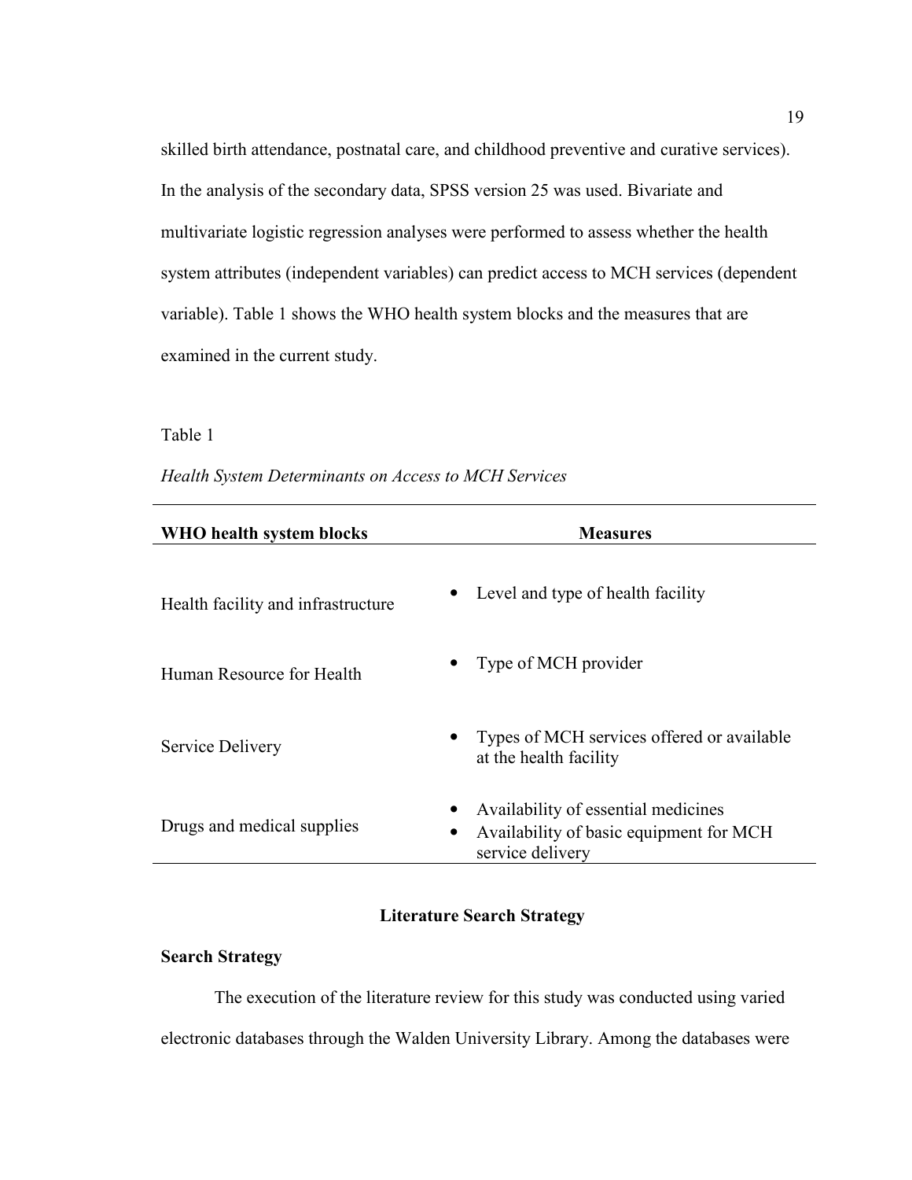skilled birth attendance, postnatal care, and childhood preventive and curative services). In the analysis of the secondary data, SPSS version 25 was used. Bivariate and multivariate logistic regression analyses were performed to assess whether the health system attributes (independent variables) can predict access to MCH services (dependent variable). Table 1 shows the WHO health system blocks and the measures that are examined in the current study.

Table 1

*Health System Determinants on Access to MCH Services*

| **WHO health system blocks** | **Measures** |
|---|---|
| Health facility and infrastructure | • Level and type of health facility |
| Human Resource for Health | • Type of MCH provider |
| Service Delivery | • Types of MCH services offered or available at the health facility |
| Drugs and medical supplies | • Availability of essential medicines<br>• Availability of basic equipment for MCH service delivery |

## Literature Search Strategy

### Search Strategy

The execution of the literature review for this study was conducted using varied electronic databases through the Walden University Library. Among the databases were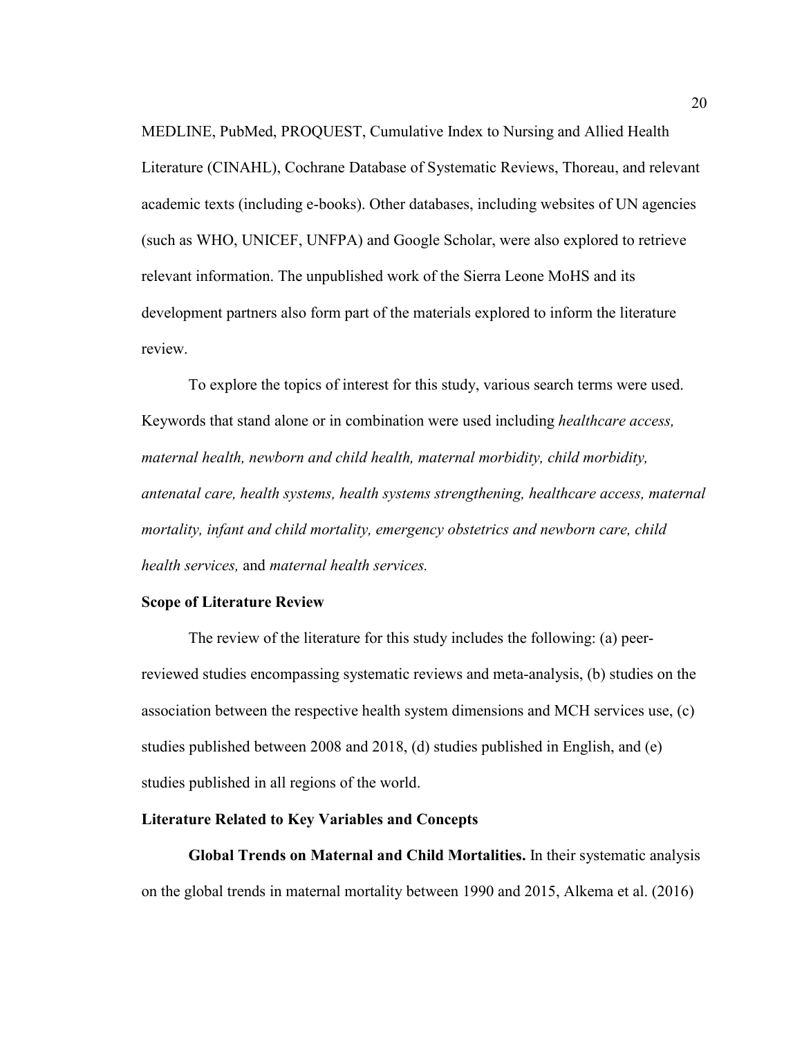MEDLINE, PubMed, PROQUEST, Cumulative Index to Nursing and Allied Health Literature (CINAHL), Cochrane Database of Systematic Reviews, Thoreau, and relevant academic texts (including e-books). Other databases, including websites of UN agencies (such as WHO, UNICEF, UNFPA) and Google Scholar, were also explored to retrieve relevant information. The unpublished work of the Sierra Leone MoHS and its development partners also form part of the materials explored to inform the literature review.

To explore the topics of interest for this study, various search terms were used. Keywords that stand alone or in combination were used including *healthcare access, maternal health, newborn and child health, maternal morbidity, child morbidity, antenatal care, health systems, health systems strengthening, healthcare access, maternal mortality, infant and child mortality, emergency obstetrics and newborn care, child health services,* and *maternal health services.*

### Scope of Literature Review

The review of the literature for this study includes the following: (a) peer-reviewed studies encompassing systematic reviews and meta-analysis, (b) studies on the association between the respective health system dimensions and MCH services use, (c) studies published between 2008 and 2018, (d) studies published in English, and (e) studies published in all regions of the world.

### Literature Related to Key Variables and Concepts

**Global Trends on Maternal and Child Mortalities.** In their systematic analysis on the global trends in maternal mortality between 1990 and 2015, Alkema et al. (2016)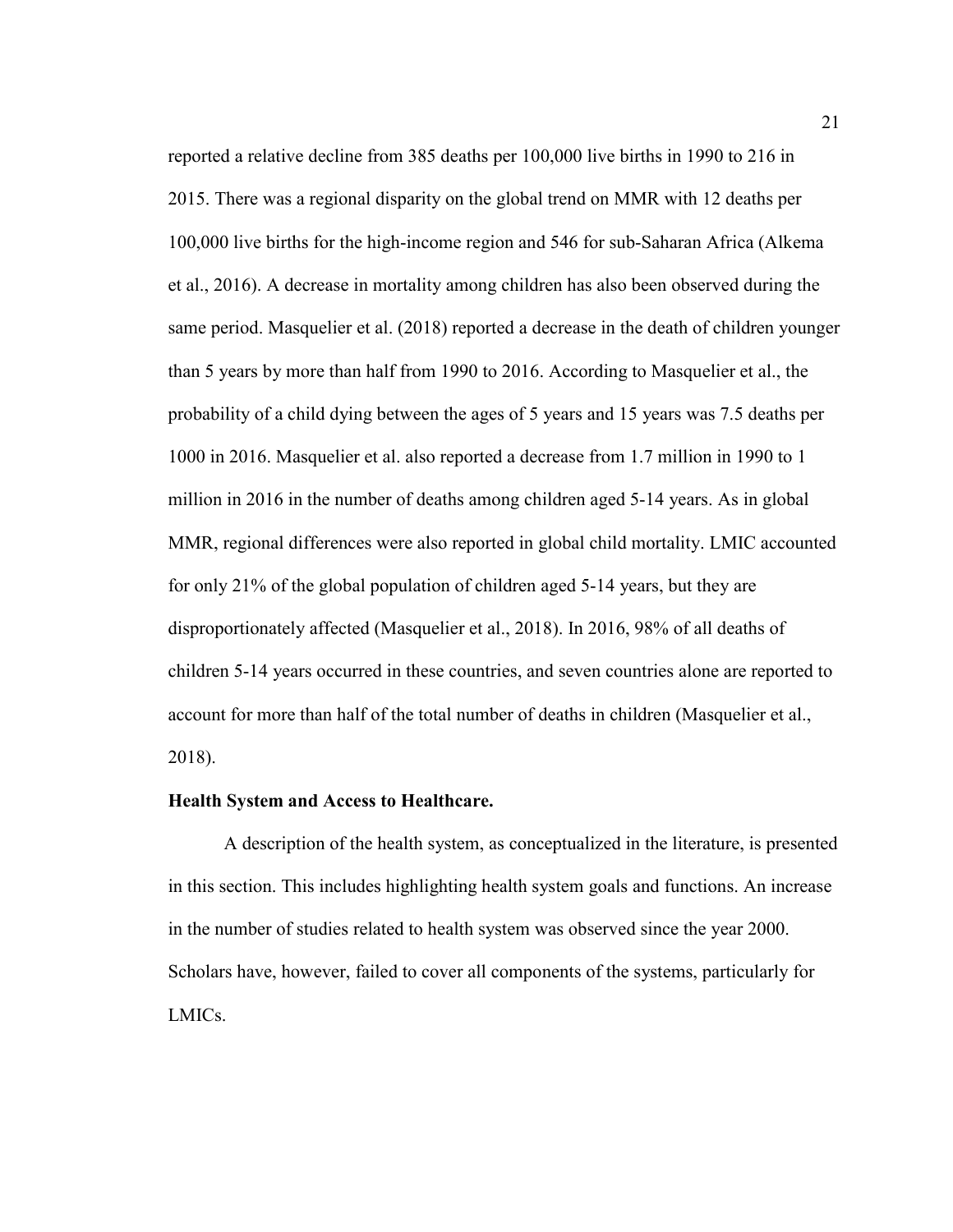reported a relative decline from 385 deaths per 100,000 live births in 1990 to 216 in 2015. There was a regional disparity on the global trend on MMR with 12 deaths per 100,000 live births for the high-income region and 546 for sub-Saharan Africa (Alkema et al., 2016). A decrease in mortality among children has also been observed during the same period. Masquelier et al. (2018) reported a decrease in the death of children younger than 5 years by more than half from 1990 to 2016. According to Masquelier et al., the probability of a child dying between the ages of 5 years and 15 years was 7.5 deaths per 1000 in 2016. Masquelier et al. also reported a decrease from 1.7 million in 1990 to 1 million in 2016 in the number of deaths among children aged 5-14 years. As in global MMR, regional differences were also reported in global child mortality. LMIC accounted for only 21% of the global population of children aged 5-14 years, but they are disproportionately affected (Masquelier et al., 2018). In 2016, 98% of all deaths of children 5-14 years occurred in these countries, and seven countries alone are reported to account for more than half of the total number of deaths in children (Masquelier et al., 2018).

**Health System and Access to Healthcare.**

A description of the health system, as conceptualized in the literature, is presented in this section. This includes highlighting health system goals and functions. An increase in the number of studies related to health system was observed since the year 2000. Scholars have, however, failed to cover all components of the systems, particularly for LMICs.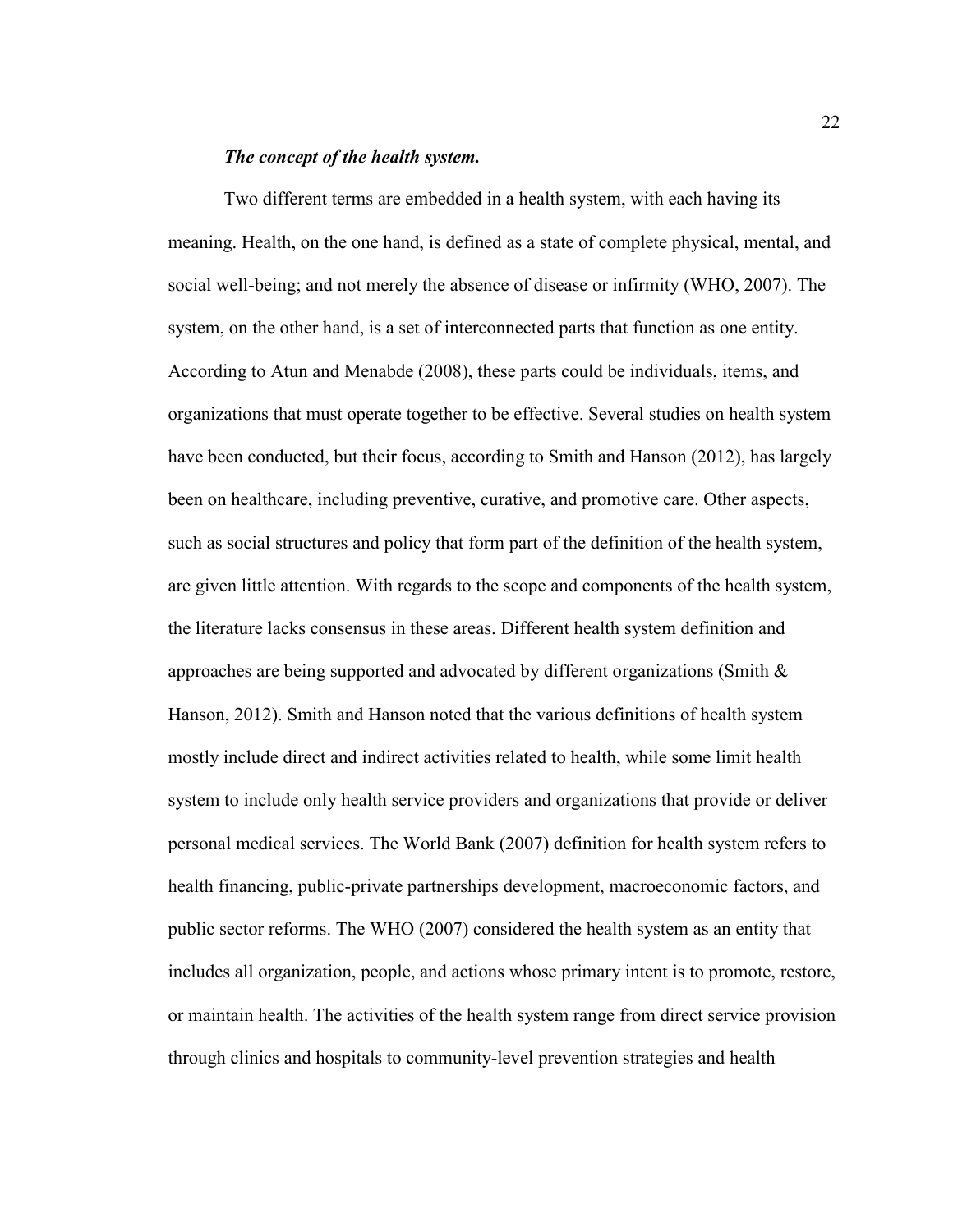***The concept of the health system.***

Two different terms are embedded in a health system, with each having its meaning. Health, on the one hand, is defined as a state of complete physical, mental, and social well-being; and not merely the absence of disease or infirmity (WHO, 2007). The system, on the other hand, is a set of interconnected parts that function as one entity. According to Atun and Menabde (2008), these parts could be individuals, items, and organizations that must operate together to be effective. Several studies on health system have been conducted, but their focus, according to Smith and Hanson (2012), has largely been on healthcare, including preventive, curative, and promotive care. Other aspects, such as social structures and policy that form part of the definition of the health system, are given little attention. With regards to the scope and components of the health system, the literature lacks consensus in these areas. Different health system definition and approaches are being supported and advocated by different organizations (Smith & Hanson, 2012). Smith and Hanson noted that the various definitions of health system mostly include direct and indirect activities related to health, while some limit health system to include only health service providers and organizations that provide or deliver personal medical services. The World Bank (2007) definition for health system refers to health financing, public-private partnerships development, macroeconomic factors, and public sector reforms. The WHO (2007) considered the health system as an entity that includes all organization, people, and actions whose primary intent is to promote, restore, or maintain health. The activities of the health system range from direct service provision through clinics and hospitals to community-level prevention strategies and health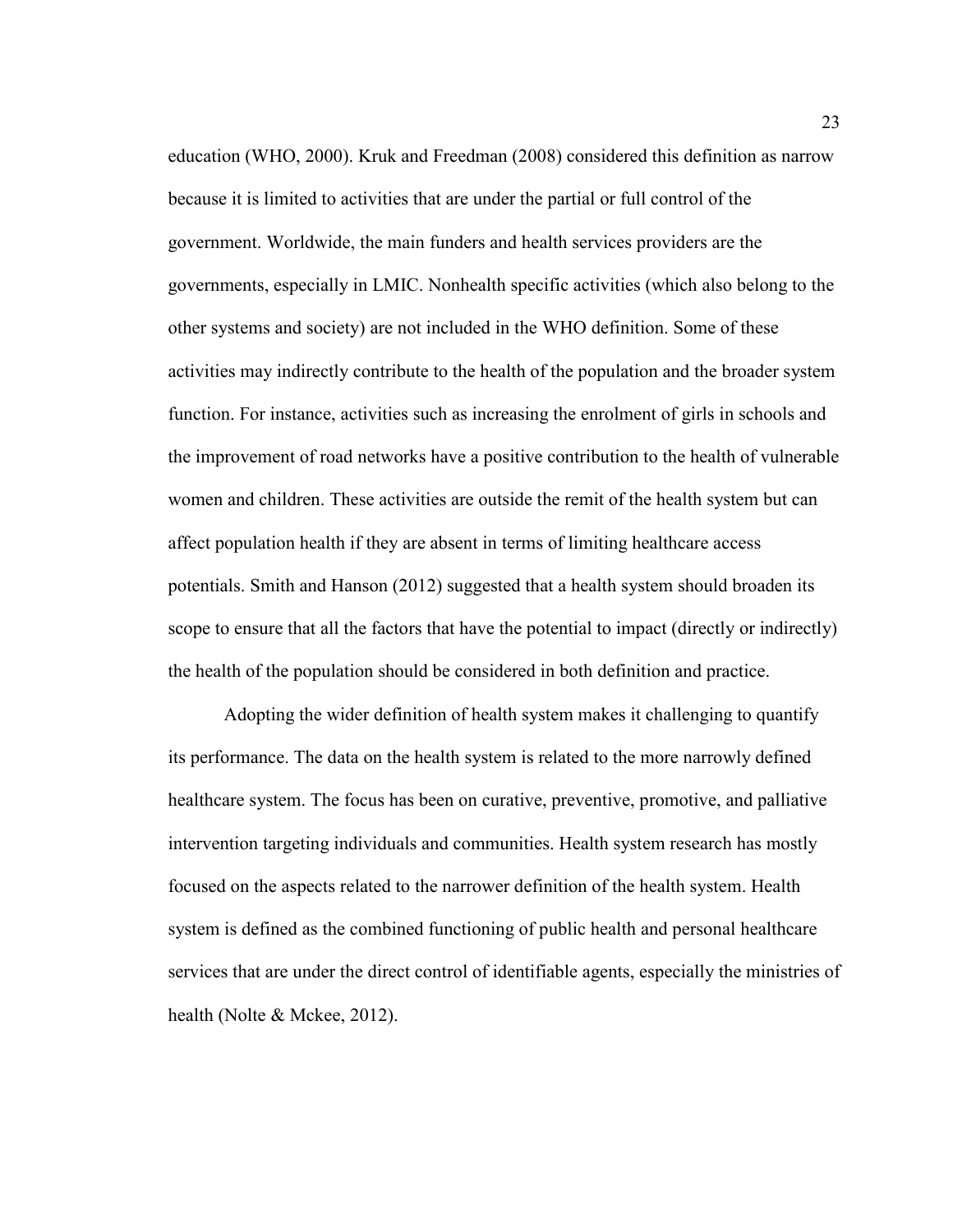education (WHO, 2000). Kruk and Freedman (2008) considered this definition as narrow because it is limited to activities that are under the partial or full control of the government. Worldwide, the main funders and health services providers are the governments, especially in LMIC. Nonhealth specific activities (which also belong to the other systems and society) are not included in the WHO definition. Some of these activities may indirectly contribute to the health of the population and the broader system function. For instance, activities such as increasing the enrolment of girls in schools and the improvement of road networks have a positive contribution to the health of vulnerable women and children. These activities are outside the remit of the health system but can affect population health if they are absent in terms of limiting healthcare access potentials. Smith and Hanson (2012) suggested that a health system should broaden its scope to ensure that all the factors that have the potential to impact (directly or indirectly) the health of the population should be considered in both definition and practice.

Adopting the wider definition of health system makes it challenging to quantify its performance. The data on the health system is related to the more narrowly defined healthcare system. The focus has been on curative, preventive, promotive, and palliative intervention targeting individuals and communities. Health system research has mostly focused on the aspects related to the narrower definition of the health system. Health system is defined as the combined functioning of public health and personal healthcare services that are under the direct control of identifiable agents, especially the ministries of health (Nolte & Mckee, 2012).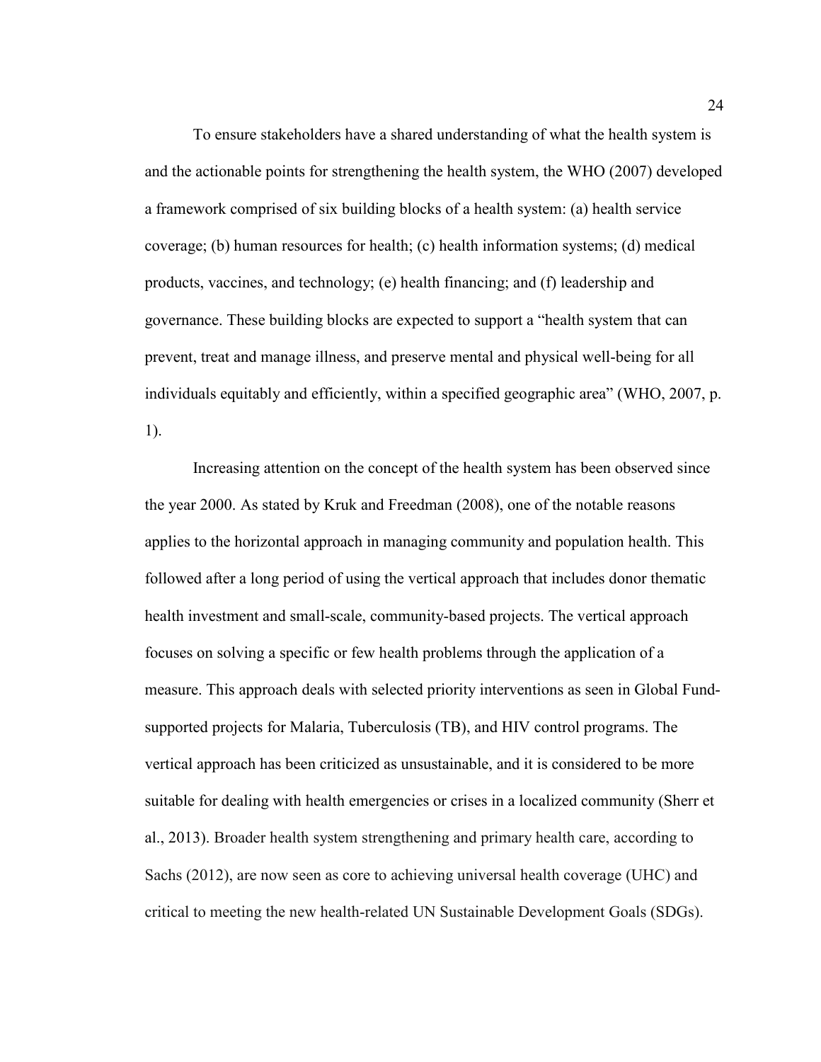To ensure stakeholders have a shared understanding of what the health system is and the actionable points for strengthening the health system, the WHO (2007) developed a framework comprised of six building blocks of a health system: (a) health service coverage; (b) human resources for health; (c) health information systems; (d) medical products, vaccines, and technology; (e) health financing; and (f) leadership and governance. These building blocks are expected to support a "health system that can prevent, treat and manage illness, and preserve mental and physical well-being for all individuals equitably and efficiently, within a specified geographic area" (WHO, 2007, p. 1).

Increasing attention on the concept of the health system has been observed since the year 2000. As stated by Kruk and Freedman (2008), one of the notable reasons applies to the horizontal approach in managing community and population health. This followed after a long period of using the vertical approach that includes donor thematic health investment and small-scale, community-based projects. The vertical approach focuses on solving a specific or few health problems through the application of a measure. This approach deals with selected priority interventions as seen in Global Fund-supported projects for Malaria, Tuberculosis (TB), and HIV control programs. The vertical approach has been criticized as unsustainable, and it is considered to be more suitable for dealing with health emergencies or crises in a localized community (Sherr et al., 2013). Broader health system strengthening and primary health care, according to Sachs (2012), are now seen as core to achieving universal health coverage (UHC) and critical to meeting the new health-related UN Sustainable Development Goals (SDGs).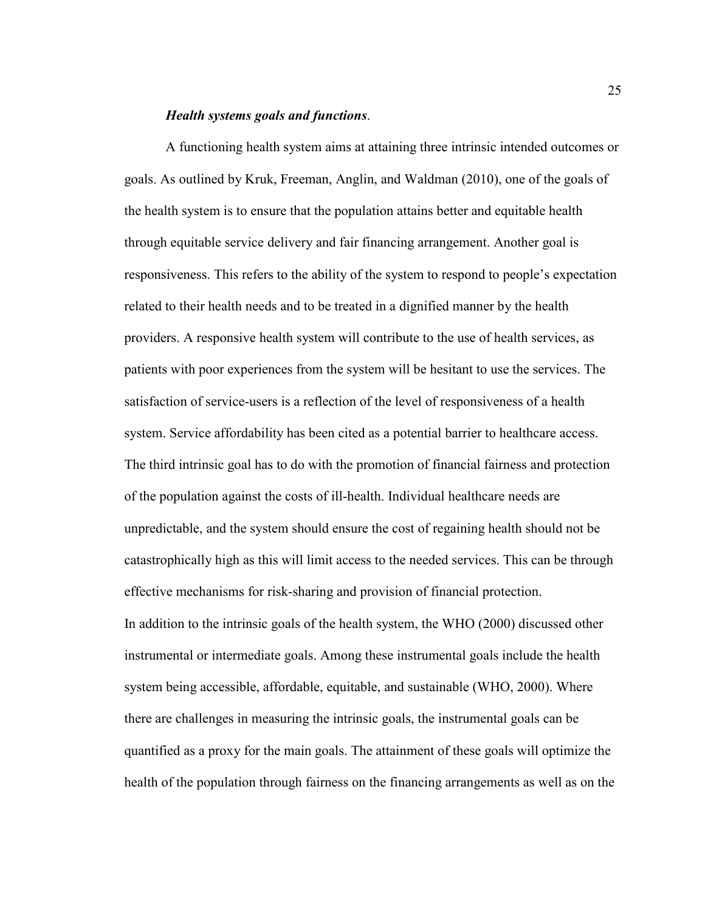***Health systems goals and functions*.**

A functioning health system aims at attaining three intrinsic intended outcomes or goals. As outlined by Kruk, Freeman, Anglin, and Waldman (2010), one of the goals of the health system is to ensure that the population attains better and equitable health through equitable service delivery and fair financing arrangement. Another goal is responsiveness. This refers to the ability of the system to respond to people's expectation related to their health needs and to be treated in a dignified manner by the health providers. A responsive health system will contribute to the use of health services, as patients with poor experiences from the system will be hesitant to use the services. The satisfaction of service-users is a reflection of the level of responsiveness of a health system. Service affordability has been cited as a potential barrier to healthcare access. The third intrinsic goal has to do with the promotion of financial fairness and protection of the population against the costs of ill-health. Individual healthcare needs are unpredictable, and the system should ensure the cost of regaining health should not be catastrophically high as this will limit access to the needed services. This can be through effective mechanisms for risk-sharing and provision of financial protection.

In addition to the intrinsic goals of the health system, the WHO (2000) discussed other instrumental or intermediate goals. Among these instrumental goals include the health system being accessible, affordable, equitable, and sustainable (WHO, 2000). Where there are challenges in measuring the intrinsic goals, the instrumental goals can be quantified as a proxy for the main goals. The attainment of these goals will optimize the health of the population through fairness on the financing arrangements as well as on the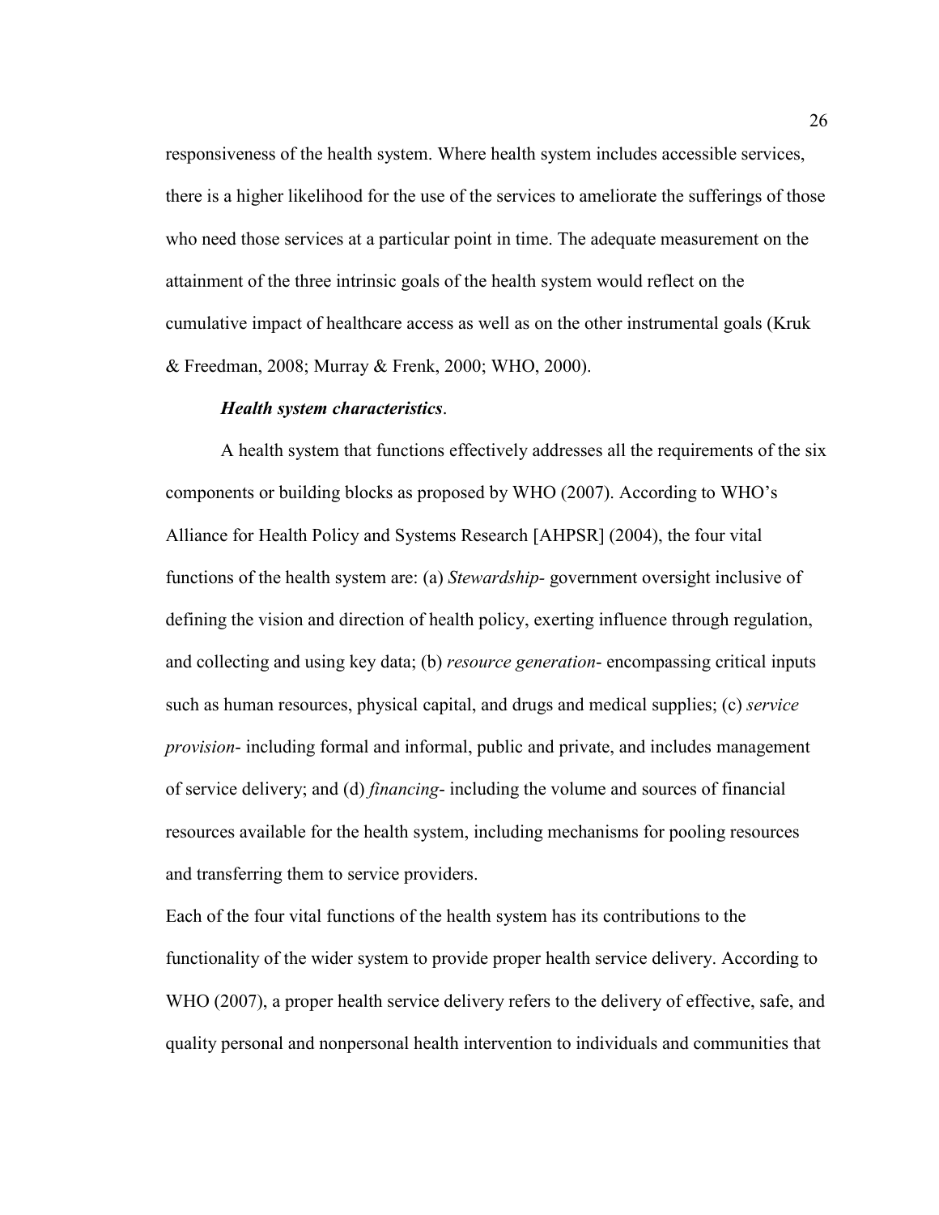responsiveness of the health system. Where health system includes accessible services, there is a higher likelihood for the use of the services to ameliorate the sufferings of those who need those services at a particular point in time. The adequate measurement on the attainment of the three intrinsic goals of the health system would reflect on the cumulative impact of healthcare access as well as on the other instrumental goals (Kruk & Freedman, 2008; Murray & Frenk, 2000; WHO, 2000).

***Health system characteristics*.**

A health system that functions effectively addresses all the requirements of the six components or building blocks as proposed by WHO (2007). According to WHO's Alliance for Health Policy and Systems Research [AHPSR] (2004), the four vital functions of the health system are: (a) *Stewardship*- government oversight inclusive of defining the vision and direction of health policy, exerting influence through regulation, and collecting and using key data; (b) *resource generation*- encompassing critical inputs such as human resources, physical capital, and drugs and medical supplies; (c) *service provision*- including formal and informal, public and private, and includes management of service delivery; and (d) *financing*- including the volume and sources of financial resources available for the health system, including mechanisms for pooling resources and transferring them to service providers.

Each of the four vital functions of the health system has its contributions to the functionality of the wider system to provide proper health service delivery. According to WHO (2007), a proper health service delivery refers to the delivery of effective, safe, and quality personal and nonpersonal health intervention to individuals and communities that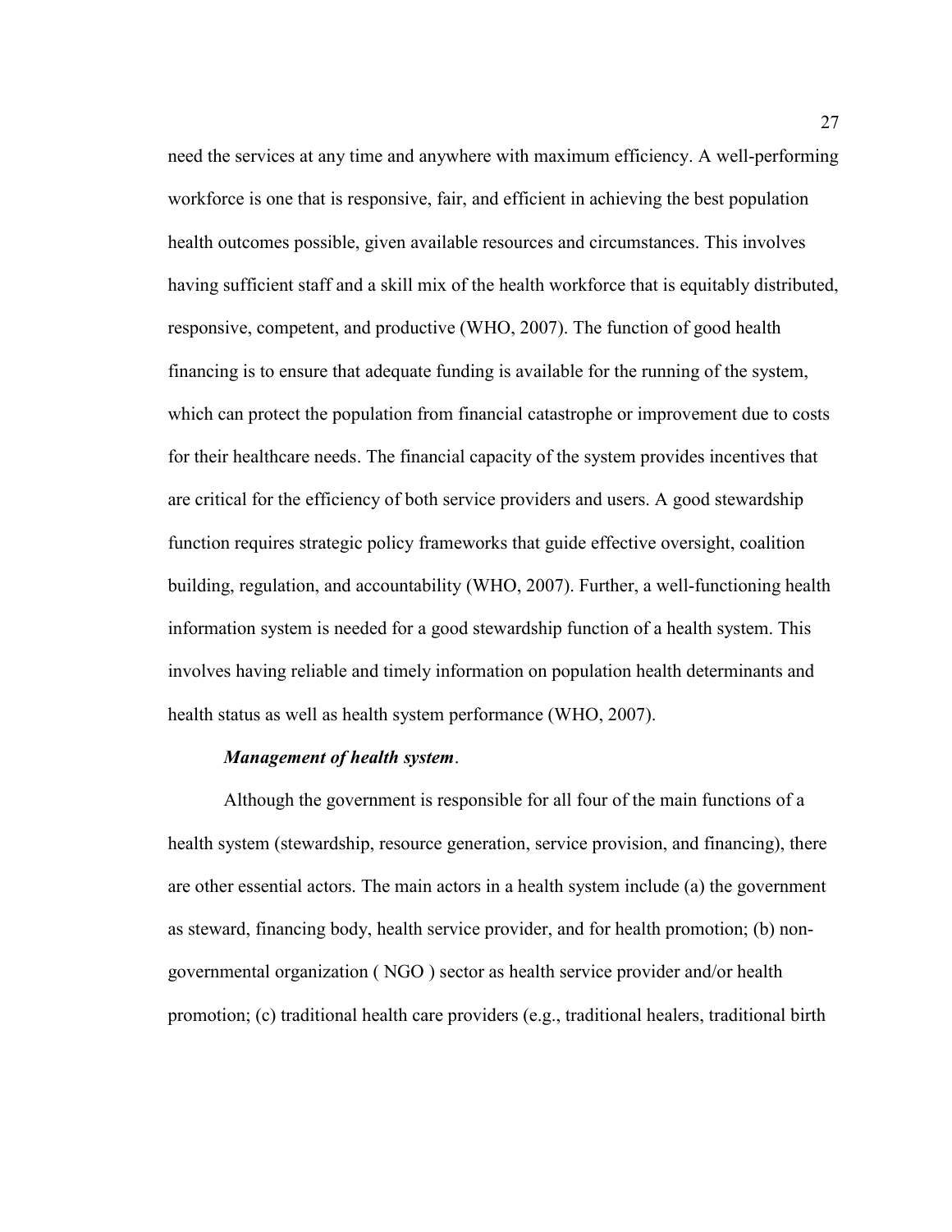need the services at any time and anywhere with maximum efficiency. A well-performing workforce is one that is responsive, fair, and efficient in achieving the best population health outcomes possible, given available resources and circumstances. This involves having sufficient staff and a skill mix of the health workforce that is equitably distributed, responsive, competent, and productive (WHO, 2007). The function of good health financing is to ensure that adequate funding is available for the running of the system, which can protect the population from financial catastrophe or improvement due to costs for their healthcare needs. The financial capacity of the system provides incentives that are critical for the efficiency of both service providers and users. A good stewardship function requires strategic policy frameworks that guide effective oversight, coalition building, regulation, and accountability (WHO, 2007). Further, a well-functioning health information system is needed for a good stewardship function of a health system. This involves having reliable and timely information on population health determinants and health status as well as health system performance (WHO, 2007).

***Management of health system***.

Although the government is responsible for all four of the main functions of a health system (stewardship, resource generation, service provision, and financing), there are other essential actors. The main actors in a health system include (a) the government as steward, financing body, health service provider, and for health promotion; (b) non-governmental organization ( NGO ) sector as health service provider and/or health promotion; (c) traditional health care providers (e.g., traditional healers, traditional birth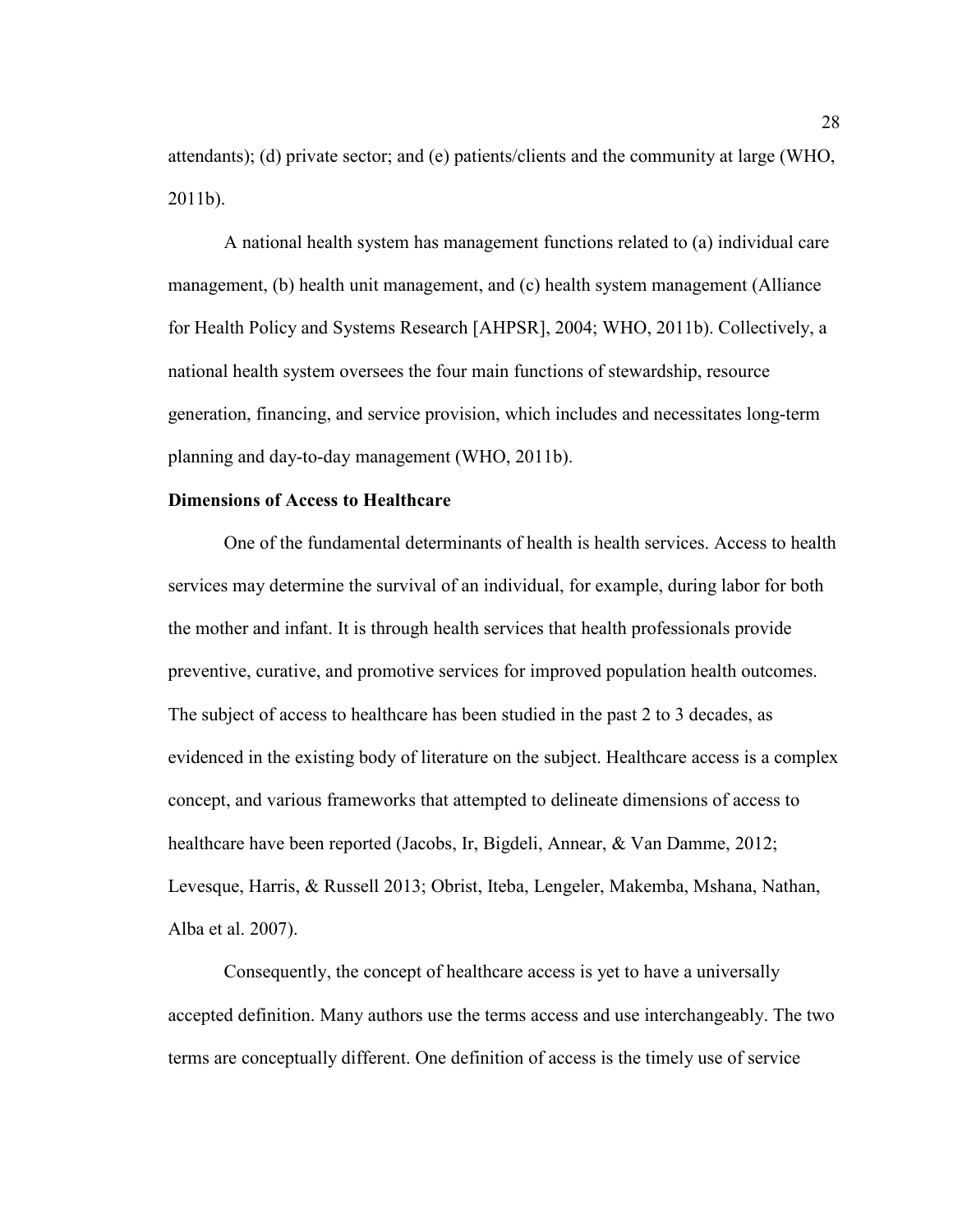attendants); (d) private sector; and (e) patients/clients and the community at large (WHO, 2011b).

A national health system has management functions related to (a) individual care management, (b) health unit management, and (c) health system management (Alliance for Health Policy and Systems Research [AHPSR], 2004; WHO, 2011b). Collectively, a national health system oversees the four main functions of stewardship, resource generation, financing, and service provision, which includes and necessitates long-term planning and day-to-day management (WHO, 2011b).

**Dimensions of Access to Healthcare**

One of the fundamental determinants of health is health services. Access to health services may determine the survival of an individual, for example, during labor for both the mother and infant. It is through health services that health professionals provide preventive, curative, and promotive services for improved population health outcomes. The subject of access to healthcare has been studied in the past 2 to 3 decades, as evidenced in the existing body of literature on the subject. Healthcare access is a complex concept, and various frameworks that attempted to delineate dimensions of access to healthcare have been reported (Jacobs, Ir, Bigdeli, Annear, & Van Damme, 2012; Levesque, Harris, & Russell 2013; Obrist, Iteba, Lengeler, Makemba, Mshana, Nathan, Alba et al. 2007).

Consequently, the concept of healthcare access is yet to have a universally accepted definition. Many authors use the terms access and use interchangeably. The two terms are conceptually different. One definition of access is the timely use of service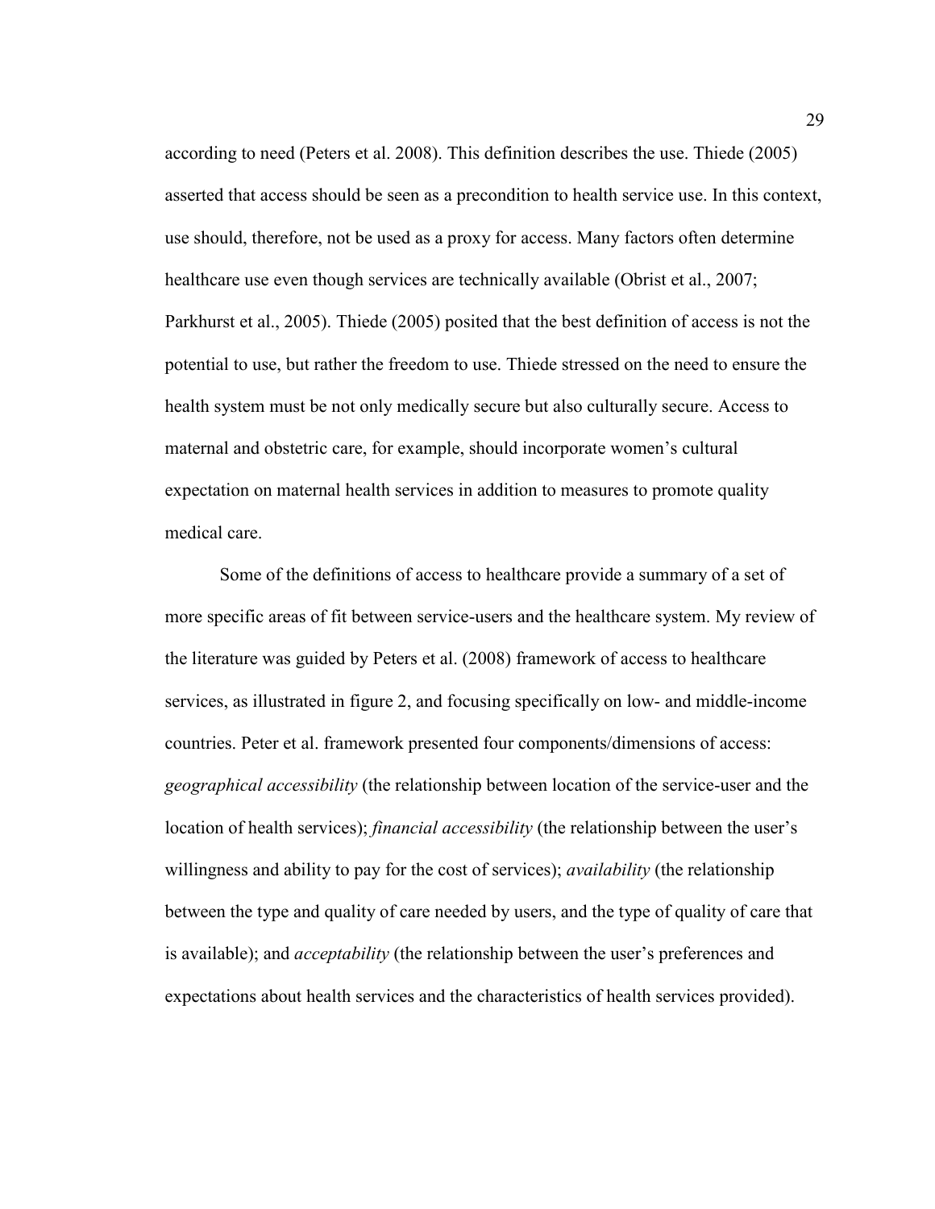according to need (Peters et al. 2008). This definition describes the use. Thiede (2005) asserted that access should be seen as a precondition to health service use. In this context, use should, therefore, not be used as a proxy for access. Many factors often determine healthcare use even though services are technically available (Obrist et al., 2007; Parkhurst et al., 2005). Thiede (2005) posited that the best definition of access is not the potential to use, but rather the freedom to use. Thiede stressed on the need to ensure the health system must be not only medically secure but also culturally secure. Access to maternal and obstetric care, for example, should incorporate women's cultural expectation on maternal health services in addition to measures to promote quality medical care.

Some of the definitions of access to healthcare provide a summary of a set of more specific areas of fit between service-users and the healthcare system. My review of the literature was guided by Peters et al. (2008) framework of access to healthcare services, as illustrated in figure 2, and focusing specifically on low- and middle-income countries. Peter et al. framework presented four components/dimensions of access: *geographical accessibility* (the relationship between location of the service-user and the location of health services); *financial accessibility* (the relationship between the user's willingness and ability to pay for the cost of services); *availability* (the relationship between the type and quality of care needed by users, and the type of quality of care that is available); and *acceptability* (the relationship between the user's preferences and expectations about health services and the characteristics of health services provided).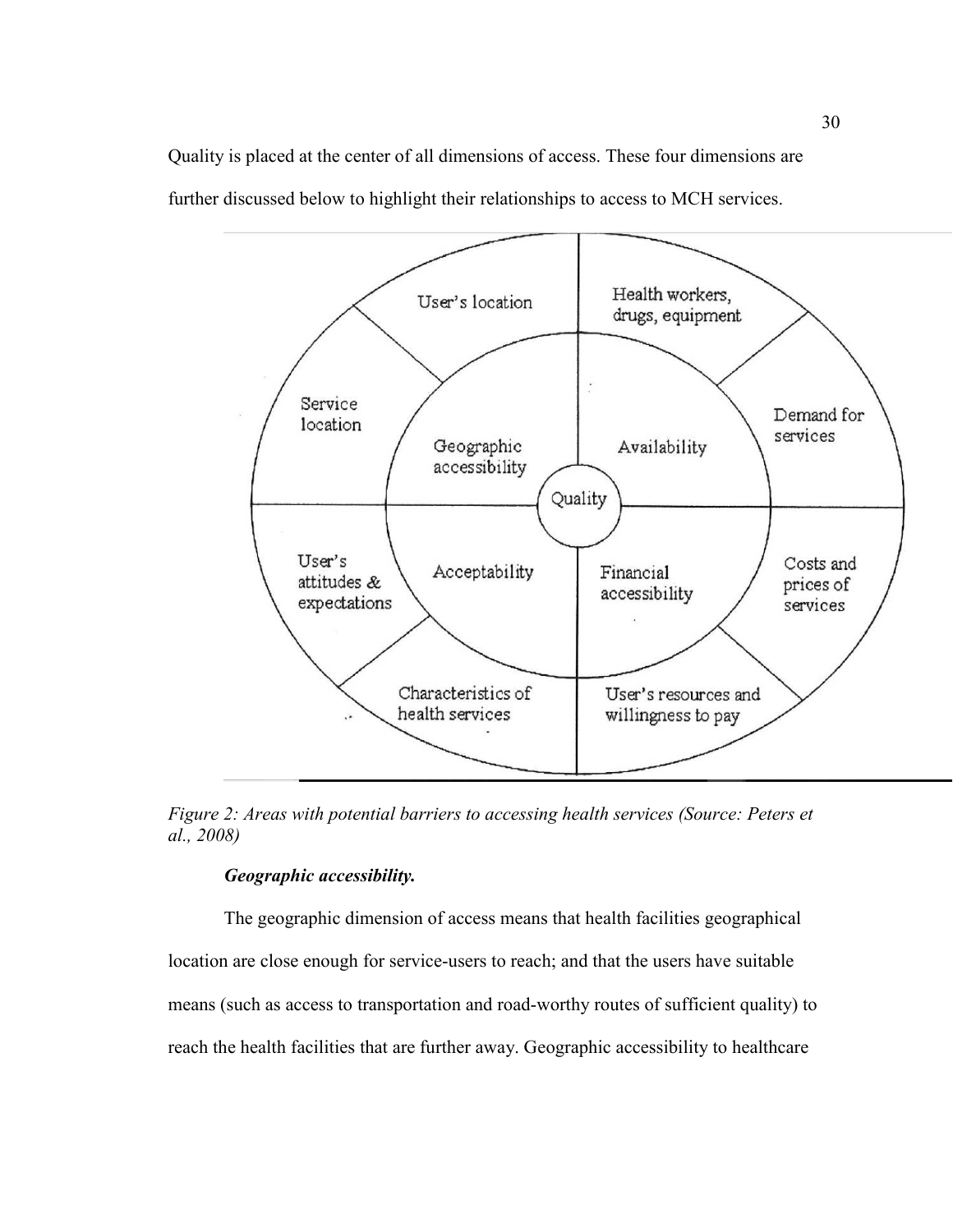Quality is placed at the center of all dimensions of access. These four dimensions are further discussed below to highlight their relationships to access to MCH services.

*Figure 2: Areas with potential barriers to accessing health services (Source: Peters et al., 2008)*

***Geographic accessibility.***

The geographic dimension of access means that health facilities geographical location are close enough for service-users to reach; and that the users have suitable means (such as access to transportation and road-worthy routes of sufficient quality) to reach the health facilities that are further away. Geographic accessibility to healthcare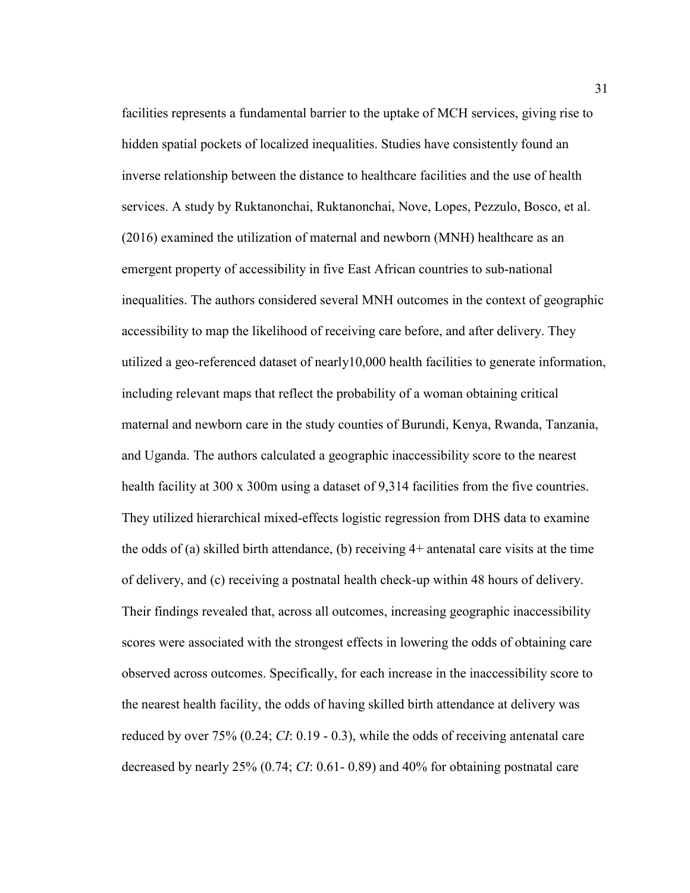facilities represents a fundamental barrier to the uptake of MCH services, giving rise to hidden spatial pockets of localized inequalities. Studies have consistently found an inverse relationship between the distance to healthcare facilities and the use of health services. A study by Ruktanonchai, Ruktanonchai, Nove, Lopes, Pezzulo, Bosco, et al. (2016) examined the utilization of maternal and newborn (MNH) healthcare as an emergent property of accessibility in five East African countries to sub-national inequalities. The authors considered several MNH outcomes in the context of geographic accessibility to map the likelihood of receiving care before, and after delivery. They utilized a geo-referenced dataset of nearly10,000 health facilities to generate information, including relevant maps that reflect the probability of a woman obtaining critical maternal and newborn care in the study counties of Burundi, Kenya, Rwanda, Tanzania, and Uganda. The authors calculated a geographic inaccessibility score to the nearest health facility at 300 x 300m using a dataset of 9,314 facilities from the five countries. They utilized hierarchical mixed-effects logistic regression from DHS data to examine the odds of (a) skilled birth attendance, (b) receiving 4+ antenatal care visits at the time of delivery, and (c) receiving a postnatal health check-up within 48 hours of delivery. Their findings revealed that, across all outcomes, increasing geographic inaccessibility scores were associated with the strongest effects in lowering the odds of obtaining care observed across outcomes. Specifically, for each increase in the inaccessibility score to the nearest health facility, the odds of having skilled birth attendance at delivery was reduced by over 75% (0.24; *CI*: 0.19 - 0.3), while the odds of receiving antenatal care decreased by nearly 25% (0.74; *CI*: 0.61- 0.89) and 40% for obtaining postnatal care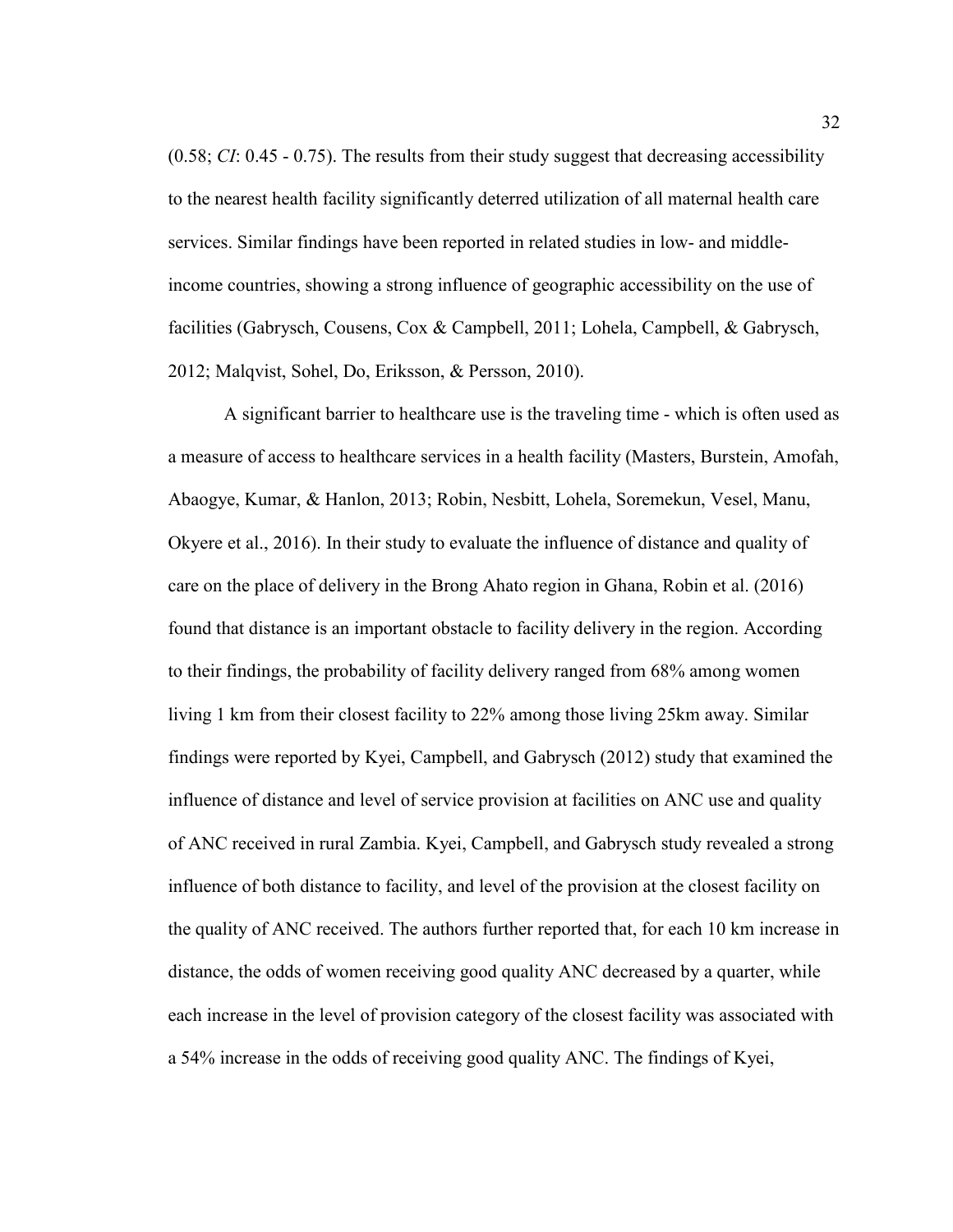(0.58; *CI*: 0.45 - 0.75). The results from their study suggest that decreasing accessibility to the nearest health facility significantly deterred utilization of all maternal health care services. Similar findings have been reported in related studies in low- and middle-income countries, showing a strong influence of geographic accessibility on the use of facilities (Gabrysch, Cousens, Cox & Campbell, 2011; Lohela, Campbell, & Gabrysch, 2012; Malqvist, Sohel, Do, Eriksson, & Persson, 2010).

A significant barrier to healthcare use is the traveling time - which is often used as a measure of access to healthcare services in a health facility (Masters, Burstein, Amofah, Abaogye, Kumar, & Hanlon, 2013; Robin, Nesbitt, Lohela, Soremekun, Vesel, Manu, Okyere et al., 2016). In their study to evaluate the influence of distance and quality of care on the place of delivery in the Brong Ahato region in Ghana, Robin et al. (2016) found that distance is an important obstacle to facility delivery in the region. According to their findings, the probability of facility delivery ranged from 68% among women living 1 km from their closest facility to 22% among those living 25km away. Similar findings were reported by Kyei, Campbell, and Gabrysch (2012) study that examined the influence of distance and level of service provision at facilities on ANC use and quality of ANC received in rural Zambia. Kyei, Campbell, and Gabrysch study revealed a strong influence of both distance to facility, and level of the provision at the closest facility on the quality of ANC received. The authors further reported that, for each 10 km increase in distance, the odds of women receiving good quality ANC decreased by a quarter, while each increase in the level of provision category of the closest facility was associated with a 54% increase in the odds of receiving good quality ANC. The findings of Kyei,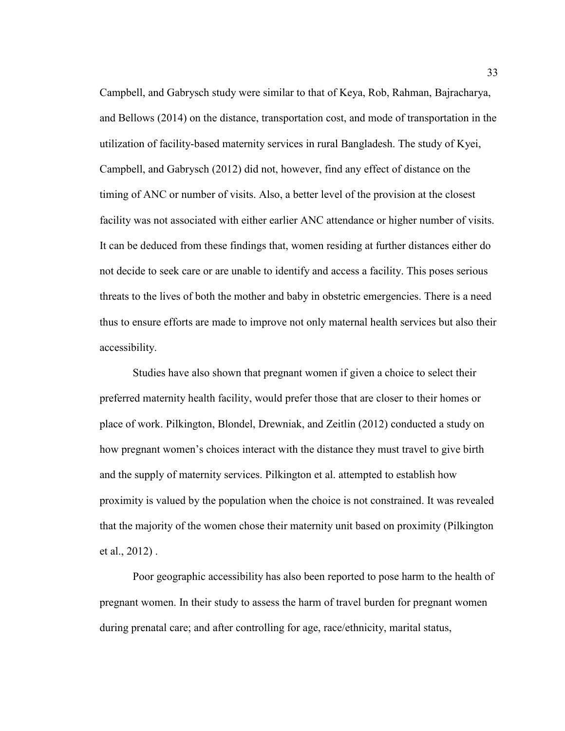Campbell, and Gabrysch study were similar to that of Keya, Rob, Rahman, Bajracharya, and Bellows (2014) on the distance, transportation cost, and mode of transportation in the utilization of facility-based maternity services in rural Bangladesh. The study of Kyei, Campbell, and Gabrysch (2012) did not, however, find any effect of distance on the timing of ANC or number of visits. Also, a better level of the provision at the closest facility was not associated with either earlier ANC attendance or higher number of visits. It can be deduced from these findings that, women residing at further distances either do not decide to seek care or are unable to identify and access a facility. This poses serious threats to the lives of both the mother and baby in obstetric emergencies. There is a need thus to ensure efforts are made to improve not only maternal health services but also their accessibility.

Studies have also shown that pregnant women if given a choice to select their preferred maternity health facility, would prefer those that are closer to their homes or place of work. Pilkington, Blondel, Drewniak, and Zeitlin (2012) conducted a study on how pregnant women's choices interact with the distance they must travel to give birth and the supply of maternity services. Pilkington et al. attempted to establish how proximity is valued by the population when the choice is not constrained. It was revealed that the majority of the women chose their maternity unit based on proximity (Pilkington et al., 2012) .

Poor geographic accessibility has also been reported to pose harm to the health of pregnant women. In their study to assess the harm of travel burden for pregnant women during prenatal care; and after controlling for age, race/ethnicity, marital status,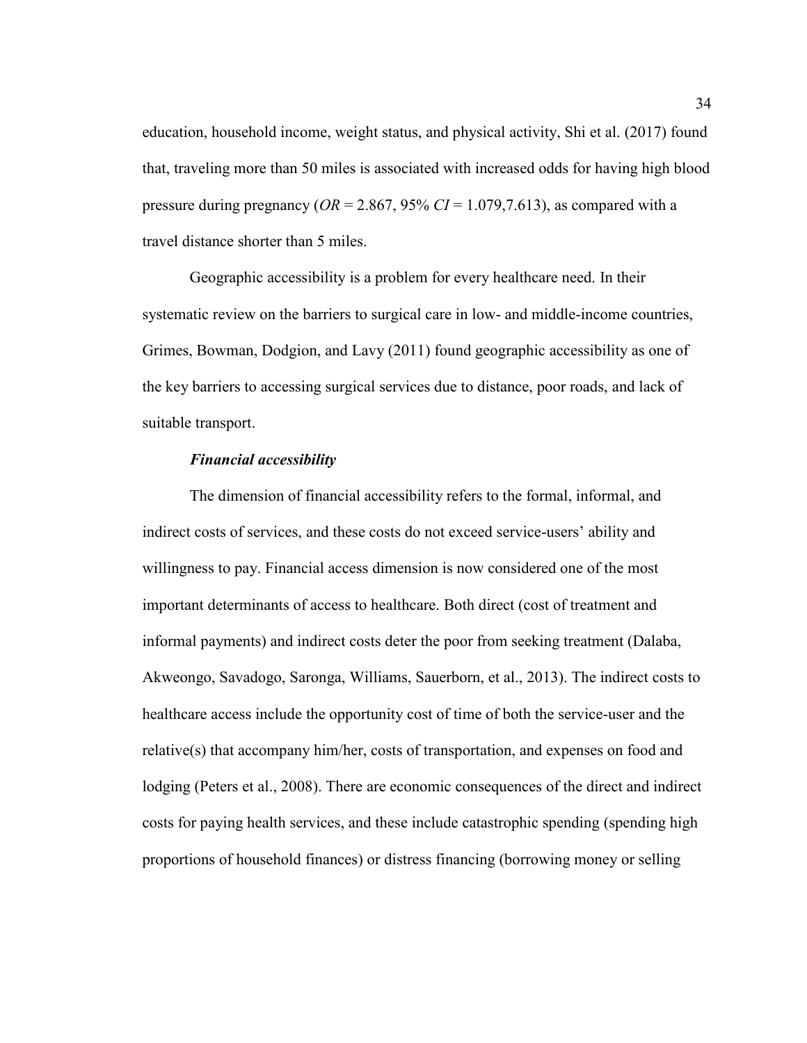education, household income, weight status, and physical activity, Shi et al. (2017) found that, traveling more than 50 miles is associated with increased odds for having high blood pressure during pregnancy (*OR* = 2.867, 95% *CI* = 1.079,7.613), as compared with a travel distance shorter than 5 miles.

Geographic accessibility is a problem for every healthcare need. In their systematic review on the barriers to surgical care in low- and middle-income countries, Grimes, Bowman, Dodgion, and Lavy (2011) found geographic accessibility as one of the key barriers to accessing surgical services due to distance, poor roads, and lack of suitable transport.

#### ***Financial accessibility***

The dimension of financial accessibility refers to the formal, informal, and indirect costs of services, and these costs do not exceed service-users' ability and willingness to pay. Financial access dimension is now considered one of the most important determinants of access to healthcare. Both direct (cost of treatment and informal payments) and indirect costs deter the poor from seeking treatment (Dalaba, Akweongo, Savadogo, Saronga, Williams, Sauerborn, et al., 2013). The indirect costs to healthcare access include the opportunity cost of time of both the service-user and the relative(s) that accompany him/her, costs of transportation, and expenses on food and lodging (Peters et al., 2008). There are economic consequences of the direct and indirect costs for paying health services, and these include catastrophic spending (spending high proportions of household finances) or distress financing (borrowing money or selling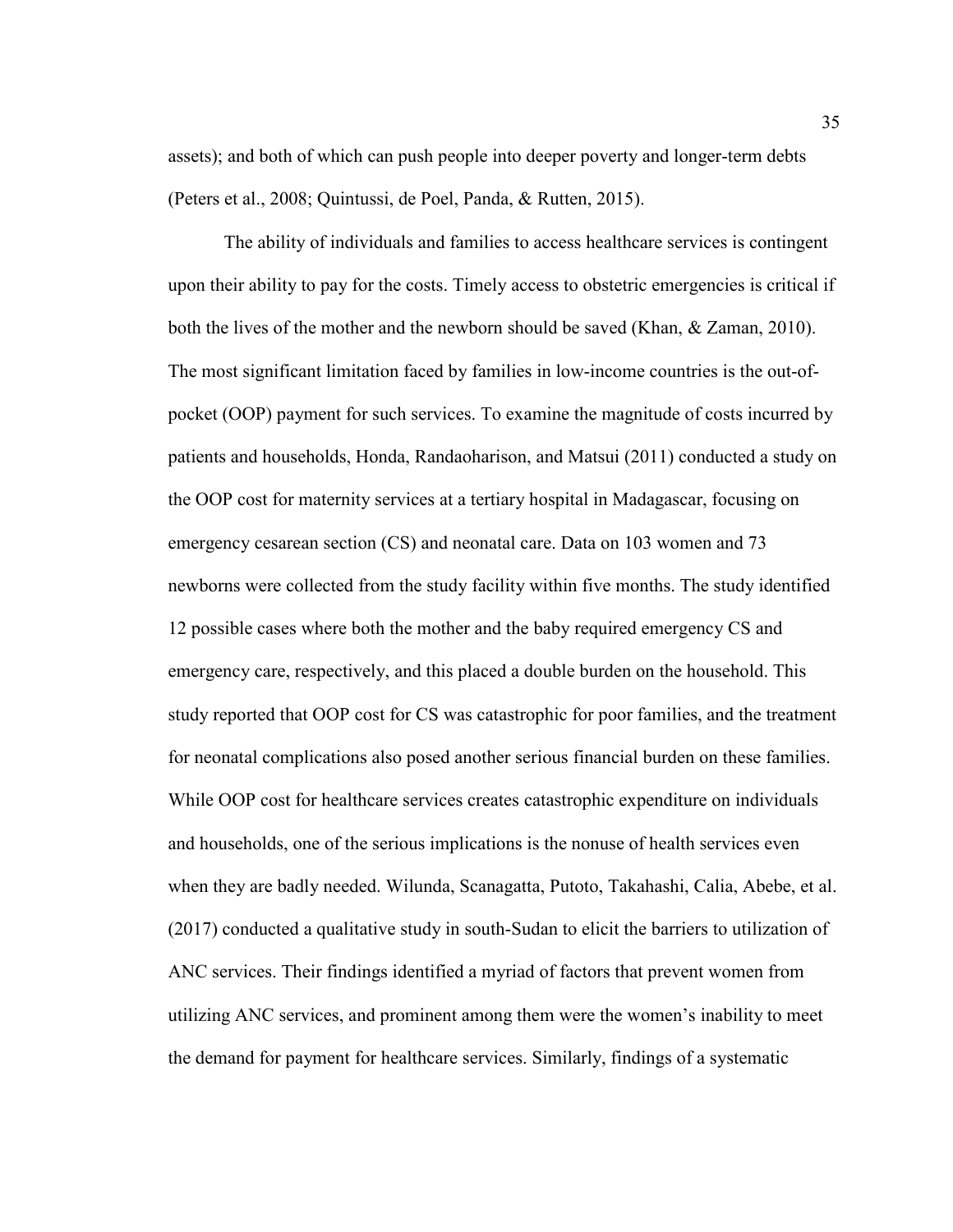assets); and both of which can push people into deeper poverty and longer-term debts (Peters et al., 2008; Quintussi, de Poel, Panda, & Rutten, 2015).

The ability of individuals and families to access healthcare services is contingent upon their ability to pay for the costs. Timely access to obstetric emergencies is critical if both the lives of the mother and the newborn should be saved (Khan, & Zaman, 2010). The most significant limitation faced by families in low-income countries is the out-of-pocket (OOP) payment for such services. To examine the magnitude of costs incurred by patients and households, Honda, Randaoharison, and Matsui (2011) conducted a study on the OOP cost for maternity services at a tertiary hospital in Madagascar, focusing on emergency cesarean section (CS) and neonatal care. Data on 103 women and 73 newborns were collected from the study facility within five months. The study identified 12 possible cases where both the mother and the baby required emergency CS and emergency care, respectively, and this placed a double burden on the household. This study reported that OOP cost for CS was catastrophic for poor families, and the treatment for neonatal complications also posed another serious financial burden on these families. While OOP cost for healthcare services creates catastrophic expenditure on individuals and households, one of the serious implications is the nonuse of health services even when they are badly needed. Wilunda, Scanagatta, Putoto, Takahashi, Calia, Abebe, et al. (2017) conducted a qualitative study in south-Sudan to elicit the barriers to utilization of ANC services. Their findings identified a myriad of factors that prevent women from utilizing ANC services, and prominent among them were the women's inability to meet the demand for payment for healthcare services. Similarly, findings of a systematic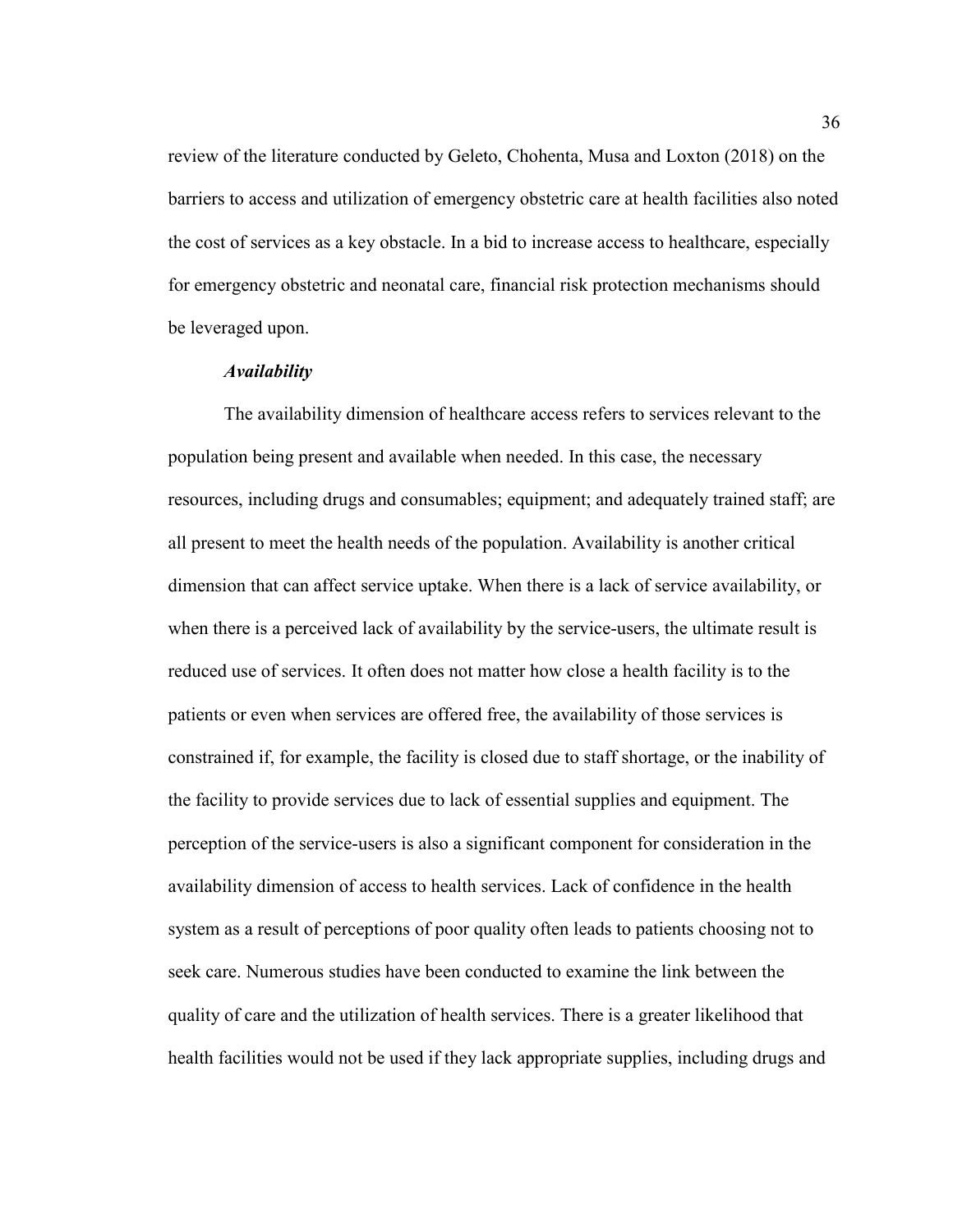review of the literature conducted by Geleto, Chohenta, Musa and Loxton (2018) on the barriers to access and utilization of emergency obstetric care at health facilities also noted the cost of services as a key obstacle. In a bid to increase access to healthcare, especially for emergency obstetric and neonatal care, financial risk protection mechanisms should be leveraged upon.

#### *Availability*

The availability dimension of healthcare access refers to services relevant to the population being present and available when needed. In this case, the necessary resources, including drugs and consumables; equipment; and adequately trained staff; are all present to meet the health needs of the population. Availability is another critical dimension that can affect service uptake. When there is a lack of service availability, or when there is a perceived lack of availability by the service-users, the ultimate result is reduced use of services. It often does not matter how close a health facility is to the patients or even when services are offered free, the availability of those services is constrained if, for example, the facility is closed due to staff shortage, or the inability of the facility to provide services due to lack of essential supplies and equipment. The perception of the service-users is also a significant component for consideration in the availability dimension of access to health services. Lack of confidence in the health system as a result of perceptions of poor quality often leads to patients choosing not to seek care. Numerous studies have been conducted to examine the link between the quality of care and the utilization of health services. There is a greater likelihood that health facilities would not be used if they lack appropriate supplies, including drugs and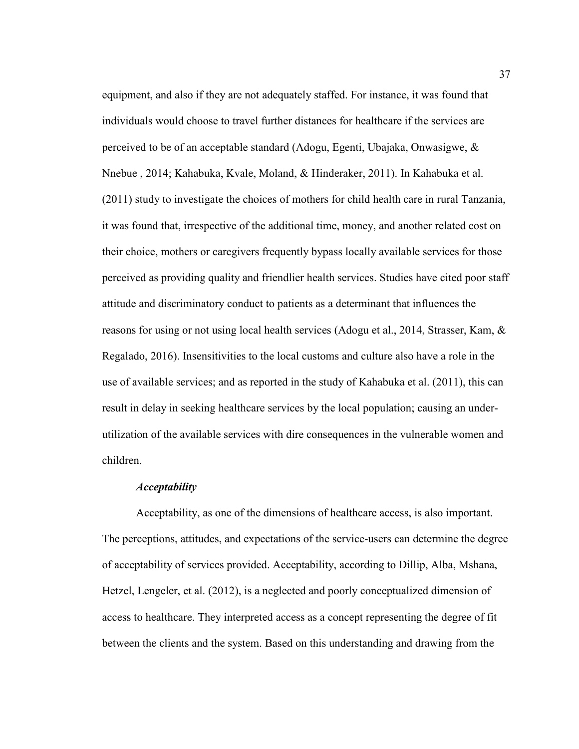equipment, and also if they are not adequately staffed. For instance, it was found that individuals would choose to travel further distances for healthcare if the services are perceived to be of an acceptable standard (Adogu, Egenti, Ubajaka, Onwasigwe, & Nnebue , 2014; Kahabuka, Kvale, Moland, & Hinderaker, 2011). In Kahabuka et al. (2011) study to investigate the choices of mothers for child health care in rural Tanzania, it was found that, irrespective of the additional time, money, and another related cost on their choice, mothers or caregivers frequently bypass locally available services for those perceived as providing quality and friendlier health services. Studies have cited poor staff attitude and discriminatory conduct to patients as a determinant that influences the reasons for using or not using local health services (Adogu et al., 2014, Strasser, Kam, & Regalado, 2016). Insensitivities to the local customs and culture also have a role in the use of available services; and as reported in the study of Kahabuka et al. (2011), this can result in delay in seeking healthcare services by the local population; causing an under-utilization of the available services with dire consequences in the vulnerable women and children.

### *Acceptability*

Acceptability, as one of the dimensions of healthcare access, is also important. The perceptions, attitudes, and expectations of the service-users can determine the degree of acceptability of services provided. Acceptability, according to Dillip, Alba, Mshana, Hetzel, Lengeler, et al. (2012), is a neglected and poorly conceptualized dimension of access to healthcare. They interpreted access as a concept representing the degree of fit between the clients and the system. Based on this understanding and drawing from the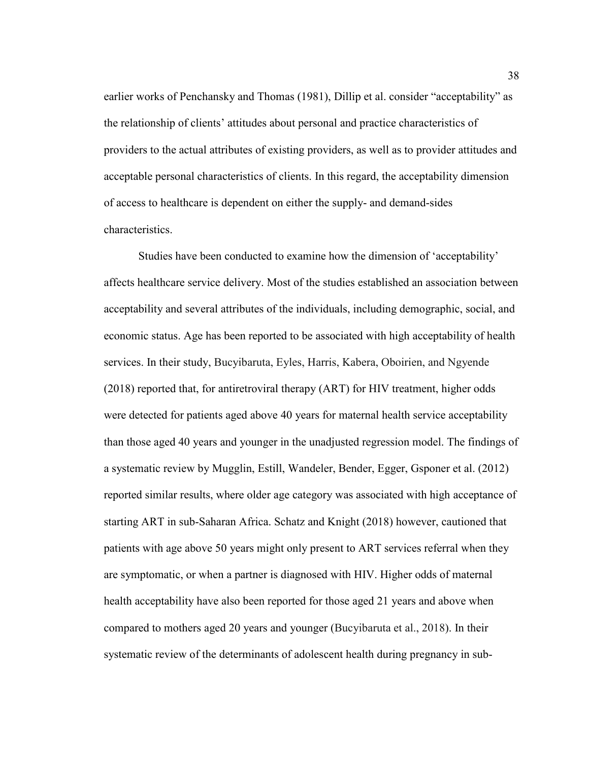earlier works of Penchansky and Thomas (1981), Dillip et al. consider "acceptability" as the relationship of clients' attitudes about personal and practice characteristics of providers to the actual attributes of existing providers, as well as to provider attitudes and acceptable personal characteristics of clients. In this regard, the acceptability dimension of access to healthcare is dependent on either the supply- and demand-sides characteristics.

Studies have been conducted to examine how the dimension of 'acceptability' affects healthcare service delivery. Most of the studies established an association between acceptability and several attributes of the individuals, including demographic, social, and economic status. Age has been reported to be associated with high acceptability of health services. In their study, Bucyibaruta, Eyles, Harris, Kabera, Oboirien, and Ngyende (2018) reported that, for antiretroviral therapy (ART) for HIV treatment, higher odds were detected for patients aged above 40 years for maternal health service acceptability than those aged 40 years and younger in the unadjusted regression model. The findings of a systematic review by Mugglin, Estill, Wandeler, Bender, Egger, Gsponer et al. (2012) reported similar results, where older age category was associated with high acceptance of starting ART in sub-Saharan Africa. Schatz and Knight (2018) however, cautioned that patients with age above 50 years might only present to ART services referral when they are symptomatic, or when a partner is diagnosed with HIV. Higher odds of maternal health acceptability have also been reported for those aged 21 years and above when compared to mothers aged 20 years and younger (Bucyibaruta et al., 2018). In their systematic review of the determinants of adolescent health during pregnancy in sub-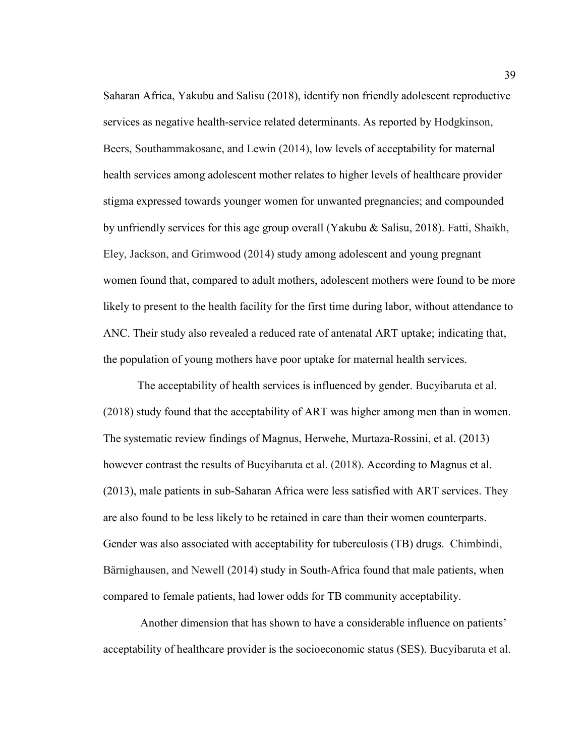Saharan Africa, Yakubu and Salisu (2018), identify non friendly adolescent reproductive services as negative health-service related determinants. As reported by Hodgkinson, Beers, Southammakosane, and Lewin (2014), low levels of acceptability for maternal health services among adolescent mother relates to higher levels of healthcare provider stigma expressed towards younger women for unwanted pregnancies; and compounded by unfriendly services for this age group overall (Yakubu & Salisu, 2018). Fatti, Shaikh, Eley, Jackson, and Grimwood (2014) study among adolescent and young pregnant women found that, compared to adult mothers, adolescent mothers were found to be more likely to present to the health facility for the first time during labor, without attendance to ANC. Their study also revealed a reduced rate of antenatal ART uptake; indicating that, the population of young mothers have poor uptake for maternal health services.

The acceptability of health services is influenced by gender. Bucyibaruta et al. (2018) study found that the acceptability of ART was higher among men than in women. The systematic review findings of Magnus, Herwehe, Murtaza-Rossini, et al. (2013) however contrast the results of Bucyibaruta et al. (2018). According to Magnus et al. (2013), male patients in sub-Saharan Africa were less satisfied with ART services. They are also found to be less likely to be retained in care than their women counterparts. Gender was also associated with acceptability for tuberculosis (TB) drugs. Chimbindi, Bärnighausen, and Newell (2014) study in South-Africa found that male patients, when compared to female patients, had lower odds for TB community acceptability.

Another dimension that has shown to have a considerable influence on patients' acceptability of healthcare provider is the socioeconomic status (SES). Bucyibaruta et al.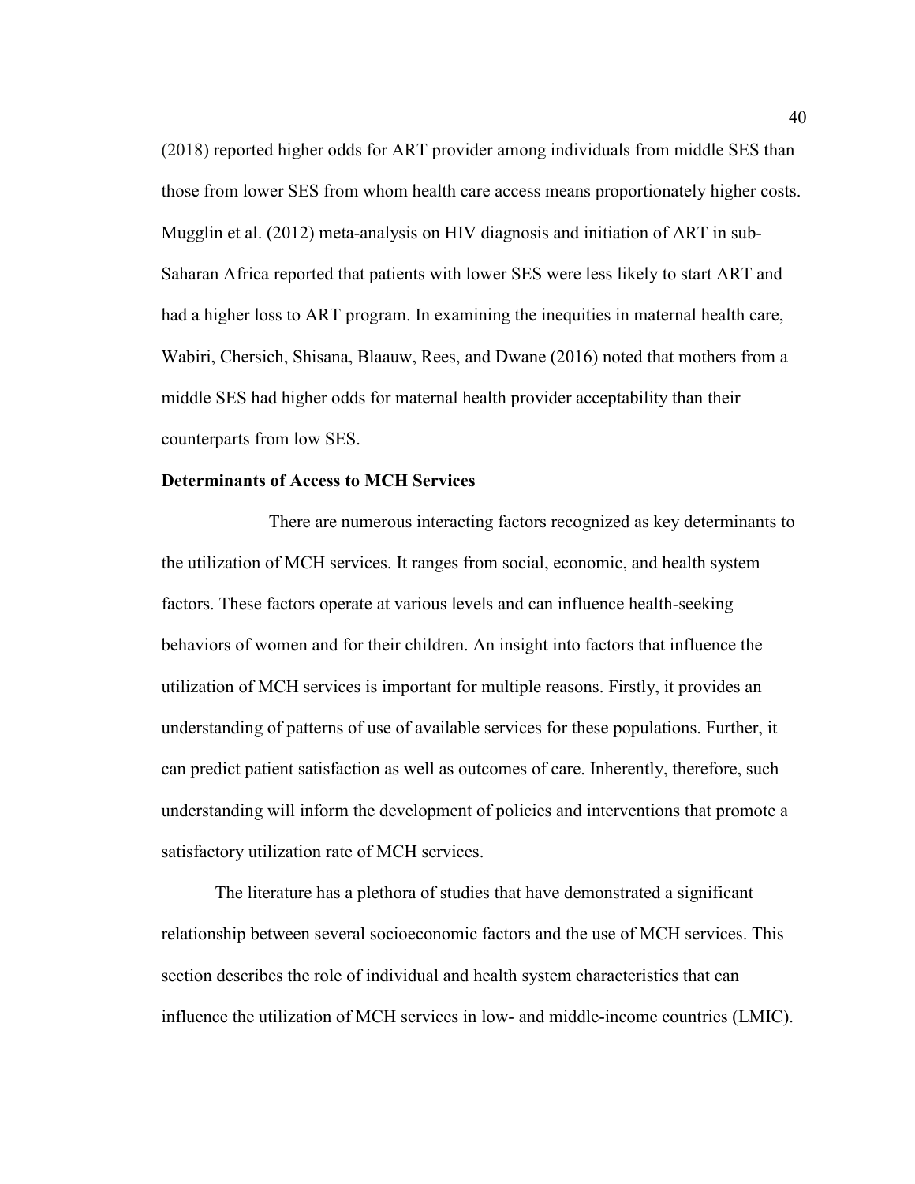(2018) reported higher odds for ART provider among individuals from middle SES than those from lower SES from whom health care access means proportionately higher costs. Mugglin et al. (2012) meta-analysis on HIV diagnosis and initiation of ART in sub-Saharan Africa reported that patients with lower SES were less likely to start ART and had a higher loss to ART program. In examining the inequities in maternal health care, Wabiri, Chersich, Shisana, Blaauw, Rees, and Dwane (2016) noted that mothers from a middle SES had higher odds for maternal health provider acceptability than their counterparts from low SES.

**Determinants of Access to MCH Services**

There are numerous interacting factors recognized as key determinants to the utilization of MCH services. It ranges from social, economic, and health system factors. These factors operate at various levels and can influence health-seeking behaviors of women and for their children. An insight into factors that influence the utilization of MCH services is important for multiple reasons. Firstly, it provides an understanding of patterns of use of available services for these populations. Further, it can predict patient satisfaction as well as outcomes of care. Inherently, therefore, such understanding will inform the development of policies and interventions that promote a satisfactory utilization rate of MCH services.

The literature has a plethora of studies that have demonstrated a significant relationship between several socioeconomic factors and the use of MCH services. This section describes the role of individual and health system characteristics that can influence the utilization of MCH services in low- and middle-income countries (LMIC).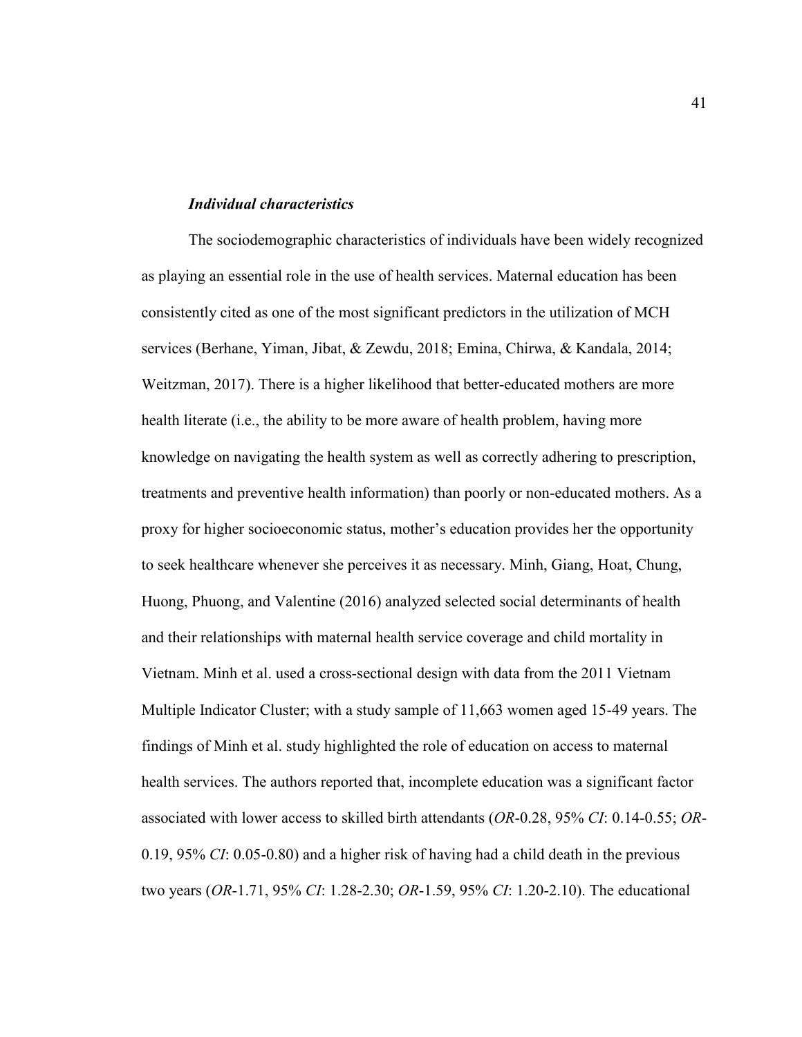### *Individual characteristics*

The sociodemographic characteristics of individuals have been widely recognized as playing an essential role in the use of health services. Maternal education has been consistently cited as one of the most significant predictors in the utilization of MCH services (Berhane, Yiman, Jibat, & Zewdu, 2018; Emina, Chirwa, & Kandala, 2014; Weitzman, 2017). There is a higher likelihood that better-educated mothers are more health literate (i.e., the ability to be more aware of health problem, having more knowledge on navigating the health system as well as correctly adhering to prescription, treatments and preventive health information) than poorly or non-educated mothers. As a proxy for higher socioeconomic status, mother's education provides her the opportunity to seek healthcare whenever she perceives it as necessary. Minh, Giang, Hoat, Chung, Huong, Phuong, and Valentine (2016) analyzed selected social determinants of health and their relationships with maternal health service coverage and child mortality in Vietnam. Minh et al. used a cross-sectional design with data from the 2011 Vietnam Multiple Indicator Cluster; with a study sample of 11,663 women aged 15-49 years. The findings of Minh et al. study highlighted the role of education on access to maternal health services. The authors reported that, incomplete education was a significant factor associated with lower access to skilled birth attendants (*OR*-0.28, 95% *CI*: 0.14-0.55; *OR*-0.19, 95% *CI*: 0.05-0.80) and a higher risk of having had a child death in the previous two years (*OR*-1.71, 95% *CI*: 1.28-2.30; *OR*-1.59, 95% *CI*: 1.20-2.10). The educational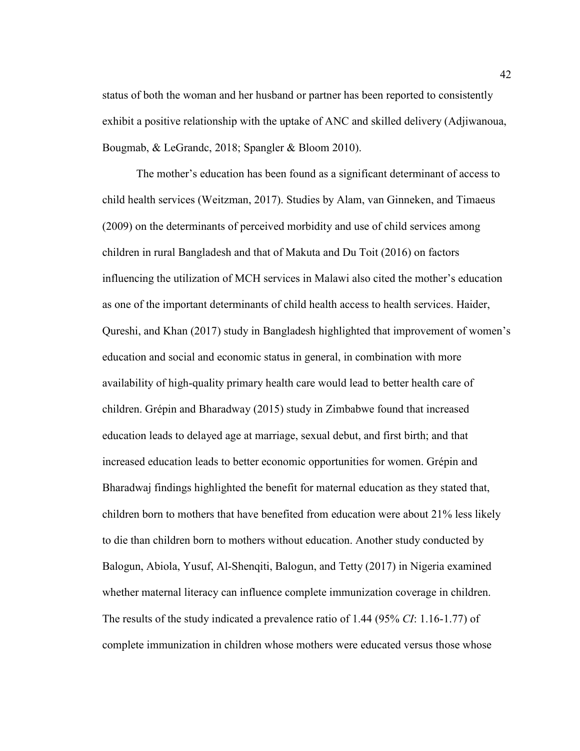status of both the woman and her husband or partner has been reported to consistently exhibit a positive relationship with the uptake of ANC and skilled delivery (Adjiwanoua, Bougmab, & LeGrandc, 2018; Spangler & Bloom 2010).

The mother's education has been found as a significant determinant of access to child health services (Weitzman, 2017). Studies by Alam, van Ginneken, and Timaeus (2009) on the determinants of perceived morbidity and use of child services among children in rural Bangladesh and that of Makuta and Du Toit (2016) on factors influencing the utilization of MCH services in Malawi also cited the mother's education as one of the important determinants of child health access to health services. Haider, Qureshi, and Khan (2017) study in Bangladesh highlighted that improvement of women's education and social and economic status in general, in combination with more availability of high-quality primary health care would lead to better health care of children. Grépin and Bharadway (2015) study in Zimbabwe found that increased education leads to delayed age at marriage, sexual debut, and first birth; and that increased education leads to better economic opportunities for women. Grépin and Bharadwaj findings highlighted the benefit for maternal education as they stated that, children born to mothers that have benefited from education were about 21% less likely to die than children born to mothers without education. Another study conducted by Balogun, Abiola, Yusuf, Al-Shenqiti, Balogun, and Tetty (2017) in Nigeria examined whether maternal literacy can influence complete immunization coverage in children. The results of the study indicated a prevalence ratio of 1.44 (95% *CI*: 1.16-1.77) of complete immunization in children whose mothers were educated versus those whose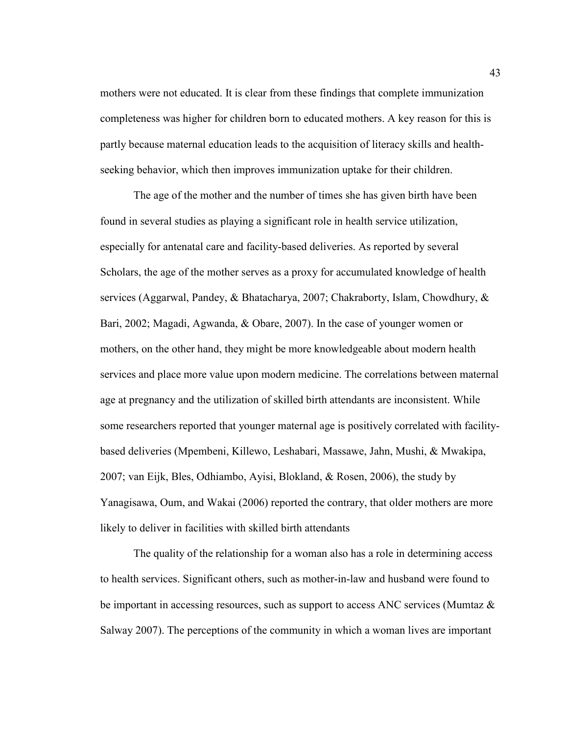mothers were not educated. It is clear from these findings that complete immunization completeness was higher for children born to educated mothers. A key reason for this is partly because maternal education leads to the acquisition of literacy skills and health-seeking behavior, which then improves immunization uptake for their children.

The age of the mother and the number of times she has given birth have been found in several studies as playing a significant role in health service utilization, especially for antenatal care and facility-based deliveries. As reported by several Scholars, the age of the mother serves as a proxy for accumulated knowledge of health services (Aggarwal, Pandey, & Bhatacharya, 2007; Chakraborty, Islam, Chowdhury, & Bari, 2002; Magadi, Agwanda, & Obare, 2007). In the case of younger women or mothers, on the other hand, they might be more knowledgeable about modern health services and place more value upon modern medicine. The correlations between maternal age at pregnancy and the utilization of skilled birth attendants are inconsistent. While some researchers reported that younger maternal age is positively correlated with facility-based deliveries (Mpembeni, Killewo, Leshabari, Massawe, Jahn, Mushi, & Mwakipa, 2007; van Eijk, Bles, Odhiambo, Ayisi, Blokland, & Rosen, 2006), the study by Yanagisawa, Oum, and Wakai (2006) reported the contrary, that older mothers are more likely to deliver in facilities with skilled birth attendants

The quality of the relationship for a woman also has a role in determining access to health services. Significant others, such as mother-in-law and husband were found to be important in accessing resources, such as support to access ANC services (Mumtaz & Salway 2007). The perceptions of the community in which a woman lives are important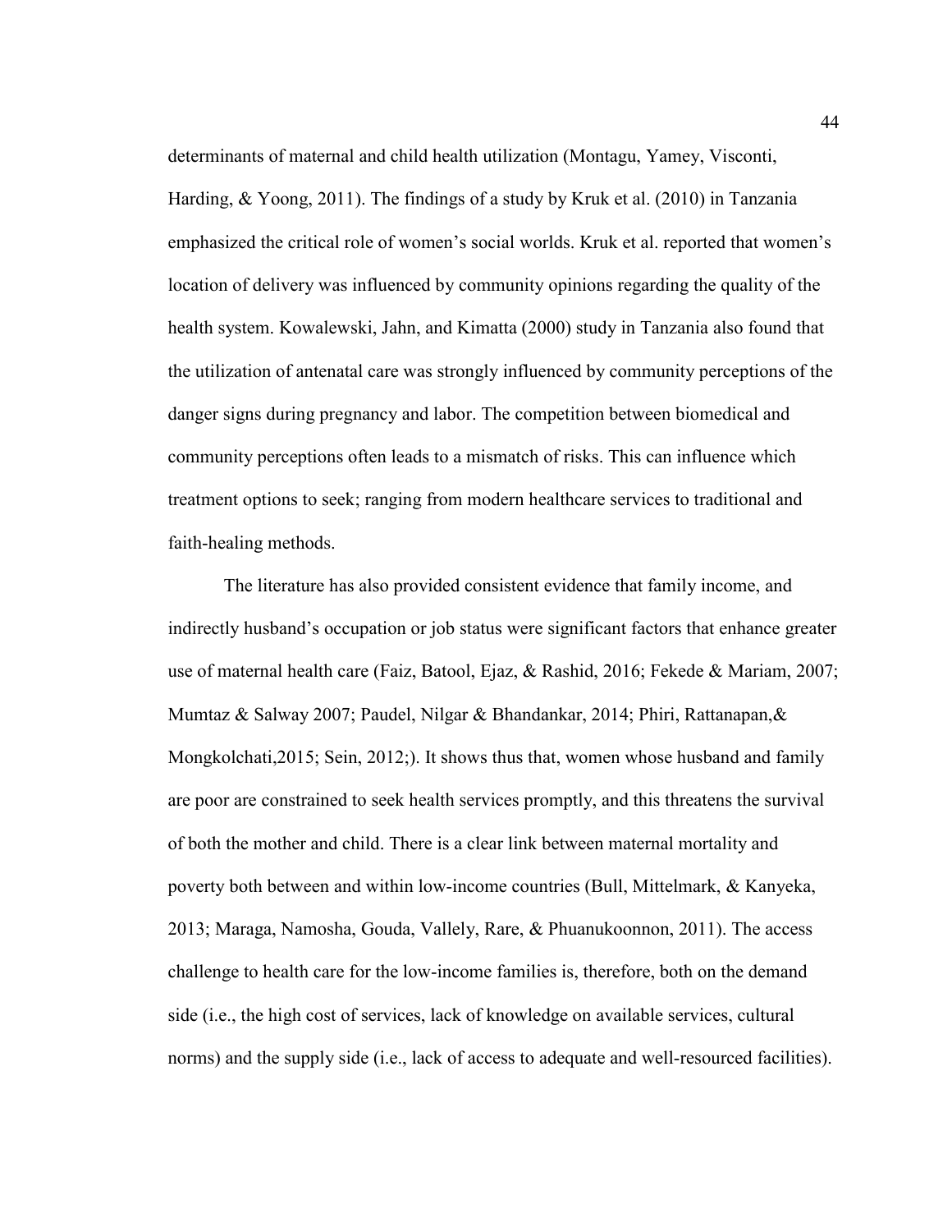determinants of maternal and child health utilization (Montagu, Yamey, Visconti, Harding, & Yoong, 2011). The findings of a study by Kruk et al. (2010) in Tanzania emphasized the critical role of women's social worlds. Kruk et al. reported that women's location of delivery was influenced by community opinions regarding the quality of the health system. Kowalewski, Jahn, and Kimatta (2000) study in Tanzania also found that the utilization of antenatal care was strongly influenced by community perceptions of the danger signs during pregnancy and labor. The competition between biomedical and community perceptions often leads to a mismatch of risks. This can influence which treatment options to seek; ranging from modern healthcare services to traditional and faith-healing methods.

The literature has also provided consistent evidence that family income, and indirectly husband's occupation or job status were significant factors that enhance greater use of maternal health care (Faiz, Batool, Ejaz, & Rashid, 2016; Fekede & Mariam, 2007; Mumtaz & Salway 2007; Paudel, Nilgar & Bhandankar, 2014; Phiri, Rattanapan,& Mongkolchati,2015; Sein, 2012;). It shows thus that, women whose husband and family are poor are constrained to seek health services promptly, and this threatens the survival of both the mother and child. There is a clear link between maternal mortality and poverty both between and within low-income countries (Bull, Mittelmark, & Kanyeka, 2013; Maraga, Namosha, Gouda, Vallely, Rare, & Phuanukoonnon, 2011). The access challenge to health care for the low-income families is, therefore, both on the demand side (i.e., the high cost of services, lack of knowledge on available services, cultural norms) and the supply side (i.e., lack of access to adequate and well-resourced facilities).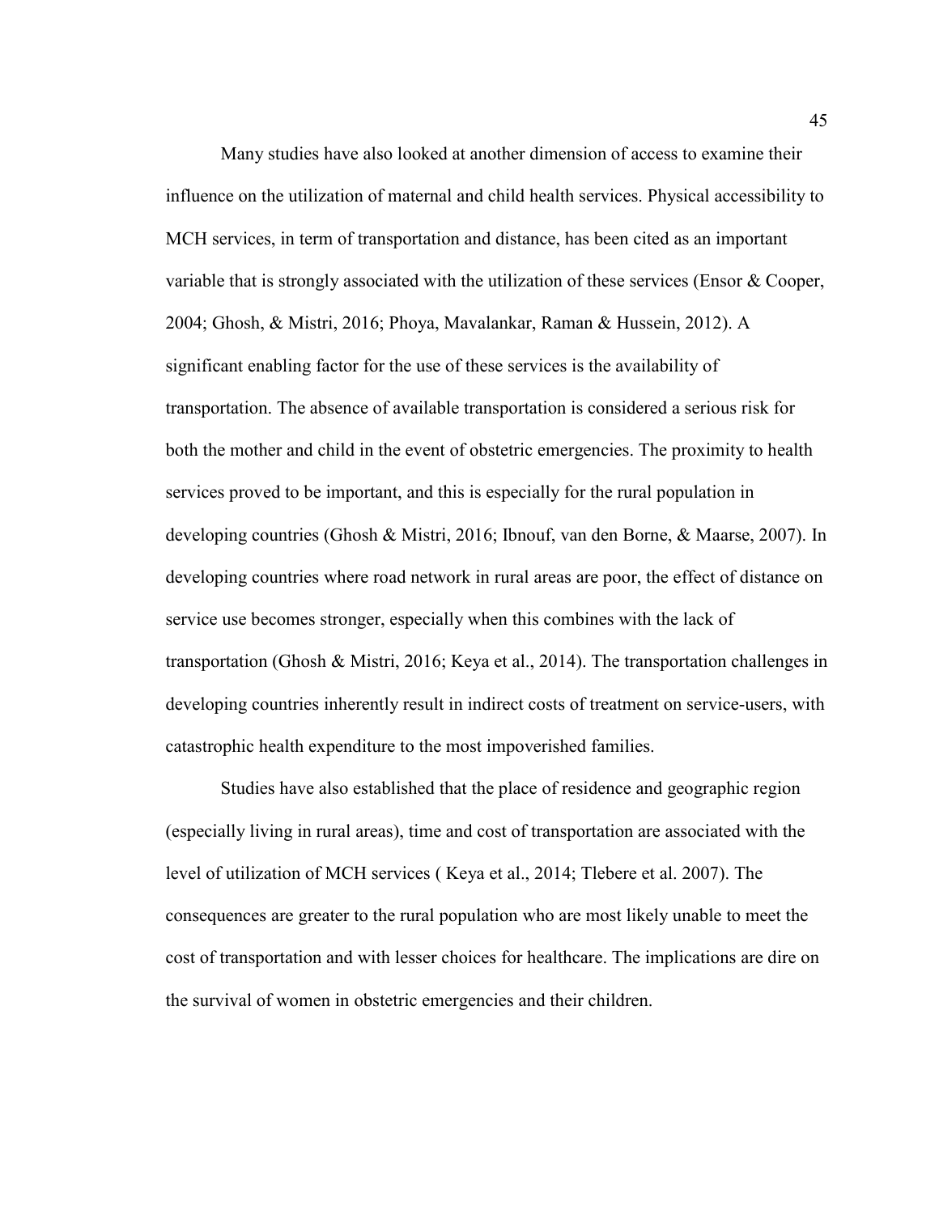Many studies have also looked at another dimension of access to examine their influence on the utilization of maternal and child health services. Physical accessibility to MCH services, in term of transportation and distance, has been cited as an important variable that is strongly associated with the utilization of these services (Ensor & Cooper, 2004; Ghosh, & Mistri, 2016; Phoya, Mavalankar, Raman & Hussein, 2012). A significant enabling factor for the use of these services is the availability of transportation. The absence of available transportation is considered a serious risk for both the mother and child in the event of obstetric emergencies. The proximity to health services proved to be important, and this is especially for the rural population in developing countries (Ghosh & Mistri, 2016; Ibnouf, van den Borne, & Maarse, 2007). In developing countries where road network in rural areas are poor, the effect of distance on service use becomes stronger, especially when this combines with the lack of transportation (Ghosh & Mistri, 2016; Keya et al., 2014). The transportation challenges in developing countries inherently result in indirect costs of treatment on service-users, with catastrophic health expenditure to the most impoverished families.

Studies have also established that the place of residence and geographic region (especially living in rural areas), time and cost of transportation are associated with the level of utilization of MCH services ( Keya et al., 2014; Tlebere et al. 2007). The consequences are greater to the rural population who are most likely unable to meet the cost of transportation and with lesser choices for healthcare. The implications are dire on the survival of women in obstetric emergencies and their children.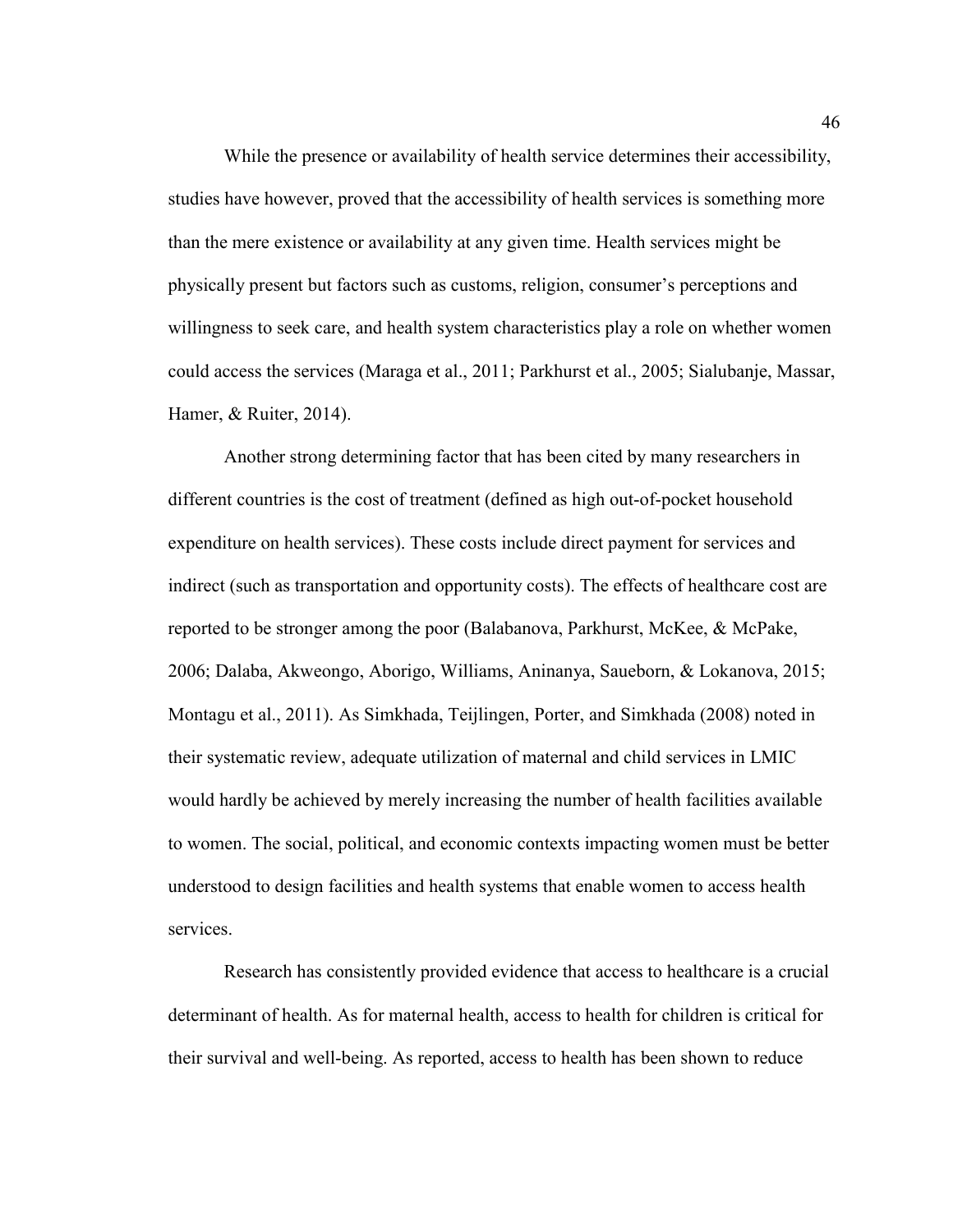While the presence or availability of health service determines their accessibility, studies have however, proved that the accessibility of health services is something more than the mere existence or availability at any given time. Health services might be physically present but factors such as customs, religion, consumer's perceptions and willingness to seek care, and health system characteristics play a role on whether women could access the services (Maraga et al., 2011; Parkhurst et al., 2005; Sialubanje, Massar, Hamer, & Ruiter, 2014).

Another strong determining factor that has been cited by many researchers in different countries is the cost of treatment (defined as high out-of-pocket household expenditure on health services). These costs include direct payment for services and indirect (such as transportation and opportunity costs). The effects of healthcare cost are reported to be stronger among the poor (Balabanova, Parkhurst, McKee, & McPake, 2006; Dalaba, Akweongo, Aborigo, Williams, Aninanya, Saueborn, & Lokanova, 2015; Montagu et al., 2011). As Simkhada, Teijlingen, Porter, and Simkhada (2008) noted in their systematic review, adequate utilization of maternal and child services in LMIC would hardly be achieved by merely increasing the number of health facilities available to women. The social, political, and economic contexts impacting women must be better understood to design facilities and health systems that enable women to access health services.

Research has consistently provided evidence that access to healthcare is a crucial determinant of health. As for maternal health, access to health for children is critical for their survival and well-being. As reported, access to health has been shown to reduce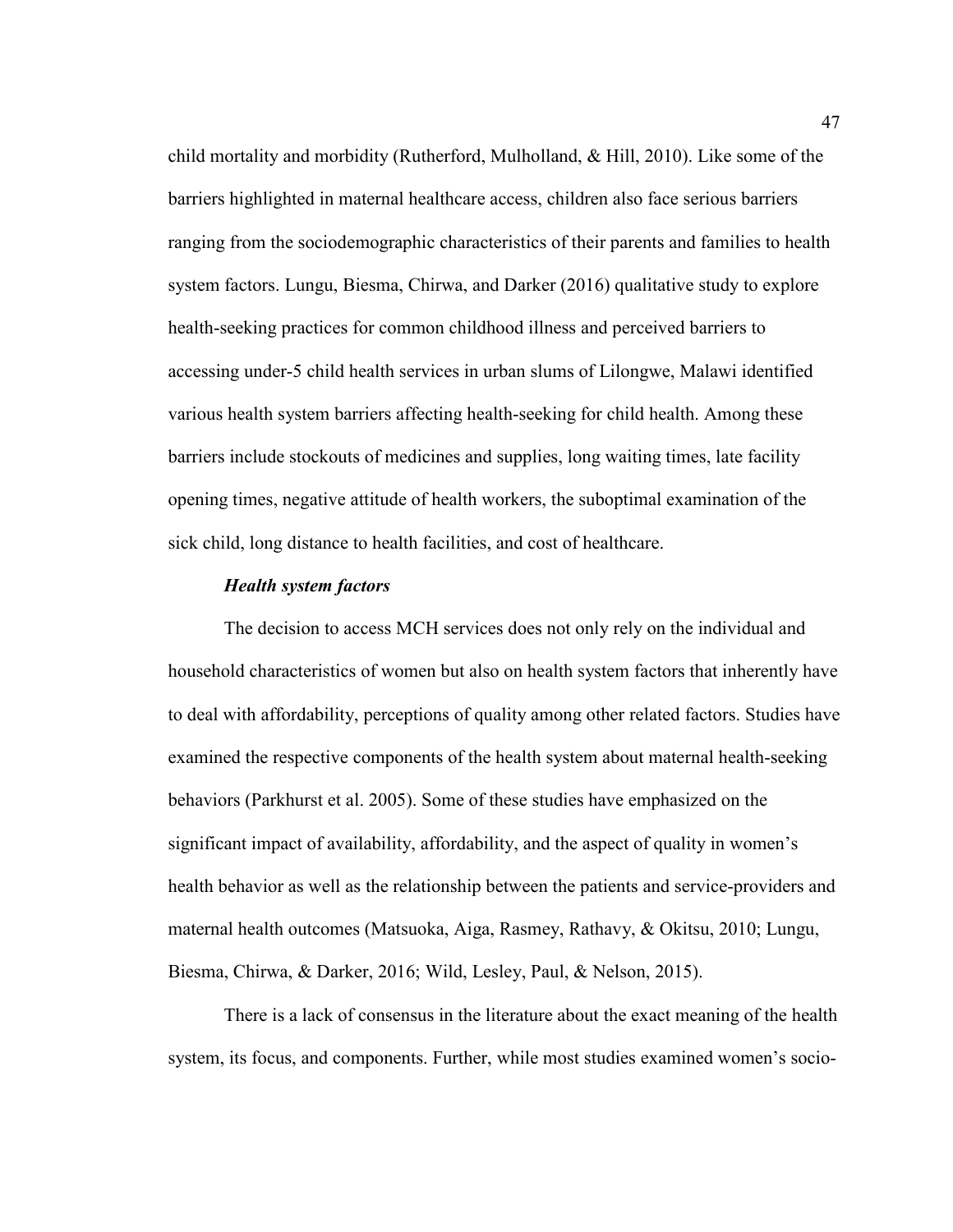child mortality and morbidity (Rutherford, Mulholland, & Hill, 2010). Like some of the barriers highlighted in maternal healthcare access, children also face serious barriers ranging from the sociodemographic characteristics of their parents and families to health system factors. Lungu, Biesma, Chirwa, and Darker (2016) qualitative study to explore health-seeking practices for common childhood illness and perceived barriers to accessing under-5 child health services in urban slums of Lilongwe, Malawi identified various health system barriers affecting health-seeking for child health. Among these barriers include stockouts of medicines and supplies, long waiting times, late facility opening times, negative attitude of health workers, the suboptimal examination of the sick child, long distance to health facilities, and cost of healthcare.

***Health system factors***

The decision to access MCH services does not only rely on the individual and household characteristics of women but also on health system factors that inherently have to deal with affordability, perceptions of quality among other related factors. Studies have examined the respective components of the health system about maternal health-seeking behaviors (Parkhurst et al. 2005). Some of these studies have emphasized on the significant impact of availability, affordability, and the aspect of quality in women's health behavior as well as the relationship between the patients and service-providers and maternal health outcomes (Matsuoka, Aiga, Rasmey, Rathavy, & Okitsu, 2010; Lungu, Biesma, Chirwa, & Darker, 2016; Wild, Lesley, Paul, & Nelson, 2015).

There is a lack of consensus in the literature about the exact meaning of the health system, its focus, and components. Further, while most studies examined women's socio-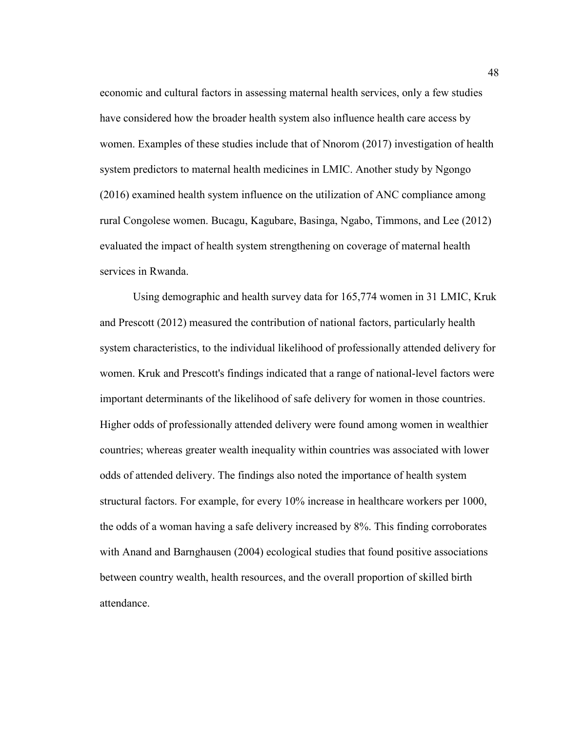economic and cultural factors in assessing maternal health services, only a few studies have considered how the broader health system also influence health care access by women. Examples of these studies include that of Nnorom (2017) investigation of health system predictors to maternal health medicines in LMIC. Another study by Ngongo (2016) examined health system influence on the utilization of ANC compliance among rural Congolese women. Bucagu, Kagubare, Basinga, Ngabo, Timmons, and Lee (2012) evaluated the impact of health system strengthening on coverage of maternal health services in Rwanda.

Using demographic and health survey data for 165,774 women in 31 LMIC, Kruk and Prescott (2012) measured the contribution of national factors, particularly health system characteristics, to the individual likelihood of professionally attended delivery for women. Kruk and Prescott's findings indicated that a range of national-level factors were important determinants of the likelihood of safe delivery for women in those countries. Higher odds of professionally attended delivery were found among women in wealthier countries; whereas greater wealth inequality within countries was associated with lower odds of attended delivery. The findings also noted the importance of health system structural factors. For example, for every 10% increase in healthcare workers per 1000, the odds of a woman having a safe delivery increased by 8%. This finding corroborates with Anand and Barnghausen (2004) ecological studies that found positive associations between country wealth, health resources, and the overall proportion of skilled birth attendance.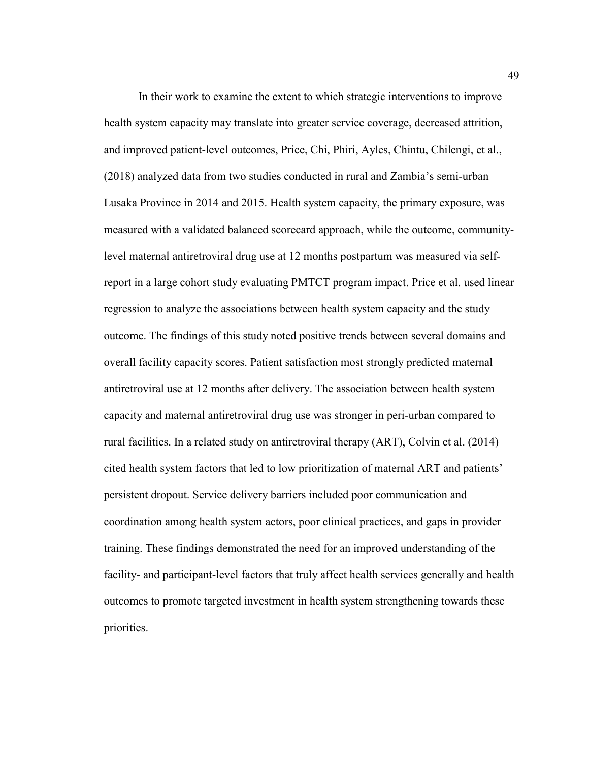In their work to examine the extent to which strategic interventions to improve health system capacity may translate into greater service coverage, decreased attrition, and improved patient-level outcomes, Price, Chi, Phiri, Ayles, Chintu, Chilengi, et al., (2018) analyzed data from two studies conducted in rural and Zambia's semi-urban Lusaka Province in 2014 and 2015. Health system capacity, the primary exposure, was measured with a validated balanced scorecard approach, while the outcome, community-level maternal antiretroviral drug use at 12 months postpartum was measured via self-report in a large cohort study evaluating PMTCT program impact. Price et al. used linear regression to analyze the associations between health system capacity and the study outcome. The findings of this study noted positive trends between several domains and overall facility capacity scores. Patient satisfaction most strongly predicted maternal antiretroviral use at 12 months after delivery. The association between health system capacity and maternal antiretroviral drug use was stronger in peri-urban compared to rural facilities. In a related study on antiretroviral therapy (ART), Colvin et al. (2014) cited health system factors that led to low prioritization of maternal ART and patients' persistent dropout. Service delivery barriers included poor communication and coordination among health system actors, poor clinical practices, and gaps in provider training. These findings demonstrated the need for an improved understanding of the facility- and participant-level factors that truly affect health services generally and health outcomes to promote targeted investment in health system strengthening towards these priorities.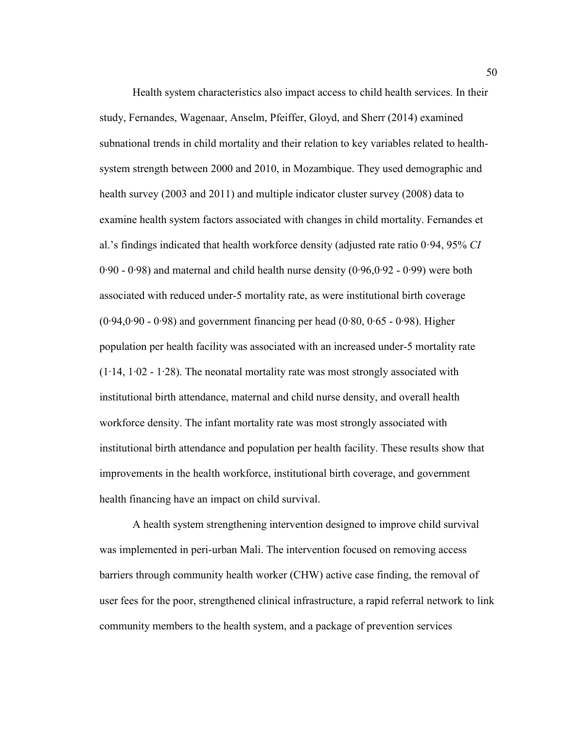Health system characteristics also impact access to child health services. In their study, Fernandes, Wagenaar, Anselm, Pfeiffer, Gloyd, and Sherr (2014) examined subnational trends in child mortality and their relation to key variables related to health-system strength between 2000 and 2010, in Mozambique. They used demographic and health survey (2003 and 2011) and multiple indicator cluster survey (2008) data to examine health system factors associated with changes in child mortality. Fernandes et al.'s findings indicated that health workforce density (adjusted rate ratio 0·94, 95% *CI* 0·90 - 0·98) and maternal and child health nurse density (0·96,0·92 - 0·99) were both associated with reduced under-5 mortality rate, as were institutional birth coverage (0·94,0·90 - 0·98) and government financing per head (0·80, 0·65 - 0·98). Higher population per health facility was associated with an increased under-5 mortality rate (1·14, 1·02 - 1·28). The neonatal mortality rate was most strongly associated with institutional birth attendance, maternal and child nurse density, and overall health workforce density. The infant mortality rate was most strongly associated with institutional birth attendance and population per health facility. These results show that improvements in the health workforce, institutional birth coverage, and government health financing have an impact on child survival.

A health system strengthening intervention designed to improve child survival was implemented in peri-urban Mali. The intervention focused on removing access barriers through community health worker (CHW) active case finding, the removal of user fees for the poor, strengthened clinical infrastructure, a rapid referral network to link community members to the health system, and a package of prevention services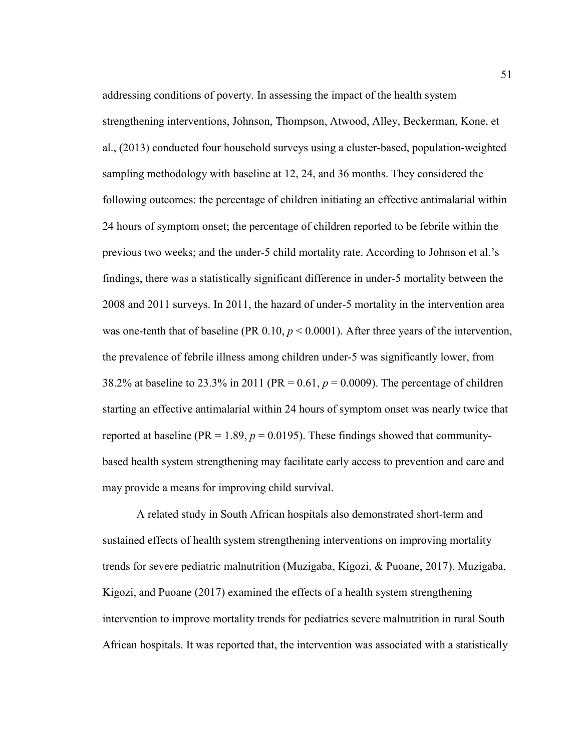addressing conditions of poverty. In assessing the impact of the health system strengthening interventions, Johnson, Thompson, Atwood, Alley, Beckerman, Kone, et al., (2013) conducted four household surveys using a cluster-based, population-weighted sampling methodology with baseline at 12, 24, and 36 months. They considered the following outcomes: the percentage of children initiating an effective antimalarial within 24 hours of symptom onset; the percentage of children reported to be febrile within the previous two weeks; and the under-5 child mortality rate. According to Johnson et al.'s findings, there was a statistically significant difference in under-5 mortality between the 2008 and 2011 surveys. In 2011, the hazard of under-5 mortality in the intervention area was one-tenth that of baseline (PR 0.10, $p < 0.0001$). After three years of the intervention, the prevalence of febrile illness among children under-5 was significantly lower, from 38.2% at baseline to 23.3% in 2011 (PR = 0.61, $p = 0.0009$). The percentage of children starting an effective antimalarial within 24 hours of symptom onset was nearly twice that reported at baseline (PR = 1.89, $p = 0.0195$). These findings showed that community-based health system strengthening may facilitate early access to prevention and care and may provide a means for improving child survival.

A related study in South African hospitals also demonstrated short-term and sustained effects of health system strengthening interventions on improving mortality trends for severe pediatric malnutrition (Muzigaba, Kigozi, & Puoane, 2017). Muzigaba, Kigozi, and Puoane (2017) examined the effects of a health system strengthening intervention to improve mortality trends for pediatrics severe malnutrition in rural South African hospitals. It was reported that, the intervention was associated with a statistically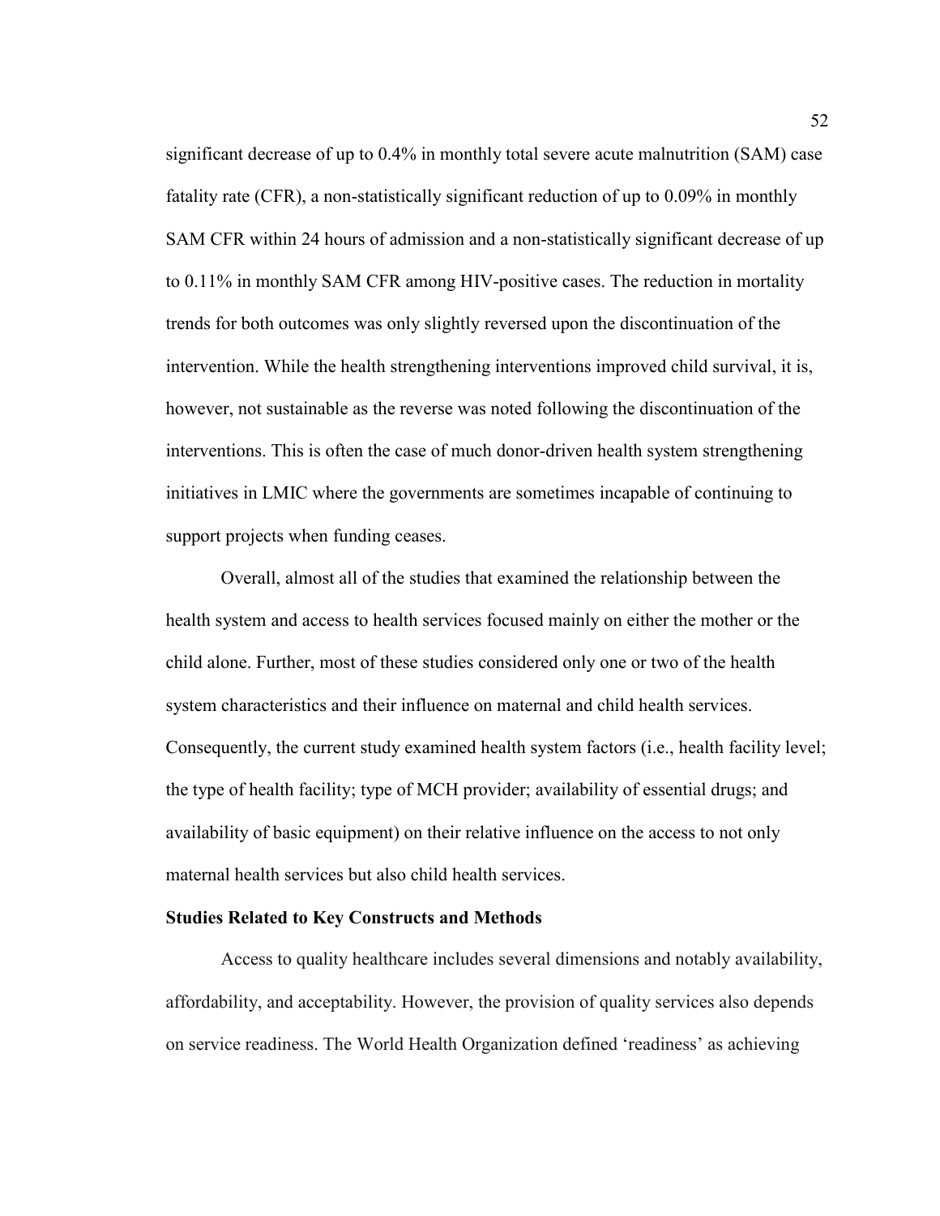significant decrease of up to 0.4% in monthly total severe acute malnutrition (SAM) case fatality rate (CFR), a non-statistically significant reduction of up to 0.09% in monthly SAM CFR within 24 hours of admission and a non-statistically significant decrease of up to 0.11% in monthly SAM CFR among HIV-positive cases. The reduction in mortality trends for both outcomes was only slightly reversed upon the discontinuation of the intervention. While the health strengthening interventions improved child survival, it is, however, not sustainable as the reverse was noted following the discontinuation of the interventions. This is often the case of much donor-driven health system strengthening initiatives in LMIC where the governments are sometimes incapable of continuing to support projects when funding ceases.

Overall, almost all of the studies that examined the relationship between the health system and access to health services focused mainly on either the mother or the child alone. Further, most of these studies considered only one or two of the health system characteristics and their influence on maternal and child health services. Consequently, the current study examined health system factors (i.e., health facility level; the type of health facility; type of MCH provider; availability of essential drugs; and availability of basic equipment) on their relative influence on the access to not only maternal health services but also child health services.

**Studies Related to Key Constructs and Methods**

Access to quality healthcare includes several dimensions and notably availability, affordability, and acceptability. However, the provision of quality services also depends on service readiness. The World Health Organization defined 'readiness' as achieving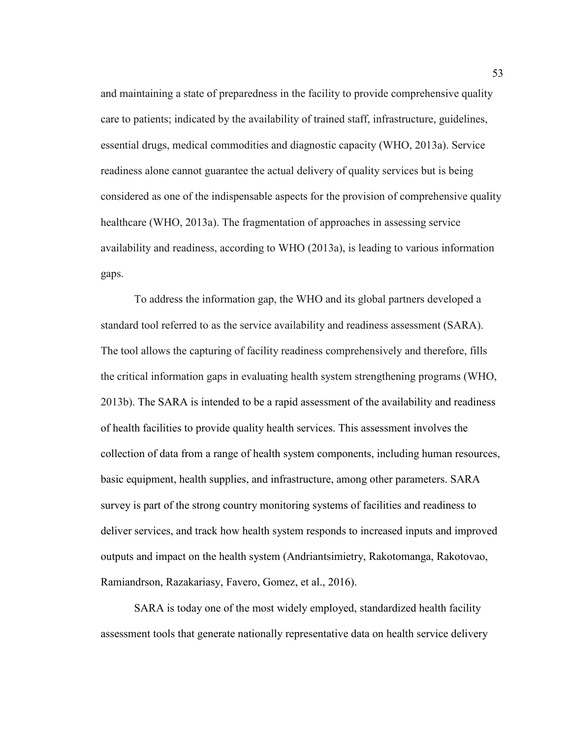and maintaining a state of preparedness in the facility to provide comprehensive quality care to patients; indicated by the availability of trained staff, infrastructure, guidelines, essential drugs, medical commodities and diagnostic capacity (WHO, 2013a). Service readiness alone cannot guarantee the actual delivery of quality services but is being considered as one of the indispensable aspects for the provision of comprehensive quality healthcare (WHO, 2013a). The fragmentation of approaches in assessing service availability and readiness, according to WHO (2013a), is leading to various information gaps.

To address the information gap, the WHO and its global partners developed a standard tool referred to as the service availability and readiness assessment (SARA). The tool allows the capturing of facility readiness comprehensively and therefore, fills the critical information gaps in evaluating health system strengthening programs (WHO, 2013b). The SARA is intended to be a rapid assessment of the availability and readiness of health facilities to provide quality health services. This assessment involves the collection of data from a range of health system components, including human resources, basic equipment, health supplies, and infrastructure, among other parameters. SARA survey is part of the strong country monitoring systems of facilities and readiness to deliver services, and track how health system responds to increased inputs and improved outputs and impact on the health system (Andriantsimietry, Rakotomanga, Rakotovao, Ramiandrson, Razakariasy, Favero, Gomez, et al., 2016).

SARA is today one of the most widely employed, standardized health facility assessment tools that generate nationally representative data on health service delivery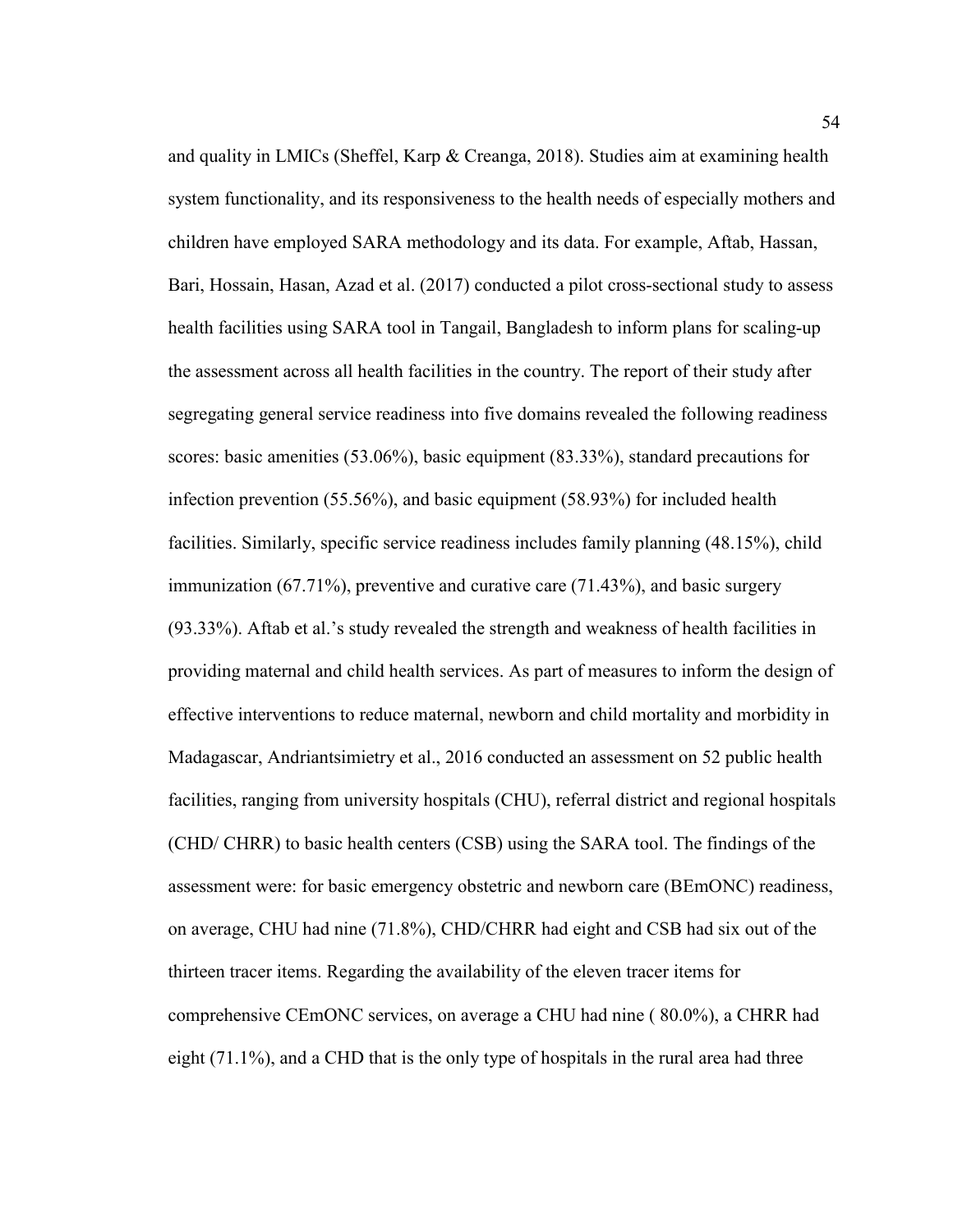and quality in LMICs (Sheffel, Karp & Creanga, 2018). Studies aim at examining health system functionality, and its responsiveness to the health needs of especially mothers and children have employed SARA methodology and its data. For example, Aftab, Hassan, Bari, Hossain, Hasan, Azad et al. (2017) conducted a pilot cross-sectional study to assess health facilities using SARA tool in Tangail, Bangladesh to inform plans for scaling-up the assessment across all health facilities in the country. The report of their study after segregating general service readiness into five domains revealed the following readiness scores: basic amenities (53.06%), basic equipment (83.33%), standard precautions for infection prevention (55.56%), and basic equipment (58.93%) for included health facilities. Similarly, specific service readiness includes family planning (48.15%), child immunization (67.71%), preventive and curative care (71.43%), and basic surgery (93.33%). Aftab et al.'s study revealed the strength and weakness of health facilities in providing maternal and child health services. As part of measures to inform the design of effective interventions to reduce maternal, newborn and child mortality and morbidity in Madagascar, Andriantsimietry et al., 2016 conducted an assessment on 52 public health facilities, ranging from university hospitals (CHU), referral district and regional hospitals (CHD/ CHRR) to basic health centers (CSB) using the SARA tool. The findings of the assessment were: for basic emergency obstetric and newborn care (BEmONC) readiness, on average, CHU had nine (71.8%), CHD/CHRR had eight and CSB had six out of the thirteen tracer items. Regarding the availability of the eleven tracer items for comprehensive CEmONC services, on average a CHU had nine ( 80.0%), a CHRR had eight (71.1%), and a CHD that is the only type of hospitals in the rural area had three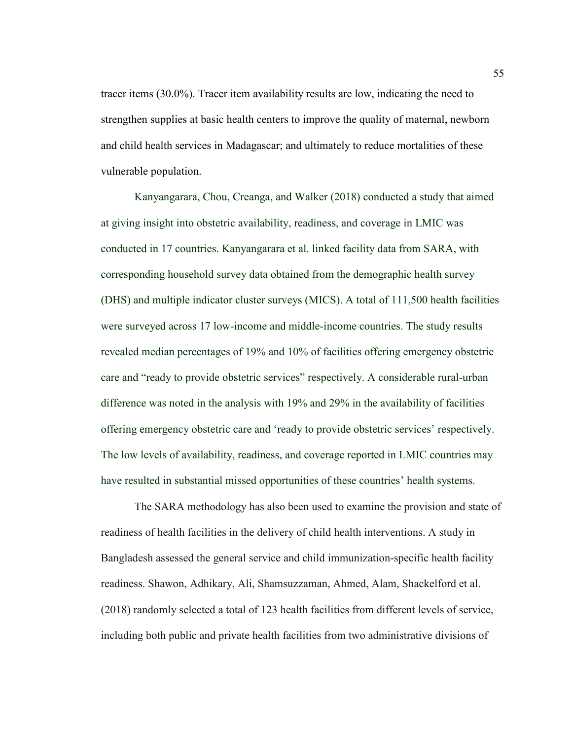tracer items (30.0%). Tracer item availability results are low, indicating the need to strengthen supplies at basic health centers to improve the quality of maternal, newborn and child health services in Madagascar; and ultimately to reduce mortalities of these vulnerable population.

Kanyangarara, Chou, Creanga, and Walker (2018) conducted a study that aimed at giving insight into obstetric availability, readiness, and coverage in LMIC was conducted in 17 countries. Kanyangarara et al. linked facility data from SARA, with corresponding household survey data obtained from the demographic health survey (DHS) and multiple indicator cluster surveys (MICS). A total of 111,500 health facilities were surveyed across 17 low-income and middle-income countries. The study results revealed median percentages of 19% and 10% of facilities offering emergency obstetric care and "ready to provide obstetric services" respectively. A considerable rural-urban difference was noted in the analysis with 19% and 29% in the availability of facilities offering emergency obstetric care and 'ready to provide obstetric services' respectively. The low levels of availability, readiness, and coverage reported in LMIC countries may have resulted in substantial missed opportunities of these countries' health systems.

The SARA methodology has also been used to examine the provision and state of readiness of health facilities in the delivery of child health interventions. A study in Bangladesh assessed the general service and child immunization-specific health facility readiness. Shawon, Adhikary, Ali, Shamsuzzaman, Ahmed, Alam, Shackelford et al. (2018) randomly selected a total of 123 health facilities from different levels of service, including both public and private health facilities from two administrative divisions of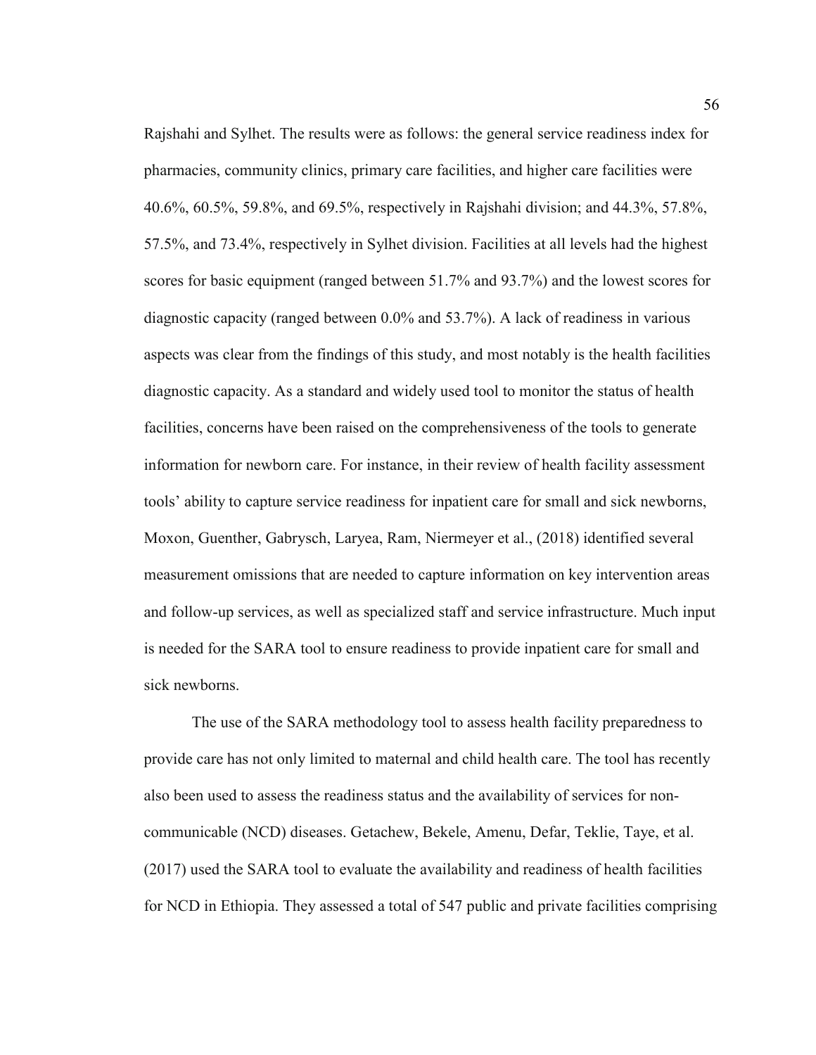Rajshahi and Sylhet. The results were as follows: the general service readiness index for pharmacies, community clinics, primary care facilities, and higher care facilities were 40.6%, 60.5%, 59.8%, and 69.5%, respectively in Rajshahi division; and 44.3%, 57.8%, 57.5%, and 73.4%, respectively in Sylhet division. Facilities at all levels had the highest scores for basic equipment (ranged between 51.7% and 93.7%) and the lowest scores for diagnostic capacity (ranged between 0.0% and 53.7%). A lack of readiness in various aspects was clear from the findings of this study, and most notably is the health facilities diagnostic capacity. As a standard and widely used tool to monitor the status of health facilities, concerns have been raised on the comprehensiveness of the tools to generate information for newborn care. For instance, in their review of health facility assessment tools' ability to capture service readiness for inpatient care for small and sick newborns, Moxon, Guenther, Gabrysch, Laryea, Ram, Niermeyer et al., (2018) identified several measurement omissions that are needed to capture information on key intervention areas and follow-up services, as well as specialized staff and service infrastructure. Much input is needed for the SARA tool to ensure readiness to provide inpatient care for small and sick newborns.

The use of the SARA methodology tool to assess health facility preparedness to provide care has not only limited to maternal and child health care. The tool has recently also been used to assess the readiness status and the availability of services for non-communicable (NCD) diseases. Getachew, Bekele, Amenu, Defar, Teklie, Taye, et al. (2017) used the SARA tool to evaluate the availability and readiness of health facilities for NCD in Ethiopia. They assessed a total of 547 public and private facilities comprising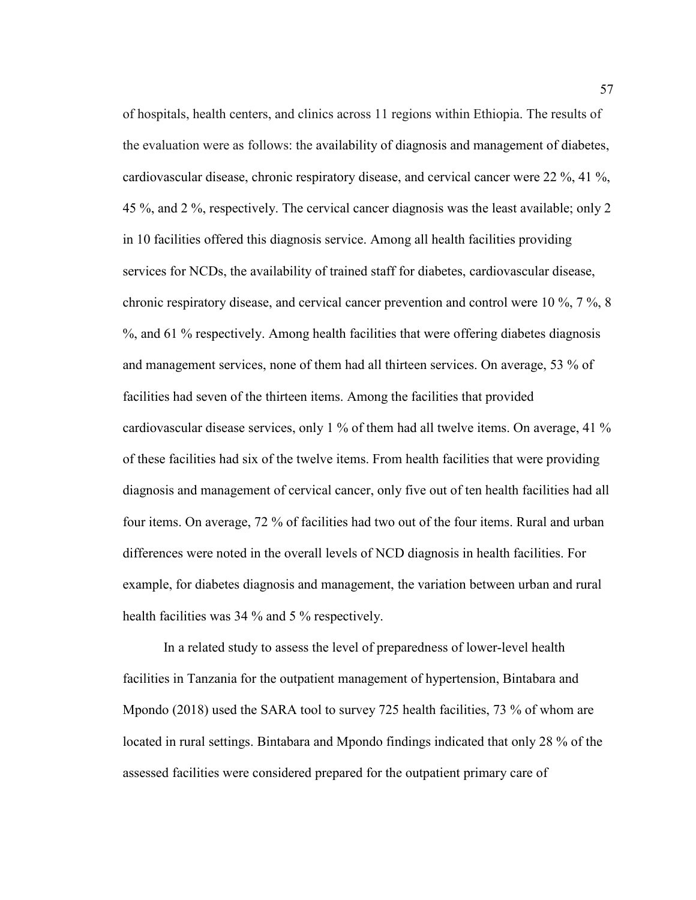of hospitals, health centers, and clinics across 11 regions within Ethiopia. The results of the evaluation were as follows: the availability of diagnosis and management of diabetes, cardiovascular disease, chronic respiratory disease, and cervical cancer were 22 %, 41 %, 45 %, and 2 %, respectively. The cervical cancer diagnosis was the least available; only 2 in 10 facilities offered this diagnosis service. Among all health facilities providing services for NCDs, the availability of trained staff for diabetes, cardiovascular disease, chronic respiratory disease, and cervical cancer prevention and control were 10 %, 7 %, 8 %, and 61 % respectively. Among health facilities that were offering diabetes diagnosis and management services, none of them had all thirteen services. On average, 53 % of facilities had seven of the thirteen items. Among the facilities that provided cardiovascular disease services, only 1 % of them had all twelve items. On average, 41 % of these facilities had six of the twelve items. From health facilities that were providing diagnosis and management of cervical cancer, only five out of ten health facilities had all four items. On average, 72 % of facilities had two out of the four items. Rural and urban differences were noted in the overall levels of NCD diagnosis in health facilities. For example, for diabetes diagnosis and management, the variation between urban and rural health facilities was 34 % and 5 % respectively.

In a related study to assess the level of preparedness of lower-level health facilities in Tanzania for the outpatient management of hypertension, Bintabara and Mpondo (2018) used the SARA tool to survey 725 health facilities, 73 % of whom are located in rural settings. Bintabara and Mpondo findings indicated that only 28 % of the assessed facilities were considered prepared for the outpatient primary care of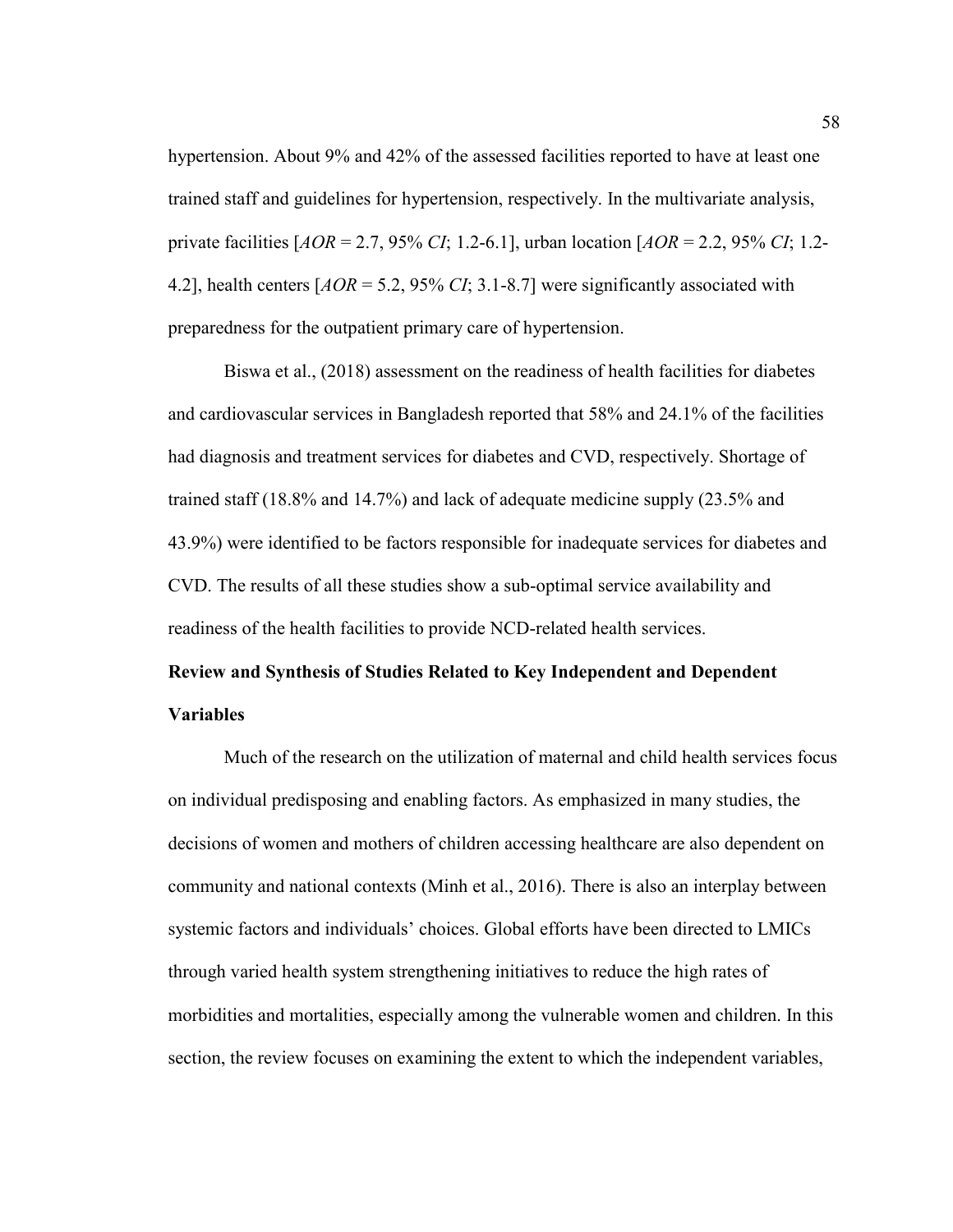hypertension. About 9% and 42% of the assessed facilities reported to have at least one trained staff and guidelines for hypertension, respectively. In the multivariate analysis, private facilities [*AOR* = 2.7, 95% *CI*; 1.2-6.1], urban location [*AOR* = 2.2, 95% *CI*; 1.2-4.2], health centers [*AOR* = 5.2, 95% *CI*; 3.1-8.7] were significantly associated with preparedness for the outpatient primary care of hypertension.

Biswa et al., (2018) assessment on the readiness of health facilities for diabetes and cardiovascular services in Bangladesh reported that 58% and 24.1% of the facilities had diagnosis and treatment services for diabetes and CVD, respectively. Shortage of trained staff (18.8% and 14.7%) and lack of adequate medicine supply (23.5% and 43.9%) were identified to be factors responsible for inadequate services for diabetes and CVD. The results of all these studies show a sub-optimal service availability and readiness of the health facilities to provide NCD-related health services.

**Review and Synthesis of Studies Related to Key Independent and Dependent Variables**

Much of the research on the utilization of maternal and child health services focus on individual predisposing and enabling factors. As emphasized in many studies, the decisions of women and mothers of children accessing healthcare are also dependent on community and national contexts (Minh et al., 2016). There is also an interplay between systemic factors and individuals' choices. Global efforts have been directed to LMICs through varied health system strengthening initiatives to reduce the high rates of morbidities and mortalities, especially among the vulnerable women and children. In this section, the review focuses on examining the extent to which the independent variables,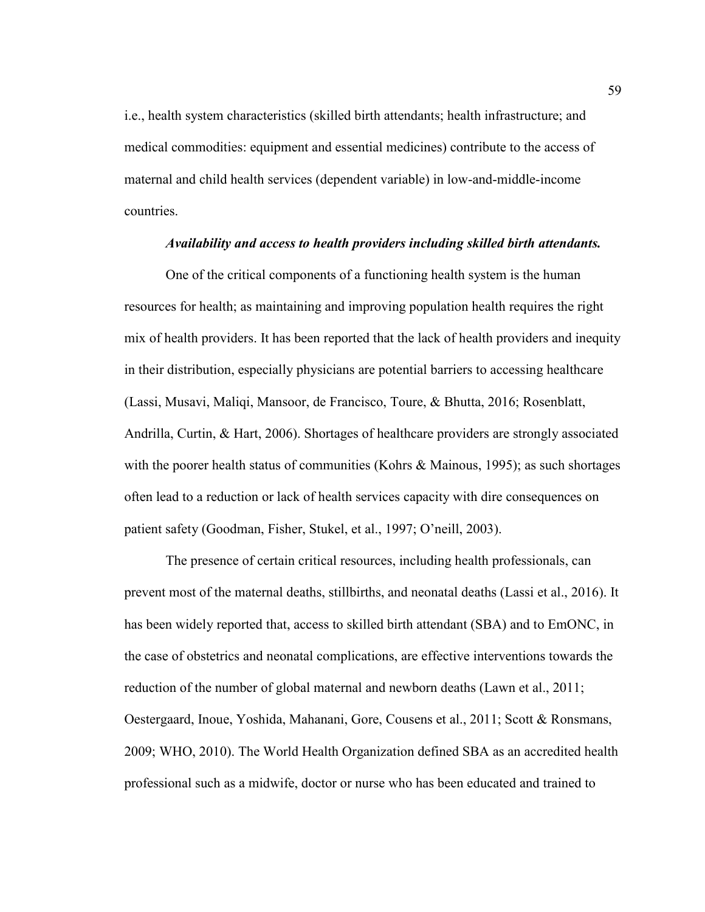i.e., health system characteristics (skilled birth attendants; health infrastructure; and medical commodities: equipment and essential medicines) contribute to the access of maternal and child health services (dependent variable) in low-and-middle-income countries.

***Availability and access to health providers including skilled birth attendants.***

One of the critical components of a functioning health system is the human resources for health; as maintaining and improving population health requires the right mix of health providers. It has been reported that the lack of health providers and inequity in their distribution, especially physicians are potential barriers to accessing healthcare (Lassi, Musavi, Maliqi, Mansoor, de Francisco, Toure, & Bhutta, 2016; Rosenblatt, Andrilla, Curtin, & Hart, 2006). Shortages of healthcare providers are strongly associated with the poorer health status of communities (Kohrs & Mainous, 1995); as such shortages often lead to a reduction or lack of health services capacity with dire consequences on patient safety (Goodman, Fisher, Stukel, et al., 1997; O'neill, 2003).

The presence of certain critical resources, including health professionals, can prevent most of the maternal deaths, stillbirths, and neonatal deaths (Lassi et al., 2016). It has been widely reported that, access to skilled birth attendant (SBA) and to EmONC, in the case of obstetrics and neonatal complications, are effective interventions towards the reduction of the number of global maternal and newborn deaths (Lawn et al., 2011; Oestergaard, Inoue, Yoshida, Mahanani, Gore, Cousens et al., 2011; Scott & Ronsmans, 2009; WHO, 2010). The World Health Organization defined SBA as an accredited health professional such as a midwife, doctor or nurse who has been educated and trained to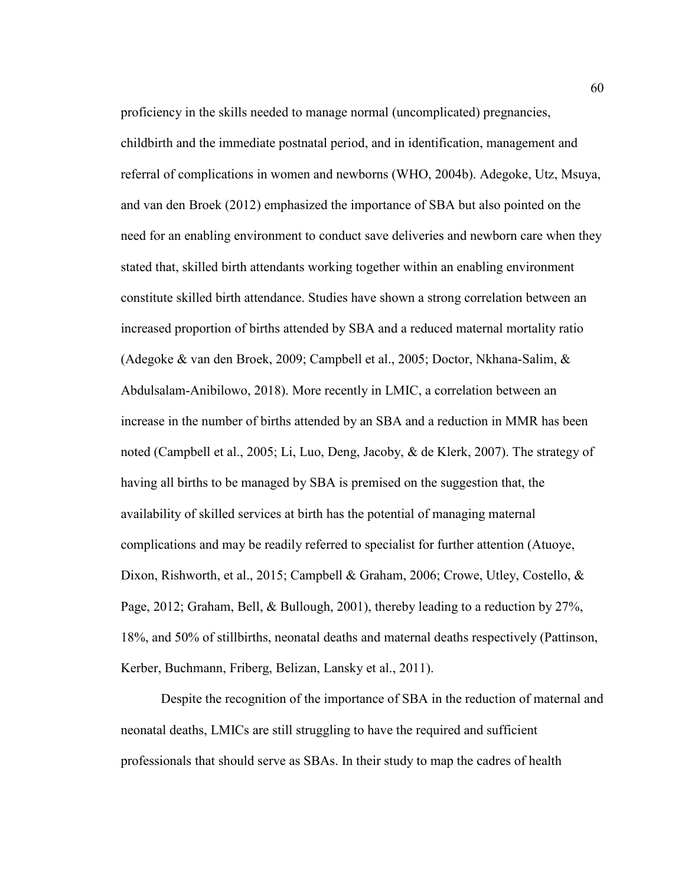proficiency in the skills needed to manage normal (uncomplicated) pregnancies, childbirth and the immediate postnatal period, and in identification, management and referral of complications in women and newborns (WHO, 2004b). Adegoke, Utz, Msuya, and van den Broek (2012) emphasized the importance of SBA but also pointed on the need for an enabling environment to conduct save deliveries and newborn care when they stated that, skilled birth attendants working together within an enabling environment constitute skilled birth attendance. Studies have shown a strong correlation between an increased proportion of births attended by SBA and a reduced maternal mortality ratio (Adegoke & van den Broek, 2009; Campbell et al., 2005; Doctor, Nkhana-Salim, & Abdulsalam-Anibilowo, 2018). More recently in LMIC, a correlation between an increase in the number of births attended by an SBA and a reduction in MMR has been noted (Campbell et al., 2005; Li, Luo, Deng, Jacoby, & de Klerk, 2007). The strategy of having all births to be managed by SBA is premised on the suggestion that, the availability of skilled services at birth has the potential of managing maternal complications and may be readily referred to specialist for further attention (Atuoye, Dixon, Rishworth, et al., 2015; Campbell & Graham, 2006; Crowe, Utley, Costello, & Page, 2012; Graham, Bell, & Bullough, 2001), thereby leading to a reduction by 27%, 18%, and 50% of stillbirths, neonatal deaths and maternal deaths respectively (Pattinson, Kerber, Buchmann, Friberg, Belizan, Lansky et al., 2011).

Despite the recognition of the importance of SBA in the reduction of maternal and neonatal deaths, LMICs are still struggling to have the required and sufficient professionals that should serve as SBAs. In their study to map the cadres of health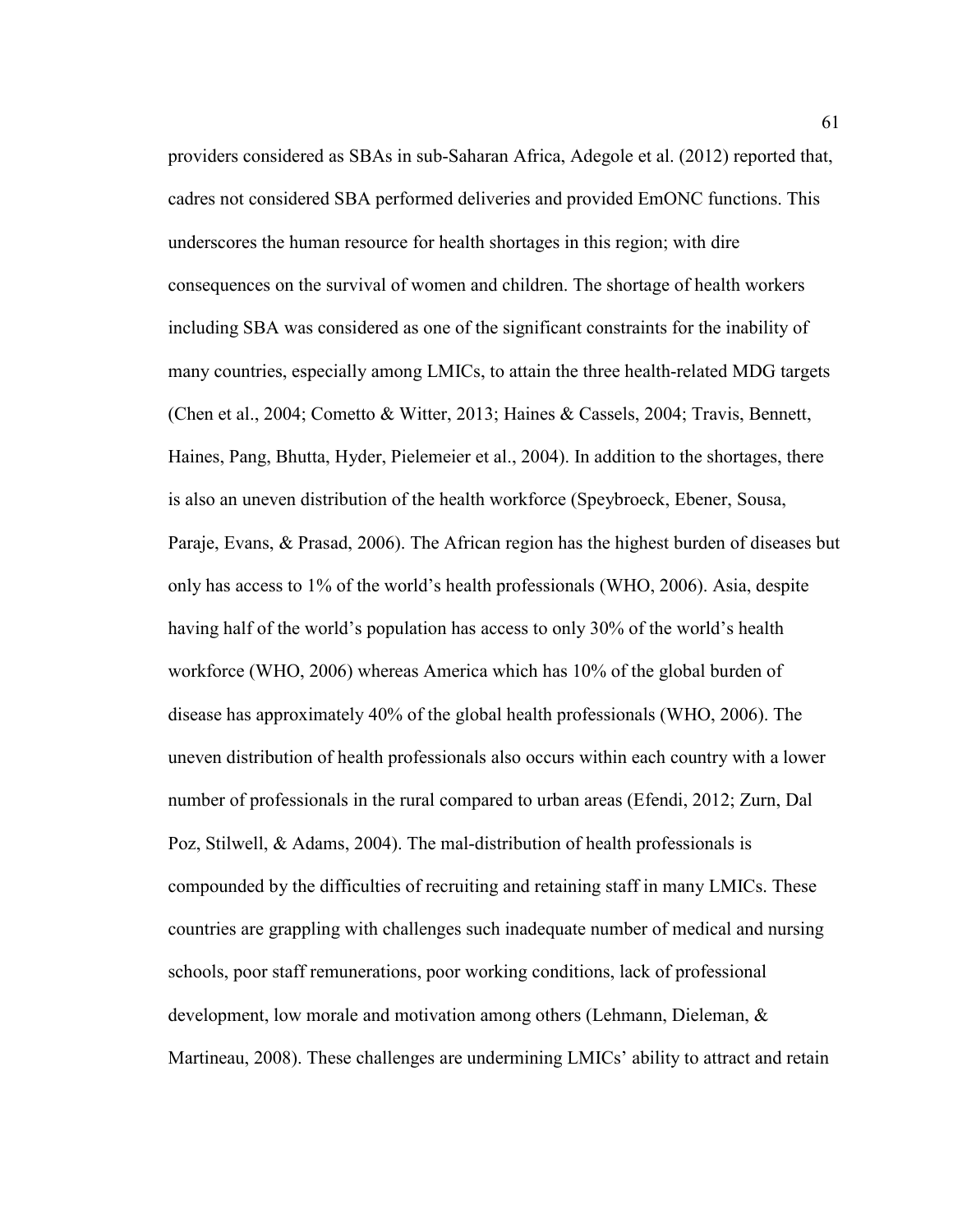providers considered as SBAs in sub-Saharan Africa, Adegole et al. (2012) reported that, cadres not considered SBA performed deliveries and provided EmONC functions. This underscores the human resource for health shortages in this region; with dire consequences on the survival of women and children. The shortage of health workers including SBA was considered as one of the significant constraints for the inability of many countries, especially among LMICs, to attain the three health-related MDG targets (Chen et al., 2004; Cometto & Witter, 2013; Haines & Cassels, 2004; Travis, Bennett, Haines, Pang, Bhutta, Hyder, Pielemeier et al., 2004). In addition to the shortages, there is also an uneven distribution of the health workforce (Speybroeck, Ebener, Sousa, Paraje, Evans, & Prasad, 2006). The African region has the highest burden of diseases but only has access to 1% of the world's health professionals (WHO, 2006). Asia, despite having half of the world's population has access to only 30% of the world's health workforce (WHO, 2006) whereas America which has 10% of the global burden of disease has approximately 40% of the global health professionals (WHO, 2006). The uneven distribution of health professionals also occurs within each country with a lower number of professionals in the rural compared to urban areas (Efendi, 2012; Zurn, Dal Poz, Stilwell, & Adams, 2004). The mal-distribution of health professionals is compounded by the difficulties of recruiting and retaining staff in many LMICs. These countries are grappling with challenges such inadequate number of medical and nursing schools, poor staff remunerations, poor working conditions, lack of professional development, low morale and motivation among others (Lehmann, Dieleman, & Martineau, 2008). These challenges are undermining LMICs' ability to attract and retain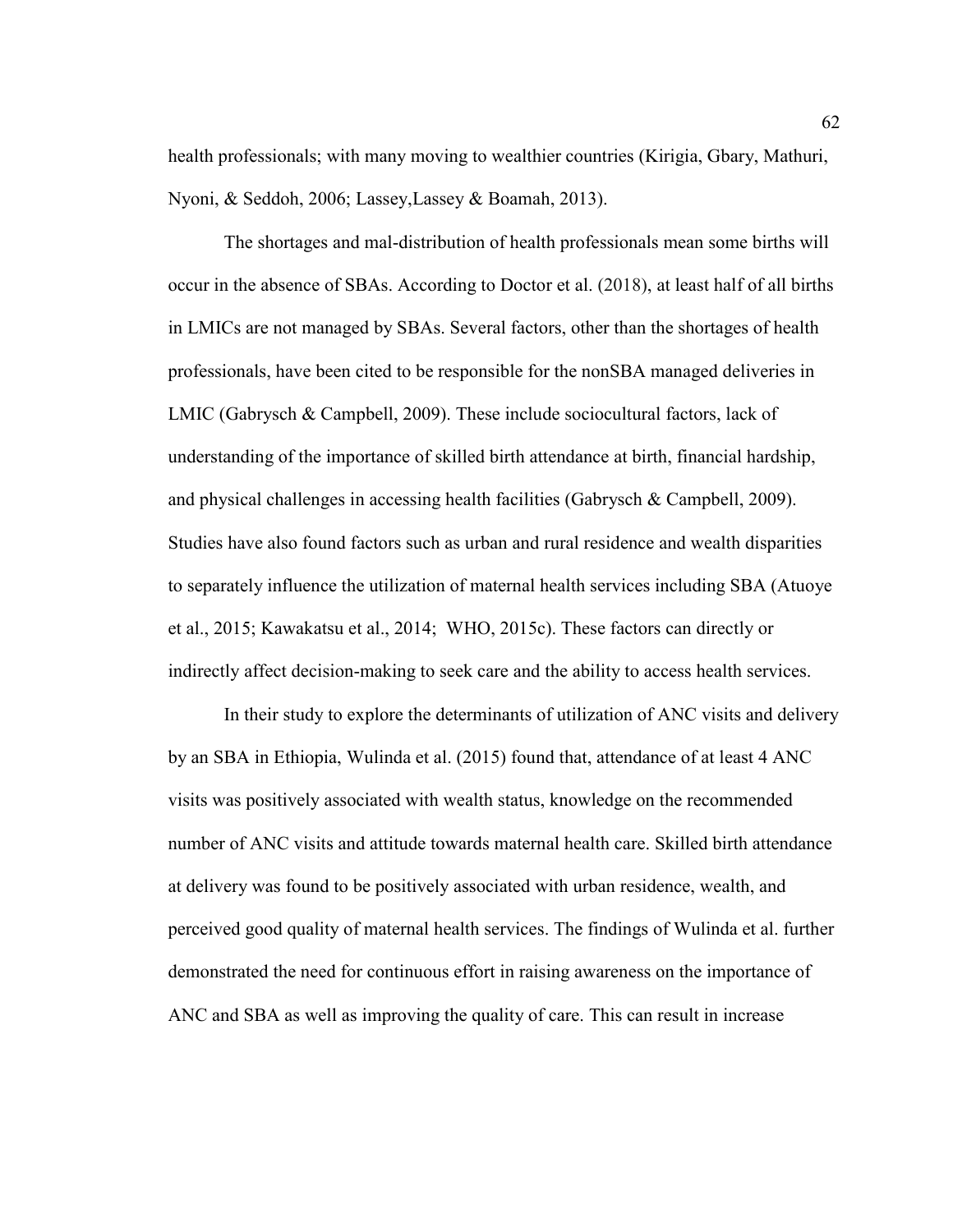health professionals; with many moving to wealthier countries (Kirigia, Gbary, Mathuri, Nyoni, & Seddoh, 2006; Lassey,Lassey & Boamah, 2013).

The shortages and mal-distribution of health professionals mean some births will occur in the absence of SBAs. According to Doctor et al. (2018), at least half of all births in LMICs are not managed by SBAs. Several factors, other than the shortages of health professionals, have been cited to be responsible for the nonSBA managed deliveries in LMIC (Gabrysch & Campbell, 2009). These include sociocultural factors, lack of understanding of the importance of skilled birth attendance at birth, financial hardship, and physical challenges in accessing health facilities (Gabrysch & Campbell, 2009). Studies have also found factors such as urban and rural residence and wealth disparities to separately influence the utilization of maternal health services including SBA (Atuoye et al., 2015; Kawakatsu et al., 2014; WHO, 2015c). These factors can directly or indirectly affect decision-making to seek care and the ability to access health services.

In their study to explore the determinants of utilization of ANC visits and delivery by an SBA in Ethiopia, Wulinda et al. (2015) found that, attendance of at least 4 ANC visits was positively associated with wealth status, knowledge on the recommended number of ANC visits and attitude towards maternal health care. Skilled birth attendance at delivery was found to be positively associated with urban residence, wealth, and perceived good quality of maternal health services. The findings of Wulinda et al. further demonstrated the need for continuous effort in raising awareness on the importance of ANC and SBA as well as improving the quality of care. This can result in increase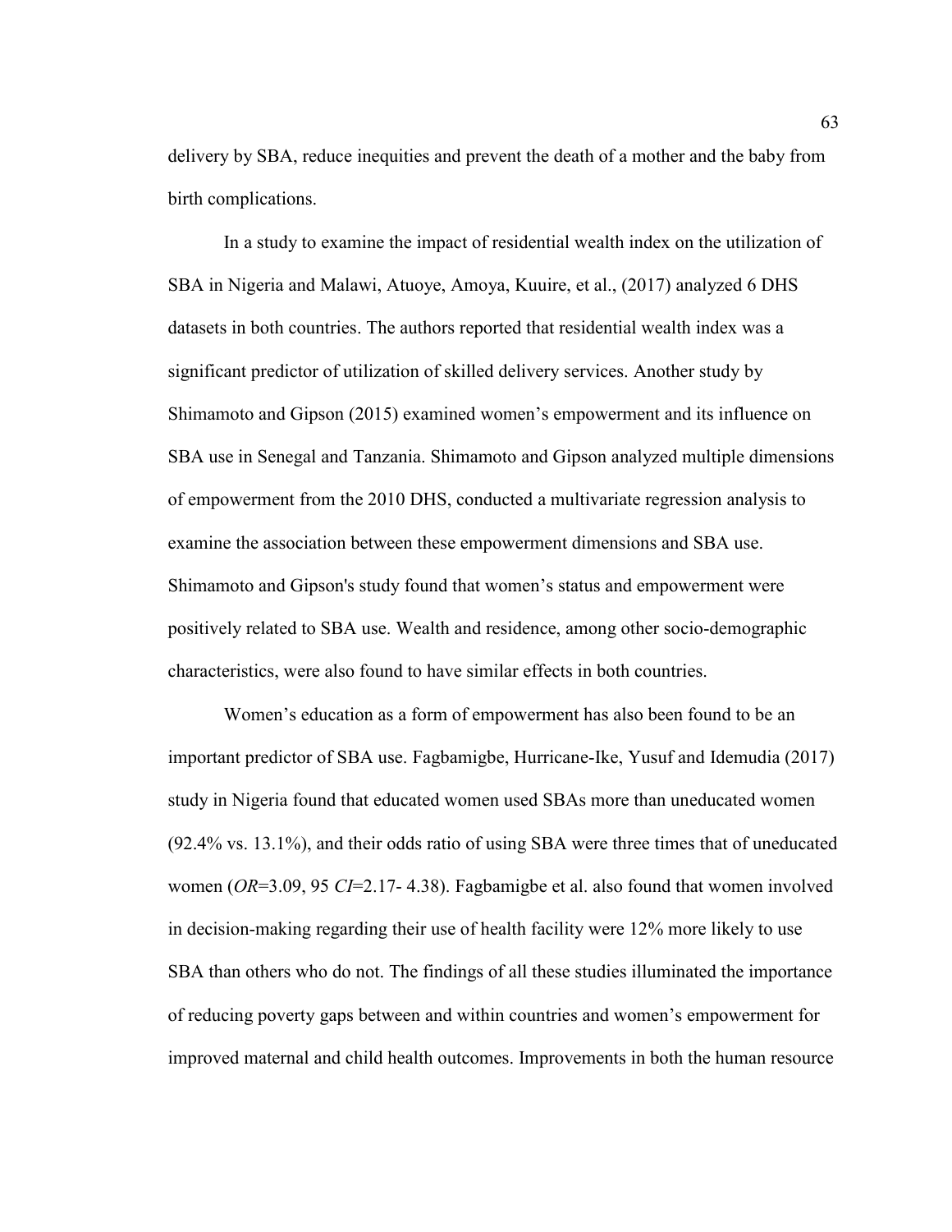delivery by SBA, reduce inequities and prevent the death of a mother and the baby from birth complications.

In a study to examine the impact of residential wealth index on the utilization of SBA in Nigeria and Malawi, Atuoye, Amoya, Kuuire, et al., (2017) analyzed 6 DHS datasets in both countries. The authors reported that residential wealth index was a significant predictor of utilization of skilled delivery services. Another study by Shimamoto and Gipson (2015) examined women's empowerment and its influence on SBA use in Senegal and Tanzania. Shimamoto and Gipson analyzed multiple dimensions of empowerment from the 2010 DHS, conducted a multivariate regression analysis to examine the association between these empowerment dimensions and SBA use. Shimamoto and Gipson's study found that women's status and empowerment were positively related to SBA use. Wealth and residence, among other socio-demographic characteristics, were also found to have similar effects in both countries.

Women's education as a form of empowerment has also been found to be an important predictor of SBA use. Fagbamigbe, Hurricane-Ike, Yusuf and Idemudia (2017) study in Nigeria found that educated women used SBAs more than uneducated women (92.4% vs. 13.1%), and their odds ratio of using SBA were three times that of uneducated women (*OR*=3.09, 95 *CI*=2.17- 4.38). Fagbamigbe et al. also found that women involved in decision-making regarding their use of health facility were 12% more likely to use SBA than others who do not. The findings of all these studies illuminated the importance of reducing poverty gaps between and within countries and women's empowerment for improved maternal and child health outcomes. Improvements in both the human resource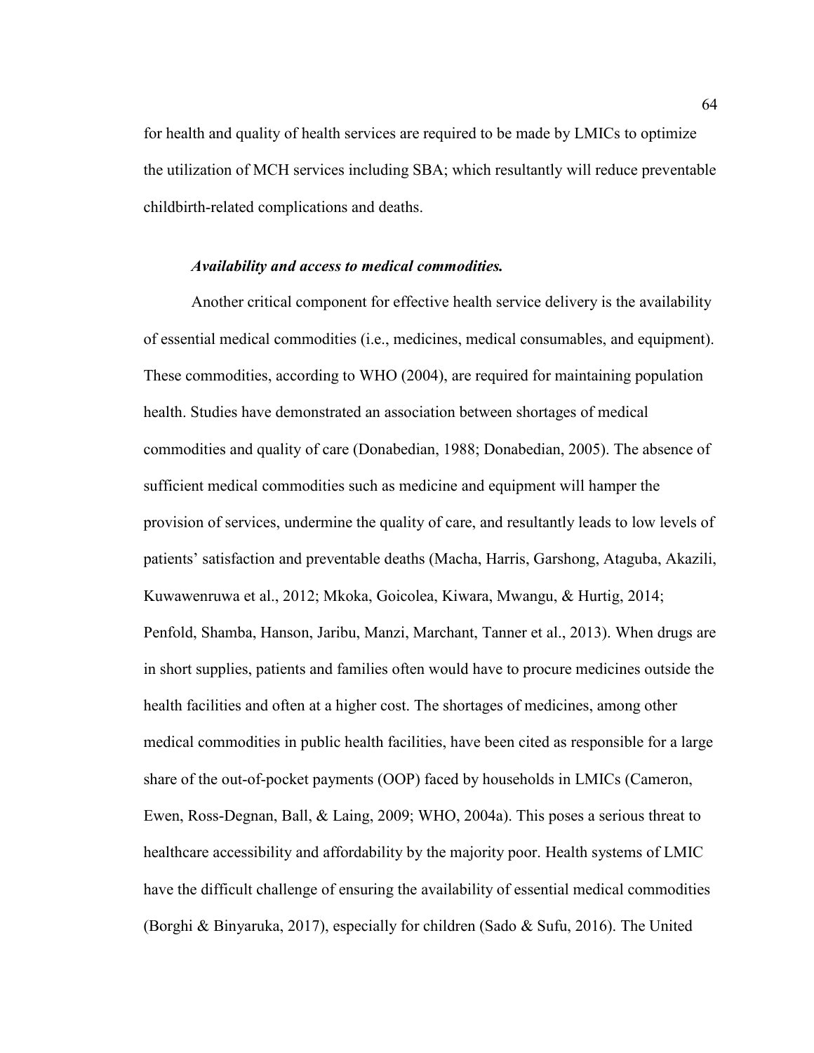for health and quality of health services are required to be made by LMICs to optimize the utilization of MCH services including SBA; which resultantly will reduce preventable childbirth-related complications and deaths.

***Availability and access to medical commodities.***

Another critical component for effective health service delivery is the availability of essential medical commodities (i.e., medicines, medical consumables, and equipment). These commodities, according to WHO (2004), are required for maintaining population health. Studies have demonstrated an association between shortages of medical commodities and quality of care (Donabedian, 1988; Donabedian, 2005). The absence of sufficient medical commodities such as medicine and equipment will hamper the provision of services, undermine the quality of care, and resultantly leads to low levels of patients' satisfaction and preventable deaths (Macha, Harris, Garshong, Ataguba, Akazili, Kuwawenruwa et al., 2012; Mkoka, Goicolea, Kiwara, Mwangu, & Hurtig, 2014; Penfold, Shamba, Hanson, Jaribu, Manzi, Marchant, Tanner et al., 2013). When drugs are in short supplies, patients and families often would have to procure medicines outside the health facilities and often at a higher cost. The shortages of medicines, among other medical commodities in public health facilities, have been cited as responsible for a large share of the out-of-pocket payments (OOP) faced by households in LMICs (Cameron, Ewen, Ross-Degnan, Ball, & Laing, 2009; WHO, 2004a). This poses a serious threat to healthcare accessibility and affordability by the majority poor. Health systems of LMIC have the difficult challenge of ensuring the availability of essential medical commodities (Borghi & Binyaruka, 2017), especially for children (Sado & Sufu, 2016). The United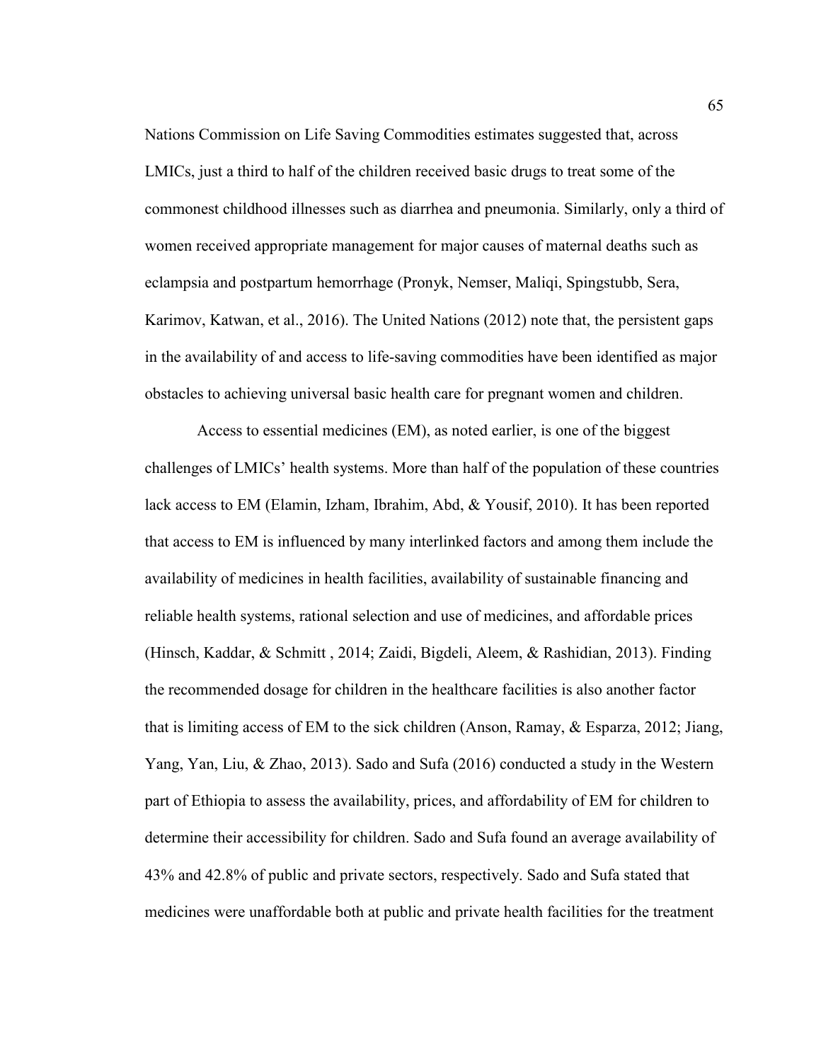Nations Commission on Life Saving Commodities estimates suggested that, across LMICs, just a third to half of the children received basic drugs to treat some of the commonest childhood illnesses such as diarrhea and pneumonia. Similarly, only a third of women received appropriate management for major causes of maternal deaths such as eclampsia and postpartum hemorrhage (Pronyk, Nemser, Maliqi, Spingstubb, Sera, Karimov, Katwan, et al., 2016). The United Nations (2012) note that, the persistent gaps in the availability of and access to life-saving commodities have been identified as major obstacles to achieving universal basic health care for pregnant women and children.

Access to essential medicines (EM), as noted earlier, is one of the biggest challenges of LMICs' health systems. More than half of the population of these countries lack access to EM (Elamin, Izham, Ibrahim, Abd, & Yousif, 2010). It has been reported that access to EM is influenced by many interlinked factors and among them include the availability of medicines in health facilities, availability of sustainable financing and reliable health systems, rational selection and use of medicines, and affordable prices (Hinsch, Kaddar, & Schmitt , 2014; Zaidi, Bigdeli, Aleem, & Rashidian, 2013). Finding the recommended dosage for children in the healthcare facilities is also another factor that is limiting access of EM to the sick children (Anson, Ramay, & Esparza, 2012; Jiang, Yang, Yan, Liu, & Zhao, 2013). Sado and Sufa (2016) conducted a study in the Western part of Ethiopia to assess the availability, prices, and affordability of EM for children to determine their accessibility for children. Sado and Sufa found an average availability of 43% and 42.8% of public and private sectors, respectively. Sado and Sufa stated that medicines were unaffordable both at public and private health facilities for the treatment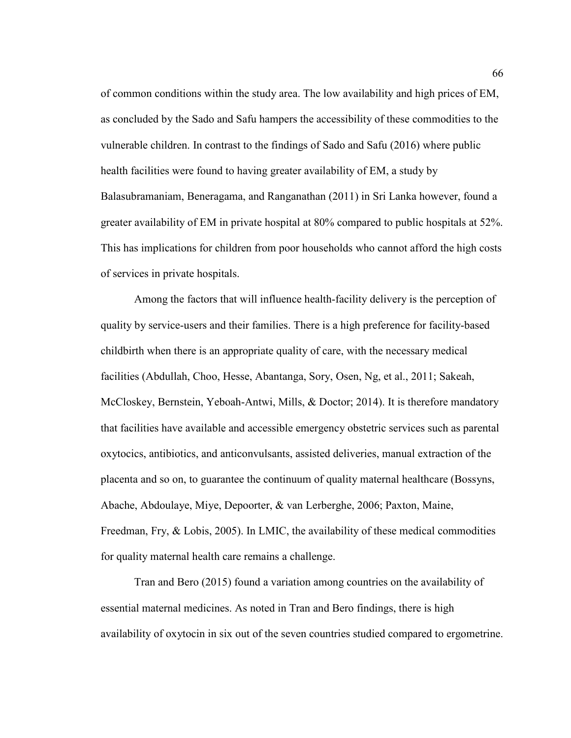of common conditions within the study area. The low availability and high prices of EM, as concluded by the Sado and Safu hampers the accessibility of these commodities to the vulnerable children. In contrast to the findings of Sado and Safu (2016) where public health facilities were found to having greater availability of EM, a study by Balasubramaniam, Beneragama, and Ranganathan (2011) in Sri Lanka however, found a greater availability of EM in private hospital at 80% compared to public hospitals at 52%. This has implications for children from poor households who cannot afford the high costs of services in private hospitals.

Among the factors that will influence health-facility delivery is the perception of quality by service-users and their families. There is a high preference for facility-based childbirth when there is an appropriate quality of care, with the necessary medical facilities (Abdullah, Choo, Hesse, Abantanga, Sory, Osen, Ng, et al., 2011; Sakeah, McCloskey, Bernstein, Yeboah-Antwi, Mills, & Doctor; 2014). It is therefore mandatory that facilities have available and accessible emergency obstetric services such as parental oxytocics, antibiotics, and anticonvulsants, assisted deliveries, manual extraction of the placenta and so on, to guarantee the continuum of quality maternal healthcare (Bossyns, Abache, Abdoulaye, Miye, Depoorter, & van Lerberghe, 2006; Paxton, Maine, Freedman, Fry, & Lobis, 2005). In LMIC, the availability of these medical commodities for quality maternal health care remains a challenge.

Tran and Bero (2015) found a variation among countries on the availability of essential maternal medicines. As noted in Tran and Bero findings, there is high availability of oxytocin in six out of the seven countries studied compared to ergometrine.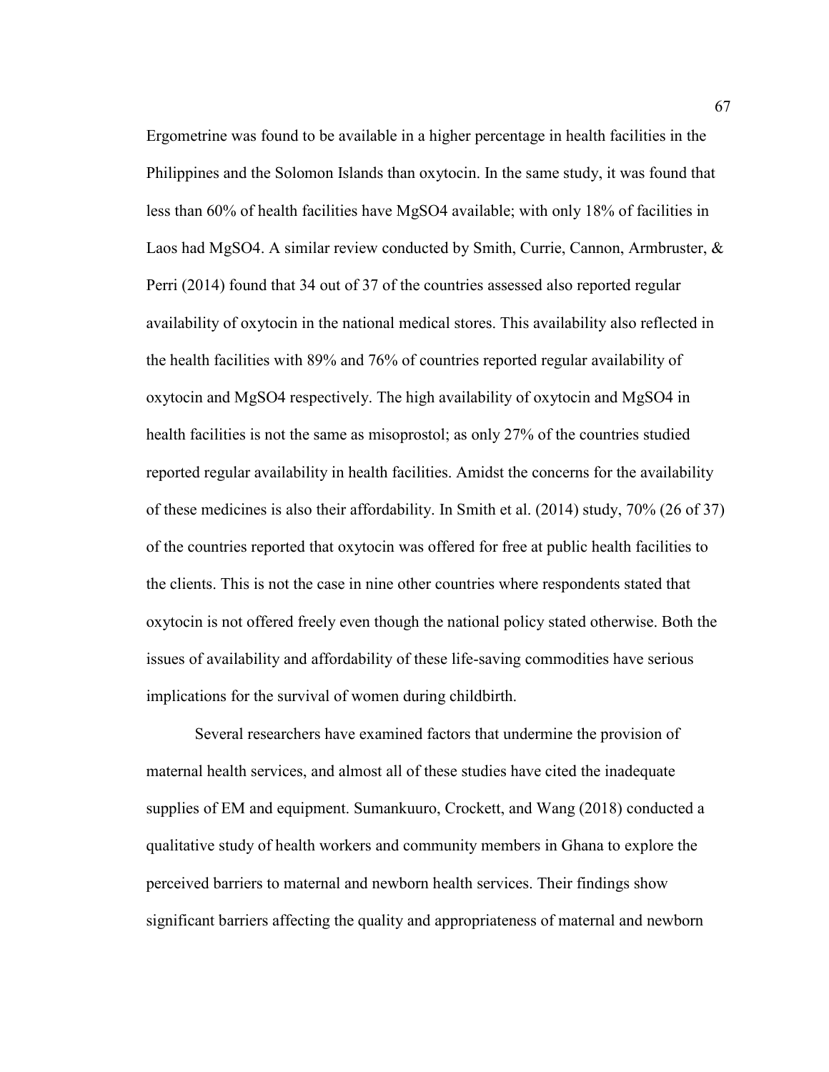Ergometrine was found to be available in a higher percentage in health facilities in the Philippines and the Solomon Islands than oxytocin. In the same study, it was found that less than 60% of health facilities have MgSO4 available; with only 18% of facilities in Laos had MgSO4. A similar review conducted by Smith, Currie, Cannon, Armbruster, & Perri (2014) found that 34 out of 37 of the countries assessed also reported regular availability of oxytocin in the national medical stores. This availability also reflected in the health facilities with 89% and 76% of countries reported regular availability of oxytocin and MgSO4 respectively. The high availability of oxytocin and MgSO4 in health facilities is not the same as misoprostol; as only 27% of the countries studied reported regular availability in health facilities. Amidst the concerns for the availability of these medicines is also their affordability. In Smith et al. (2014) study, 70% (26 of 37) of the countries reported that oxytocin was offered for free at public health facilities to the clients. This is not the case in nine other countries where respondents stated that oxytocin is not offered freely even though the national policy stated otherwise. Both the issues of availability and affordability of these life-saving commodities have serious implications for the survival of women during childbirth.

Several researchers have examined factors that undermine the provision of maternal health services, and almost all of these studies have cited the inadequate supplies of EM and equipment. Sumankuuro, Crockett, and Wang (2018) conducted a qualitative study of health workers and community members in Ghana to explore the perceived barriers to maternal and newborn health services. Their findings show significant barriers affecting the quality and appropriateness of maternal and newborn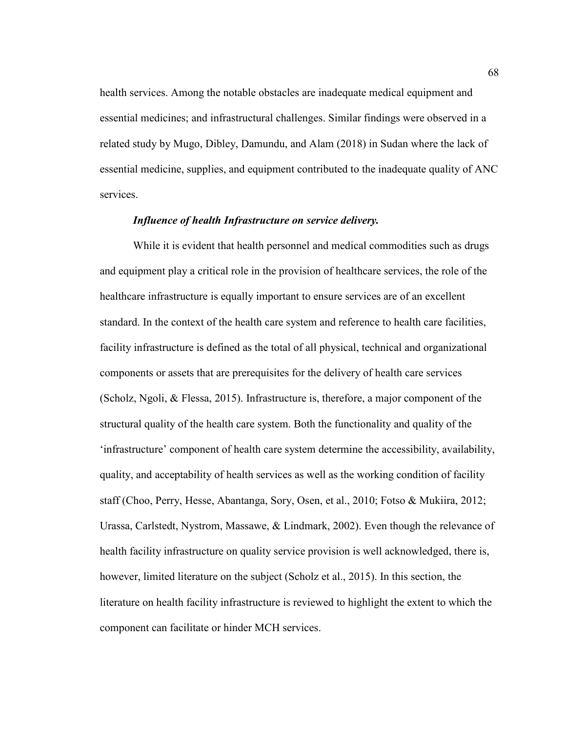health services. Among the notable obstacles are inadequate medical equipment and essential medicines; and infrastructural challenges. Similar findings were observed in a related study by Mugo, Dibley, Damundu, and Alam (2018) in Sudan where the lack of essential medicine, supplies, and equipment contributed to the inadequate quality of ANC services.

***Influence of health Infrastructure on service delivery.***

While it is evident that health personnel and medical commodities such as drugs and equipment play a critical role in the provision of healthcare services, the role of the healthcare infrastructure is equally important to ensure services are of an excellent standard. In the context of the health care system and reference to health care facilities, facility infrastructure is defined as the total of all physical, technical and organizational components or assets that are prerequisites for the delivery of health care services (Scholz, Ngoli, & Flessa, 2015). Infrastructure is, therefore, a major component of the structural quality of the health care system. Both the functionality and quality of the 'infrastructure' component of health care system determine the accessibility, availability, quality, and acceptability of health services as well as the working condition of facility staff (Choo, Perry, Hesse, Abantanga, Sory, Osen, et al., 2010; Fotso & Mukiira, 2012; Urassa, Carlstedt, Nystrom, Massawe, & Lindmark, 2002). Even though the relevance of health facility infrastructure on quality service provision is well acknowledged, there is, however, limited literature on the subject (Scholz et al., 2015). In this section, the literature on health facility infrastructure is reviewed to highlight the extent to which the component can facilitate or hinder MCH services.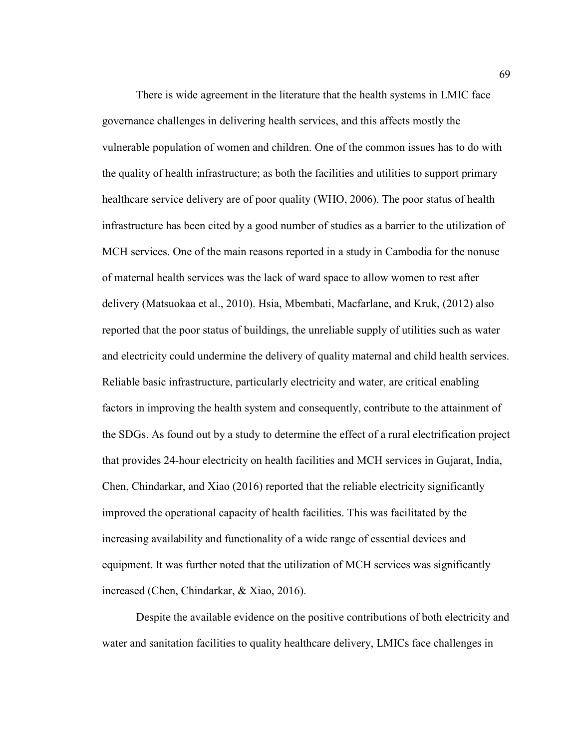There is wide agreement in the literature that the health systems in LMIC face governance challenges in delivering health services, and this affects mostly the vulnerable population of women and children. One of the common issues has to do with the quality of health infrastructure; as both the facilities and utilities to support primary healthcare service delivery are of poor quality (WHO, 2006). The poor status of health infrastructure has been cited by a good number of studies as a barrier to the utilization of MCH services. One of the main reasons reported in a study in Cambodia for the nonuse of maternal health services was the lack of ward space to allow women to rest after delivery (Matsuokaa et al., 2010). Hsia, Mbembati, Macfarlane, and Kruk, (2012) also reported that the poor status of buildings, the unreliable supply of utilities such as water and electricity could undermine the delivery of quality maternal and child health services. Reliable basic infrastructure, particularly electricity and water, are critical enabling factors in improving the health system and consequently, contribute to the attainment of the SDGs. As found out by a study to determine the effect of a rural electrification project that provides 24-hour electricity on health facilities and MCH services in Gujarat, India, Chen, Chindarkar, and Xiao (2016) reported that the reliable electricity significantly improved the operational capacity of health facilities. This was facilitated by the increasing availability and functionality of a wide range of essential devices and equipment. It was further noted that the utilization of MCH services was significantly increased (Chen, Chindarkar, & Xiao, 2016).

Despite the available evidence on the positive contributions of both electricity and water and sanitation facilities to quality healthcare delivery, LMICs face challenges in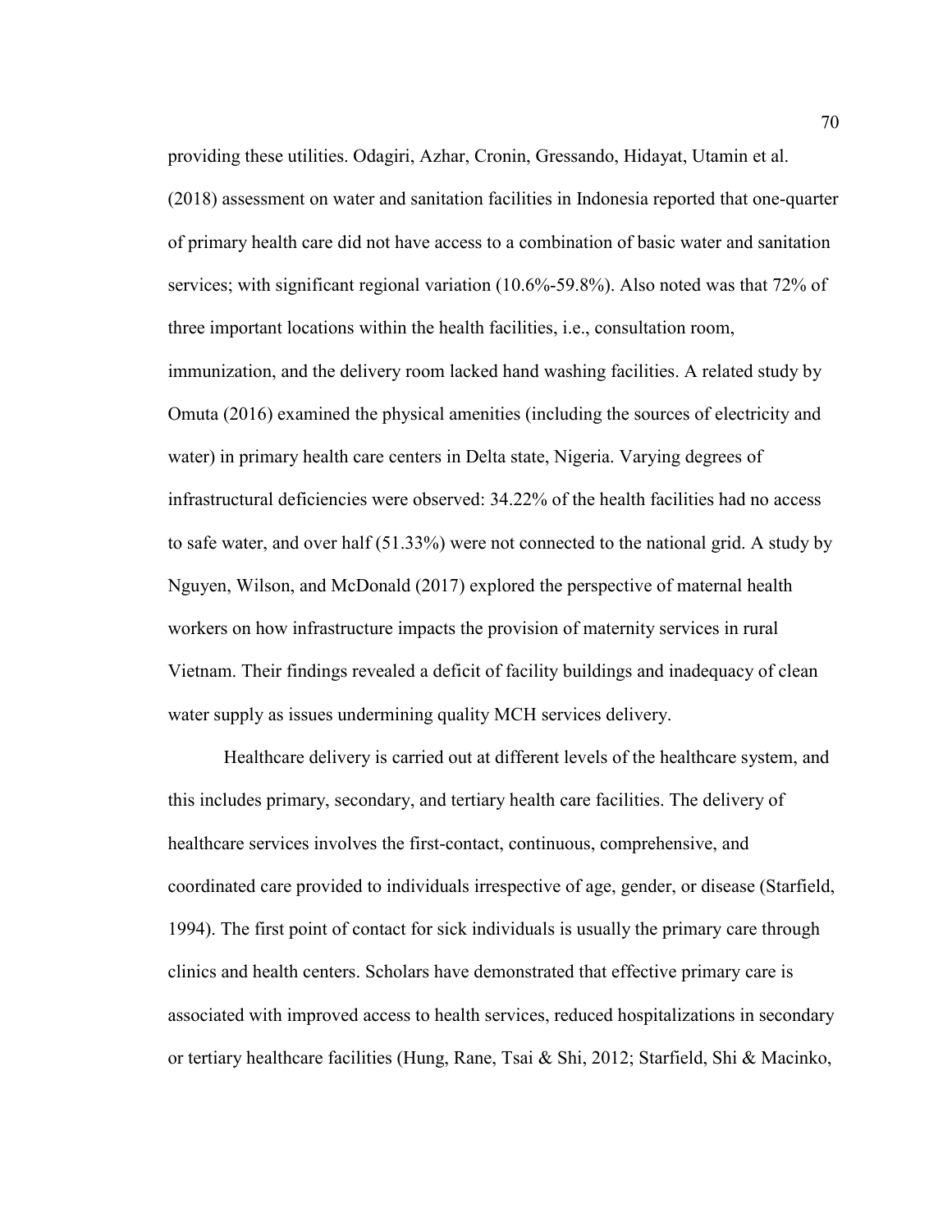providing these utilities. Odagiri, Azhar, Cronin, Gressando, Hidayat, Utamin et al. (2018) assessment on water and sanitation facilities in Indonesia reported that one-quarter of primary health care did not have access to a combination of basic water and sanitation services; with significant regional variation (10.6%-59.8%). Also noted was that 72% of three important locations within the health facilities, i.e., consultation room, immunization, and the delivery room lacked hand washing facilities. A related study by Omuta (2016) examined the physical amenities (including the sources of electricity and water) in primary health care centers in Delta state, Nigeria. Varying degrees of infrastructural deficiencies were observed: 34.22% of the health facilities had no access to safe water, and over half (51.33%) were not connected to the national grid. A study by Nguyen, Wilson, and McDonald (2017) explored the perspective of maternal health workers on how infrastructure impacts the provision of maternity services in rural Vietnam. Their findings revealed a deficit of facility buildings and inadequacy of clean water supply as issues undermining quality MCH services delivery.

Healthcare delivery is carried out at different levels of the healthcare system, and this includes primary, secondary, and tertiary health care facilities. The delivery of healthcare services involves the first-contact, continuous, comprehensive, and coordinated care provided to individuals irrespective of age, gender, or disease (Starfield, 1994). The first point of contact for sick individuals is usually the primary care through clinics and health centers. Scholars have demonstrated that effective primary care is associated with improved access to health services, reduced hospitalizations in secondary or tertiary healthcare facilities (Hung, Rane, Tsai & Shi, 2012; Starfield, Shi & Macinko,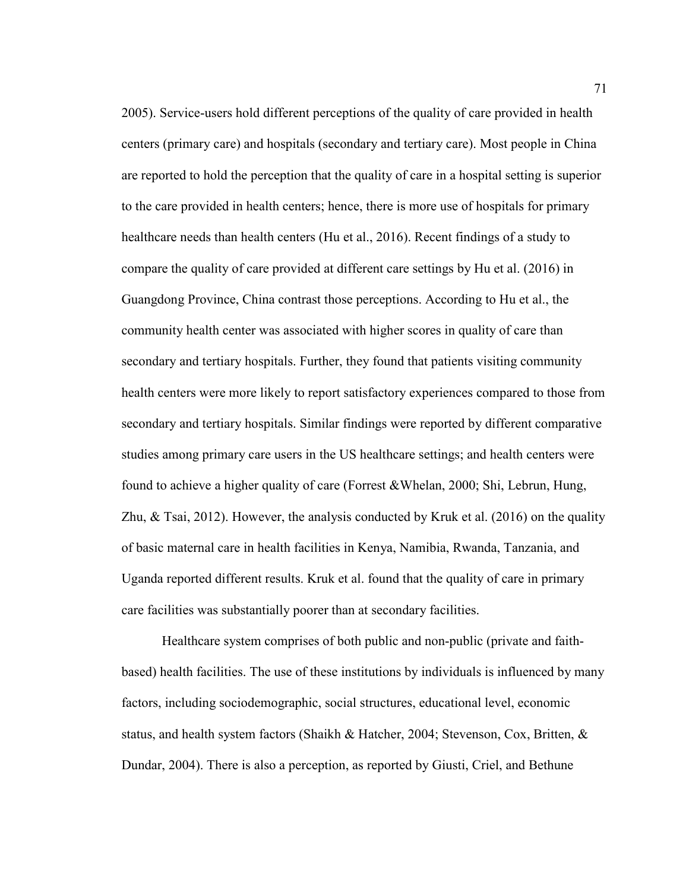2005). Service-users hold different perceptions of the quality of care provided in health centers (primary care) and hospitals (secondary and tertiary care). Most people in China are reported to hold the perception that the quality of care in a hospital setting is superior to the care provided in health centers; hence, there is more use of hospitals for primary healthcare needs than health centers (Hu et al., 2016). Recent findings of a study to compare the quality of care provided at different care settings by Hu et al. (2016) in Guangdong Province, China contrast those perceptions. According to Hu et al., the community health center was associated with higher scores in quality of care than secondary and tertiary hospitals. Further, they found that patients visiting community health centers were more likely to report satisfactory experiences compared to those from secondary and tertiary hospitals. Similar findings were reported by different comparative studies among primary care users in the US healthcare settings; and health centers were found to achieve a higher quality of care (Forrest &Whelan, 2000; Shi, Lebrun, Hung, Zhu, & Tsai, 2012). However, the analysis conducted by Kruk et al. (2016) on the quality of basic maternal care in health facilities in Kenya, Namibia, Rwanda, Tanzania, and Uganda reported different results. Kruk et al. found that the quality of care in primary care facilities was substantially poorer than at secondary facilities.

Healthcare system comprises of both public and non-public (private and faith-based) health facilities. The use of these institutions by individuals is influenced by many factors, including sociodemographic, social structures, educational level, economic status, and health system factors (Shaikh & Hatcher, 2004; Stevenson, Cox, Britten, & Dundar, 2004). There is also a perception, as reported by Giusti, Criel, and Bethune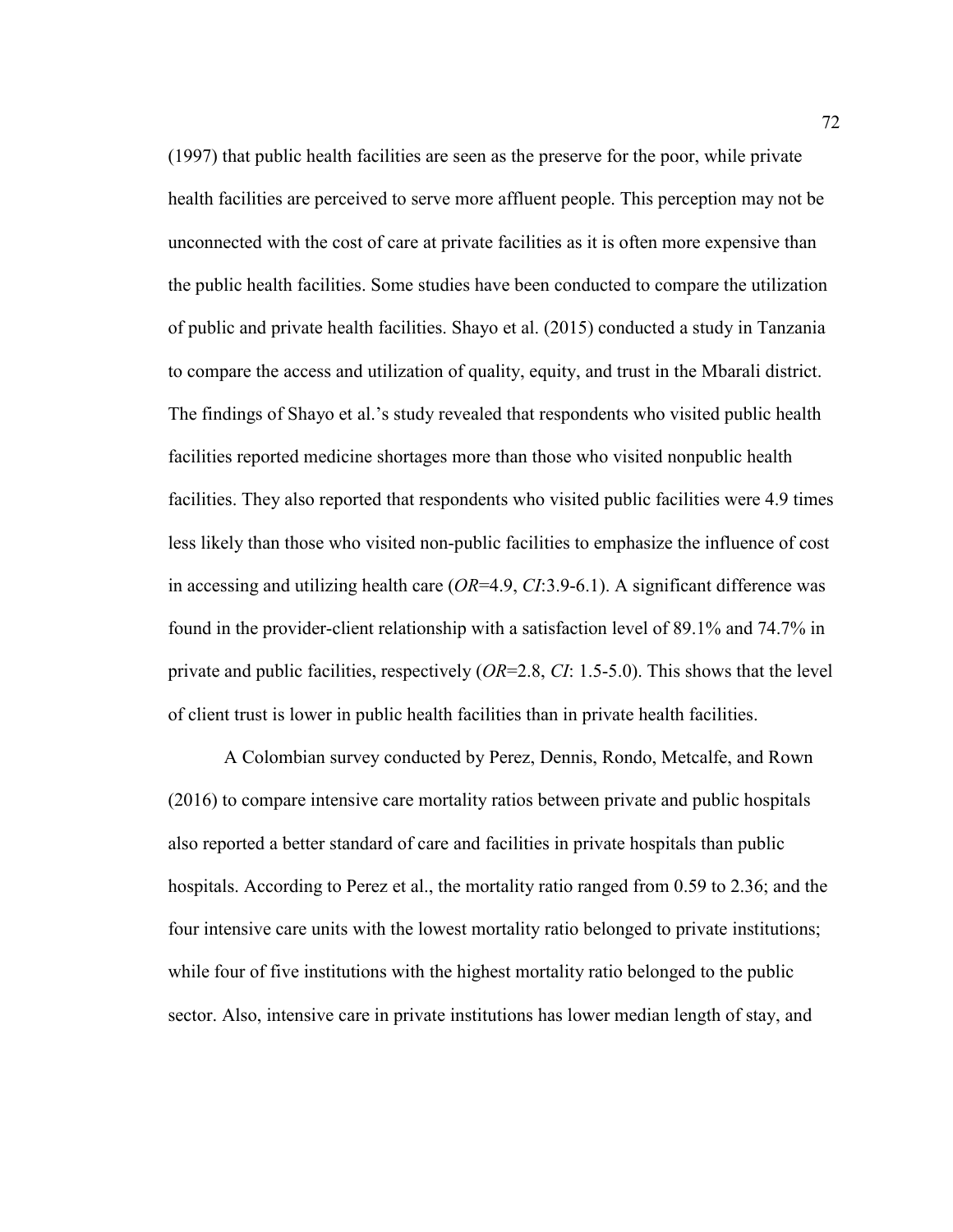(1997) that public health facilities are seen as the preserve for the poor, while private health facilities are perceived to serve more affluent people. This perception may not be unconnected with the cost of care at private facilities as it is often more expensive than the public health facilities. Some studies have been conducted to compare the utilization of public and private health facilities. Shayo et al. (2015) conducted a study in Tanzania to compare the access and utilization of quality, equity, and trust in the Mbarali district. The findings of Shayo et al.'s study revealed that respondents who visited public health facilities reported medicine shortages more than those who visited nonpublic health facilities. They also reported that respondents who visited public facilities were 4.9 times less likely than those who visited non-public facilities to emphasize the influence of cost in accessing and utilizing health care (*OR*=4.9, *CI*:3.9-6.1). A significant difference was found in the provider-client relationship with a satisfaction level of 89.1% and 74.7% in private and public facilities, respectively (*OR*=2.8, *CI*: 1.5-5.0). This shows that the level of client trust is lower in public health facilities than in private health facilities.

A Colombian survey conducted by Perez, Dennis, Rondo, Metcalfe, and Rown (2016) to compare intensive care mortality ratios between private and public hospitals also reported a better standard of care and facilities in private hospitals than public hospitals. According to Perez et al., the mortality ratio ranged from 0.59 to 2.36; and the four intensive care units with the lowest mortality ratio belonged to private institutions; while four of five institutions with the highest mortality ratio belonged to the public sector. Also, intensive care in private institutions has lower median length of stay, and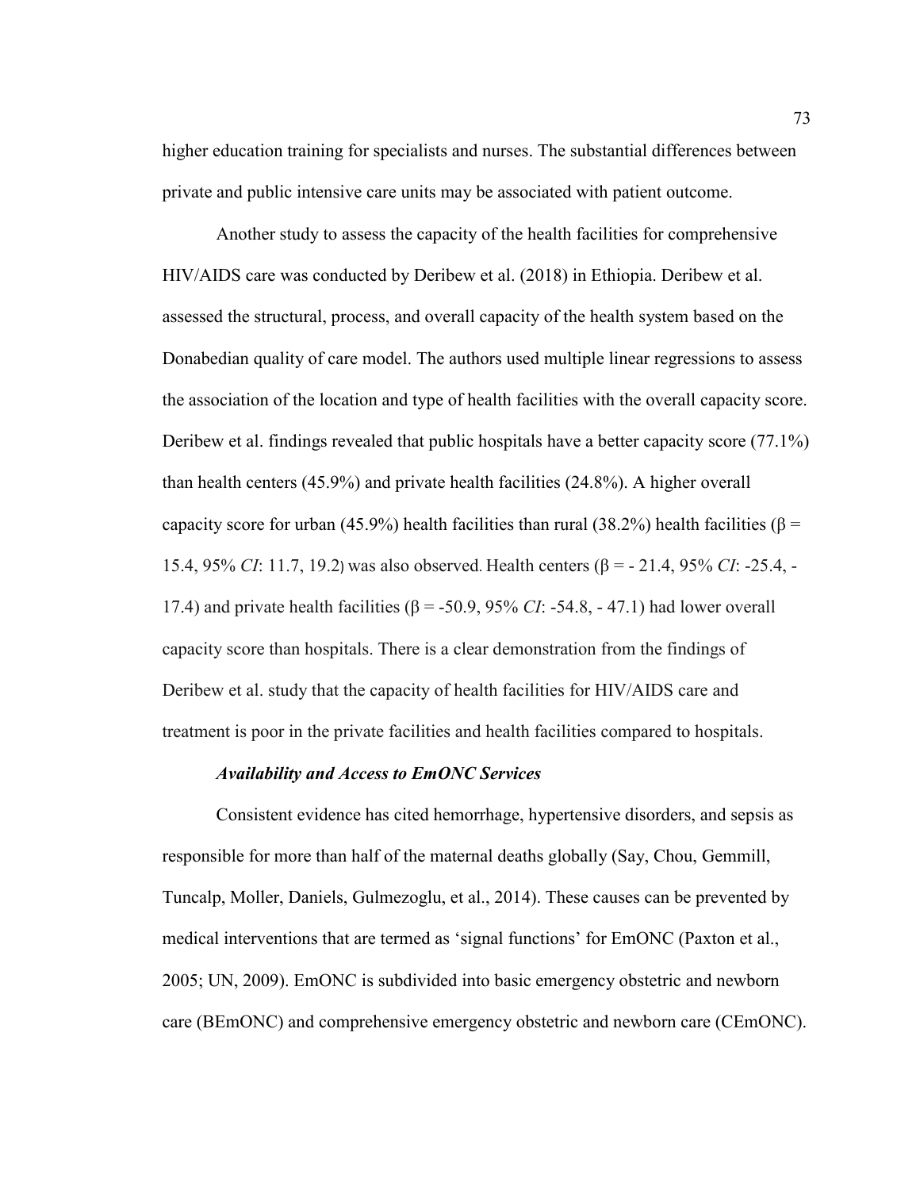higher education training for specialists and nurses. The substantial differences between private and public intensive care units may be associated with patient outcome.

Another study to assess the capacity of the health facilities for comprehensive HIV/AIDS care was conducted by Deribew et al. (2018) in Ethiopia. Deribew et al. assessed the structural, process, and overall capacity of the health system based on the Donabedian quality of care model. The authors used multiple linear regressions to assess the association of the location and type of health facilities with the overall capacity score. Deribew et al. findings revealed that public hospitals have a better capacity score (77.1%) than health centers (45.9%) and private health facilities (24.8%). A higher overall capacity score for urban (45.9%) health facilities than rural (38.2%) health facilities ($\beta$ = 15.4, 95% *CI*: 11.7, 19.2) was also observed. Health centers ($\beta$ = - 21.4, 95% *CI*: -25.4, -17.4) and private health facilities ($\beta$ = -50.9, 95% *CI*: -54.8, - 47.1) had lower overall capacity score than hospitals. There is a clear demonstration from the findings of Deribew et al. study that the capacity of health facilities for HIV/AIDS care and treatment is poor in the private facilities and health facilities compared to hospitals.

### *Availability and Access to EmONC Services*

Consistent evidence has cited hemorrhage, hypertensive disorders, and sepsis as responsible for more than half of the maternal deaths globally (Say, Chou, Gemmill, Tuncalp, Moller, Daniels, Gulmezoglu, et al., 2014). These causes can be prevented by medical interventions that are termed as 'signal functions' for EmONC (Paxton et al., 2005; UN, 2009). EmONC is subdivided into basic emergency obstetric and newborn care (BEmONC) and comprehensive emergency obstetric and newborn care (CEmONC).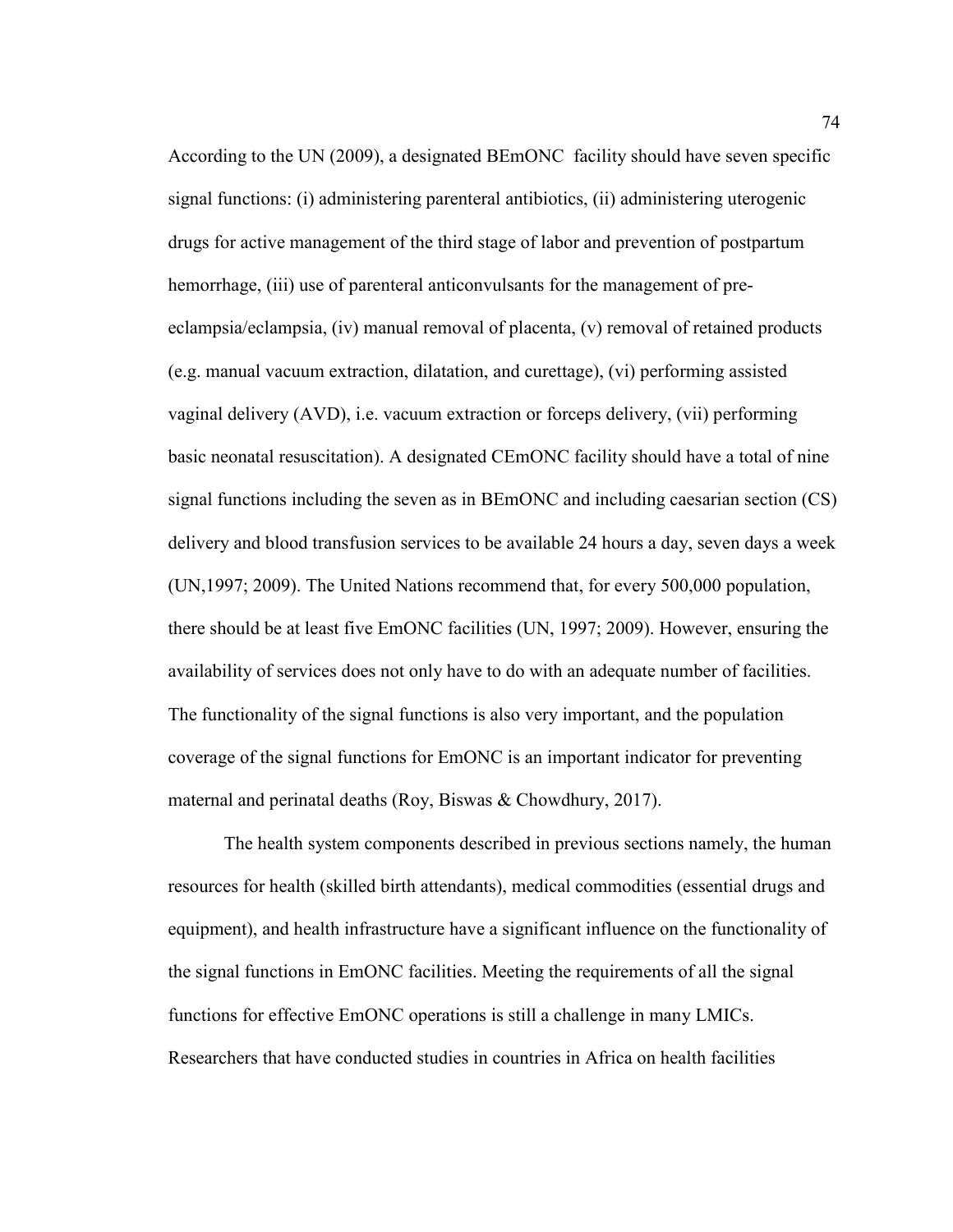According to the UN (2009), a designated BEmONC facility should have seven specific signal functions: (i) administering parenteral antibiotics, (ii) administering uterogenic drugs for active management of the third stage of labor and prevention of postpartum hemorrhage, (iii) use of parenteral anticonvulsants for the management of pre-eclampsia/eclampsia, (iv) manual removal of placenta, (v) removal of retained products (e.g. manual vacuum extraction, dilatation, and curettage), (vi) performing assisted vaginal delivery (AVD), i.e. vacuum extraction or forceps delivery, (vii) performing basic neonatal resuscitation). A designated CEmONC facility should have a total of nine signal functions including the seven as in BEmONC and including caesarian section (CS) delivery and blood transfusion services to be available 24 hours a day, seven days a week (UN,1997; 2009). The United Nations recommend that, for every 500,000 population, there should be at least five EmONC facilities (UN, 1997; 2009). However, ensuring the availability of services does not only have to do with an adequate number of facilities. The functionality of the signal functions is also very important, and the population coverage of the signal functions for EmONC is an important indicator for preventing maternal and perinatal deaths (Roy, Biswas & Chowdhury, 2017).

The health system components described in previous sections namely, the human resources for health (skilled birth attendants), medical commodities (essential drugs and equipment), and health infrastructure have a significant influence on the functionality of the signal functions in EmONC facilities. Meeting the requirements of all the signal functions for effective EmONC operations is still a challenge in many LMICs. Researchers that have conducted studies in countries in Africa on health facilities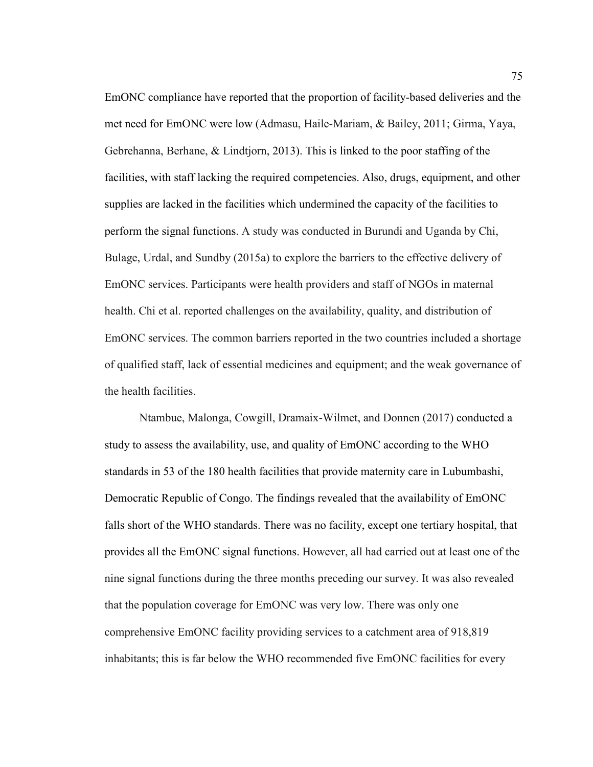EmONC compliance have reported that the proportion of facility-based deliveries and the met need for EmONC were low (Admasu, Haile-Mariam, & Bailey, 2011; Girma, Yaya, Gebrehanna, Berhane, & Lindtjorn, 2013). This is linked to the poor staffing of the facilities, with staff lacking the required competencies. Also, drugs, equipment, and other supplies are lacked in the facilities which undermined the capacity of the facilities to perform the signal functions. A study was conducted in Burundi and Uganda by Chi, Bulage, Urdal, and Sundby (2015a) to explore the barriers to the effective delivery of EmONC services. Participants were health providers and staff of NGOs in maternal health. Chi et al. reported challenges on the availability, quality, and distribution of EmONC services. The common barriers reported in the two countries included a shortage of qualified staff, lack of essential medicines and equipment; and the weak governance of the health facilities.

Ntambue, Malonga, Cowgill, Dramaix-Wilmet, and Donnen (2017) conducted a study to assess the availability, use, and quality of EmONC according to the WHO standards in 53 of the 180 health facilities that provide maternity care in Lubumbashi, Democratic Republic of Congo. The findings revealed that the availability of EmONC falls short of the WHO standards. There was no facility, except one tertiary hospital, that provides all the EmONC signal functions. However, all had carried out at least one of the nine signal functions during the three months preceding our survey. It was also revealed that the population coverage for EmONC was very low. There was only one comprehensive EmONC facility providing services to a catchment area of 918,819 inhabitants; this is far below the WHO recommended five EmONC facilities for every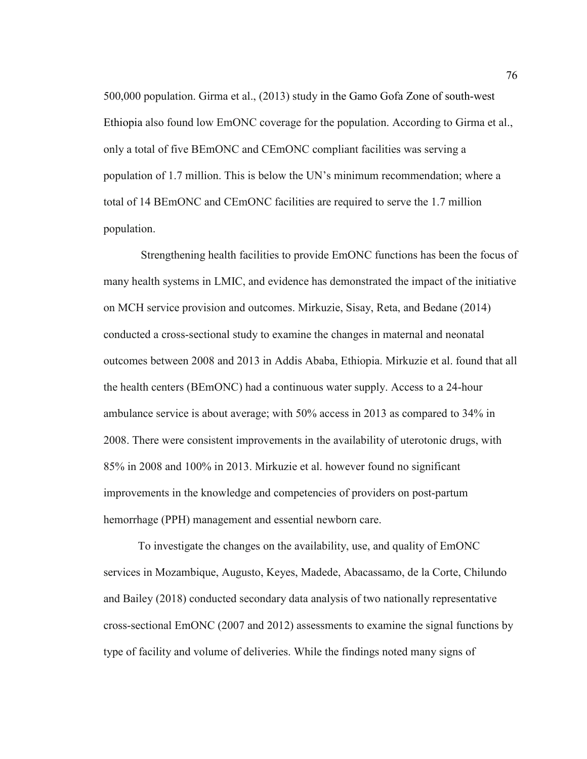500,000 population. Girma et al., (2013) study in the Gamo Gofa Zone of south-west Ethiopia also found low EmONC coverage for the population. According to Girma et al., only a total of five BEmONC and CEmONC compliant facilities was serving a population of 1.7 million. This is below the UN's minimum recommendation; where a total of 14 BEmONC and CEmONC facilities are required to serve the 1.7 million population.

Strengthening health facilities to provide EmONC functions has been the focus of many health systems in LMIC, and evidence has demonstrated the impact of the initiative on MCH service provision and outcomes. Mirkuzie, Sisay, Reta, and Bedane (2014) conducted a cross-sectional study to examine the changes in maternal and neonatal outcomes between 2008 and 2013 in Addis Ababa, Ethiopia. Mirkuzie et al. found that all the health centers (BEmONC) had a continuous water supply. Access to a 24-hour ambulance service is about average; with 50% access in 2013 as compared to 34% in 2008. There were consistent improvements in the availability of uterotonic drugs, with 85% in 2008 and 100% in 2013. Mirkuzie et al. however found no significant improvements in the knowledge and competencies of providers on post-partum hemorrhage (PPH) management and essential newborn care.

To investigate the changes on the availability, use, and quality of EmONC services in Mozambique, Augusto, Keyes, Madede, Abacassamo, de la Corte, Chilundo and Bailey (2018) conducted secondary data analysis of two nationally representative cross-sectional EmONC (2007 and 2012) assessments to examine the signal functions by type of facility and volume of deliveries. While the findings noted many signs of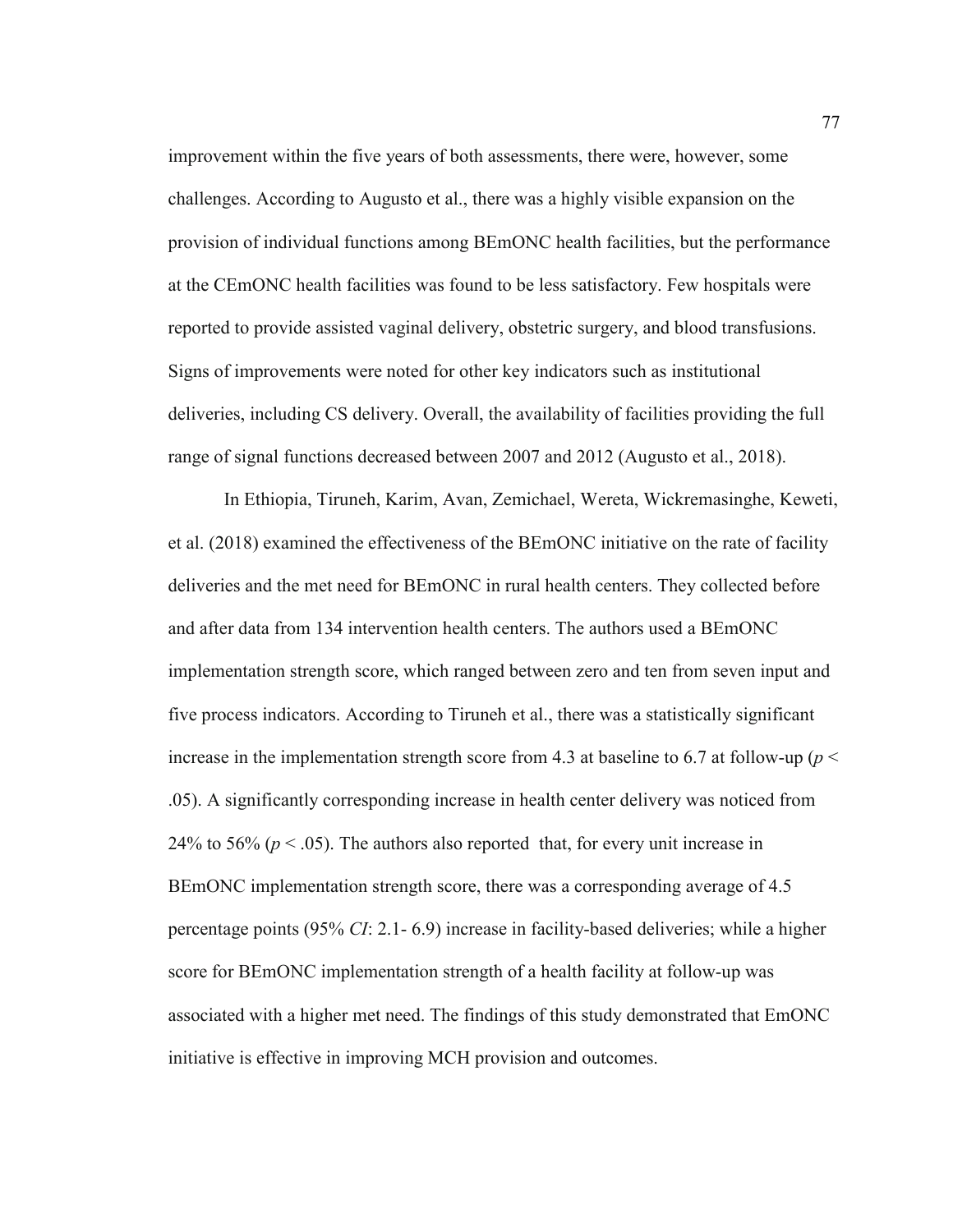improvement within the five years of both assessments, there were, however, some challenges. According to Augusto et al., there was a highly visible expansion on the provision of individual functions among BEmONC health facilities, but the performance at the CEmONC health facilities was found to be less satisfactory. Few hospitals were reported to provide assisted vaginal delivery, obstetric surgery, and blood transfusions. Signs of improvements were noted for other key indicators such as institutional deliveries, including CS delivery. Overall, the availability of facilities providing the full range of signal functions decreased between 2007 and 2012 (Augusto et al., 2018).

In Ethiopia, Tiruneh, Karim, Avan, Zemichael, Wereta, Wickremasinghe, Keweti, et al. (2018) examined the effectiveness of the BEmONC initiative on the rate of facility deliveries and the met need for BEmONC in rural health centers. They collected before and after data from 134 intervention health centers. The authors used a BEmONC implementation strength score, which ranged between zero and ten from seven input and five process indicators. According to Tiruneh et al., there was a statistically significant increase in the implementation strength score from 4.3 at baseline to 6.7 at follow-up ($p < .05$). A significantly corresponding increase in health center delivery was noticed from 24% to 56% ($p < .05$). The authors also reported that, for every unit increase in BEmONC implementation strength score, there was a corresponding average of 4.5 percentage points (95% *CI*: 2.1- 6.9) increase in facility-based deliveries; while a higher score for BEmONC implementation strength of a health facility at follow-up was associated with a higher met need. The findings of this study demonstrated that EmONC initiative is effective in improving MCH provision and outcomes.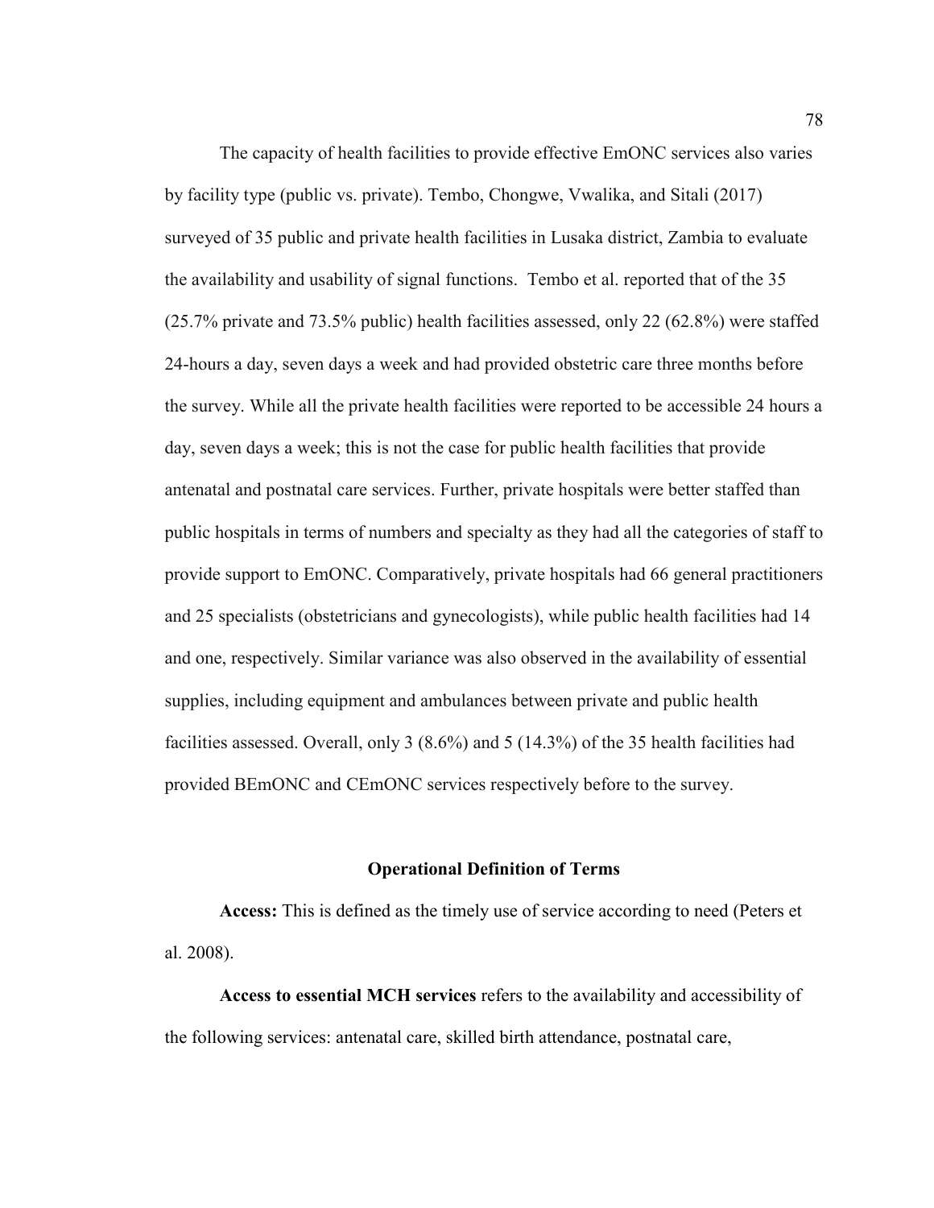The capacity of health facilities to provide effective EmONC services also varies by facility type (public vs. private). Tembo, Chongwe, Vwalika, and Sitali (2017) surveyed of 35 public and private health facilities in Lusaka district, Zambia to evaluate the availability and usability of signal functions. Tembo et al. reported that of the 35 (25.7% private and 73.5% public) health facilities assessed, only 22 (62.8%) were staffed 24-hours a day, seven days a week and had provided obstetric care three months before the survey. While all the private health facilities were reported to be accessible 24 hours a day, seven days a week; this is not the case for public health facilities that provide antenatal and postnatal care services. Further, private hospitals were better staffed than public hospitals in terms of numbers and specialty as they had all the categories of staff to provide support to EmONC. Comparatively, private hospitals had 66 general practitioners and 25 specialists (obstetricians and gynecologists), while public health facilities had 14 and one, respectively. Similar variance was also observed in the availability of essential supplies, including equipment and ambulances between private and public health facilities assessed. Overall, only 3 (8.6%) and 5 (14.3%) of the 35 health facilities had provided BEmONC and CEmONC services respectively before to the survey.

## Operational Definition of Terms

**Access:** This is defined as the timely use of service according to need (Peters et al. 2008).

**Access to essential MCH services** refers to the availability and accessibility of the following services: antenatal care, skilled birth attendance, postnatal care,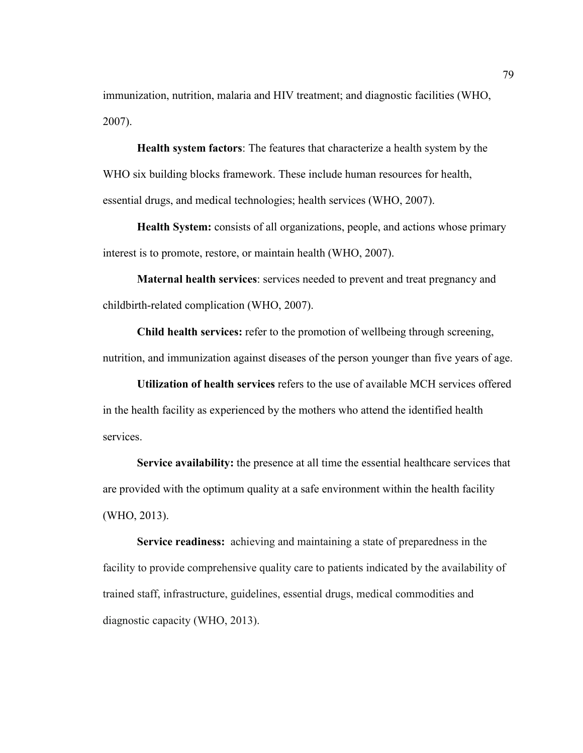immunization, nutrition, malaria and HIV treatment; and diagnostic facilities (WHO, 2007).

**Health system factors**: The features that characterize a health system by the WHO six building blocks framework. These include human resources for health, essential drugs, and medical technologies; health services (WHO, 2007).

**Health System:** consists of all organizations, people, and actions whose primary interest is to promote, restore, or maintain health (WHO, 2007).

**Maternal health services**: services needed to prevent and treat pregnancy and childbirth-related complication (WHO, 2007).

**Child health services:** refer to the promotion of wellbeing through screening, nutrition, and immunization against diseases of the person younger than five years of age.

**Utilization of health services** refers to the use of available MCH services offered in the health facility as experienced by the mothers who attend the identified health services.

**Service availability:** the presence at all time the essential healthcare services that are provided with the optimum quality at a safe environment within the health facility (WHO, 2013).

**Service readiness:** achieving and maintaining a state of preparedness in the facility to provide comprehensive quality care to patients indicated by the availability of trained staff, infrastructure, guidelines, essential drugs, medical commodities and diagnostic capacity (WHO, 2013).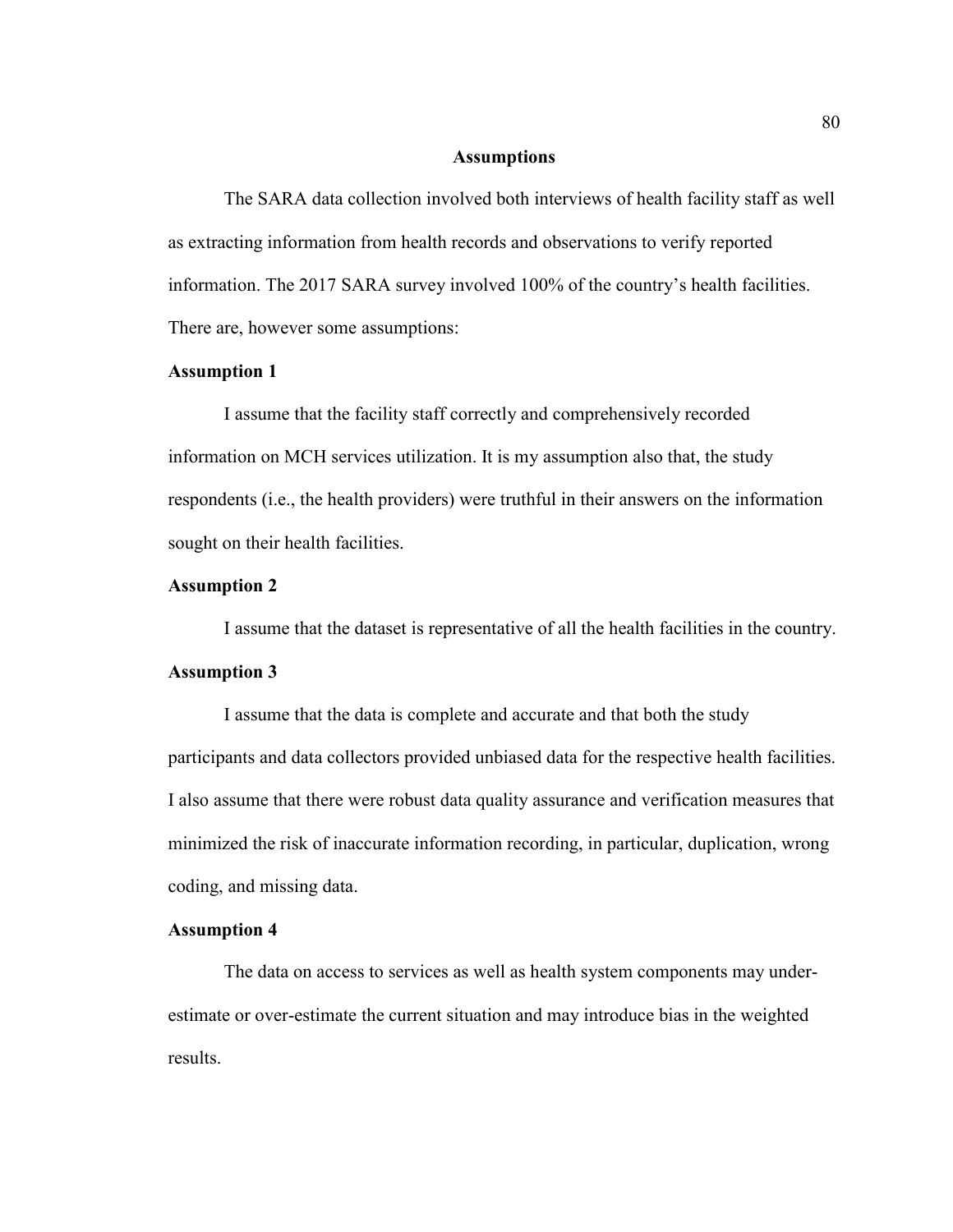## Assumptions

The SARA data collection involved both interviews of health facility staff as well as extracting information from health records and observations to verify reported information. The 2017 SARA survey involved 100% of the country's health facilities. There are, however some assumptions:

### Assumption 1

I assume that the facility staff correctly and comprehensively recorded information on MCH services utilization. It is my assumption also that, the study respondents (i.e., the health providers) were truthful in their answers on the information sought on their health facilities.

### Assumption 2

I assume that the dataset is representative of all the health facilities in the country.

### Assumption 3

I assume that the data is complete and accurate and that both the study participants and data collectors provided unbiased data for the respective health facilities. I also assume that there were robust data quality assurance and verification measures that minimized the risk of inaccurate information recording, in particular, duplication, wrong coding, and missing data.

### Assumption 4

The data on access to services as well as health system components may under-estimate or over-estimate the current situation and may introduce bias in the weighted results.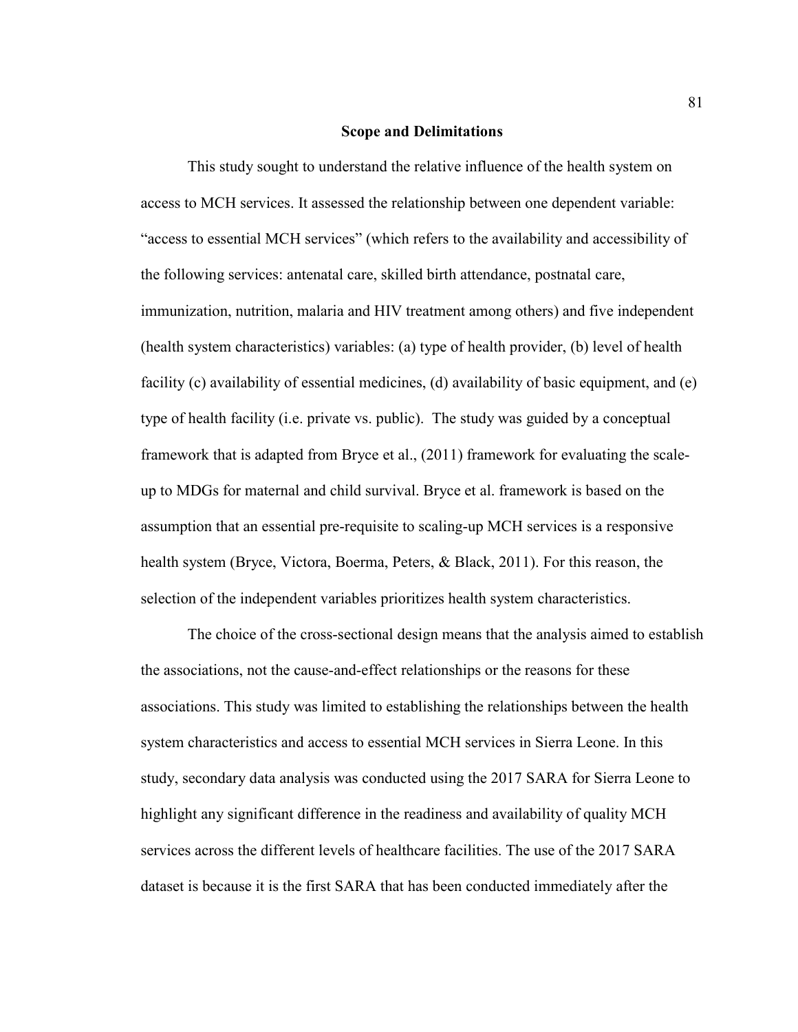## Scope and Delimitations

This study sought to understand the relative influence of the health system on access to MCH services. It assessed the relationship between one dependent variable: "access to essential MCH services" (which refers to the availability and accessibility of the following services: antenatal care, skilled birth attendance, postnatal care, immunization, nutrition, malaria and HIV treatment among others) and five independent (health system characteristics) variables: (a) type of health provider, (b) level of health facility (c) availability of essential medicines, (d) availability of basic equipment, and (e) type of health facility (i.e. private vs. public). The study was guided by a conceptual framework that is adapted from Bryce et al., (2011) framework for evaluating the scale-up to MDGs for maternal and child survival. Bryce et al. framework is based on the assumption that an essential pre-requisite to scaling-up MCH services is a responsive health system (Bryce, Victora, Boerma, Peters, & Black, 2011). For this reason, the selection of the independent variables prioritizes health system characteristics.

The choice of the cross-sectional design means that the analysis aimed to establish the associations, not the cause-and-effect relationships or the reasons for these associations. This study was limited to establishing the relationships between the health system characteristics and access to essential MCH services in Sierra Leone. In this study, secondary data analysis was conducted using the 2017 SARA for Sierra Leone to highlight any significant difference in the readiness and availability of quality MCH services across the different levels of healthcare facilities. The use of the 2017 SARA dataset is because it is the first SARA that has been conducted immediately after the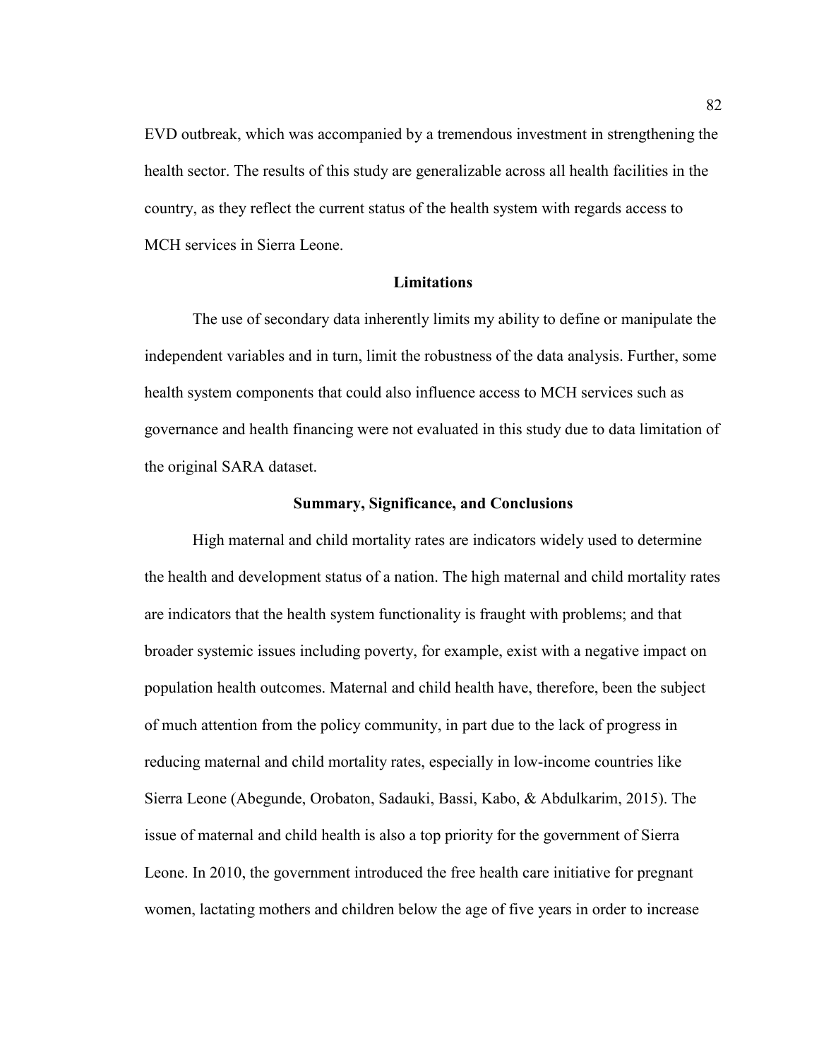EVD outbreak, which was accompanied by a tremendous investment in strengthening the health sector. The results of this study are generalizable across all health facilities in the country, as they reflect the current status of the health system with regards access to MCH services in Sierra Leone.

## Limitations

The use of secondary data inherently limits my ability to define or manipulate the independent variables and in turn, limit the robustness of the data analysis. Further, some health system components that could also influence access to MCH services such as governance and health financing were not evaluated in this study due to data limitation of the original SARA dataset.

## Summary, Significance, and Conclusions

High maternal and child mortality rates are indicators widely used to determine the health and development status of a nation. The high maternal and child mortality rates are indicators that the health system functionality is fraught with problems; and that broader systemic issues including poverty, for example, exist with a negative impact on population health outcomes. Maternal and child health have, therefore, been the subject of much attention from the policy community, in part due to the lack of progress in reducing maternal and child mortality rates, especially in low-income countries like Sierra Leone (Abegunde, Orobaton, Sadauki, Bassi, Kabo, & Abdulkarim, 2015). The issue of maternal and child health is also a top priority for the government of Sierra Leone. In 2010, the government introduced the free health care initiative for pregnant women, lactating mothers and children below the age of five years in order to increase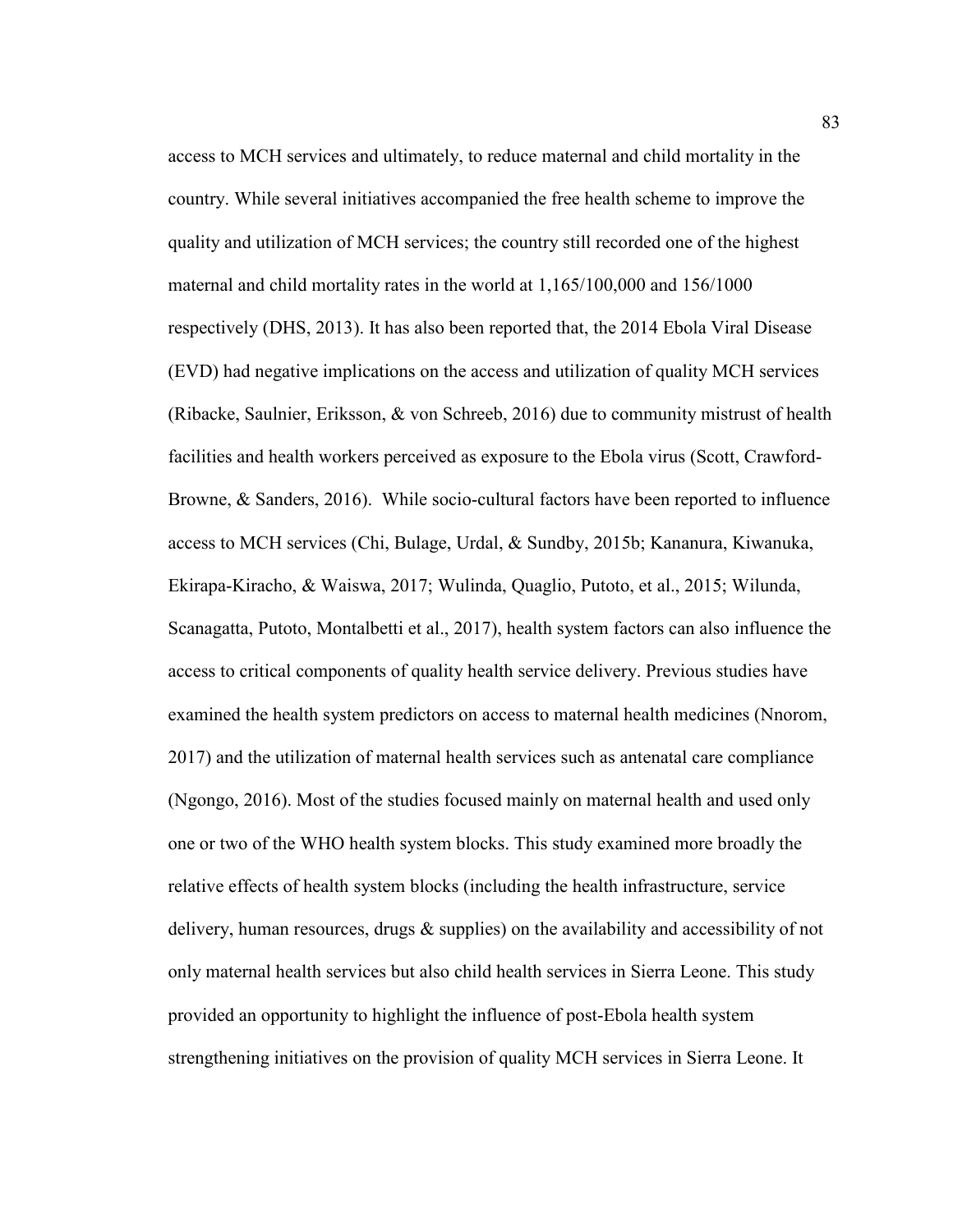access to MCH services and ultimately, to reduce maternal and child mortality in the country. While several initiatives accompanied the free health scheme to improve the quality and utilization of MCH services; the country still recorded one of the highest maternal and child mortality rates in the world at 1,165/100,000 and 156/1000 respectively (DHS, 2013). It has also been reported that, the 2014 Ebola Viral Disease (EVD) had negative implications on the access and utilization of quality MCH services (Ribacke, Saulnier, Eriksson, & von Schreeb, 2016) due to community mistrust of health facilities and health workers perceived as exposure to the Ebola virus (Scott, Crawford-Browne, & Sanders, 2016). While socio-cultural factors have been reported to influence access to MCH services (Chi, Bulage, Urdal, & Sundby, 2015b; Kananura, Kiwanuka, Ekirapa-Kiracho, & Waiswa, 2017; Wulinda, Quaglio, Putoto, et al., 2015; Wilunda, Scanagatta, Putoto, Montalbetti et al., 2017), health system factors can also influence the access to critical components of quality health service delivery. Previous studies have examined the health system predictors on access to maternal health medicines (Nnorom, 2017) and the utilization of maternal health services such as antenatal care compliance (Ngongo, 2016). Most of the studies focused mainly on maternal health and used only one or two of the WHO health system blocks. This study examined more broadly the relative effects of health system blocks (including the health infrastructure, service delivery, human resources, drugs & supplies) on the availability and accessibility of not only maternal health services but also child health services in Sierra Leone. This study provided an opportunity to highlight the influence of post-Ebola health system strengthening initiatives on the provision of quality MCH services in Sierra Leone. It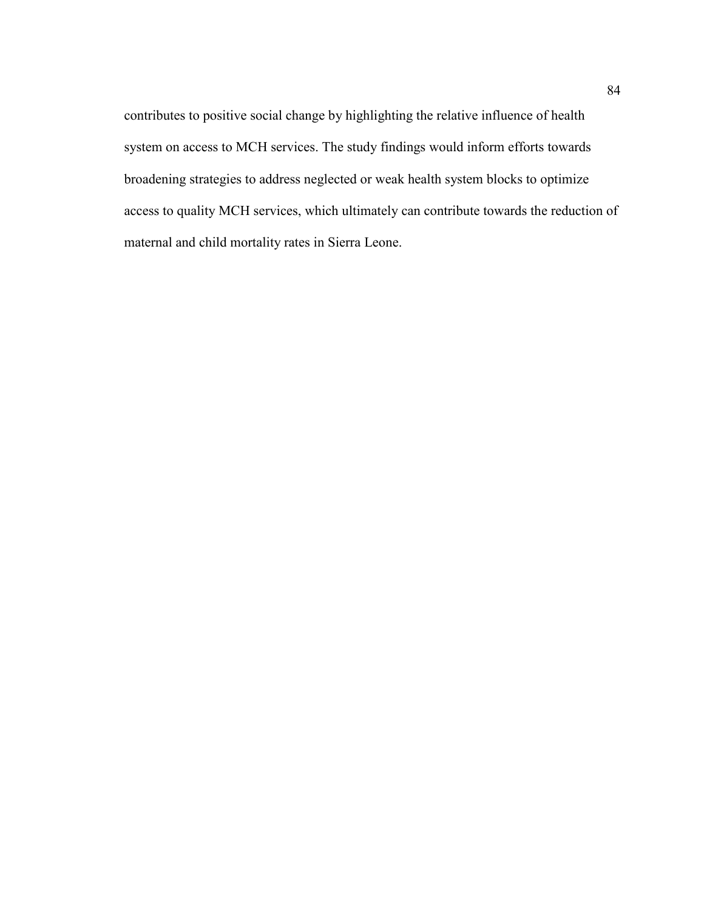contributes to positive social change by highlighting the relative influence of health system on access to MCH services. The study findings would inform efforts towards broadening strategies to address neglected or weak health system blocks to optimize access to quality MCH services, which ultimately can contribute towards the reduction of maternal and child mortality rates in Sierra Leone.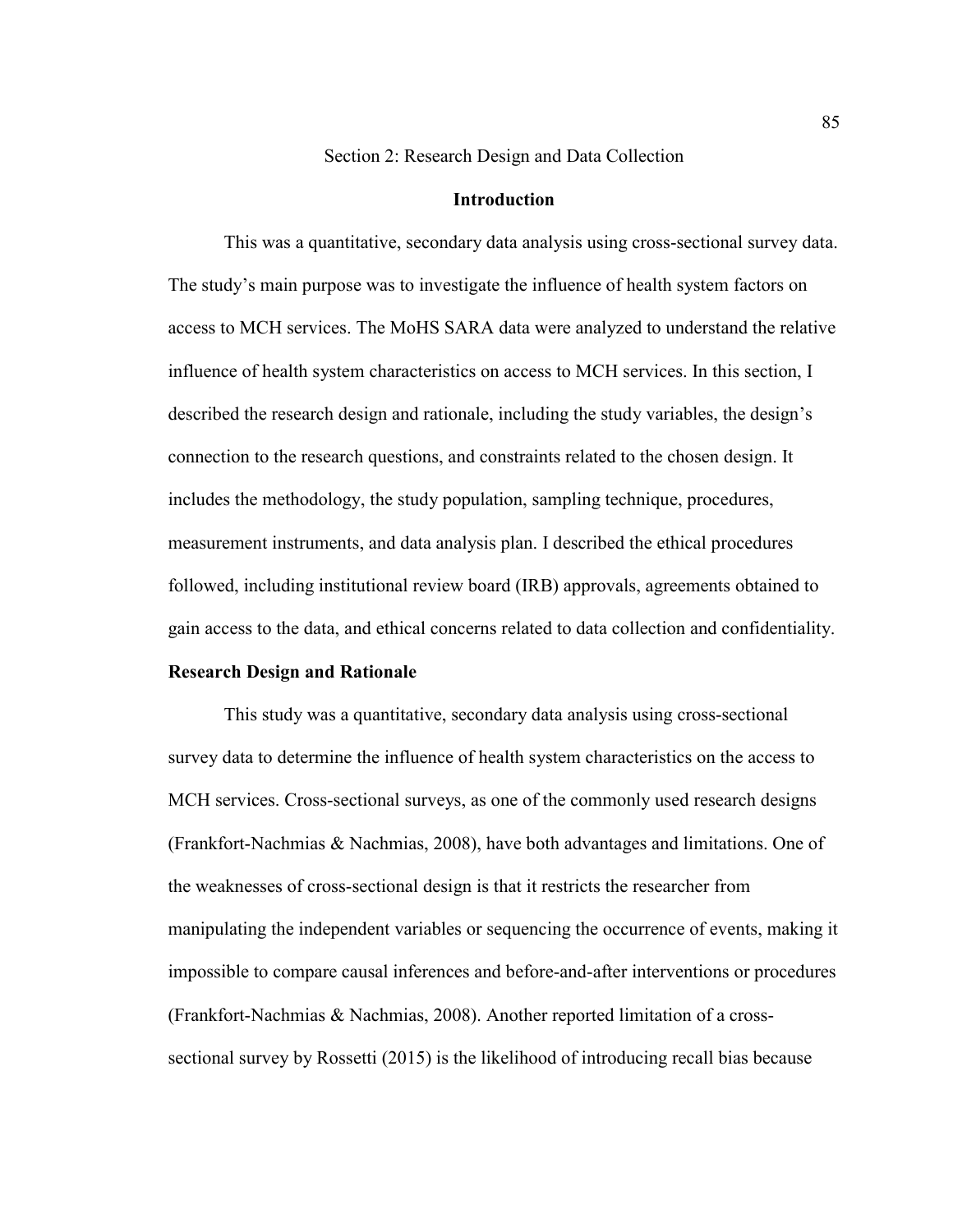Section 2: Research Design and Data Collection

## Introduction

This was a quantitative, secondary data analysis using cross-sectional survey data. The study's main purpose was to investigate the influence of health system factors on access to MCH services. The MoHS SARA data were analyzed to understand the relative influence of health system characteristics on access to MCH services. In this section, I described the research design and rationale, including the study variables, the design's connection to the research questions, and constraints related to the chosen design. It includes the methodology, the study population, sampling technique, procedures, measurement instruments, and data analysis plan. I described the ethical procedures followed, including institutional review board (IRB) approvals, agreements obtained to gain access to the data, and ethical concerns related to data collection and confidentiality.

### Research Design and Rationale

This study was a quantitative, secondary data analysis using cross-sectional survey data to determine the influence of health system characteristics on the access to MCH services. Cross-sectional surveys, as one of the commonly used research designs (Frankfort-Nachmias & Nachmias, 2008), have both advantages and limitations. One of the weaknesses of cross-sectional design is that it restricts the researcher from manipulating the independent variables or sequencing the occurrence of events, making it impossible to compare causal inferences and before-and-after interventions or procedures (Frankfort-Nachmias & Nachmias, 2008). Another reported limitation of a cross-sectional survey by Rossetti (2015) is the likelihood of introducing recall bias because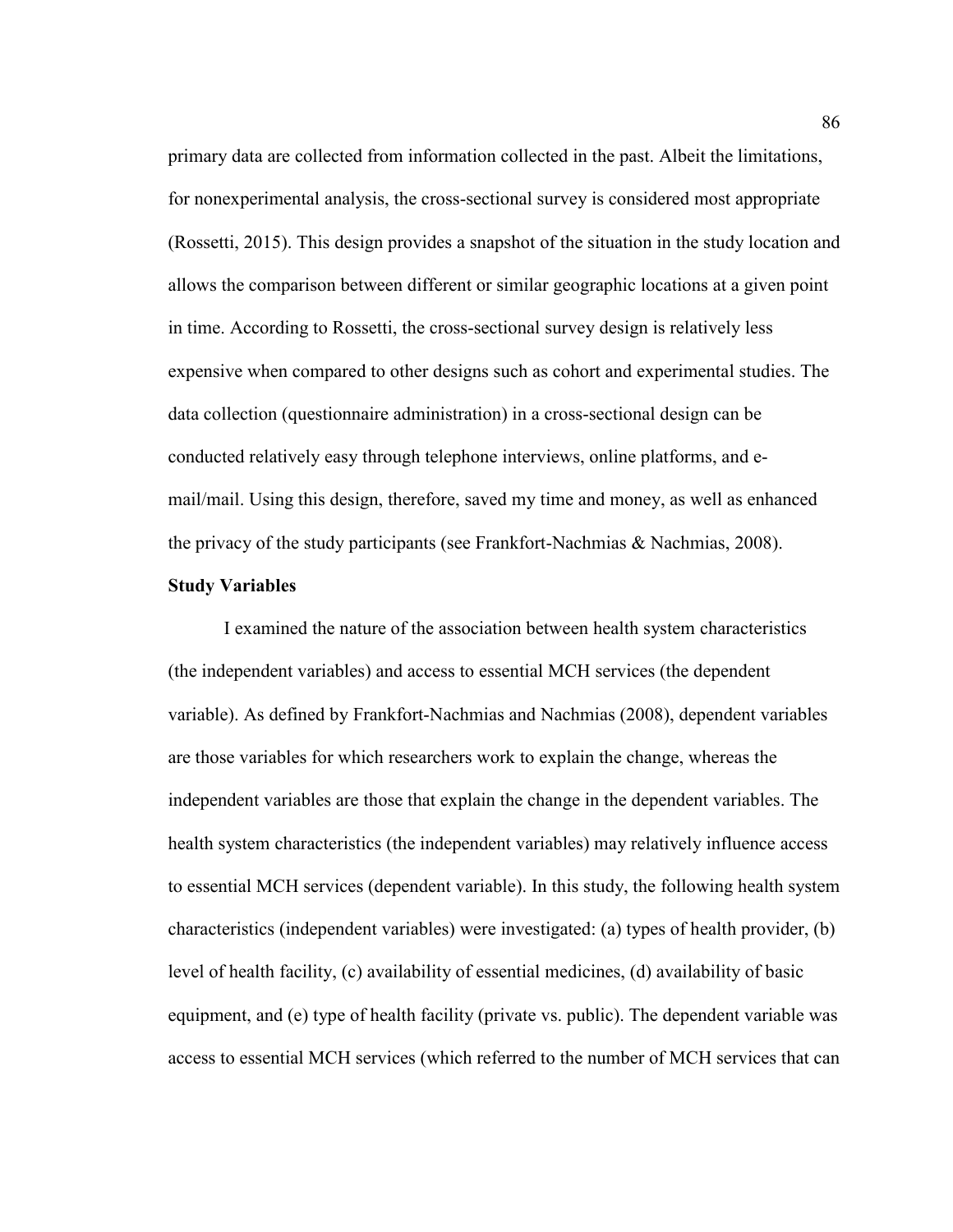primary data are collected from information collected in the past. Albeit the limitations, for nonexperimental analysis, the cross-sectional survey is considered most appropriate (Rossetti, 2015). This design provides a snapshot of the situation in the study location and allows the comparison between different or similar geographic locations at a given point in time. According to Rossetti, the cross-sectional survey design is relatively less expensive when compared to other designs such as cohort and experimental studies. The data collection (questionnaire administration) in a cross-sectional design can be conducted relatively easy through telephone interviews, online platforms, and e-mail/mail. Using this design, therefore, saved my time and money, as well as enhanced the privacy of the study participants (see Frankfort-Nachmias & Nachmias, 2008).

**Study Variables**

I examined the nature of the association between health system characteristics (the independent variables) and access to essential MCH services (the dependent variable). As defined by Frankfort-Nachmias and Nachmias (2008), dependent variables are those variables for which researchers work to explain the change, whereas the independent variables are those that explain the change in the dependent variables. The health system characteristics (the independent variables) may relatively influence access to essential MCH services (dependent variable). In this study, the following health system characteristics (independent variables) were investigated: (a) types of health provider, (b) level of health facility, (c) availability of essential medicines, (d) availability of basic equipment, and (e) type of health facility (private vs. public). The dependent variable was access to essential MCH services (which referred to the number of MCH services that can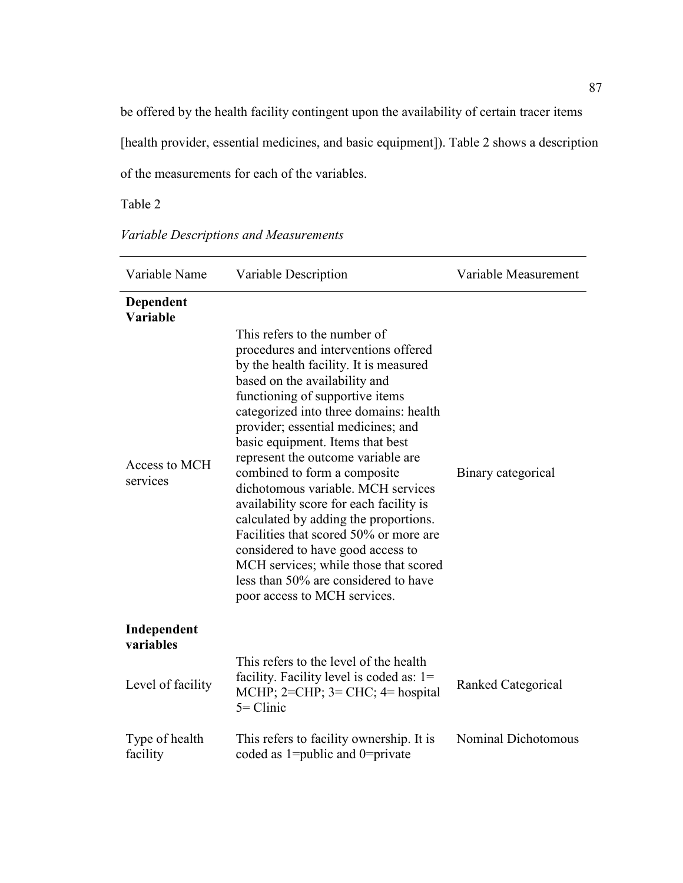be offered by the health facility contingent upon the availability of certain tracer items [health provider, essential medicines, and basic equipment]). Table 2 shows a description of the measurements for each of the variables.

Table 2

*Variable Descriptions and Measurements*

| Variable Name | Variable Description | Variable Measurement |
|---|---|---|
| **Dependent Variable** | | |
| Access to MCH services | This refers to the number of procedures and interventions offered by the health facility. It is measured based on the availability and functioning of supportive items categorized into three domains: health provider; essential medicines; and basic equipment. Items that best represent the outcome variable are combined to form a composite dichotomous variable. MCH services availability score for each facility is calculated by adding the proportions. Facilities that scored 50% or more are considered to have good access to MCH services; while those that scored less than 50% are considered to have poor access to MCH services. | Binary categorical |
| **Independent variables** | | |
| Level of facility | This refers to the level of the health facility. Facility level is coded as: 1= MCHP; 2=CHP; 3= CHC; 4= hospital 5= Clinic | Ranked Categorical |
| Type of health facility | This refers to facility ownership. It is coded as 1=public and 0=private | Nominal Dichotomous |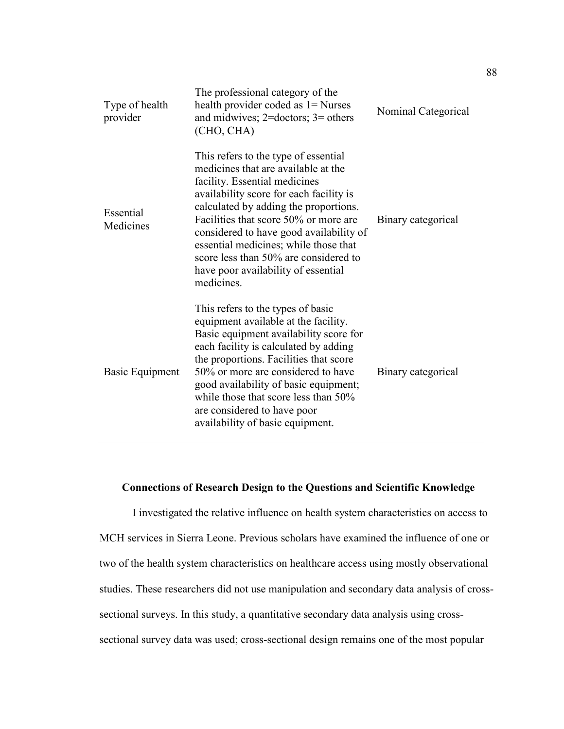| | | |
|---|---|---|
| Type of health provider | The professional category of the health provider coded as 1= Nurses and midwives; 2=doctors; 3= others (CHO, CHA) | Nominal Categorical |
| Essential Medicines | This refers to the type of essential medicines that are available at the facility. Essential medicines availability score for each facility is calculated by adding the proportions. Facilities that score 50% or more are considered to have good availability of essential medicines; while those that score less than 50% are considered to have poor availability of essential medicines. | Binary categorical |
| Basic Equipment | This refers to the types of basic equipment available at the facility. Basic equipment availability score for each facility is calculated by adding the proportions. Facilities that score 50% or more are considered to have good availability of basic equipment; while those that score less than 50% are considered to have poor availability of basic equipment. | Binary categorical |

### Connections of Research Design to the Questions and Scientific Knowledge

I investigated the relative influence on health system characteristics on access to MCH services in Sierra Leone. Previous scholars have examined the influence of one or two of the health system characteristics on healthcare access using mostly observational studies. These researchers did not use manipulation and secondary data analysis of cross-sectional surveys. In this study, a quantitative secondary data analysis using cross-sectional survey data was used; cross-sectional design remains one of the most popular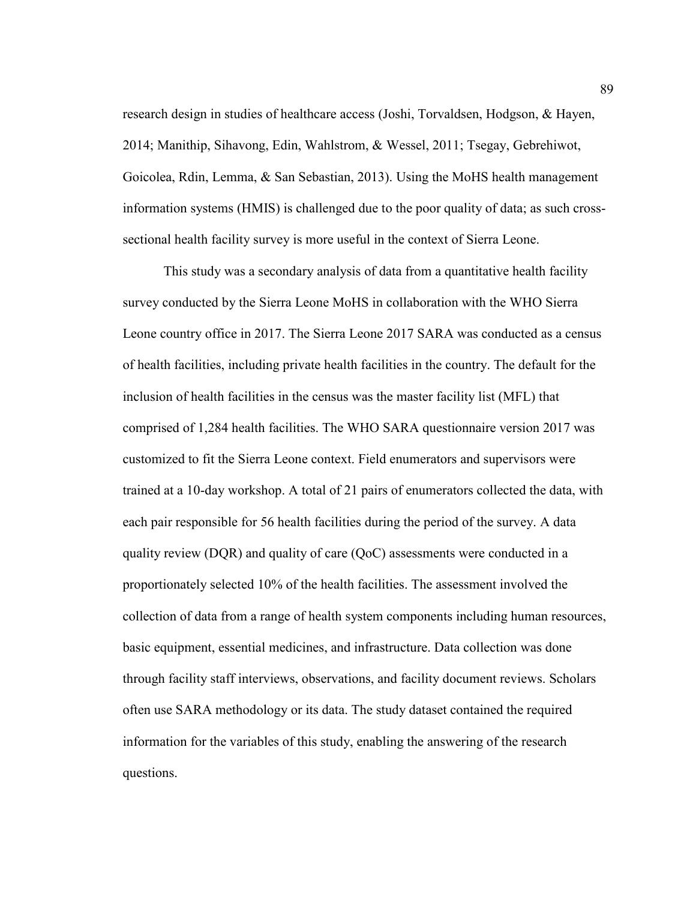research design in studies of healthcare access (Joshi, Torvaldsen, Hodgson, & Hayen, 2014; Manithip, Sihavong, Edin, Wahlstrom, & Wessel, 2011; Tsegay, Gebrehiwot, Goicolea, Rdin, Lemma, & San Sebastian, 2013). Using the MoHS health management information systems (HMIS) is challenged due to the poor quality of data; as such cross-sectional health facility survey is more useful in the context of Sierra Leone.

This study was a secondary analysis of data from a quantitative health facility survey conducted by the Sierra Leone MoHS in collaboration with the WHO Sierra Leone country office in 2017. The Sierra Leone 2017 SARA was conducted as a census of health facilities, including private health facilities in the country. The default for the inclusion of health facilities in the census was the master facility list (MFL) that comprised of 1,284 health facilities. The WHO SARA questionnaire version 2017 was customized to fit the Sierra Leone context. Field enumerators and supervisors were trained at a 10-day workshop. A total of 21 pairs of enumerators collected the data, with each pair responsible for 56 health facilities during the period of the survey. A data quality review (DQR) and quality of care (QoC) assessments were conducted in a proportionately selected 10% of the health facilities. The assessment involved the collection of data from a range of health system components including human resources, basic equipment, essential medicines, and infrastructure. Data collection was done through facility staff interviews, observations, and facility document reviews. Scholars often use SARA methodology or its data. The study dataset contained the required information for the variables of this study, enabling the answering of the research questions.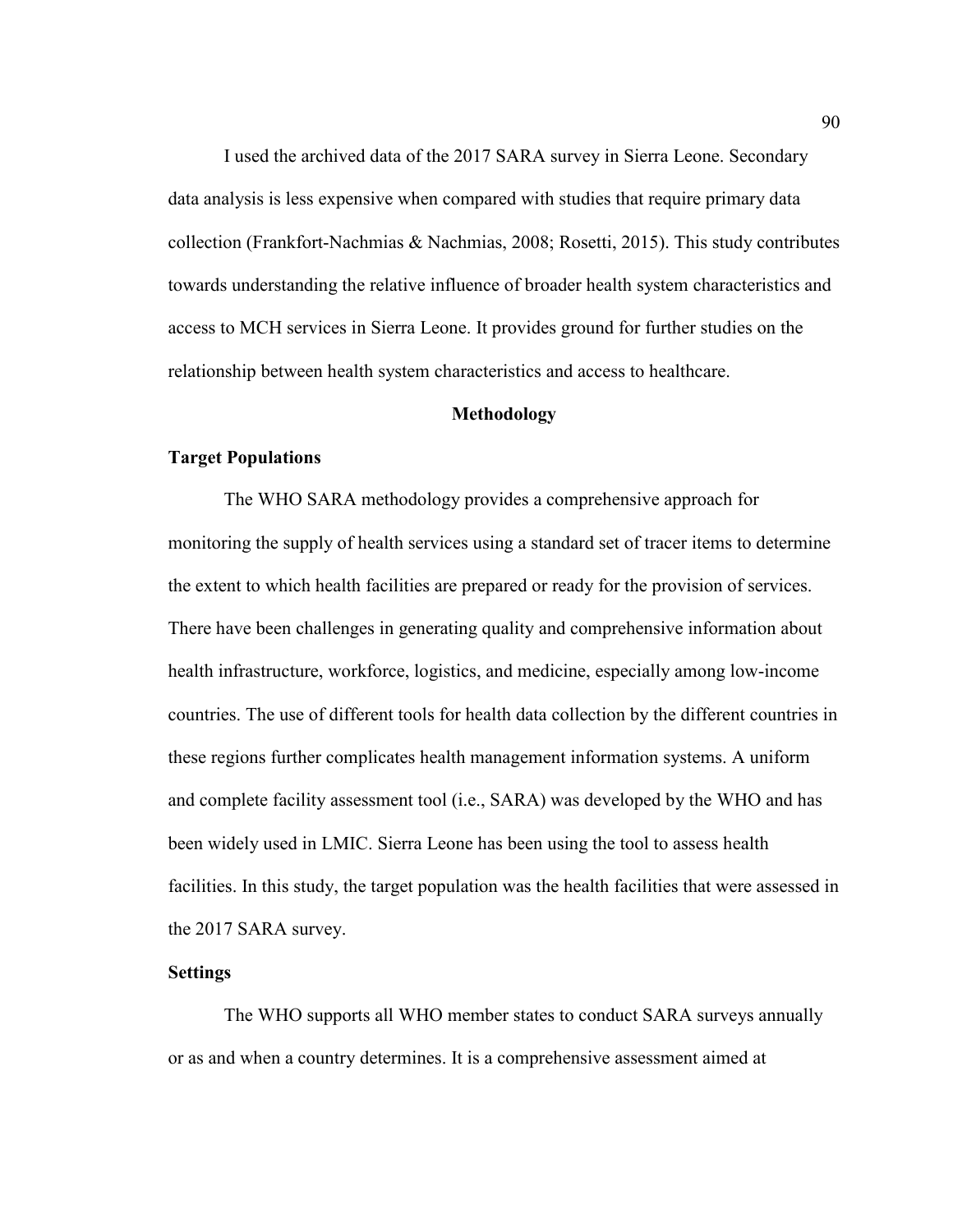I used the archived data of the 2017 SARA survey in Sierra Leone. Secondary data analysis is less expensive when compared with studies that require primary data collection (Frankfort-Nachmias & Nachmias, 2008; Rosetti, 2015). This study contributes towards understanding the relative influence of broader health system characteristics and access to MCH services in Sierra Leone. It provides ground for further studies on the relationship between health system characteristics and access to healthcare.

## Methodology

### Target Populations

The WHO SARA methodology provides a comprehensive approach for monitoring the supply of health services using a standard set of tracer items to determine the extent to which health facilities are prepared or ready for the provision of services. There have been challenges in generating quality and comprehensive information about health infrastructure, workforce, logistics, and medicine, especially among low-income countries. The use of different tools for health data collection by the different countries in these regions further complicates health management information systems. A uniform and complete facility assessment tool (i.e., SARA) was developed by the WHO and has been widely used in LMIC. Sierra Leone has been using the tool to assess health facilities. In this study, the target population was the health facilities that were assessed in the 2017 SARA survey.

### Settings

The WHO supports all WHO member states to conduct SARA surveys annually or as and when a country determines. It is a comprehensive assessment aimed at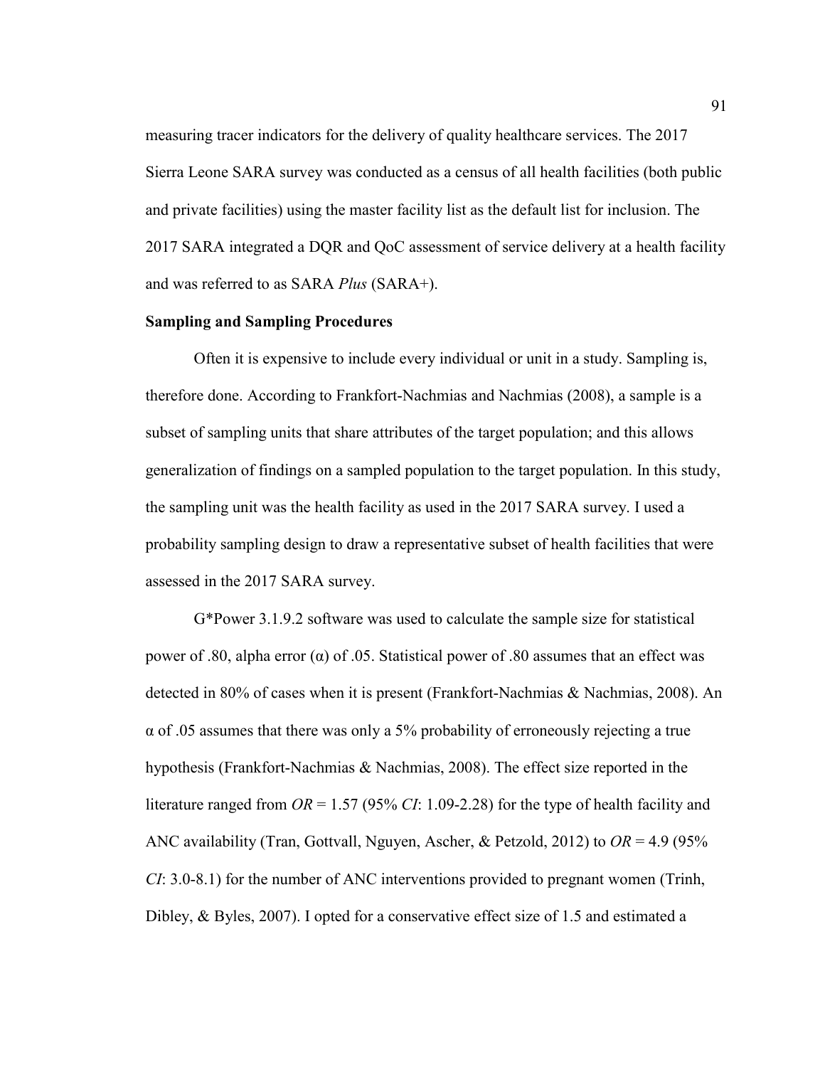measuring tracer indicators for the delivery of quality healthcare services. The 2017 Sierra Leone SARA survey was conducted as a census of all health facilities (both public and private facilities) using the master facility list as the default list for inclusion. The 2017 SARA integrated a DQR and QoC assessment of service delivery at a health facility and was referred to as SARA *Plus* (SARA+).

**Sampling and Sampling Procedures**

Often it is expensive to include every individual or unit in a study. Sampling is, therefore done. According to Frankfort-Nachmias and Nachmias (2008), a sample is a subset of sampling units that share attributes of the target population; and this allows generalization of findings on a sampled population to the target population. In this study, the sampling unit was the health facility as used in the 2017 SARA survey. I used a probability sampling design to draw a representative subset of health facilities that were assessed in the 2017 SARA survey.

G*Power 3.1.9.2 software was used to calculate the sample size for statistical power of .80, alpha error ($\alpha$) of .05. Statistical power of .80 assumes that an effect was detected in 80% of cases when it is present (Frankfort-Nachmias & Nachmias, 2008). An $\alpha$ of .05 assumes that there was only a 5% probability of erroneously rejecting a true hypothesis (Frankfort-Nachmias & Nachmias, 2008). The effect size reported in the literature ranged from $OR$ = 1.57 (95% $CI$: 1.09-2.28) for the type of health facility and ANC availability (Tran, Gottvall, Nguyen, Ascher, & Petzold, 2012) to $OR$ = 4.9 (95% $CI$: 3.0-8.1) for the number of ANC interventions provided to pregnant women (Trinh, Dibley, & Byles, 2007). I opted for a conservative effect size of 1.5 and estimated a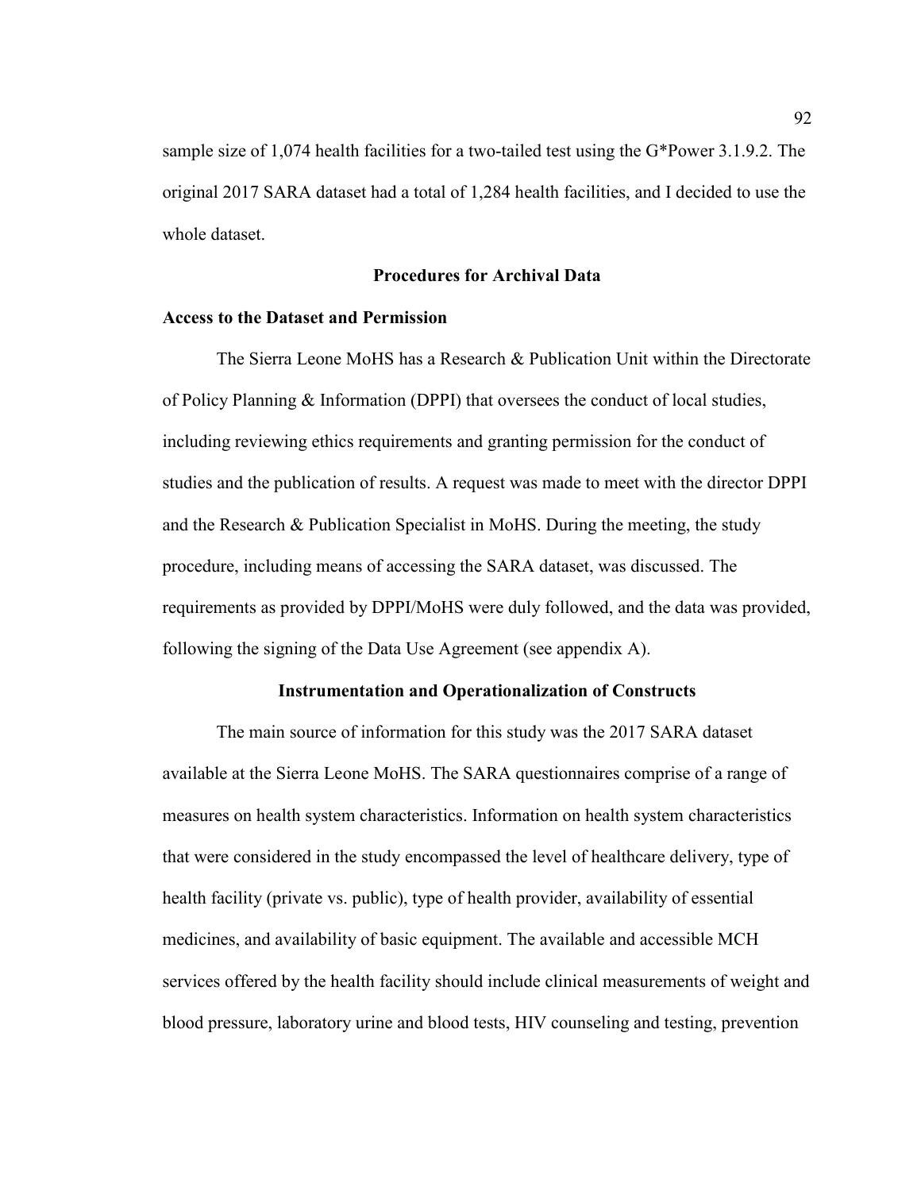sample size of 1,074 health facilities for a two-tailed test using the G*Power 3.1.9.2. The original 2017 SARA dataset had a total of 1,284 health facilities, and I decided to use the whole dataset.

## Procedures for Archival Data

### Access to the Dataset and Permission

The Sierra Leone MoHS has a Research & Publication Unit within the Directorate of Policy Planning & Information (DPPI) that oversees the conduct of local studies, including reviewing ethics requirements and granting permission for the conduct of studies and the publication of results. A request was made to meet with the director DPPI and the Research & Publication Specialist in MoHS. During the meeting, the study procedure, including means of accessing the SARA dataset, was discussed. The requirements as provided by DPPI/MoHS were duly followed, and the data was provided, following the signing of the Data Use Agreement (see appendix A).

## Instrumentation and Operationalization of Constructs

The main source of information for this study was the 2017 SARA dataset available at the Sierra Leone MoHS. The SARA questionnaires comprise of a range of measures on health system characteristics. Information on health system characteristics that were considered in the study encompassed the level of healthcare delivery, type of health facility (private vs. public), type of health provider, availability of essential medicines, and availability of basic equipment. The available and accessible MCH services offered by the health facility should include clinical measurements of weight and blood pressure, laboratory urine and blood tests, HIV counseling and testing, prevention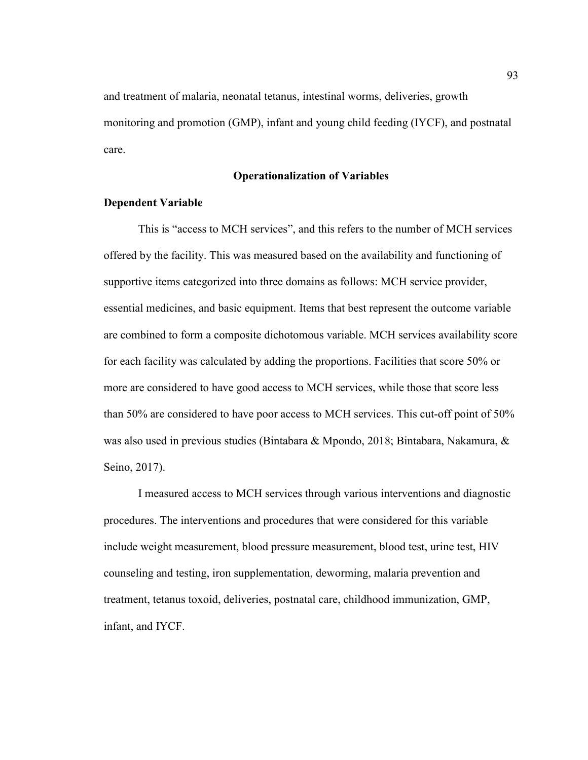and treatment of malaria, neonatal tetanus, intestinal worms, deliveries, growth monitoring and promotion (GMP), infant and young child feeding (IYCF), and postnatal care.

## Operationalization of Variables

### Dependent Variable

This is "access to MCH services", and this refers to the number of MCH services offered by the facility. This was measured based on the availability and functioning of supportive items categorized into three domains as follows: MCH service provider, essential medicines, and basic equipment. Items that best represent the outcome variable are combined to form a composite dichotomous variable. MCH services availability score for each facility was calculated by adding the proportions. Facilities that score 50% or more are considered to have good access to MCH services, while those that score less than 50% are considered to have poor access to MCH services. This cut-off point of 50% was also used in previous studies (Bintabara & Mpondo, 2018; Bintabara, Nakamura, & Seino, 2017).

I measured access to MCH services through various interventions and diagnostic procedures. The interventions and procedures that were considered for this variable include weight measurement, blood pressure measurement, blood test, urine test, HIV counseling and testing, iron supplementation, deworming, malaria prevention and treatment, tetanus toxoid, deliveries, postnatal care, childhood immunization, GMP, infant, and IYCF.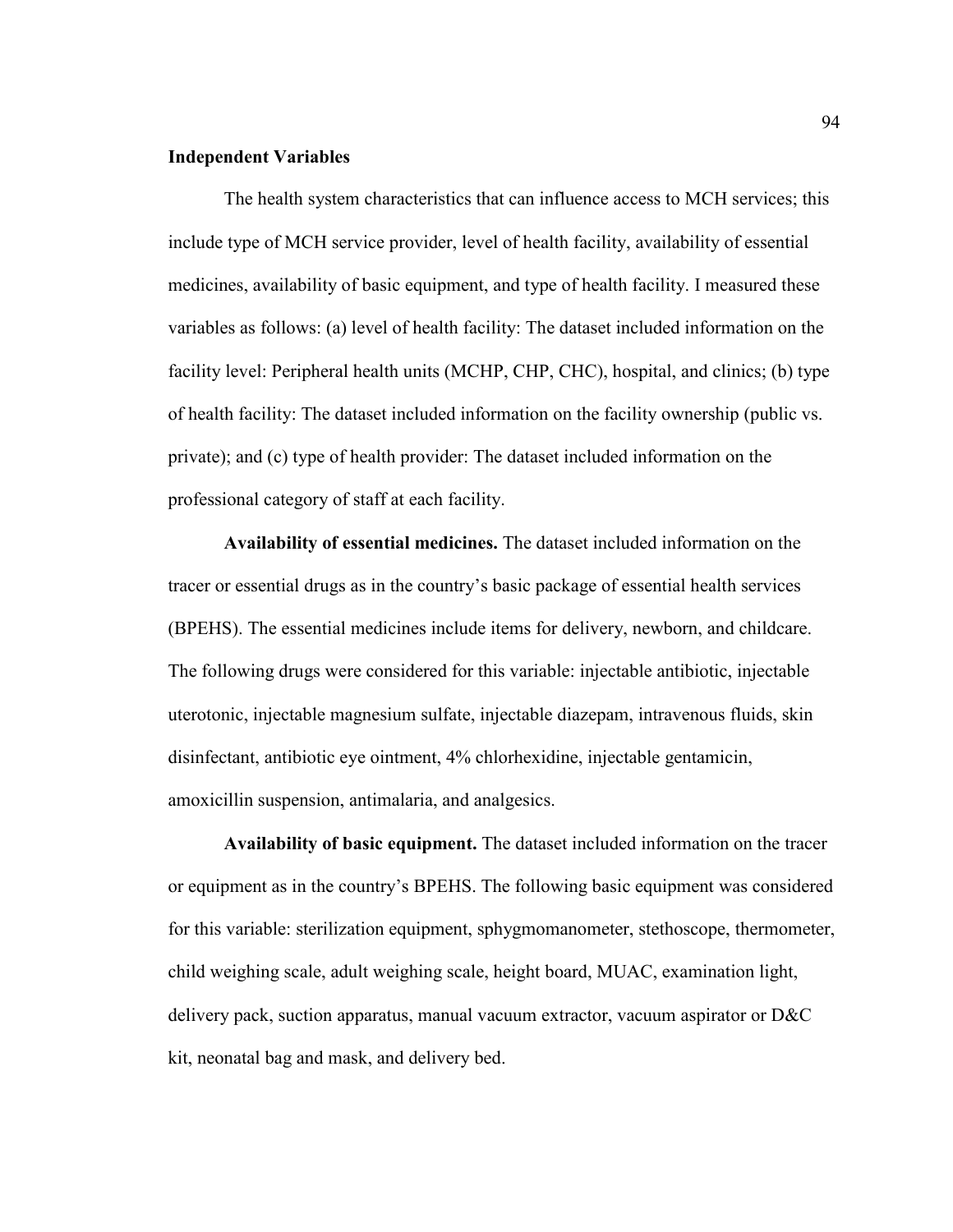**Independent Variables**

The health system characteristics that can influence access to MCH services; this include type of MCH service provider, level of health facility, availability of essential medicines, availability of basic equipment, and type of health facility. I measured these variables as follows: (a) level of health facility: The dataset included information on the facility level: Peripheral health units (MCHP, CHP, CHC), hospital, and clinics; (b) type of health facility: The dataset included information on the facility ownership (public vs. private); and (c) type of health provider: The dataset included information on the professional category of staff at each facility.

**Availability of essential medicines.** The dataset included information on the tracer or essential drugs as in the country's basic package of essential health services (BPEHS). The essential medicines include items for delivery, newborn, and childcare. The following drugs were considered for this variable: injectable antibiotic, injectable uterotonic, injectable magnesium sulfate, injectable diazepam, intravenous fluids, skin disinfectant, antibiotic eye ointment, 4% chlorhexidine, injectable gentamicin, amoxicillin suspension, antimalaria, and analgesics.

**Availability of basic equipment.** The dataset included information on the tracer or equipment as in the country's BPEHS. The following basic equipment was considered for this variable: sterilization equipment, sphygmomanometer, stethoscope, thermometer, child weighing scale, adult weighing scale, height board, MUAC, examination light, delivery pack, suction apparatus, manual vacuum extractor, vacuum aspirator or D&C kit, neonatal bag and mask, and delivery bed.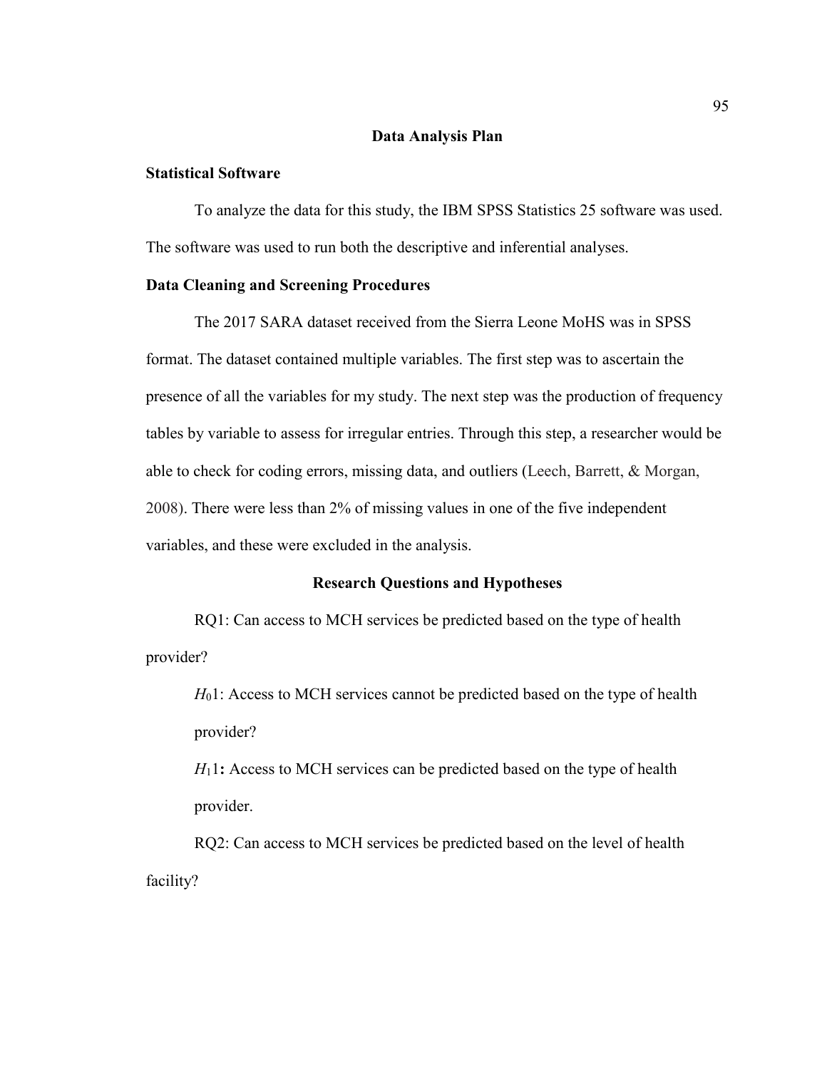## Data Analysis Plan

### Statistical Software

To analyze the data for this study, the IBM SPSS Statistics 25 software was used. The software was used to run both the descriptive and inferential analyses.

### Data Cleaning and Screening Procedures

The 2017 SARA dataset received from the Sierra Leone MoHS was in SPSS format. The dataset contained multiple variables. The first step was to ascertain the presence of all the variables for my study. The next step was the production of frequency tables by variable to assess for irregular entries. Through this step, a researcher would be able to check for coding errors, missing data, and outliers (Leech, Barrett, & Morgan, 2008). There were less than 2% of missing values in one of the five independent variables, and these were excluded in the analysis.

## Research Questions and Hypotheses

RQ1: Can access to MCH services be predicted based on the type of health provider?

> $H_0$1: Access to MCH services cannot be predicted based on the type of health provider?
>
> $H_1$1**:** Access to MCH services can be predicted based on the type of health provider.

RQ2: Can access to MCH services be predicted based on the level of health facility?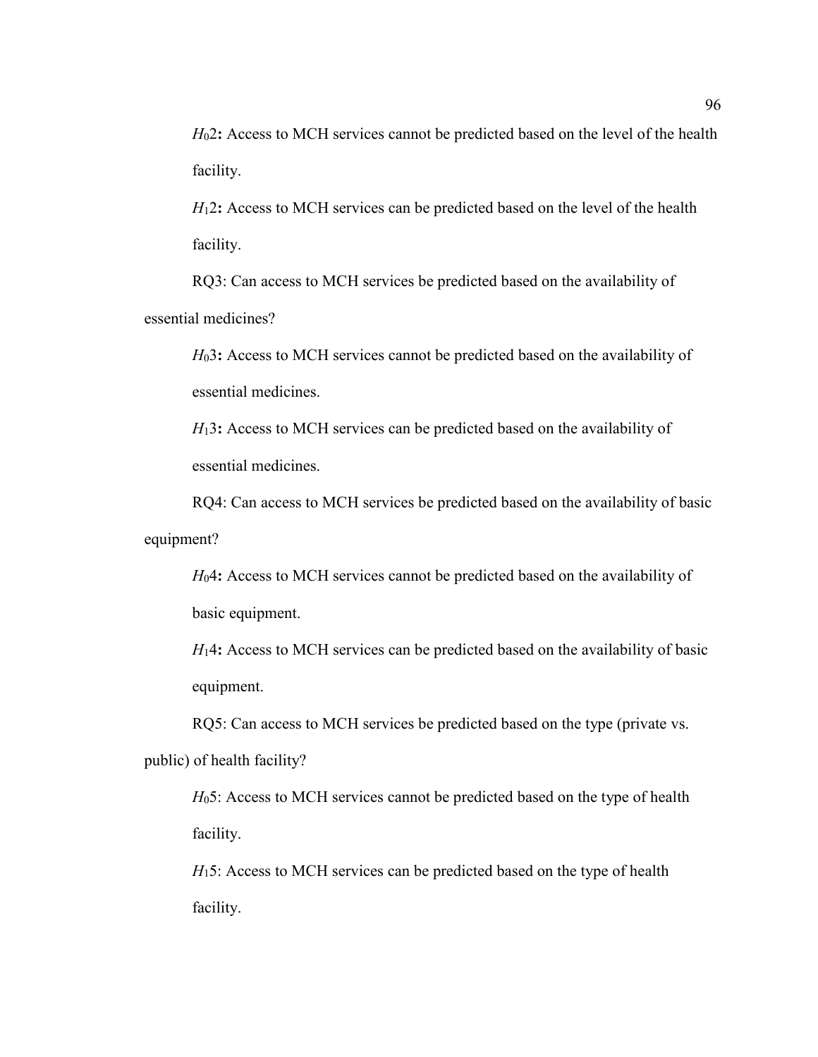$H_0 2$**:** Access to MCH services cannot be predicted based on the level of the health facility.

$H_1 2$**:** Access to MCH services can be predicted based on the level of the health facility.

RQ3: Can access to MCH services be predicted based on the availability of essential medicines?

$H_0 3$**:** Access to MCH services cannot be predicted based on the availability of essential medicines.

$H_1 3$**:** Access to MCH services can be predicted based on the availability of essential medicines.

RQ4: Can access to MCH services be predicted based on the availability of basic equipment?

$H_0 4$**:** Access to MCH services cannot be predicted based on the availability of basic equipment.

$H_1 4$**:** Access to MCH services can be predicted based on the availability of basic equipment.

RQ5: Can access to MCH services be predicted based on the type (private vs. public) of health facility?

$H_0 5$: Access to MCH services cannot be predicted based on the type of health facility.

$H_1 5$: Access to MCH services can be predicted based on the type of health facility.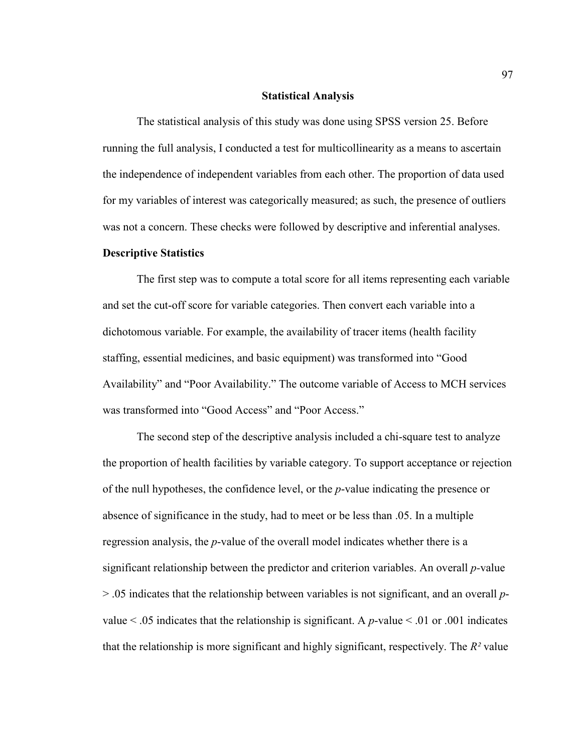## Statistical Analysis

The statistical analysis of this study was done using SPSS version 25. Before running the full analysis, I conducted a test for multicollinearity as a means to ascertain the independence of independent variables from each other. The proportion of data used for my variables of interest was categorically measured; as such, the presence of outliers was not a concern. These checks were followed by descriptive and inferential analyses.

### Descriptive Statistics

The first step was to compute a total score for all items representing each variable and set the cut-off score for variable categories. Then convert each variable into a dichotomous variable. For example, the availability of tracer items (health facility staffing, essential medicines, and basic equipment) was transformed into "Good Availability" and "Poor Availability." The outcome variable of Access to MCH services was transformed into "Good Access" and "Poor Access."

The second step of the descriptive analysis included a chi-square test to analyze the proportion of health facilities by variable category. To support acceptance or rejection of the null hypotheses, the confidence level, or the *p*-value indicating the presence or absence of significance in the study, had to meet or be less than .05. In a multiple regression analysis, the *p*-value of the overall model indicates whether there is a significant relationship between the predictor and criterion variables. An overall *p*-value $> .05$ indicates that the relationship between variables is not significant, and an overall *p*-value $< .05$ indicates that the relationship is significant. A *p*-value $< .01$ or $.001$ indicates that the relationship is more significant and highly significant, respectively. The $R^2$ value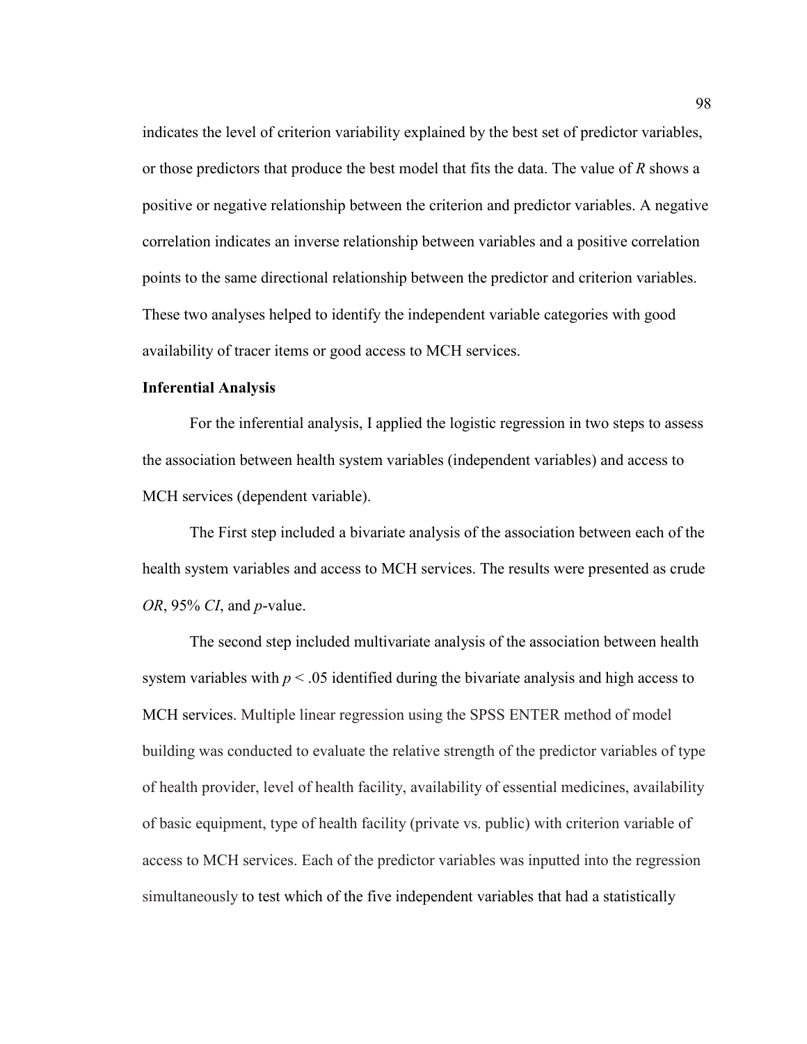indicates the level of criterion variability explained by the best set of predictor variables, or those predictors that produce the best model that fits the data. The value of *R* shows a positive or negative relationship between the criterion and predictor variables. A negative correlation indicates an inverse relationship between variables and a positive correlation points to the same directional relationship between the predictor and criterion variables. These two analyses helped to identify the independent variable categories with good availability of tracer items or good access to MCH services.

**Inferential Analysis**

For the inferential analysis, I applied the logistic regression in two steps to assess the association between health system variables (independent variables) and access to MCH services (dependent variable).

The First step included a bivariate analysis of the association between each of the health system variables and access to MCH services. The results were presented as crude *OR*, 95% *CI*, and *p*-value.

The second step included multivariate analysis of the association between health system variables with $p < .05$ identified during the bivariate analysis and high access to MCH services. Multiple linear regression using the SPSS ENTER method of model building was conducted to evaluate the relative strength of the predictor variables of type of health provider, level of health facility, availability of essential medicines, availability of basic equipment, type of health facility (private vs. public) with criterion variable of access to MCH services. Each of the predictor variables was inputted into the regression simultaneously to test which of the five independent variables that had a statistically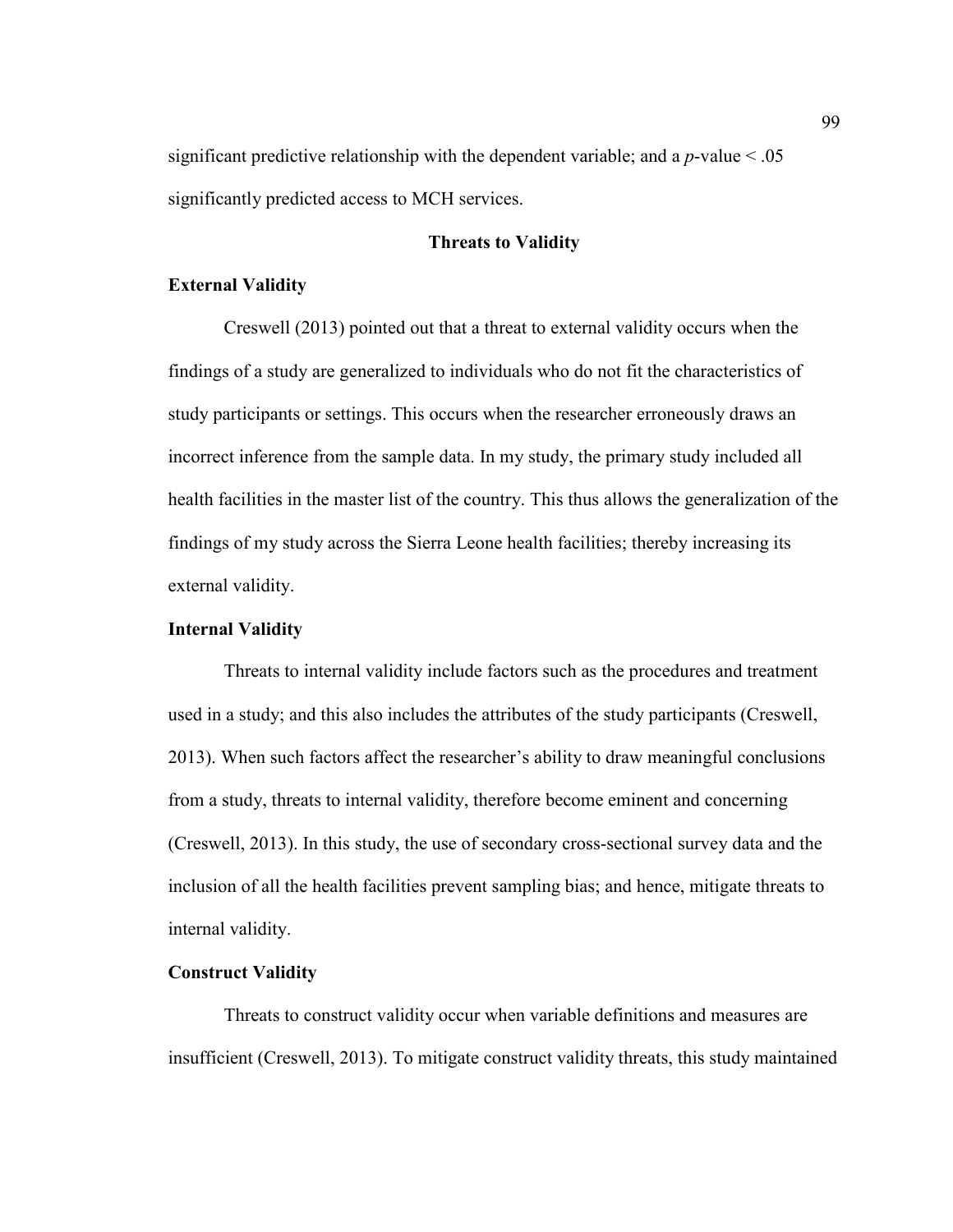significant predictive relationship with the dependent variable; and a *p*-value < .05 significantly predicted access to MCH services.

## Threats to Validity

### External Validity

Creswell (2013) pointed out that a threat to external validity occurs when the findings of a study are generalized to individuals who do not fit the characteristics of study participants or settings. This occurs when the researcher erroneously draws an incorrect inference from the sample data. In my study, the primary study included all health facilities in the master list of the country. This thus allows the generalization of the findings of my study across the Sierra Leone health facilities; thereby increasing its external validity.

### Internal Validity

Threats to internal validity include factors such as the procedures and treatment used in a study; and this also includes the attributes of the study participants (Creswell, 2013). When such factors affect the researcher's ability to draw meaningful conclusions from a study, threats to internal validity, therefore become eminent and concerning (Creswell, 2013). In this study, the use of secondary cross-sectional survey data and the inclusion of all the health facilities prevent sampling bias; and hence, mitigate threats to internal validity.

### Construct Validity

Threats to construct validity occur when variable definitions and measures are insufficient (Creswell, 2013). To mitigate construct validity threats, this study maintained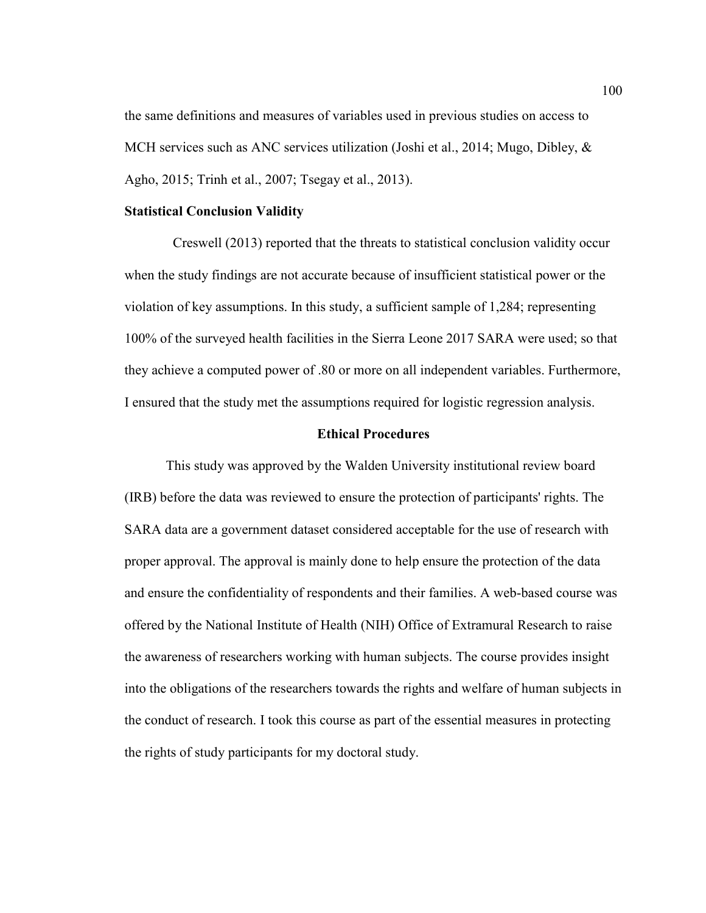the same definitions and measures of variables used in previous studies on access to MCH services such as ANC services utilization (Joshi et al., 2014; Mugo, Dibley, & Agho, 2015; Trinh et al., 2007; Tsegay et al., 2013).

### Statistical Conclusion Validity

Creswell (2013) reported that the threats to statistical conclusion validity occur when the study findings are not accurate because of insufficient statistical power or the violation of key assumptions. In this study, a sufficient sample of 1,284; representing 100% of the surveyed health facilities in the Sierra Leone 2017 SARA were used; so that they achieve a computed power of .80 or more on all independent variables. Furthermore, I ensured that the study met the assumptions required for logistic regression analysis.

## Ethical Procedures

This study was approved by the Walden University institutional review board (IRB) before the data was reviewed to ensure the protection of participants' rights. The SARA data are a government dataset considered acceptable for the use of research with proper approval. The approval is mainly done to help ensure the protection of the data and ensure the confidentiality of respondents and their families. A web-based course was offered by the National Institute of Health (NIH) Office of Extramural Research to raise the awareness of researchers working with human subjects. The course provides insight into the obligations of the researchers towards the rights and welfare of human subjects in the conduct of research. I took this course as part of the essential measures in protecting the rights of study participants for my doctoral study.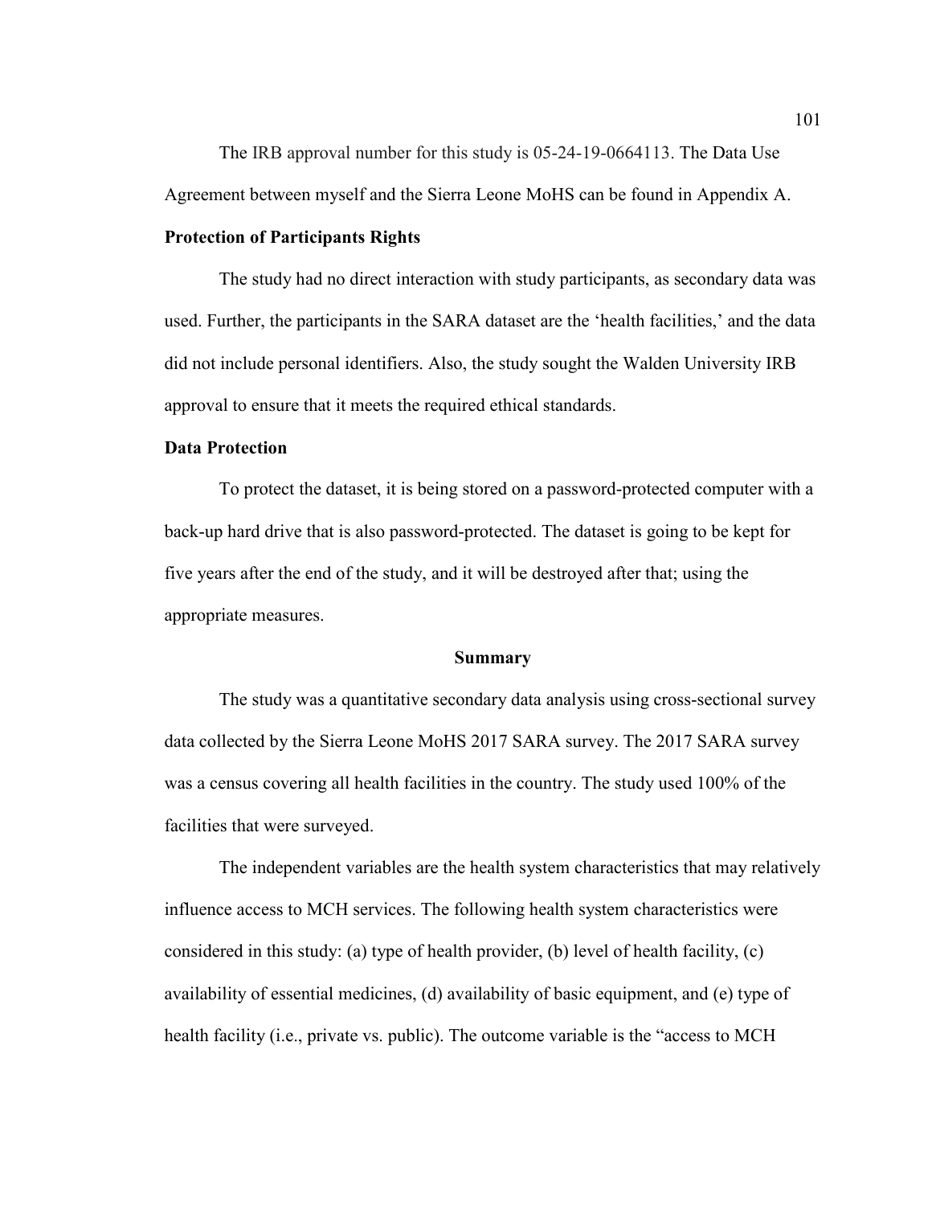The IRB approval number for this study is 05-24-19-0664113. The Data Use Agreement between myself and the Sierra Leone MoHS can be found in Appendix A.

### Protection of Participants Rights

The study had no direct interaction with study participants, as secondary data was used. Further, the participants in the SARA dataset are the 'health facilities,' and the data did not include personal identifiers. Also, the study sought the Walden University IRB approval to ensure that it meets the required ethical standards.

### Data Protection

To protect the dataset, it is being stored on a password-protected computer with a back-up hard drive that is also password-protected. The dataset is going to be kept for five years after the end of the study, and it will be destroyed after that; using the appropriate measures.

## Summary

The study was a quantitative secondary data analysis using cross-sectional survey data collected by the Sierra Leone MoHS 2017 SARA survey. The 2017 SARA survey was a census covering all health facilities in the country. The study used 100% of the facilities that were surveyed.

The independent variables are the health system characteristics that may relatively influence access to MCH services. The following health system characteristics were considered in this study: (a) type of health provider, (b) level of health facility, (c) availability of essential medicines, (d) availability of basic equipment, and (e) type of health facility (i.e., private vs. public). The outcome variable is the "access to MCH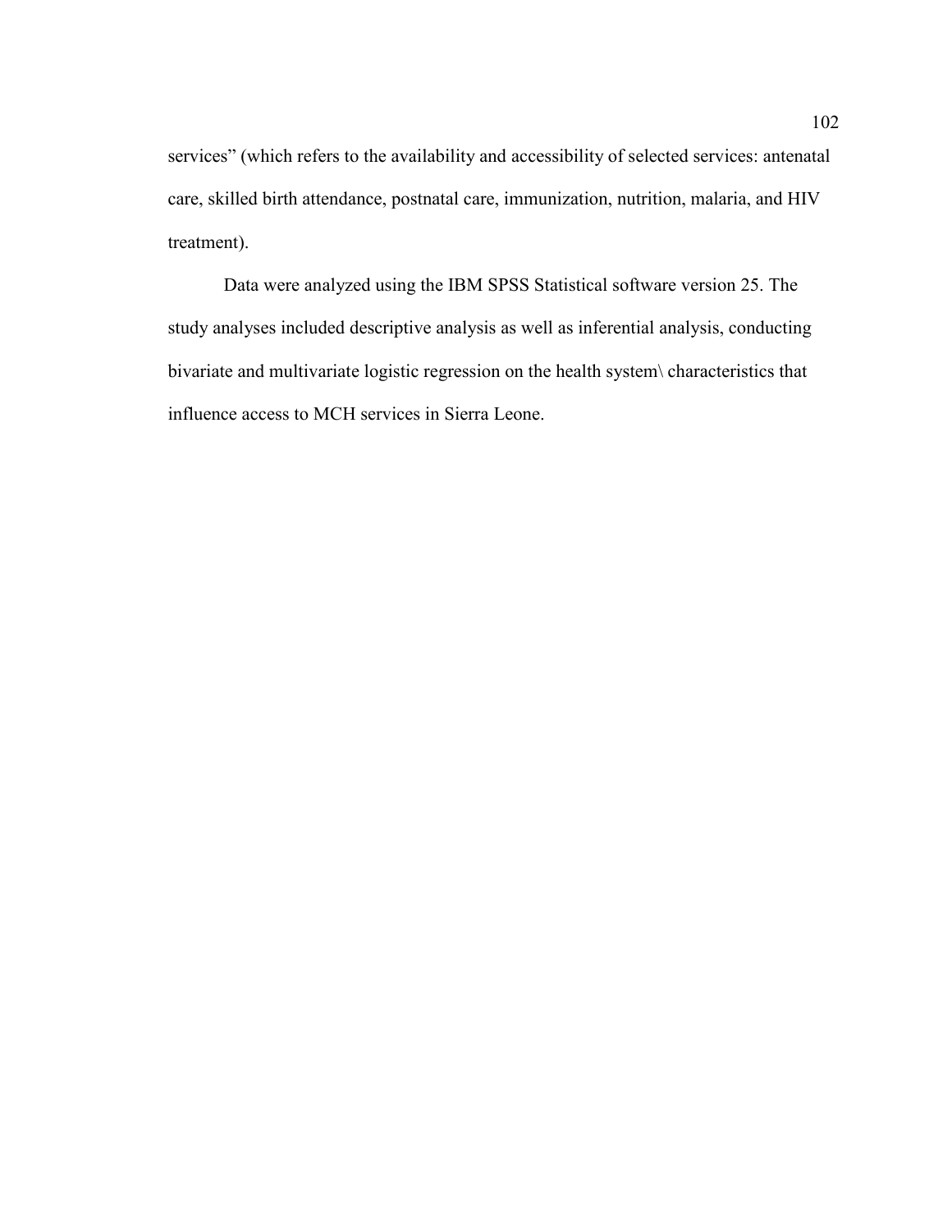services" (which refers to the availability and accessibility of selected services: antenatal care, skilled birth attendance, postnatal care, immunization, nutrition, malaria, and HIV treatment).

Data were analyzed using the IBM SPSS Statistical software version 25. The study analyses included descriptive analysis as well as inferential analysis, conducting bivariate and multivariate logistic regression on the health system\ characteristics that influence access to MCH services in Sierra Leone.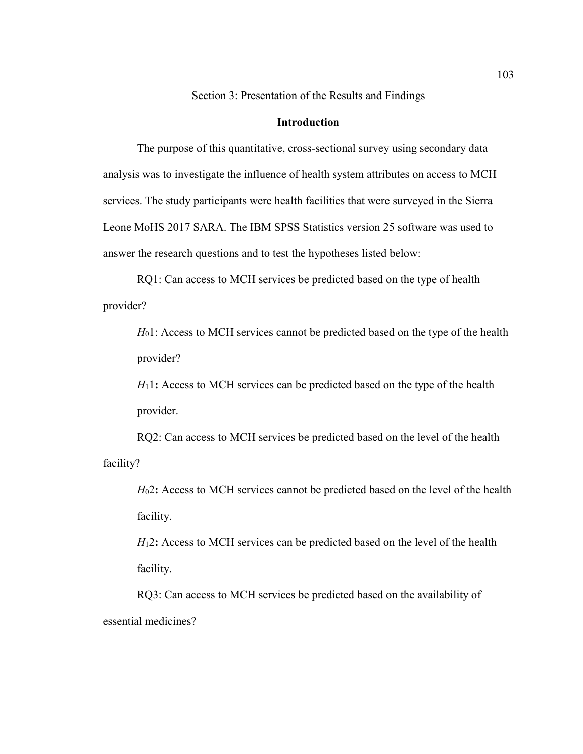# Section 3: Presentation of the Results and Findings

## Introduction

The purpose of this quantitative, cross-sectional survey using secondary data analysis was to investigate the influence of health system attributes on access to MCH services. The study participants were health facilities that were surveyed in the Sierra Leone MoHS 2017 SARA. The IBM SPSS Statistics version 25 software was used to answer the research questions and to test the hypotheses listed below:

RQ1: Can access to MCH services be predicted based on the type of health provider?

$H_0$1: Access to MCH services cannot be predicted based on the type of the health provider?

$H_1$**1:** Access to MCH services can be predicted based on the type of the health provider.

RQ2: Can access to MCH services be predicted based on the level of the health facility?

$H_0$**2:** Access to MCH services cannot be predicted based on the level of the health facility.

$H_1$**2:** Access to MCH services can be predicted based on the level of the health facility.

RQ3: Can access to MCH services be predicted based on the availability of essential medicines?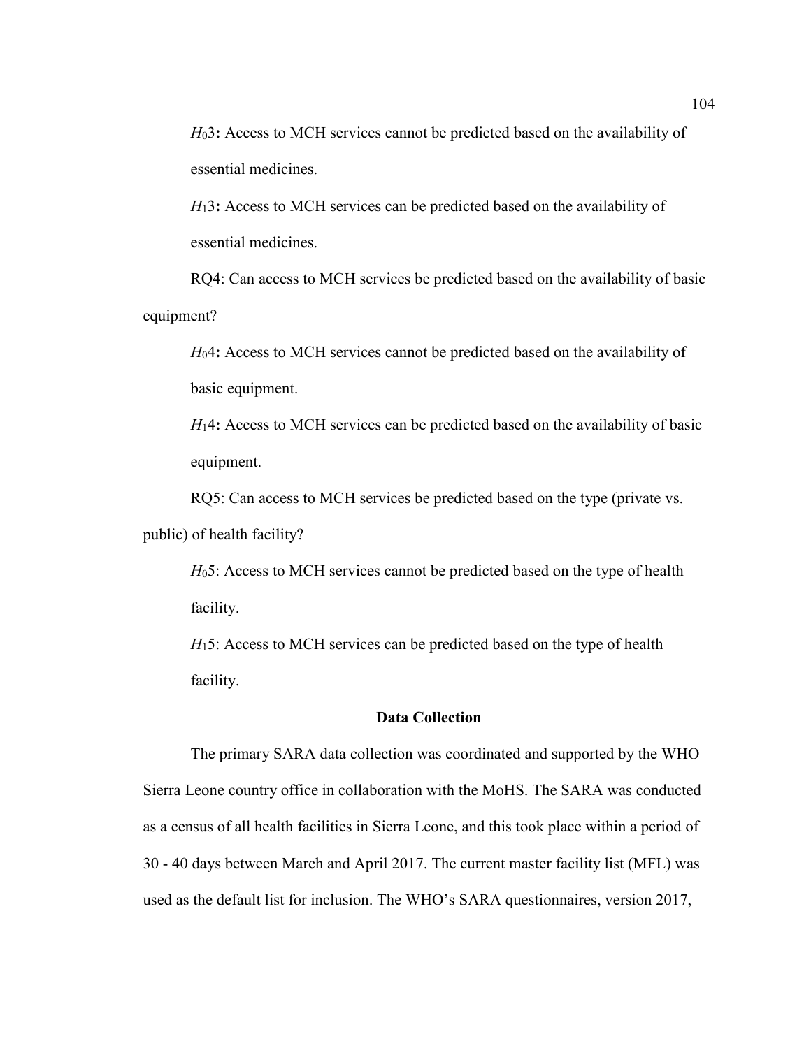$H_0 3$**:** Access to MCH services cannot be predicted based on the availability of essential medicines.

$H_1 3$**:** Access to MCH services can be predicted based on the availability of essential medicines.

RQ4: Can access to MCH services be predicted based on the availability of basic equipment?

$H_0 4$**:** Access to MCH services cannot be predicted based on the availability of basic equipment.

$H_1 4$**:** Access to MCH services can be predicted based on the availability of basic equipment.

RQ5: Can access to MCH services be predicted based on the type (private vs. public) of health facility?

$H_0 5$: Access to MCH services cannot be predicted based on the type of health facility.

$H_1 5$: Access to MCH services can be predicted based on the type of health facility.

## Data Collection

The primary SARA data collection was coordinated and supported by the WHO Sierra Leone country office in collaboration with the MoHS. The SARA was conducted as a census of all health facilities in Sierra Leone, and this took place within a period of 30 - 40 days between March and April 2017. The current master facility list (MFL) was used as the default list for inclusion. The WHO's SARA questionnaires, version 2017,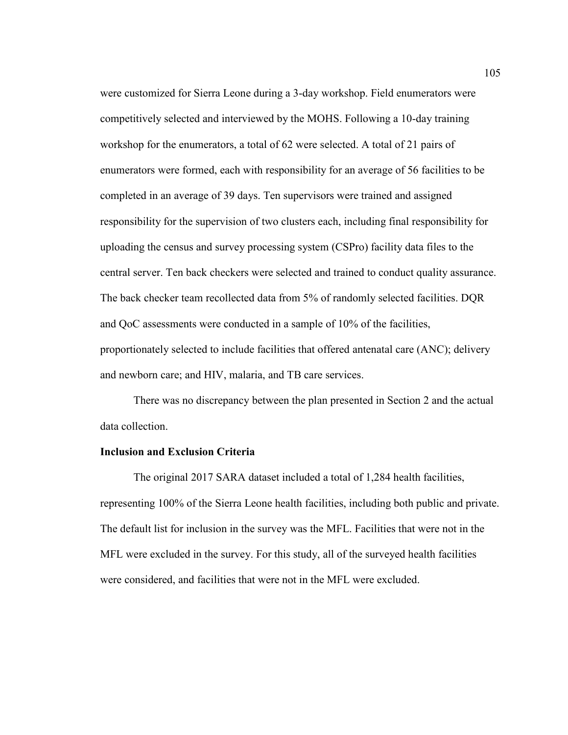were customized for Sierra Leone during a 3-day workshop. Field enumerators were competitively selected and interviewed by the MOHS. Following a 10-day training workshop for the enumerators, a total of 62 were selected. A total of 21 pairs of enumerators were formed, each with responsibility for an average of 56 facilities to be completed in an average of 39 days. Ten supervisors were trained and assigned responsibility for the supervision of two clusters each, including final responsibility for uploading the census and survey processing system (CSPro) facility data files to the central server. Ten back checkers were selected and trained to conduct quality assurance. The back checker team recollected data from 5% of randomly selected facilities. DQR and QoC assessments were conducted in a sample of 10% of the facilities, proportionately selected to include facilities that offered antenatal care (ANC); delivery and newborn care; and HIV, malaria, and TB care services.

There was no discrepancy between the plan presented in Section 2 and the actual data collection.

**Inclusion and Exclusion Criteria**

The original 2017 SARA dataset included a total of 1,284 health facilities, representing 100% of the Sierra Leone health facilities, including both public and private. The default list for inclusion in the survey was the MFL. Facilities that were not in the MFL were excluded in the survey. For this study, all of the surveyed health facilities were considered, and facilities that were not in the MFL were excluded.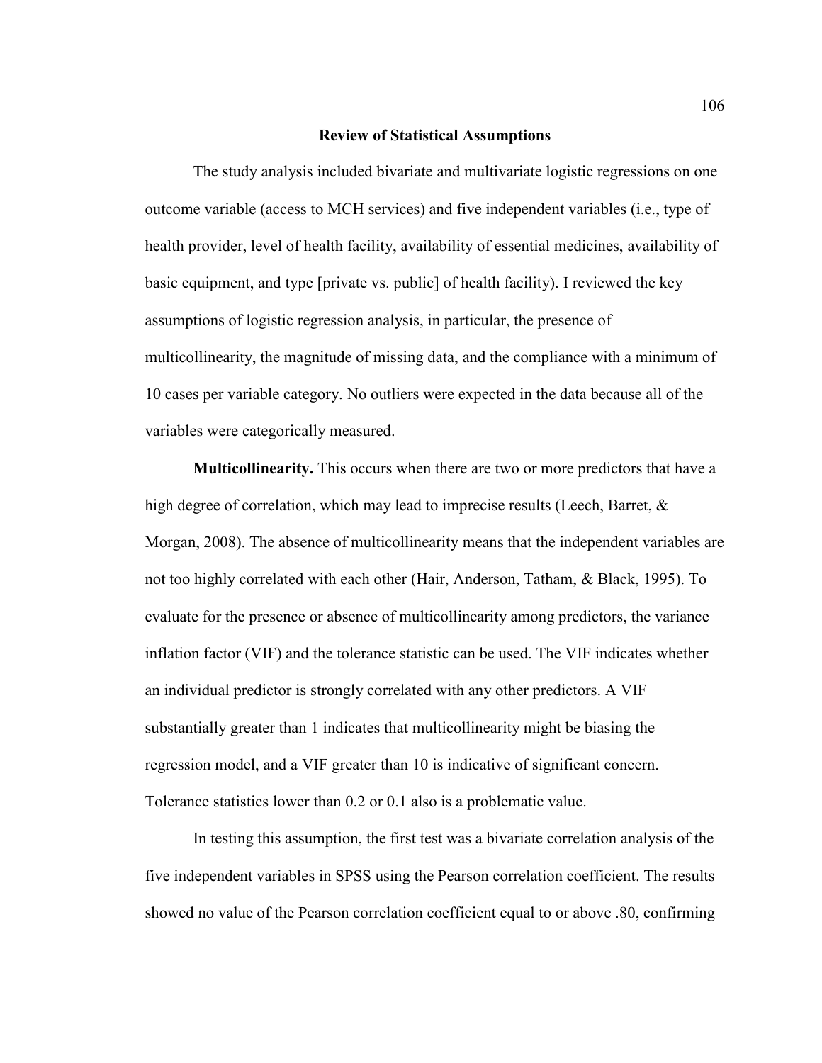## Review of Statistical Assumptions

The study analysis included bivariate and multivariate logistic regressions on one outcome variable (access to MCH services) and five independent variables (i.e., type of health provider, level of health facility, availability of essential medicines, availability of basic equipment, and type [private vs. public] of health facility). I reviewed the key assumptions of logistic regression analysis, in particular, the presence of multicollinearity, the magnitude of missing data, and the compliance with a minimum of 10 cases per variable category. No outliers were expected in the data because all of the variables were categorically measured.

**Multicollinearity.** This occurs when there are two or more predictors that have a high degree of correlation, which may lead to imprecise results (Leech, Barret, & Morgan, 2008). The absence of multicollinearity means that the independent variables are not too highly correlated with each other (Hair, Anderson, Tatham, & Black, 1995). To evaluate for the presence or absence of multicollinearity among predictors, the variance inflation factor (VIF) and the tolerance statistic can be used. The VIF indicates whether an individual predictor is strongly correlated with any other predictors. A VIF substantially greater than 1 indicates that multicollinearity might be biasing the regression model, and a VIF greater than 10 is indicative of significant concern. Tolerance statistics lower than 0.2 or 0.1 also is a problematic value.

In testing this assumption, the first test was a bivariate correlation analysis of the five independent variables in SPSS using the Pearson correlation coefficient. The results showed no value of the Pearson correlation coefficient equal to or above .80, confirming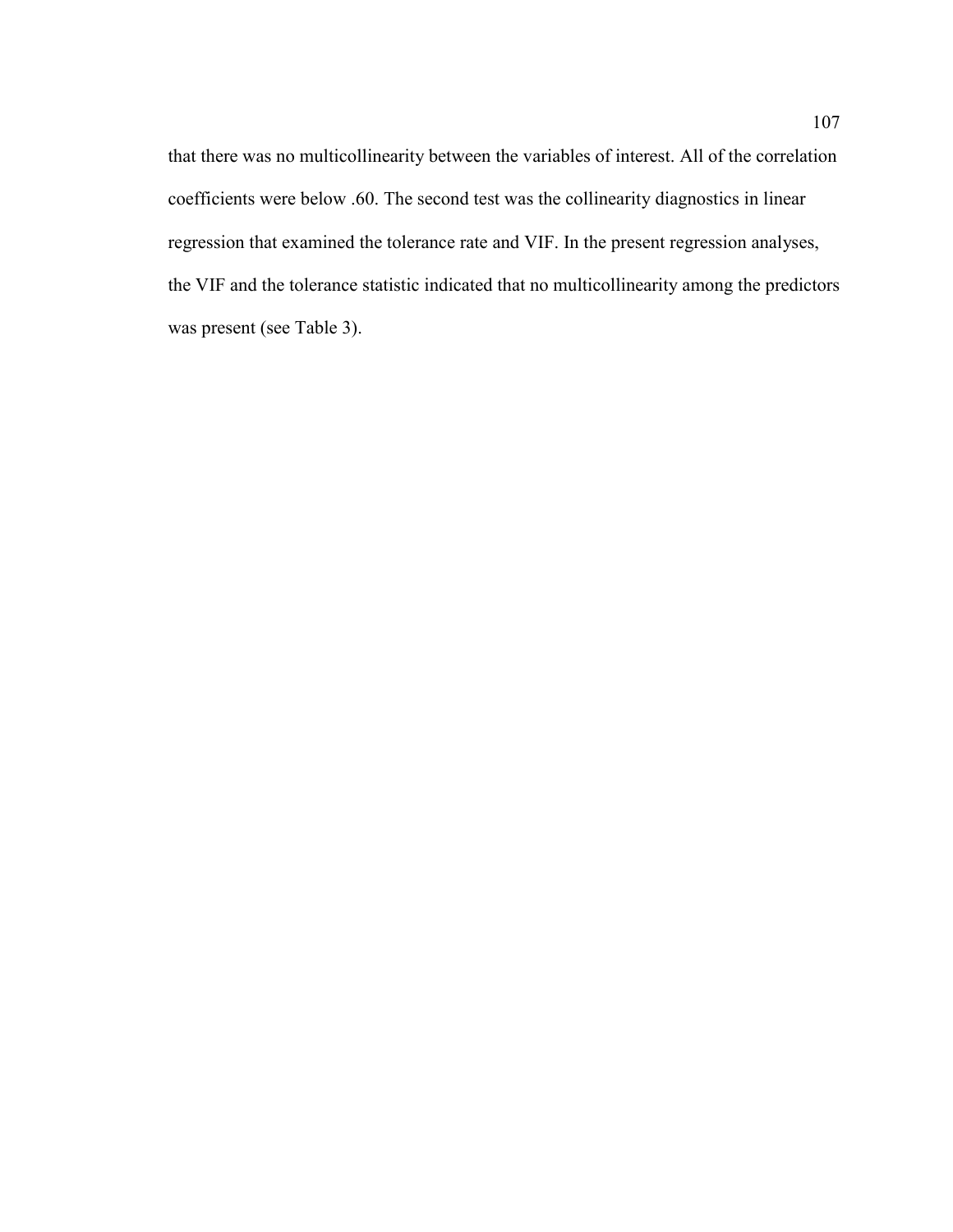that there was no multicollinearity between the variables of interest. All of the correlation coefficients were below .60. The second test was the collinearity diagnostics in linear regression that examined the tolerance rate and VIF. In the present regression analyses, the VIF and the tolerance statistic indicated that no multicollinearity among the predictors was present (see Table 3).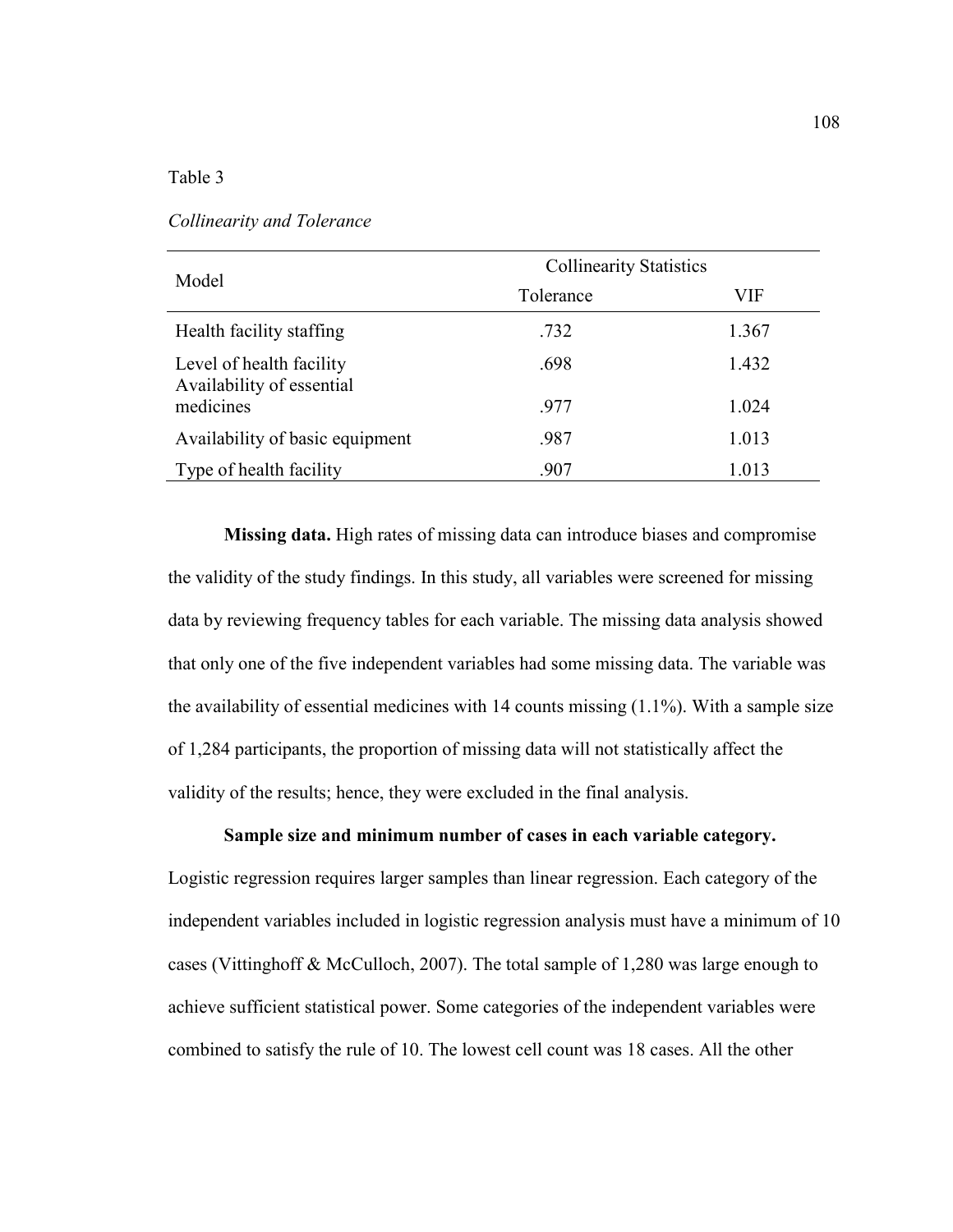Table 3

*Collinearity and Tolerance*

| Model | Collinearity Statistics | |
|---|---|---|
| | Tolerance | VIF |
| Health facility staffing | .732 | 1.367 |
| Level of health facility | .698 | 1.432 |
| Availability of essential medicines | .977 | 1.024 |
| Availability of basic equipment | .987 | 1.013 |
| Type of health facility | .907 | 1.013 |

**Missing data.** High rates of missing data can introduce biases and compromise the validity of the study findings. In this study, all variables were screened for missing data by reviewing frequency tables for each variable. The missing data analysis showed that only one of the five independent variables had some missing data. The variable was the availability of essential medicines with 14 counts missing (1.1%). With a sample size of 1,284 participants, the proportion of missing data will not statistically affect the validity of the results; hence, they were excluded in the final analysis.

**Sample size and minimum number of cases in each variable category.** Logistic regression requires larger samples than linear regression. Each category of the independent variables included in logistic regression analysis must have a minimum of 10 cases (Vittinghoff & McCulloch, 2007). The total sample of 1,280 was large enough to achieve sufficient statistical power. Some categories of the independent variables were combined to satisfy the rule of 10. The lowest cell count was 18 cases. All the other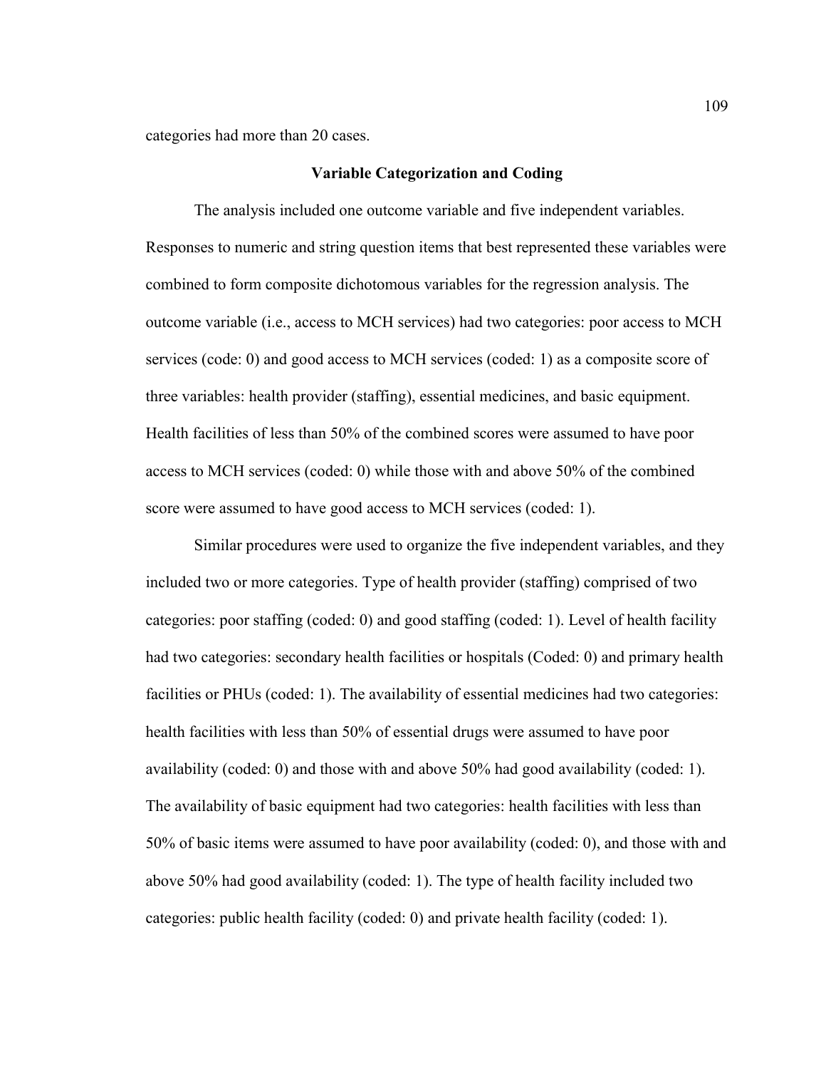categories had more than 20 cases.

## Variable Categorization and Coding

The analysis included one outcome variable and five independent variables. Responses to numeric and string question items that best represented these variables were combined to form composite dichotomous variables for the regression analysis. The outcome variable (i.e., access to MCH services) had two categories: poor access to MCH services (code: 0) and good access to MCH services (coded: 1) as a composite score of three variables: health provider (staffing), essential medicines, and basic equipment. Health facilities of less than 50% of the combined scores were assumed to have poor access to MCH services (coded: 0) while those with and above 50% of the combined score were assumed to have good access to MCH services (coded: 1).

Similar procedures were used to organize the five independent variables, and they included two or more categories. Type of health provider (staffing) comprised of two categories: poor staffing (coded: 0) and good staffing (coded: 1). Level of health facility had two categories: secondary health facilities or hospitals (Coded: 0) and primary health facilities or PHUs (coded: 1). The availability of essential medicines had two categories: health facilities with less than 50% of essential drugs were assumed to have poor availability (coded: 0) and those with and above 50% had good availability (coded: 1). The availability of basic equipment had two categories: health facilities with less than 50% of basic items were assumed to have poor availability (coded: 0), and those with and above 50% had good availability (coded: 1). The type of health facility included two categories: public health facility (coded: 0) and private health facility (coded: 1).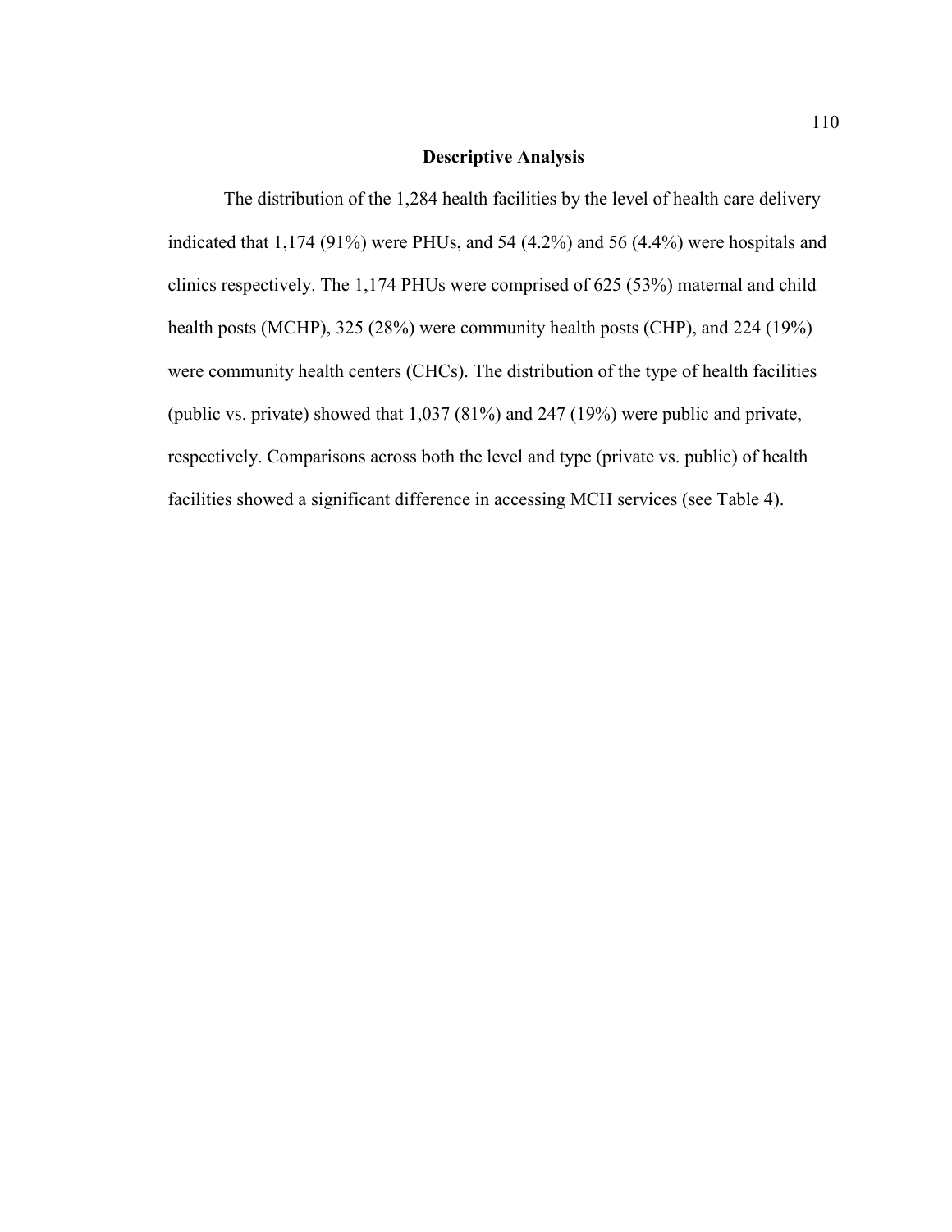## Descriptive Analysis

The distribution of the 1,284 health facilities by the level of health care delivery indicated that 1,174 (91%) were PHUs, and 54 (4.2%) and 56 (4.4%) were hospitals and clinics respectively. The 1,174 PHUs were comprised of 625 (53%) maternal and child health posts (MCHP), 325 (28%) were community health posts (CHP), and 224 (19%) were community health centers (CHCs). The distribution of the type of health facilities (public vs. private) showed that 1,037 (81%) and 247 (19%) were public and private, respectively. Comparisons across both the level and type (private vs. public) of health facilities showed a significant difference in accessing MCH services (see Table 4).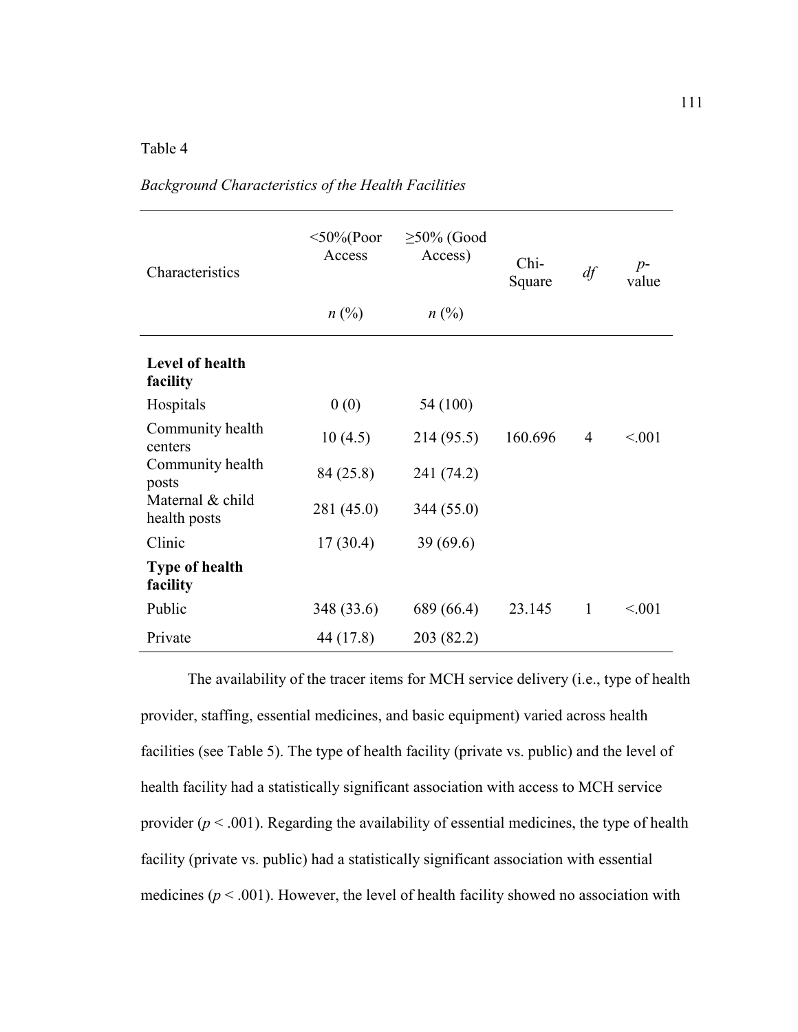Table 4

*Background Characteristics of the Health Facilities*

| Characteristics | <50%(Poor Access<br>*n* (%) | ≥50% (Good Access)<br>*n* (%) | Chi-Square | *df* | *p*-value |
|---|---|---|---|---|---|
| **Level of health facility** | | | | | |
| Hospitals | 0 (0) | 54 (100) | | | |
| Community health centers | 10 (4.5) | 214 (95.5) | 160.696 | 4 | <.001 |
| Community health posts | 84 (25.8) | 241 (74.2) | | | |
| Maternal & child health posts | 281 (45.0) | 344 (55.0) | | | |
| Clinic | 17 (30.4) | 39 (69.6) | | | |
| **Type of health facility** | | | | | |
| Public | 348 (33.6) | 689 (66.4) | 23.145 | 1 | <.001 |
| Private | 44 (17.8) | 203 (82.2) | | | |

The availability of the tracer items for MCH service delivery (i.e., type of health provider, staffing, essential medicines, and basic equipment) varied across health facilities (see Table 5). The type of health facility (private vs. public) and the level of health facility had a statistically significant association with access to MCH service provider ($p < .001$). Regarding the availability of essential medicines, the type of health facility (private vs. public) had a statistically significant association with essential medicines ($p < .001$). However, the level of health facility showed no association with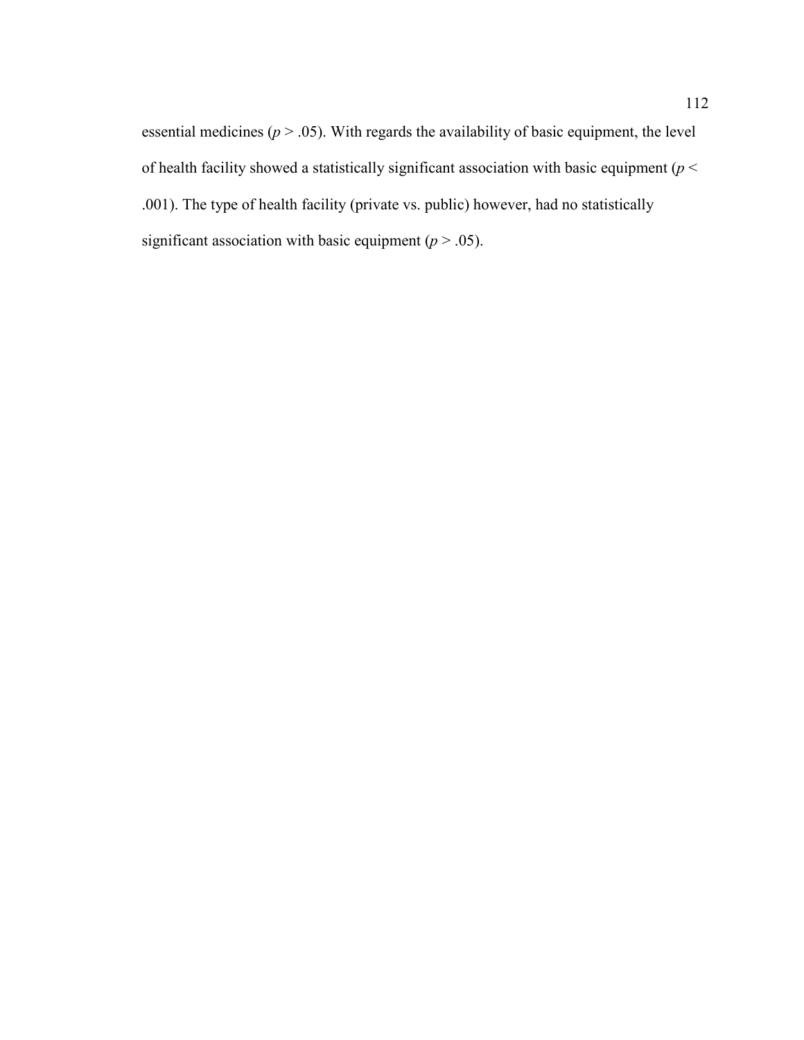essential medicines ($p > .05$). With regards the availability of basic equipment, the level of health facility showed a statistically significant association with basic equipment ($p < .001$). The type of health facility (private vs. public) however, had no statistically significant association with basic equipment ($p > .05$).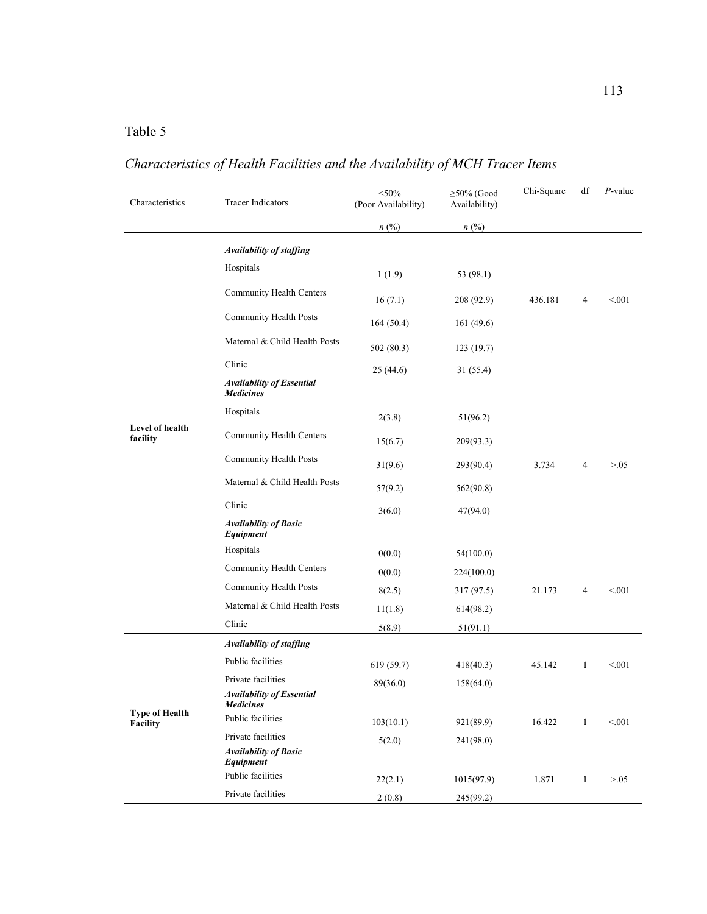Table 5

*Characteristics of Health Facilities and the Availability of MCH Tracer Items*

| Characteristics | Tracer Indicators | <50% (Poor Availability) | ≥50% (Good Availability) | Chi-Square | df | *P*-value |
|---|---|---|---|---|---|---|
| | | *n* (%) | *n* (%) | | | |
| **Level of health facility** | ***Availability of staffing*** | | | | | |
| | Hospitals | 1 (1.9) | 53 (98.1) | | | |
| | Community Health Centers | 16 (7.1) | 208 (92.9) | 436.181 | 4 | <.001 |
| | Community Health Posts | 164 (50.4) | 161 (49.6) | | | |
| | Maternal & Child Health Posts | 502 (80.3) | 123 (19.7) | | | |
| | Clinic | 25 (44.6) | 31 (55.4) | | | |
| | ***Availability of Essential Medicines*** | | | | | |
| | Hospitals | 2(3.8) | 51(96.2) | | | |
| | Community Health Centers | 15(6.7) | 209(93.3) | | | |
| | Community Health Posts | 31(9.6) | 293(90.4) | 3.734 | 4 | >.05 |
| | Maternal & Child Health Posts | 57(9.2) | 562(90.8) | | | |
| | Clinic | 3(6.0) | 47(94.0) | | | |
| | ***Availability of Basic Equipment*** | | | | | |
| | Hospitals | 0(0.0) | 54(100.0) | | | |
| | Community Health Centers | 0(0.0) | 224(100.0) | | | |
| | Community Health Posts | 8(2.5) | 317 (97.5) | 21.173 | 4 | <.001 |
| | Maternal & Child Health Posts | 11(1.8) | 614(98.2) | | | |
| | Clinic | 5(8.9) | 51(91.1) | | | |
| **Type of Health Facility** | ***Availability of staffing*** | | | | | |
| | Public facilities | 619 (59.7) | 418(40.3) | 45.142 | 1 | <.001 |
| | Private facilities | 89(36.0) | 158(64.0) | | | |
| | ***Availability of Essential Medicines*** | | | | | |
| | Public facilities | 103(10.1) | 921(89.9) | 16.422 | 1 | <.001 |
| | Private facilities | 5(2.0) | 241(98.0) | | | |
| | ***Availability of Basic Equipment*** | | | | | |
| | Public facilities | 22(2.1) | 1015(97.9) | 1.871 | 1 | >.05 |
| | Private facilities | 2 (0.8) | 245(99.2) | | | |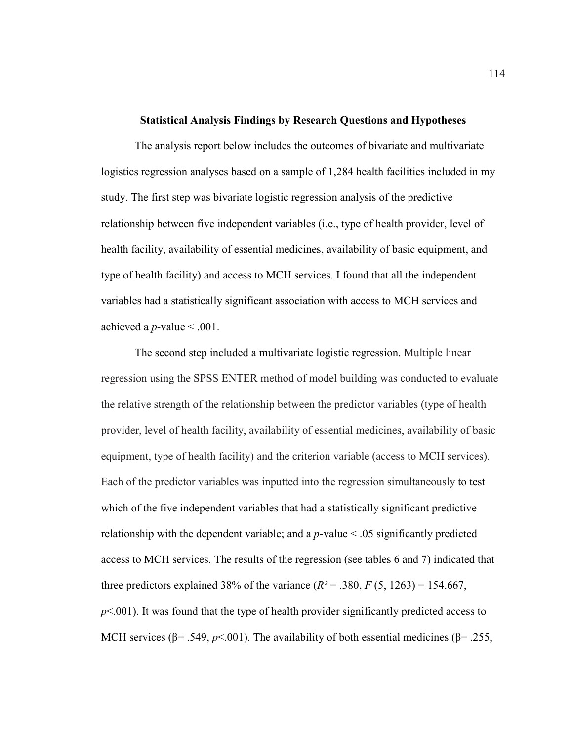**Statistical Analysis Findings by Research Questions and Hypotheses**

The analysis report below includes the outcomes of bivariate and multivariate logistics regression analyses based on a sample of 1,284 health facilities included in my study. The first step was bivariate logistic regression analysis of the predictive relationship between five independent variables (i.e., type of health provider, level of health facility, availability of essential medicines, availability of basic equipment, and type of health facility) and access to MCH services. I found that all the independent variables had a statistically significant association with access to MCH services and achieved a *p*-value < .001.

The second step included a multivariate logistic regression. Multiple linear regression using the SPSS ENTER method of model building was conducted to evaluate the relative strength of the relationship between the predictor variables (type of health provider, level of health facility, availability of essential medicines, availability of basic equipment, type of health facility) and the criterion variable (access to MCH services). Each of the predictor variables was inputted into the regression simultaneously to test which of the five independent variables that had a statistically significant predictive relationship with the dependent variable; and a *p*-value < .05 significantly predicted access to MCH services. The results of the regression (see tables 6 and 7) indicated that three predictors explained 38% of the variance ($R^2$ = .380, $F$ (5, 1263) = 154.667, $p$<.001). It was found that the type of health provider significantly predicted access to MCH services (β= .549, $p$<.001). The availability of both essential medicines (β= .255,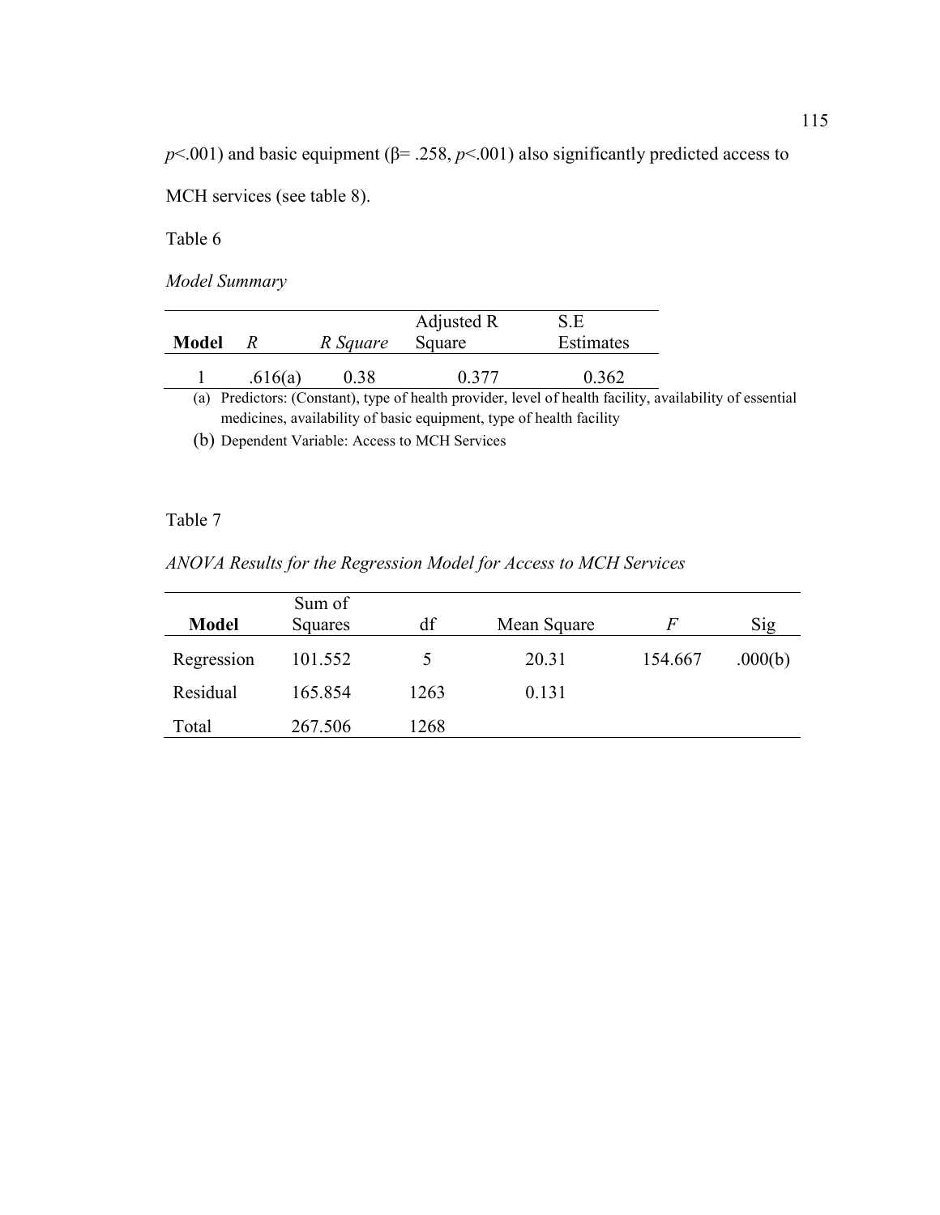$p<.001$) and basic equipment ($\beta = .258$, $p<.001$) also significantly predicted access to MCH services (see table 8).

Table 6

*Model Summary*

| **Model** | *R* | *R Square* | Adjusted R Square | S.E Estimates |
|---|---|---|---|---|
| 1 | .616(a) | 0.38 | 0.377 | 0.362 |

(a) Predictors: (Constant), type of health provider, level of health facility, availability of essential medicines, availability of basic equipment, type of health facility

(b) Dependent Variable: Access to MCH Services

Table 7

*ANOVA Results for the Regression Model for Access to MCH Services*

| **Model** | Sum of Squares | df | Mean Square | *F* | Sig |
|---|---|---|---|---|---|
| Regression | 101.552 | 5 | 20.31 | 154.667 | .000(b) |
| Residual | 165.854 | 1263 | 0.131 | | |
| Total | 267.506 | 1268 | | | |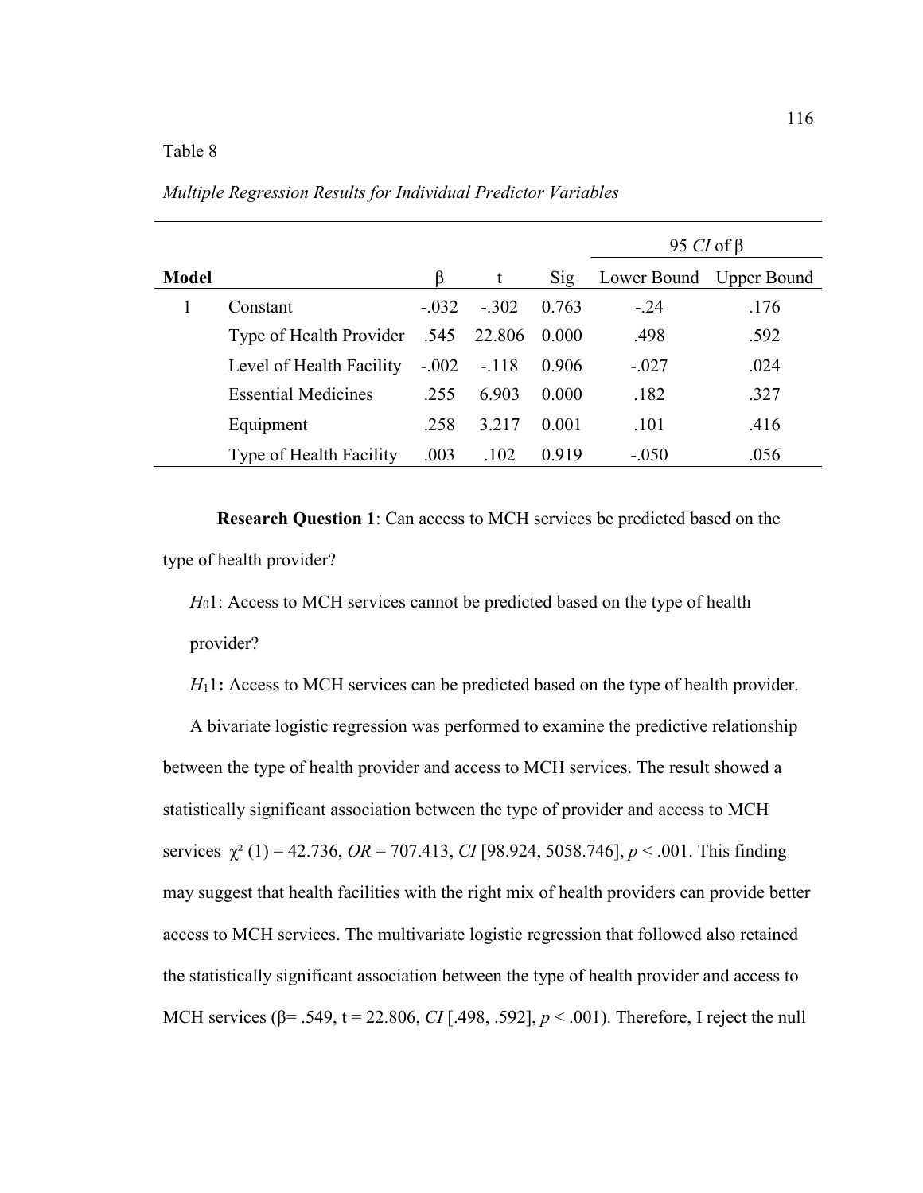Table 8

*Multiple Regression Results for Individual Predictor Variables*

| Model | | β | t | Sig | 95 *CI* of β | |
|---|---|---|---|---|---|---|
| | | | | | Lower Bound | Upper Bound |
| 1 | Constant | -.032 | -.302 | 0.763 | -.24 | .176 |
| | Type of Health Provider | .545 | 22.806 | 0.000 | .498 | .592 |
| | Level of Health Facility | -.002 | -.118 | 0.906 | -.027 | .024 |
| | Essential Medicines | .255 | 6.903 | 0.000 | .182 | .327 |
| | Equipment | .258 | 3.217 | 0.001 | .101 | .416 |
| | Type of Health Facility | .003 | .102 | 0.919 | -.050 | .056 |

**Research Question 1**: Can access to MCH services be predicted based on the type of health provider?

$H_0 1$: Access to MCH services cannot be predicted based on the type of health provider?

$H_1 1$**:** Access to MCH services can be predicted based on the type of health provider.

A bivariate logistic regression was performed to examine the predictive relationship between the type of health provider and access to MCH services. The result showed a statistically significant association between the type of provider and access to MCH services $\chi^2$ (1) = 42.736, *OR* = 707.413, *CI* [98.924, 5058.746], $p < .001$. This finding may suggest that health facilities with the right mix of health providers can provide better access to MCH services. The multivariate logistic regression that followed also retained the statistically significant association between the type of health provider and access to MCH services (β= .549, t = 22.806, *CI* [.498, .592], $p < .001$). Therefore, I reject the null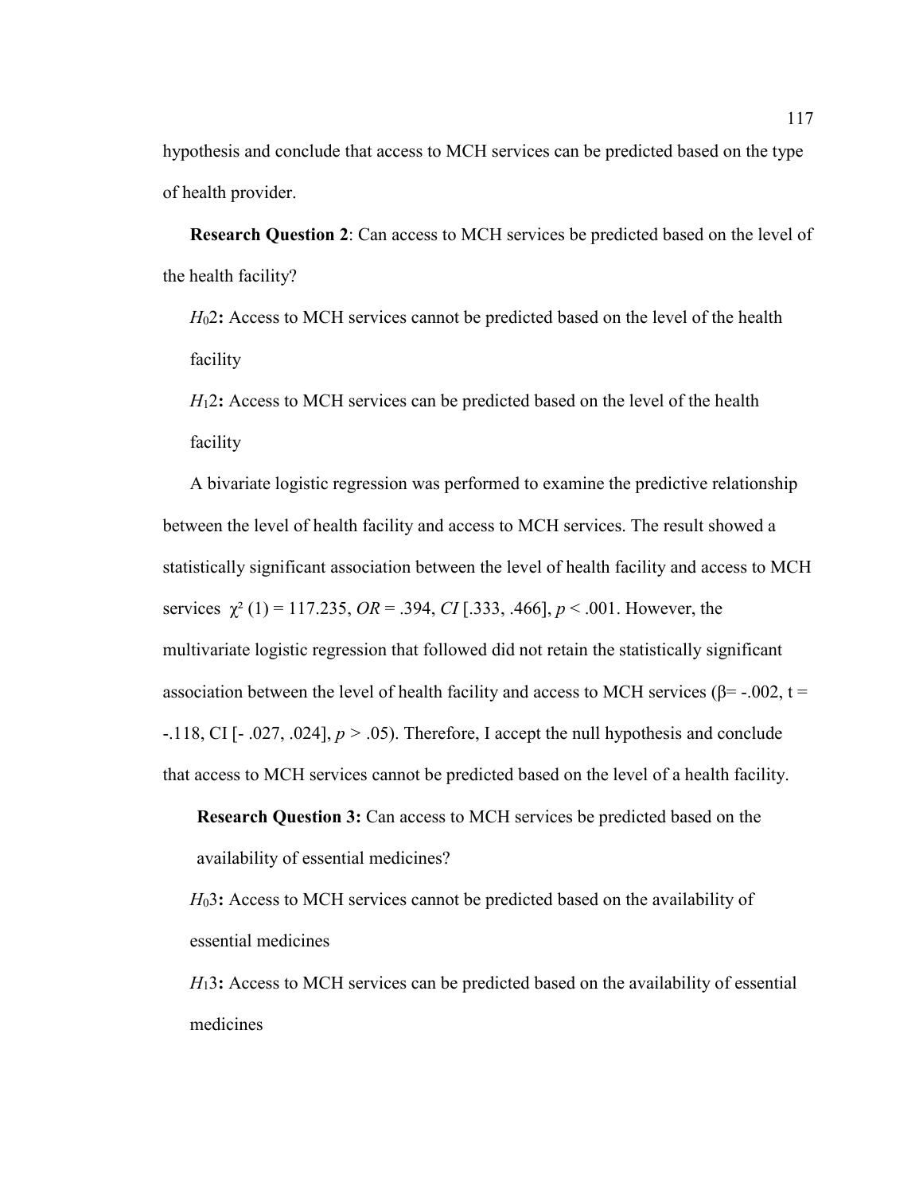hypothesis and conclude that access to MCH services can be predicted based on the type of health provider.

**Research Question 2**: Can access to MCH services be predicted based on the level of the health facility?

$H_0 2$**:** Access to MCH services cannot be predicted based on the level of the health facility

$H_1 2$**:** Access to MCH services can be predicted based on the level of the health facility

A bivariate logistic regression was performed to examine the predictive relationship between the level of health facility and access to MCH services. The result showed a statistically significant association between the level of health facility and access to MCH services $\chi^2$ (1) = 117.235, *OR* = .394, *CI* [.333, .466], *p* < .001. However, the multivariate logistic regression that followed did not retain the statistically significant association between the level of health facility and access to MCH services ($\beta$= -.002, t = -.118, CI [- .027, .024], *p* > .05). Therefore, I accept the null hypothesis and conclude that access to MCH services cannot be predicted based on the level of a health facility.

**Research Question 3:** Can access to MCH services be predicted based on the availability of essential medicines?

$H_0 3$**:** Access to MCH services cannot be predicted based on the availability of essential medicines

$H_1 3$**:** Access to MCH services can be predicted based on the availability of essential medicines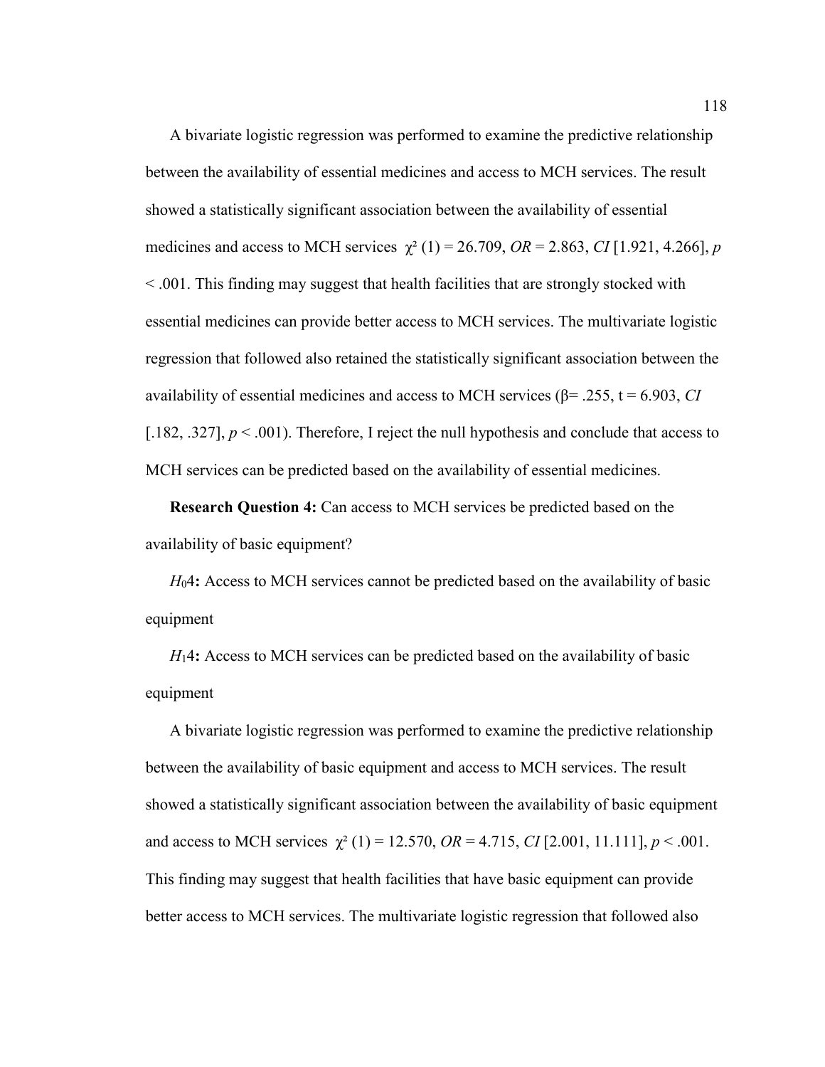A bivariate logistic regression was performed to examine the predictive relationship between the availability of essential medicines and access to MCH services. The result showed a statistically significant association between the availability of essential medicines and access to MCH services $\chi^2$ (1) = 26.709, *OR* = 2.863, *CI* [1.921, 4.266], $p < .001$. This finding may suggest that health facilities that are strongly stocked with essential medicines can provide better access to MCH services. The multivariate logistic regression that followed also retained the statistically significant association between the availability of essential medicines and access to MCH services (β= .255, t = 6.903, *CI* [.182, .327], $p < .001$). Therefore, I reject the null hypothesis and conclude that access to MCH services can be predicted based on the availability of essential medicines.

**Research Question 4:** Can access to MCH services be predicted based on the availability of basic equipment?

$H_0$**4:** Access to MCH services cannot be predicted based on the availability of basic equipment

$H_1$**4:** Access to MCH services can be predicted based on the availability of basic equipment

A bivariate logistic regression was performed to examine the predictive relationship between the availability of basic equipment and access to MCH services. The result showed a statistically significant association between the availability of basic equipment and access to MCH services $\chi^2$ (1) = 12.570, *OR* = 4.715, *CI* [2.001, 11.111], $p < .001$. This finding may suggest that health facilities that have basic equipment can provide better access to MCH services. The multivariate logistic regression that followed also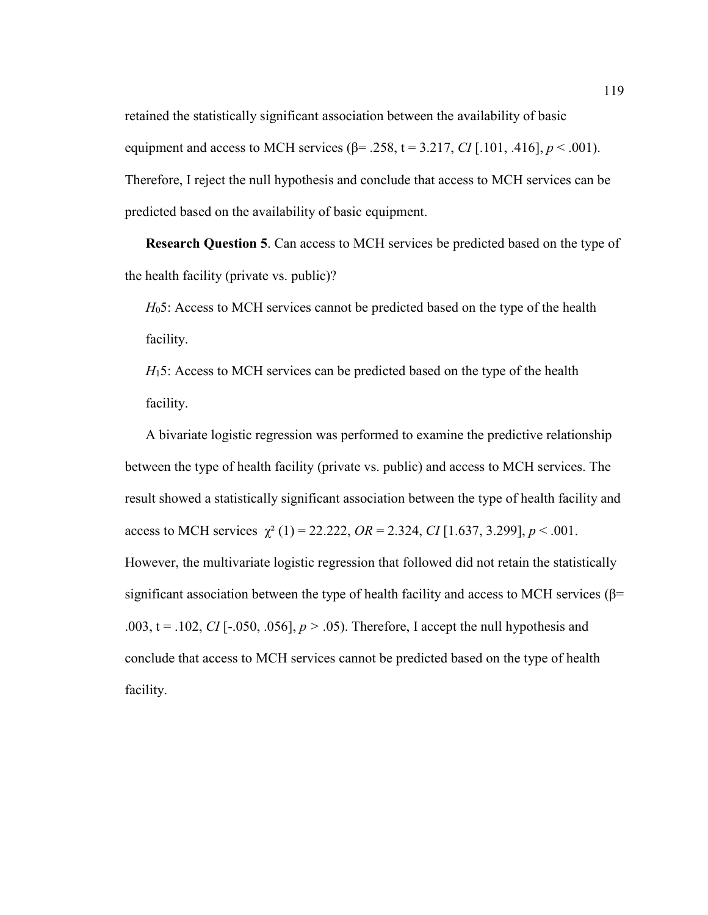retained the statistically significant association between the availability of basic equipment and access to MCH services ($\beta$= .258, t = 3.217, *CI* [.101, .416], $p < .001$). Therefore, I reject the null hypothesis and conclude that access to MCH services can be predicted based on the availability of basic equipment.

**Research Question 5**. Can access to MCH services be predicted based on the type of the health facility (private vs. public)?

$H_0$5: Access to MCH services cannot be predicted based on the type of the health facility.

$H_1$5: Access to MCH services can be predicted based on the type of the health facility.

A bivariate logistic regression was performed to examine the predictive relationship between the type of health facility (private vs. public) and access to MCH services. The result showed a statistically significant association between the type of health facility and access to MCH services $\chi^2$ (1) = 22.222, *OR* = 2.324, *CI* [1.637, 3.299], $p < .001$. However, the multivariate logistic regression that followed did not retain the statistically significant association between the type of health facility and access to MCH services ($\beta$= .003, t = .102, *CI* [-.050, .056], $p > .05$). Therefore, I accept the null hypothesis and conclude that access to MCH services cannot be predicted based on the type of health facility.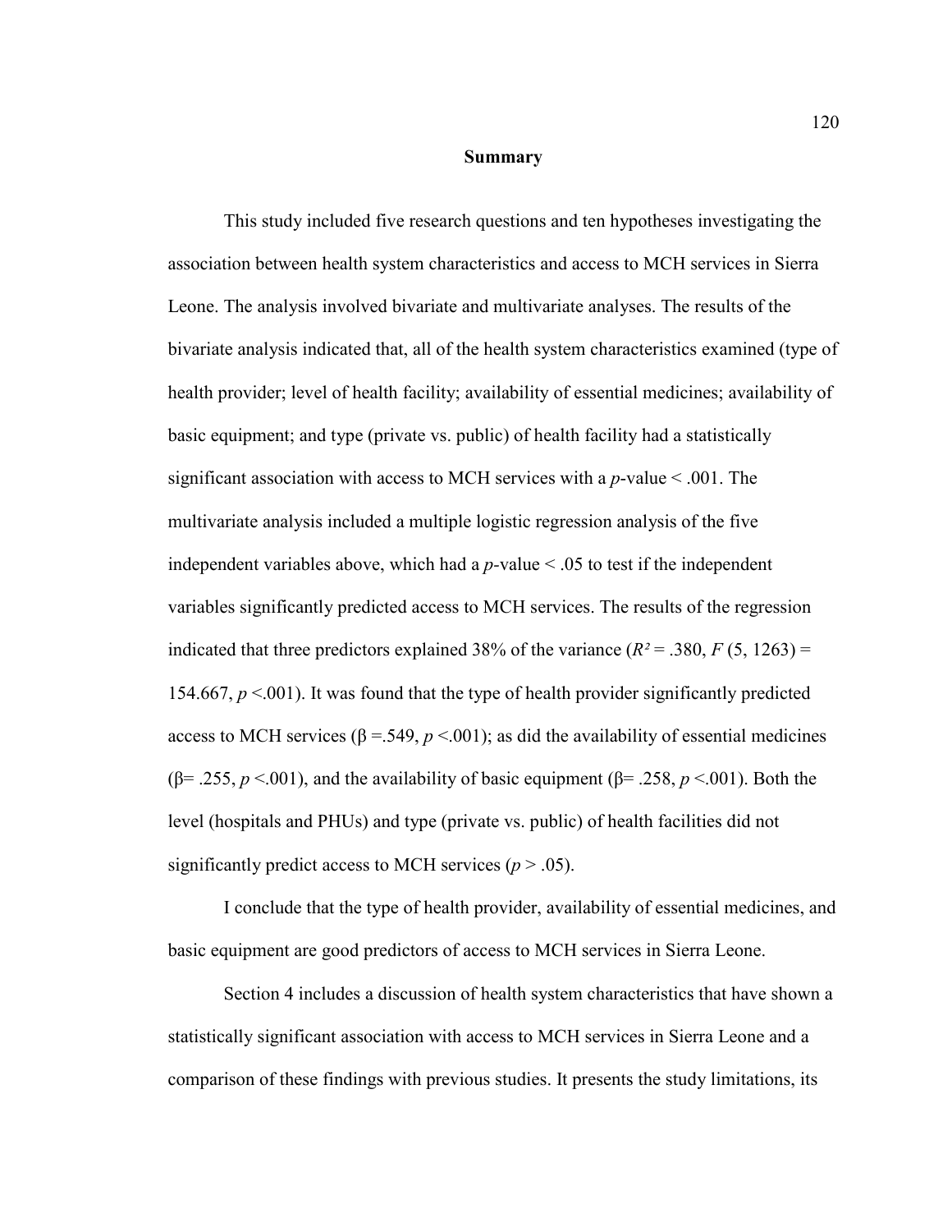## Summary

This study included five research questions and ten hypotheses investigating the association between health system characteristics and access to MCH services in Sierra Leone. The analysis involved bivariate and multivariate analyses. The results of the bivariate analysis indicated that, all of the health system characteristics examined (type of health provider; level of health facility; availability of essential medicines; availability of basic equipment; and type (private vs. public) of health facility had a statistically significant association with access to MCH services with a $p$-value $< .001$. The multivariate analysis included a multiple logistic regression analysis of the five independent variables above, which had a $p$-value $< .05$ to test if the independent variables significantly predicted access to MCH services. The results of the regression indicated that three predictors explained 38% of the variance ($R^2 = .380$, $F(5, 1263) = 154.667$, $p < .001$). It was found that the type of health provider significantly predicted access to MCH services ($\beta = .549$, $p < .001$); as did the availability of essential medicines ($\beta = .255$, $p < .001$), and the availability of basic equipment ($\beta = .258$, $p < .001$). Both the level (hospitals and PHUs) and type (private vs. public) of health facilities did not significantly predict access to MCH services ($p > .05$).

I conclude that the type of health provider, availability of essential medicines, and basic equipment are good predictors of access to MCH services in Sierra Leone.

Section 4 includes a discussion of health system characteristics that have shown a statistically significant association with access to MCH services in Sierra Leone and a comparison of these findings with previous studies. It presents the study limitations, its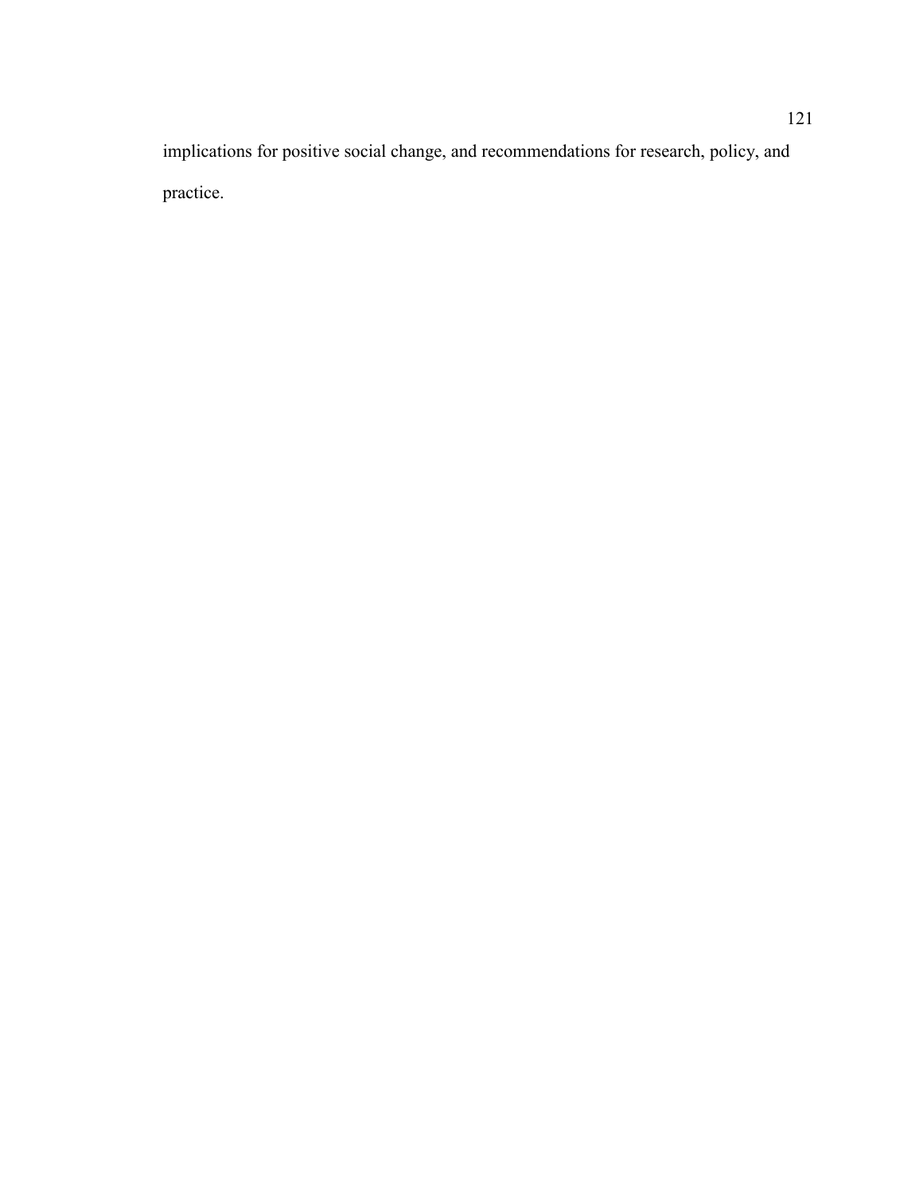implications for positive social change, and recommendations for research, policy, and practice.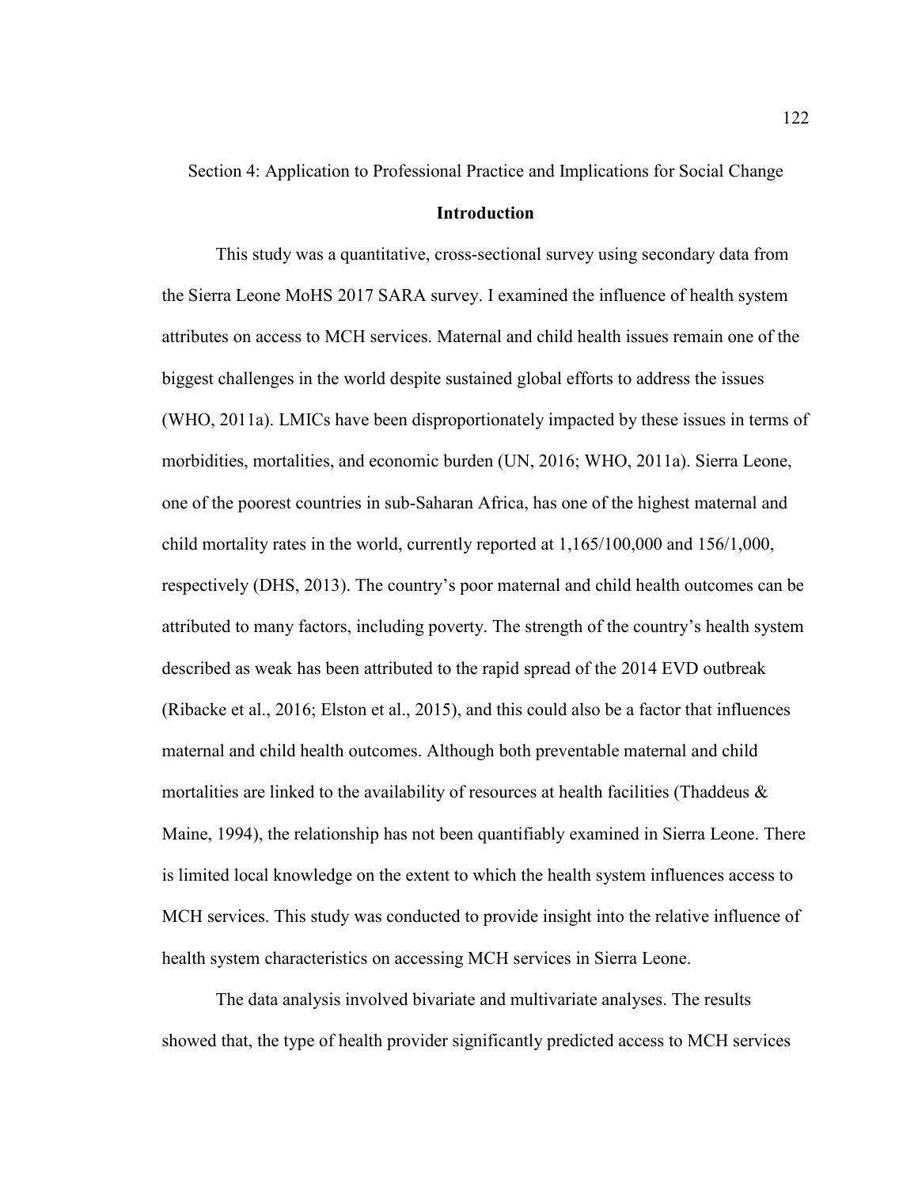Section 4: Application to Professional Practice and Implications for Social Change

## Introduction

This study was a quantitative, cross-sectional survey using secondary data from the Sierra Leone MoHS 2017 SARA survey. I examined the influence of health system attributes on access to MCH services. Maternal and child health issues remain one of the biggest challenges in the world despite sustained global efforts to address the issues (WHO, 2011a). LMICs have been disproportionately impacted by these issues in terms of morbidities, mortalities, and economic burden (UN, 2016; WHO, 2011a). Sierra Leone, one of the poorest countries in sub-Saharan Africa, has one of the highest maternal and child mortality rates in the world, currently reported at 1,165/100,000 and 156/1,000, respectively (DHS, 2013). The country's poor maternal and child health outcomes can be attributed to many factors, including poverty. The strength of the country's health system described as weak has been attributed to the rapid spread of the 2014 EVD outbreak (Ribacke et al., 2016; Elston et al., 2015), and this could also be a factor that influences maternal and child health outcomes. Although both preventable maternal and child mortalities are linked to the availability of resources at health facilities (Thaddeus & Maine, 1994), the relationship has not been quantifiably examined in Sierra Leone. There is limited local knowledge on the extent to which the health system influences access to MCH services. This study was conducted to provide insight into the relative influence of health system characteristics on accessing MCH services in Sierra Leone.

The data analysis involved bivariate and multivariate analyses. The results showed that, the type of health provider significantly predicted access to MCH services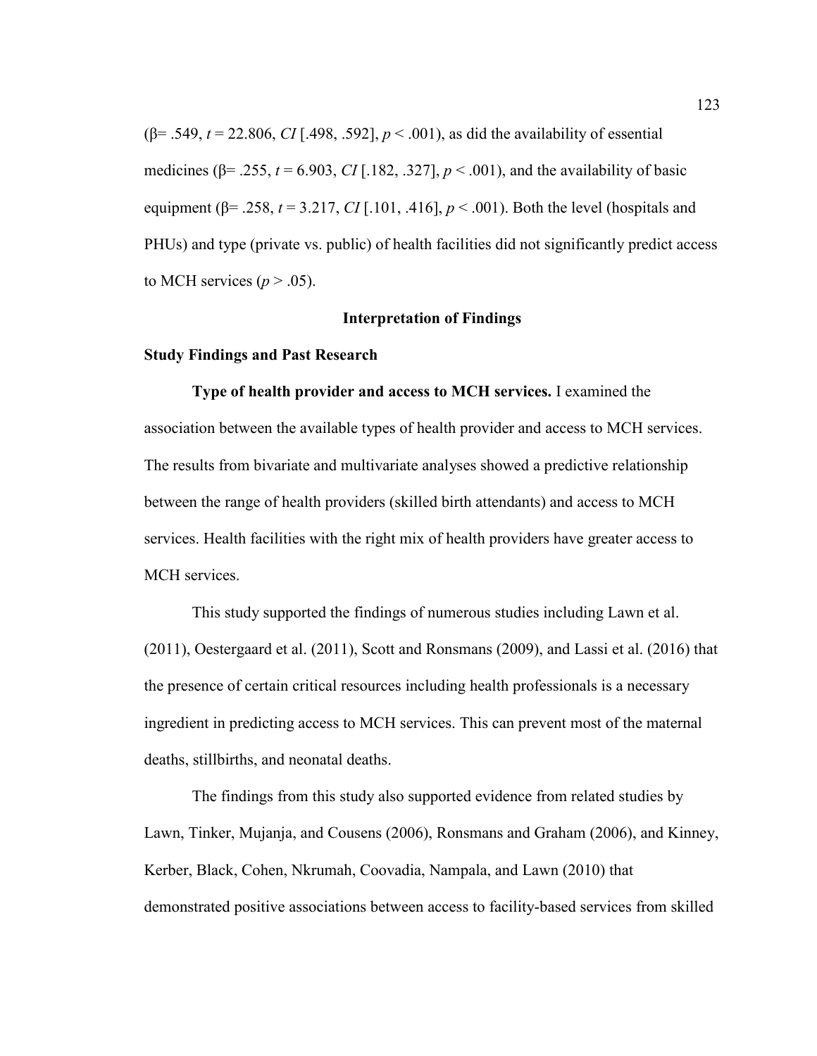($\beta = .549$, $t = 22.806$, *CI* [.498, .592], $p < .001$), as did the availability of essential medicines ($\beta = .255$, $t = 6.903$, *CI* [.182, .327], $p < .001$), and the availability of basic equipment ($\beta = .258$, $t = 3.217$, *CI* [.101, .416], $p < .001$). Both the level (hospitals and PHUs) and type (private vs. public) of health facilities did not significantly predict access to MCH services ($p > .05$).

## Interpretation of Findings

### Study Findings and Past Research

**Type of health provider and access to MCH services.** I examined the association between the available types of health provider and access to MCH services. The results from bivariate and multivariate analyses showed a predictive relationship between the range of health providers (skilled birth attendants) and access to MCH services. Health facilities with the right mix of health providers have greater access to MCH services.

This study supported the findings of numerous studies including Lawn et al. (2011), Oestergaard et al. (2011), Scott and Ronsmans (2009), and Lassi et al. (2016) that the presence of certain critical resources including health professionals is a necessary ingredient in predicting access to MCH services. This can prevent most of the maternal deaths, stillbirths, and neonatal deaths.

The findings from this study also supported evidence from related studies by Lawn, Tinker, Mujanja, and Cousens (2006), Ronsmans and Graham (2006), and Kinney, Kerber, Black, Cohen, Nkrumah, Coovadia, Nampala, and Lawn (2010) that demonstrated positive associations between access to facility-based services from skilled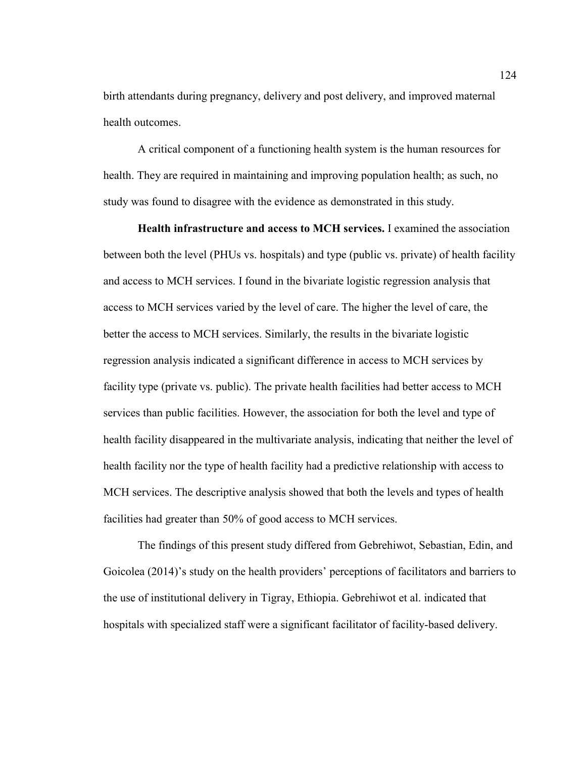birth attendants during pregnancy, delivery and post delivery, and improved maternal health outcomes.

A critical component of a functioning health system is the human resources for health. They are required in maintaining and improving population health; as such, no study was found to disagree with the evidence as demonstrated in this study.

**Health infrastructure and access to MCH services.** I examined the association between both the level (PHUs vs. hospitals) and type (public vs. private) of health facility and access to MCH services. I found in the bivariate logistic regression analysis that access to MCH services varied by the level of care. The higher the level of care, the better the access to MCH services. Similarly, the results in the bivariate logistic regression analysis indicated a significant difference in access to MCH services by facility type (private vs. public). The private health facilities had better access to MCH services than public facilities. However, the association for both the level and type of health facility disappeared in the multivariate analysis, indicating that neither the level of health facility nor the type of health facility had a predictive relationship with access to MCH services. The descriptive analysis showed that both the levels and types of health facilities had greater than 50% of good access to MCH services.

The findings of this present study differed from Gebrehiwot, Sebastian, Edin, and Goicolea (2014)'s study on the health providers' perceptions of facilitators and barriers to the use of institutional delivery in Tigray, Ethiopia. Gebrehiwot et al. indicated that hospitals with specialized staff were a significant facilitator of facility-based delivery.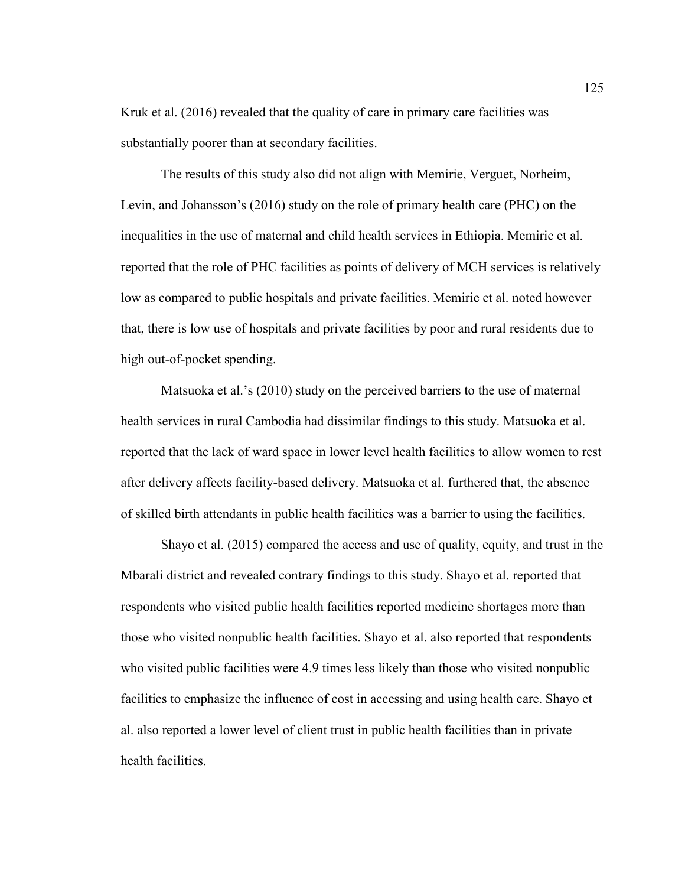Kruk et al. (2016) revealed that the quality of care in primary care facilities was substantially poorer than at secondary facilities.

The results of this study also did not align with Memirie, Verguet, Norheim, Levin, and Johansson's (2016) study on the role of primary health care (PHC) on the inequalities in the use of maternal and child health services in Ethiopia. Memirie et al. reported that the role of PHC facilities as points of delivery of MCH services is relatively low as compared to public hospitals and private facilities. Memirie et al. noted however that, there is low use of hospitals and private facilities by poor and rural residents due to high out-of-pocket spending.

Matsuoka et al.'s (2010) study on the perceived barriers to the use of maternal health services in rural Cambodia had dissimilar findings to this study. Matsuoka et al. reported that the lack of ward space in lower level health facilities to allow women to rest after delivery affects facility-based delivery. Matsuoka et al. furthered that, the absence of skilled birth attendants in public health facilities was a barrier to using the facilities.

Shayo et al. (2015) compared the access and use of quality, equity, and trust in the Mbarali district and revealed contrary findings to this study. Shayo et al. reported that respondents who visited public health facilities reported medicine shortages more than those who visited nonpublic health facilities. Shayo et al. also reported that respondents who visited public facilities were 4.9 times less likely than those who visited nonpublic facilities to emphasize the influence of cost in accessing and using health care. Shayo et al. also reported a lower level of client trust in public health facilities than in private health facilities.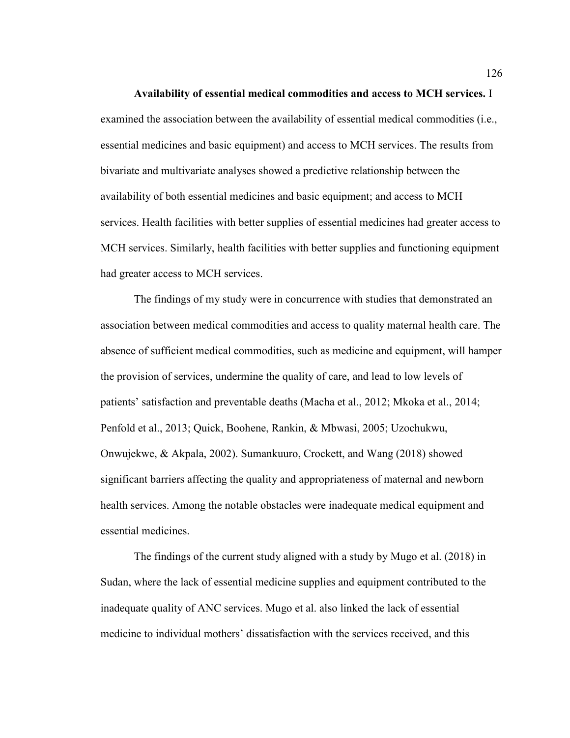**Availability of essential medical commodities and access to MCH services.** I examined the association between the availability of essential medical commodities (i.e., essential medicines and basic equipment) and access to MCH services. The results from bivariate and multivariate analyses showed a predictive relationship between the availability of both essential medicines and basic equipment; and access to MCH services. Health facilities with better supplies of essential medicines had greater access to MCH services. Similarly, health facilities with better supplies and functioning equipment had greater access to MCH services.

The findings of my study were in concurrence with studies that demonstrated an association between medical commodities and access to quality maternal health care. The absence of sufficient medical commodities, such as medicine and equipment, will hamper the provision of services, undermine the quality of care, and lead to low levels of patients' satisfaction and preventable deaths (Macha et al., 2012; Mkoka et al., 2014; Penfold et al., 2013; Quick, Boohene, Rankin, & Mbwasi, 2005; Uzochukwu, Onwujekwe, & Akpala, 2002). Sumankuuro, Crockett, and Wang (2018) showed significant barriers affecting the quality and appropriateness of maternal and newborn health services. Among the notable obstacles were inadequate medical equipment and essential medicines.

The findings of the current study aligned with a study by Mugo et al. (2018) in Sudan, where the lack of essential medicine supplies and equipment contributed to the inadequate quality of ANC services. Mugo et al. also linked the lack of essential medicine to individual mothers' dissatisfaction with the services received, and this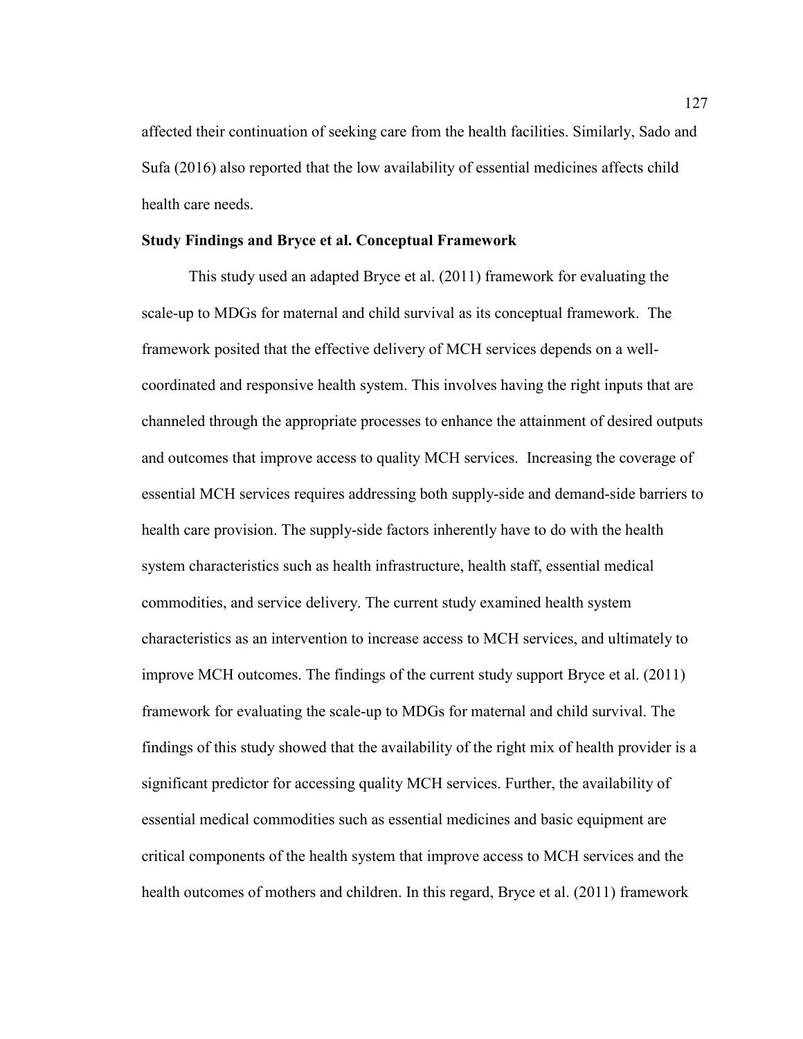affected their continuation of seeking care from the health facilities. Similarly, Sado and Sufa (2016) also reported that the low availability of essential medicines affects child health care needs.

### Study Findings and Bryce et al. Conceptual Framework

This study used an adapted Bryce et al. (2011) framework for evaluating the scale-up to MDGs for maternal and child survival as its conceptual framework. The framework posited that the effective delivery of MCH services depends on a well-coordinated and responsive health system. This involves having the right inputs that are channeled through the appropriate processes to enhance the attainment of desired outputs and outcomes that improve access to quality MCH services. Increasing the coverage of essential MCH services requires addressing both supply-side and demand-side barriers to health care provision. The supply-side factors inherently have to do with the health system characteristics such as health infrastructure, health staff, essential medical commodities, and service delivery. The current study examined health system characteristics as an intervention to increase access to MCH services, and ultimately to improve MCH outcomes. The findings of the current study support Bryce et al. (2011) framework for evaluating the scale-up to MDGs for maternal and child survival. The findings of this study showed that the availability of the right mix of health provider is a significant predictor for accessing quality MCH services. Further, the availability of essential medical commodities such as essential medicines and basic equipment are critical components of the health system that improve access to MCH services and the health outcomes of mothers and children. In this regard, Bryce et al. (2011) framework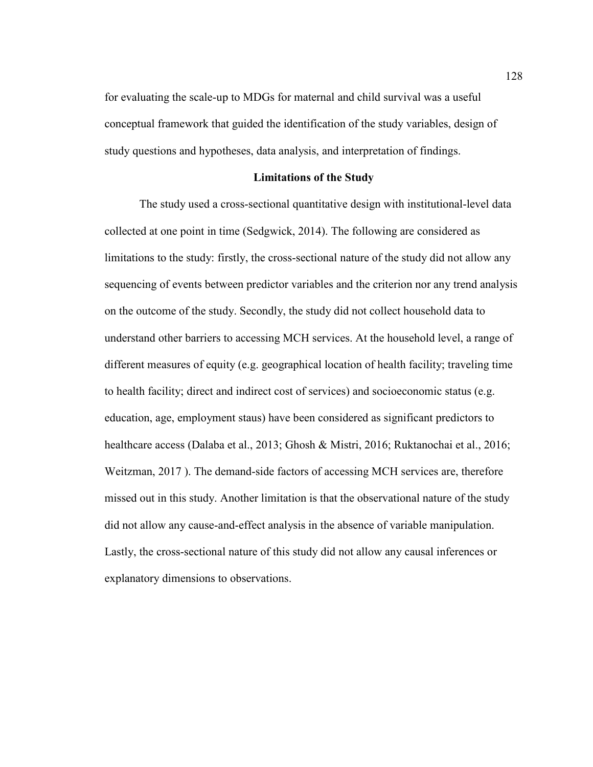for evaluating the scale-up to MDGs for maternal and child survival was a useful conceptual framework that guided the identification of the study variables, design of study questions and hypotheses, data analysis, and interpretation of findings.

## Limitations of the Study

The study used a cross-sectional quantitative design with institutional-level data collected at one point in time (Sedgwick, 2014). The following are considered as limitations to the study: firstly, the cross-sectional nature of the study did not allow any sequencing of events between predictor variables and the criterion nor any trend analysis on the outcome of the study. Secondly, the study did not collect household data to understand other barriers to accessing MCH services. At the household level, a range of different measures of equity (e.g. geographical location of health facility; traveling time to health facility; direct and indirect cost of services) and socioeconomic status (e.g. education, age, employment staus) have been considered as significant predictors to healthcare access (Dalaba et al., 2013; Ghosh & Mistri, 2016; Ruktanochai et al., 2016; Weitzman, 2017 ). The demand-side factors of accessing MCH services are, therefore missed out in this study. Another limitation is that the observational nature of the study did not allow any cause-and-effect analysis in the absence of variable manipulation. Lastly, the cross-sectional nature of this study did not allow any causal inferences or explanatory dimensions to observations.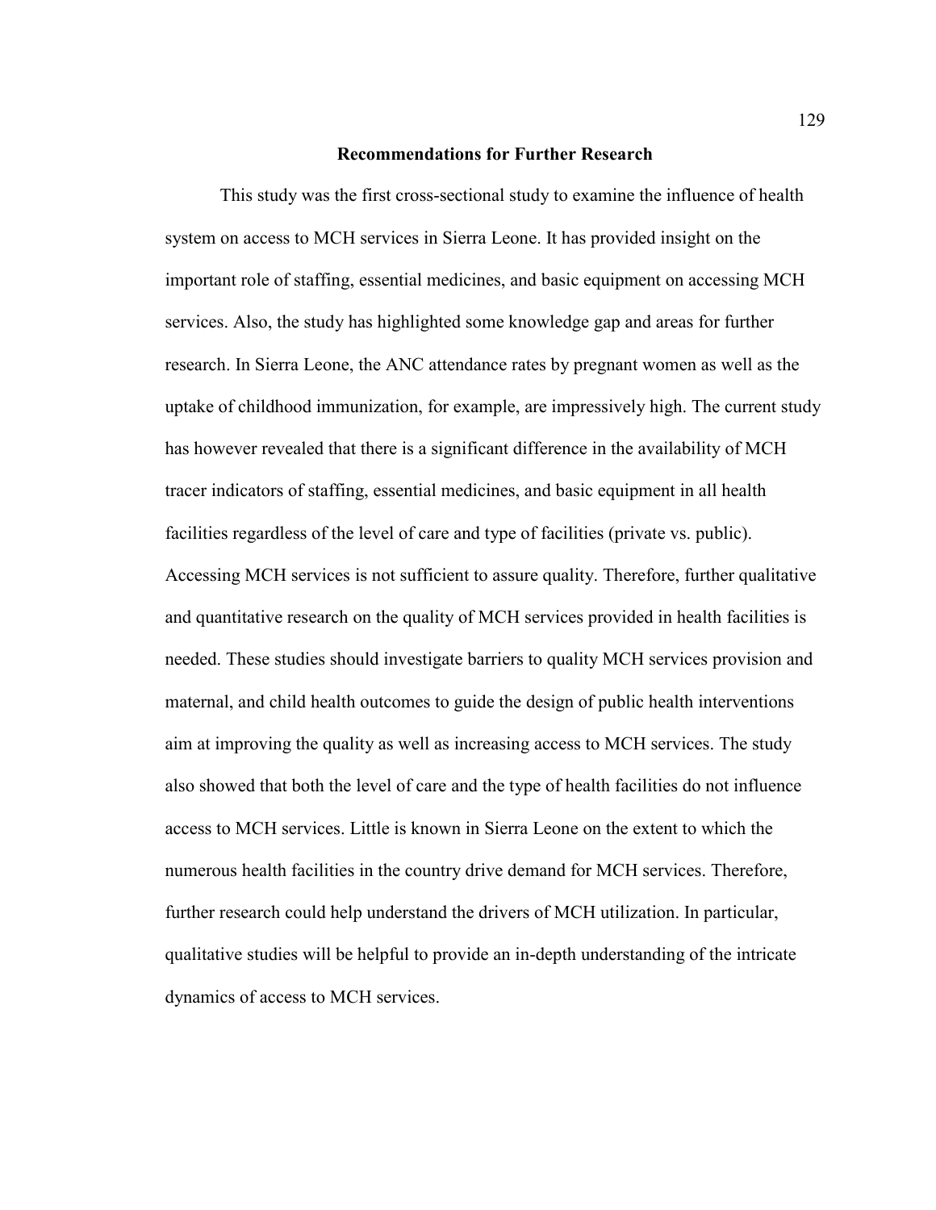## Recommendations for Further Research

This study was the first cross-sectional study to examine the influence of health system on access to MCH services in Sierra Leone. It has provided insight on the important role of staffing, essential medicines, and basic equipment on accessing MCH services. Also, the study has highlighted some knowledge gap and areas for further research. In Sierra Leone, the ANC attendance rates by pregnant women as well as the uptake of childhood immunization, for example, are impressively high. The current study has however revealed that there is a significant difference in the availability of MCH tracer indicators of staffing, essential medicines, and basic equipment in all health facilities regardless of the level of care and type of facilities (private vs. public). Accessing MCH services is not sufficient to assure quality. Therefore, further qualitative and quantitative research on the quality of MCH services provided in health facilities is needed. These studies should investigate barriers to quality MCH services provision and maternal, and child health outcomes to guide the design of public health interventions aim at improving the quality as well as increasing access to MCH services. The study also showed that both the level of care and the type of health facilities do not influence access to MCH services. Little is known in Sierra Leone on the extent to which the numerous health facilities in the country drive demand for MCH services. Therefore, further research could help understand the drivers of MCH utilization. In particular, qualitative studies will be helpful to provide an in-depth understanding of the intricate dynamics of access to MCH services.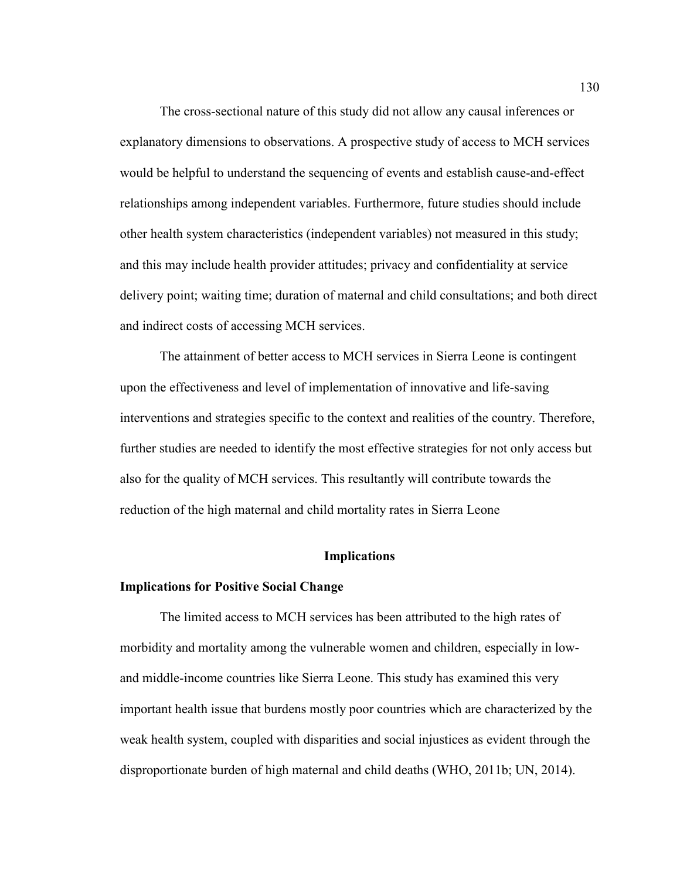The cross-sectional nature of this study did not allow any causal inferences or explanatory dimensions to observations. A prospective study of access to MCH services would be helpful to understand the sequencing of events and establish cause-and-effect relationships among independent variables. Furthermore, future studies should include other health system characteristics (independent variables) not measured in this study; and this may include health provider attitudes; privacy and confidentiality at service delivery point; waiting time; duration of maternal and child consultations; and both direct and indirect costs of accessing MCH services.

The attainment of better access to MCH services in Sierra Leone is contingent upon the effectiveness and level of implementation of innovative and life-saving interventions and strategies specific to the context and realities of the country. Therefore, further studies are needed to identify the most effective strategies for not only access but also for the quality of MCH services. This resultantly will contribute towards the reduction of the high maternal and child mortality rates in Sierra Leone

## Implications

### Implications for Positive Social Change

The limited access to MCH services has been attributed to the high rates of morbidity and mortality among the vulnerable women and children, especially in low- and middle-income countries like Sierra Leone. This study has examined this very important health issue that burdens mostly poor countries which are characterized by the weak health system, coupled with disparities and social injustices as evident through the disproportionate burden of high maternal and child deaths (WHO, 2011b; UN, 2014).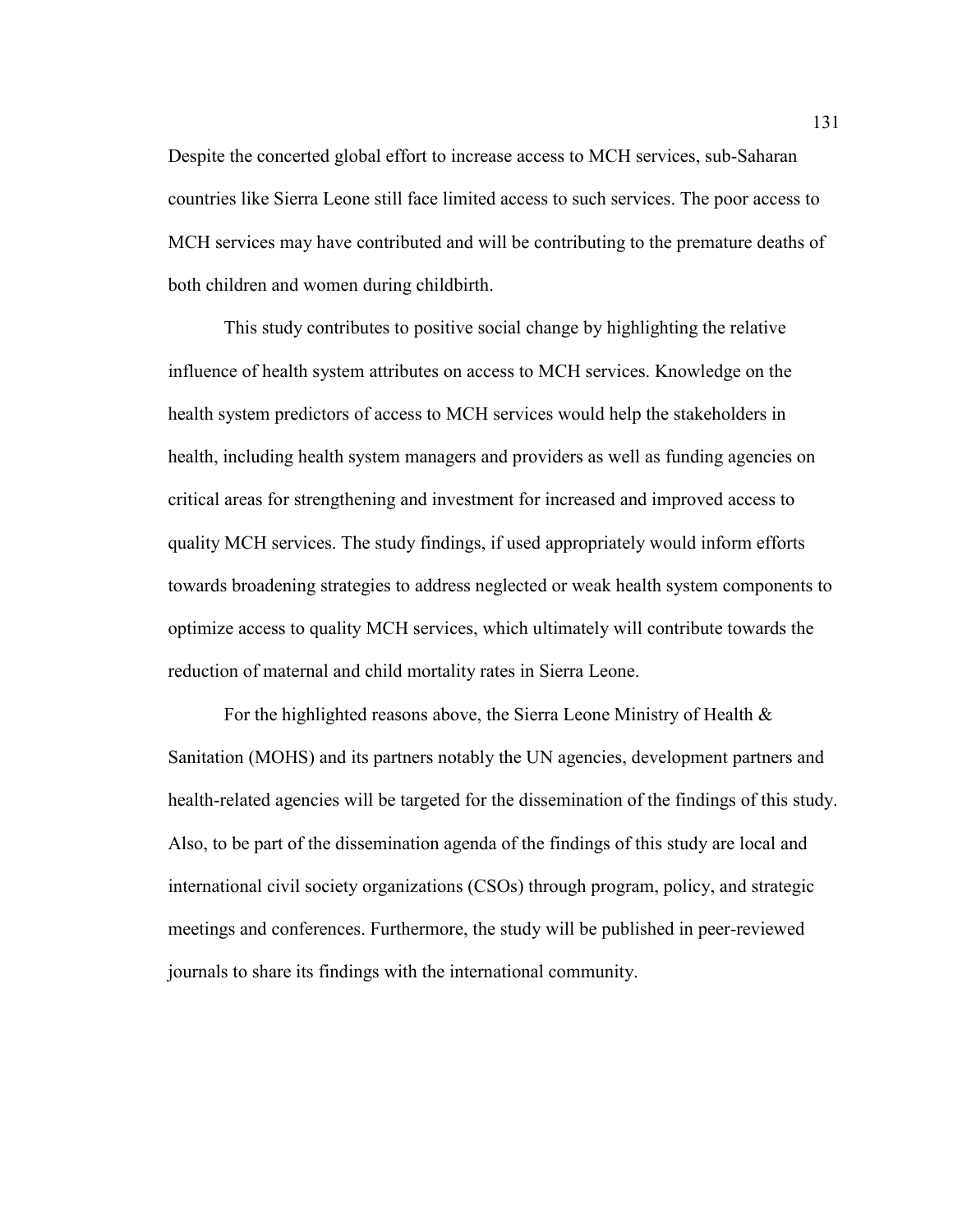Despite the concerted global effort to increase access to MCH services, sub-Saharan countries like Sierra Leone still face limited access to such services. The poor access to MCH services may have contributed and will be contributing to the premature deaths of both children and women during childbirth.

This study contributes to positive social change by highlighting the relative influence of health system attributes on access to MCH services. Knowledge on the health system predictors of access to MCH services would help the stakeholders in health, including health system managers and providers as well as funding agencies on critical areas for strengthening and investment for increased and improved access to quality MCH services. The study findings, if used appropriately would inform efforts towards broadening strategies to address neglected or weak health system components to optimize access to quality MCH services, which ultimately will contribute towards the reduction of maternal and child mortality rates in Sierra Leone.

For the highlighted reasons above, the Sierra Leone Ministry of Health & Sanitation (MOHS) and its partners notably the UN agencies, development partners and health-related agencies will be targeted for the dissemination of the findings of this study. Also, to be part of the dissemination agenda of the findings of this study are local and international civil society organizations (CSOs) through program, policy, and strategic meetings and conferences. Furthermore, the study will be published in peer-reviewed journals to share its findings with the international community.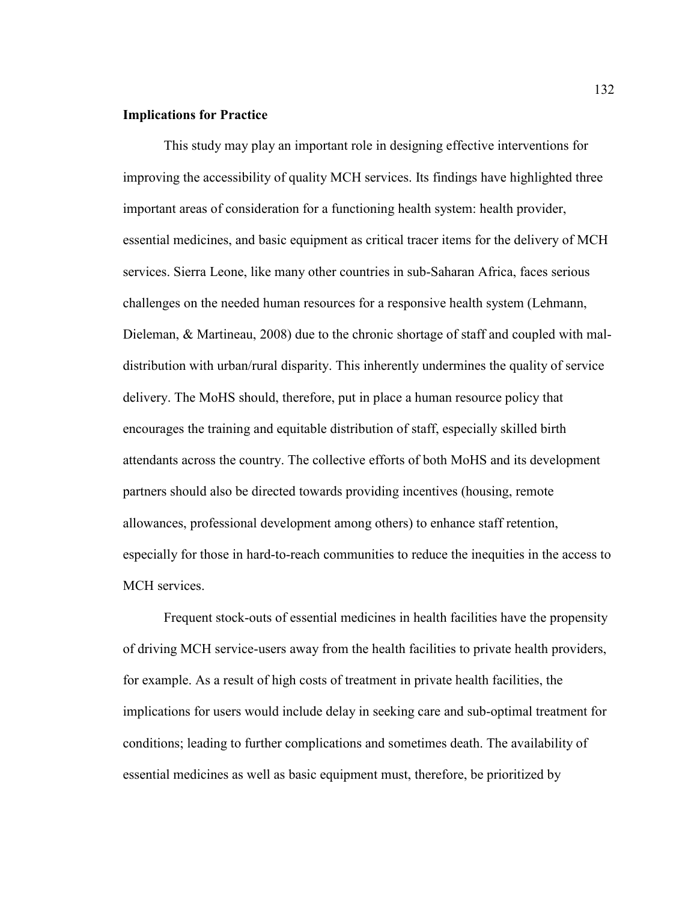**Implications for Practice**

This study may play an important role in designing effective interventions for improving the accessibility of quality MCH services. Its findings have highlighted three important areas of consideration for a functioning health system: health provider, essential medicines, and basic equipment as critical tracer items for the delivery of MCH services. Sierra Leone, like many other countries in sub-Saharan Africa, faces serious challenges on the needed human resources for a responsive health system (Lehmann, Dieleman, & Martineau, 2008) due to the chronic shortage of staff and coupled with mal-distribution with urban/rural disparity. This inherently undermines the quality of service delivery. The MoHS should, therefore, put in place a human resource policy that encourages the training and equitable distribution of staff, especially skilled birth attendants across the country. The collective efforts of both MoHS and its development partners should also be directed towards providing incentives (housing, remote allowances, professional development among others) to enhance staff retention, especially for those in hard-to-reach communities to reduce the inequities in the access to MCH services.

Frequent stock-outs of essential medicines in health facilities have the propensity of driving MCH service-users away from the health facilities to private health providers, for example. As a result of high costs of treatment in private health facilities, the implications for users would include delay in seeking care and sub-optimal treatment for conditions; leading to further complications and sometimes death. The availability of essential medicines as well as basic equipment must, therefore, be prioritized by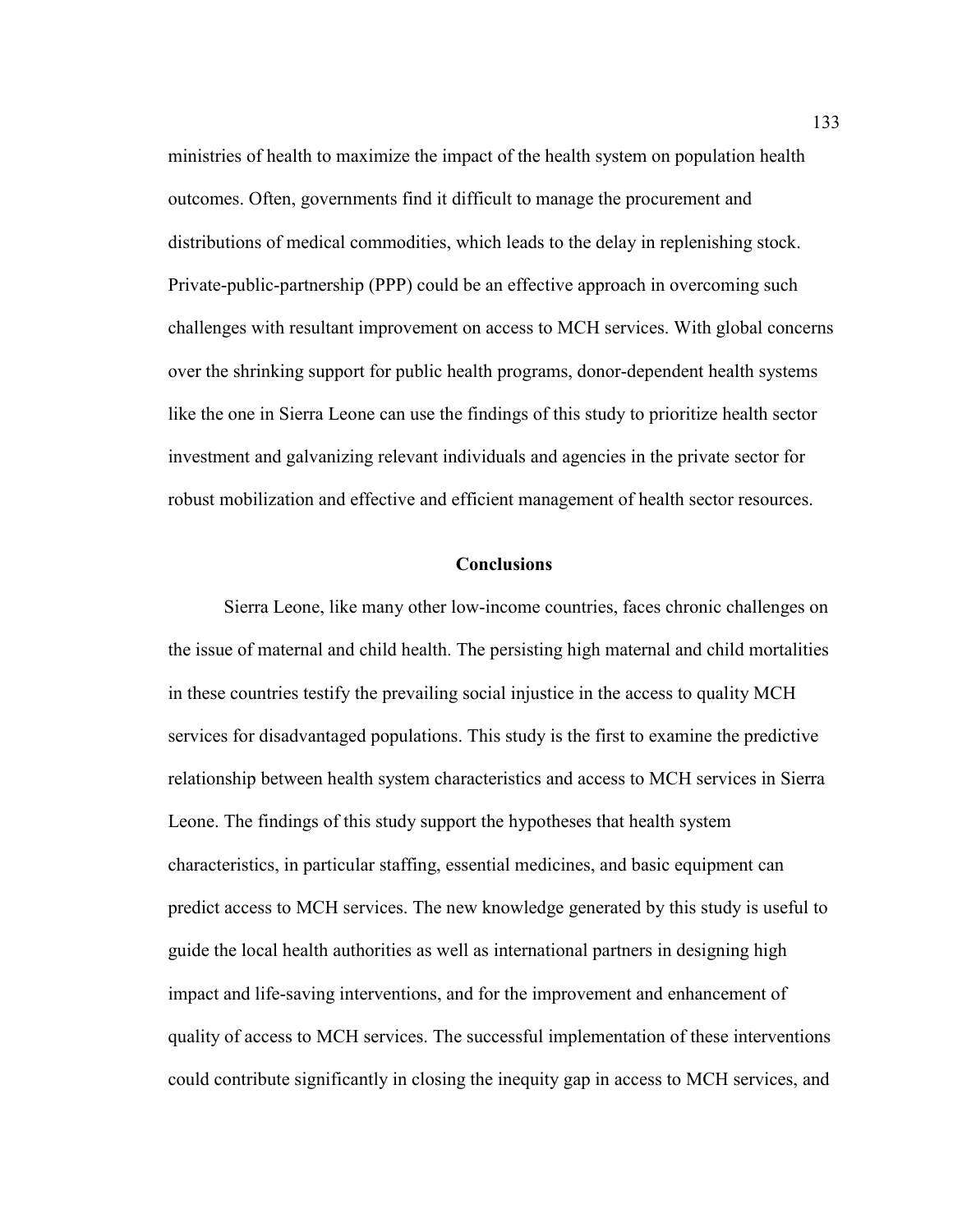ministries of health to maximize the impact of the health system on population health outcomes. Often, governments find it difficult to manage the procurement and distributions of medical commodities, which leads to the delay in replenishing stock. Private-public-partnership (PPP) could be an effective approach in overcoming such challenges with resultant improvement on access to MCH services. With global concerns over the shrinking support for public health programs, donor-dependent health systems like the one in Sierra Leone can use the findings of this study to prioritize health sector investment and galvanizing relevant individuals and agencies in the private sector for robust mobilization and effective and efficient management of health sector resources.

## Conclusions

Sierra Leone, like many other low-income countries, faces chronic challenges on the issue of maternal and child health. The persisting high maternal and child mortalities in these countries testify the prevailing social injustice in the access to quality MCH services for disadvantaged populations. This study is the first to examine the predictive relationship between health system characteristics and access to MCH services in Sierra Leone. The findings of this study support the hypotheses that health system characteristics, in particular staffing, essential medicines, and basic equipment can predict access to MCH services. The new knowledge generated by this study is useful to guide the local health authorities as well as international partners in designing high impact and life-saving interventions, and for the improvement and enhancement of quality of access to MCH services. The successful implementation of these interventions could contribute significantly in closing the inequity gap in access to MCH services, and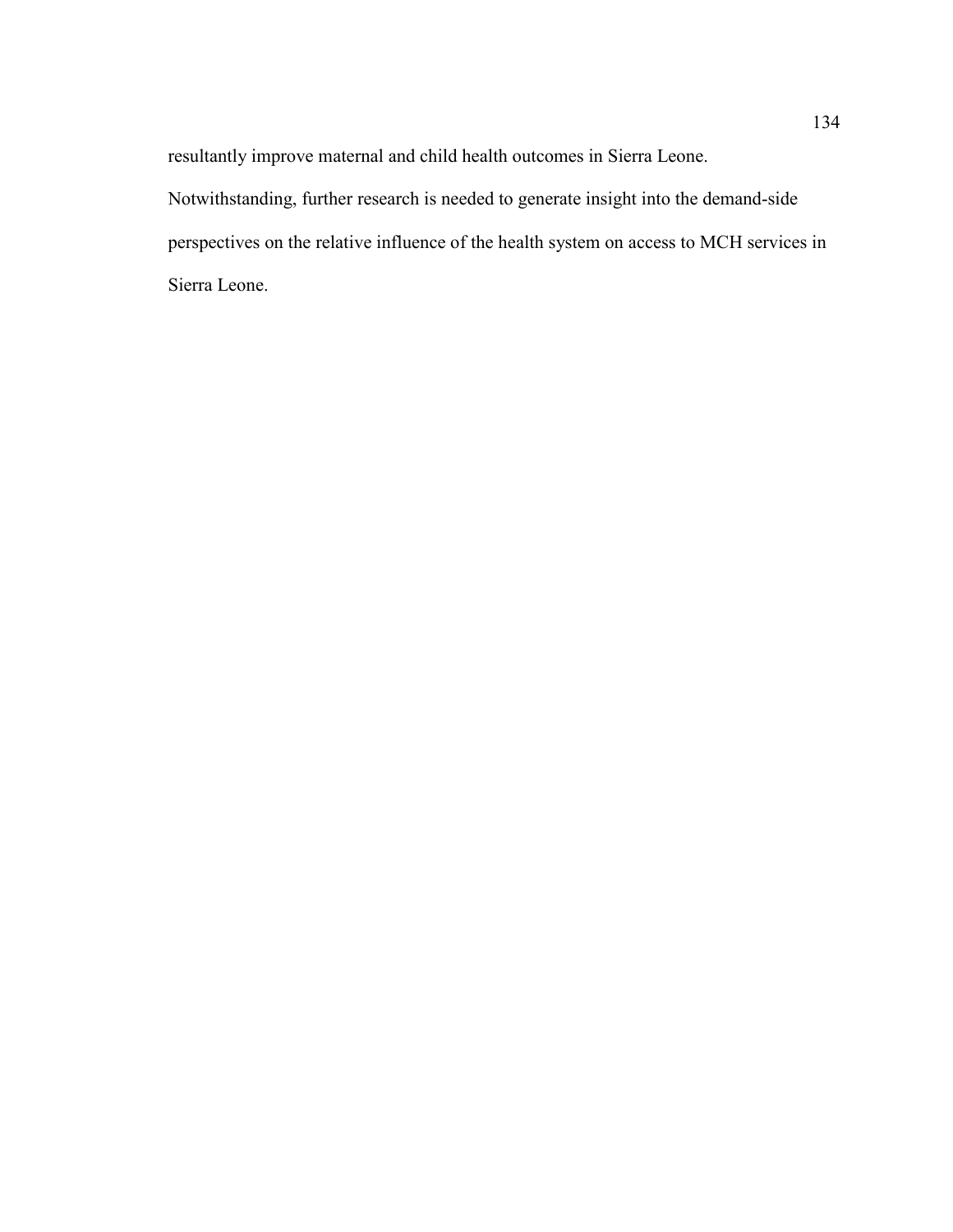resultantly improve maternal and child health outcomes in Sierra Leone.

Notwithstanding, further research is needed to generate insight into the demand-side perspectives on the relative influence of the health system on access to MCH services in Sierra Leone.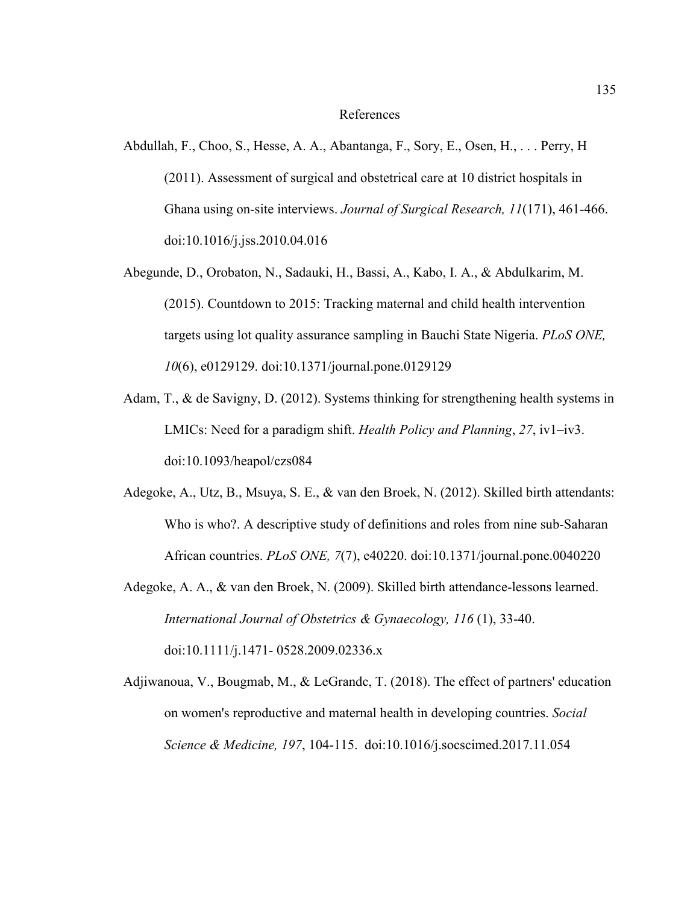# References

Abdullah, F., Choo, S., Hesse, A. A., Abantanga, F., Sory, E., Osen, H., . . . Perry, H (2011). Assessment of surgical and obstetrical care at 10 district hospitals in Ghana using on-site interviews. *Journal of Surgical Research, 11*(171), 461-466. doi:10.1016/j.jss.2010.04.016

Abegunde, D., Orobaton, N., Sadauki, H., Bassi, A., Kabo, I. A., & Abdulkarim, M. (2015). Countdown to 2015: Tracking maternal and child health intervention targets using lot quality assurance sampling in Bauchi State Nigeria. *PLoS ONE, 10*(6), e0129129. doi:10.1371/journal.pone.0129129

Adam, T., & de Savigny, D. (2012). Systems thinking for strengthening health systems in LMICs: Need for a paradigm shift. *Health Policy and Planning*, *27*, iv1–iv3. doi:10.1093/heapol/czs084

Adegoke, A., Utz, B., Msuya, S. E., & van den Broek, N. (2012). Skilled birth attendants: Who is who?. A descriptive study of definitions and roles from nine sub-Saharan African countries. *PLoS ONE, 7*(7), e40220. doi:10.1371/journal.pone.0040220

Adegoke, A. A., & van den Broek, N. (2009). Skilled birth attendance-lessons learned. *International Journal of Obstetrics & Gynaecology, 116* (1), 33-40. doi:10.1111/j.1471- 0528.2009.02336.x

Adjiwanoua, V., Bougmab, M., & LeGrandc, T. (2018). The effect of partners' education on women's reproductive and maternal health in developing countries. *Social Science & Medicine, 197*, 104-115. doi:10.1016/j.socscimed.2017.11.054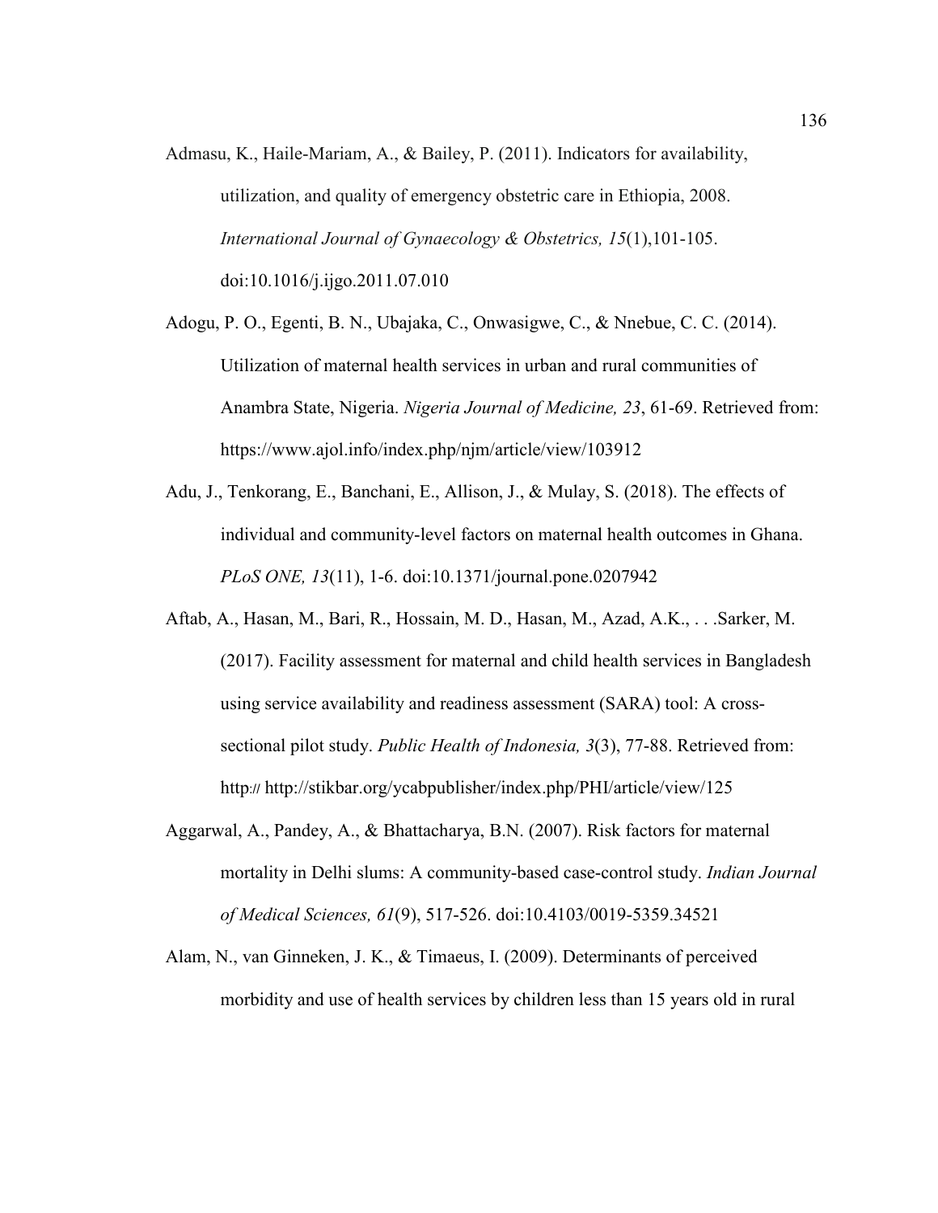Admasu, K., Haile-Mariam, A., & Bailey, P. (2011). Indicators for availability, utilization, and quality of emergency obstetric care in Ethiopia, 2008. *International Journal of Gynaecology & Obstetrics, 15*(1),101-105. doi:10.1016/j.ijgo.2011.07.010

Adogu, P. O., Egenti, B. N., Ubajaka, C., Onwasigwe, C., & Nnebue, C. C. (2014). Utilization of maternal health services in urban and rural communities of Anambra State, Nigeria. *Nigeria Journal of Medicine, 23*, 61-69. Retrieved from: https://www.ajol.info/index.php/njm/article/view/103912

Adu, J., Tenkorang, E., Banchani, E., Allison, J., & Mulay, S. (2018). The effects of individual and community-level factors on maternal health outcomes in Ghana. *PLoS ONE, 13*(11), 1-6. doi:10.1371/journal.pone.0207942

Aftab, A., Hasan, M., Bari, R., Hossain, M. D., Hasan, M., Azad, A.K., . . .Sarker, M. (2017). Facility assessment for maternal and child health services in Bangladesh using service availability and readiness assessment (SARA) tool: A cross-sectional pilot study. *Public Health of Indonesia, 3*(3), 77-88. Retrieved from: http:// http://stikbar.org/ycabpublisher/index.php/PHI/article/view/125

Aggarwal, A., Pandey, A., & Bhattacharya, B.N. (2007). Risk factors for maternal mortality in Delhi slums: A community-based case-control study. *Indian Journal of Medical Sciences, 61*(9), 517-526. doi:10.4103/0019-5359.34521

Alam, N., van Ginneken, J. K., & Timaeus, I. (2009). Determinants of perceived morbidity and use of health services by children less than 15 years old in rural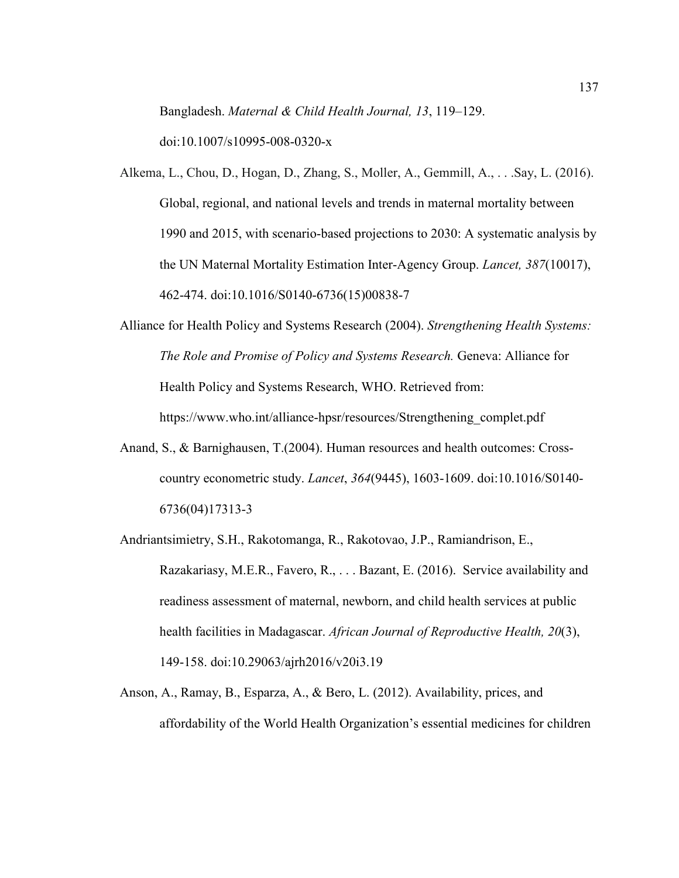Bangladesh. *Maternal & Child Health Journal, 13*, 119–129. doi:10.1007/s10995-008-0320-x

Alkema, L., Chou, D., Hogan, D., Zhang, S., Moller, A., Gemmill, A., . . .Say, L. (2016). Global, regional, and national levels and trends in maternal mortality between 1990 and 2015, with scenario-based projections to 2030: A systematic analysis by the UN Maternal Mortality Estimation Inter-Agency Group. *Lancet, 387*(10017), 462-474. doi:10.1016/S0140-6736(15)00838-7

Alliance for Health Policy and Systems Research (2004). *Strengthening Health Systems: The Role and Promise of Policy and Systems Research.* Geneva: Alliance for Health Policy and Systems Research, WHO. Retrieved from: https://www.who.int/alliance-hpsr/resources/Strengthening_complet.pdf

Anand, S., & Barnighausen, T.(2004). Human resources and health outcomes: Cross-country econometric study. *Lancet*, *364*(9445), 1603-1609. doi:10.1016/S0140-6736(04)17313-3

Andriantsimietry, S.H., Rakotomanga, R., Rakotovao, J.P., Ramiandrison, E., Razakariasy, M.E.R., Favero, R., . . . Bazant, E. (2016). Service availability and readiness assessment of maternal, newborn, and child health services at public health facilities in Madagascar. *African Journal of Reproductive Health, 20*(3), 149-158. doi:10.29063/ajrh2016/v20i3.19

Anson, A., Ramay, B., Esparza, A., & Bero, L. (2012). Availability, prices, and affordability of the World Health Organization's essential medicines for children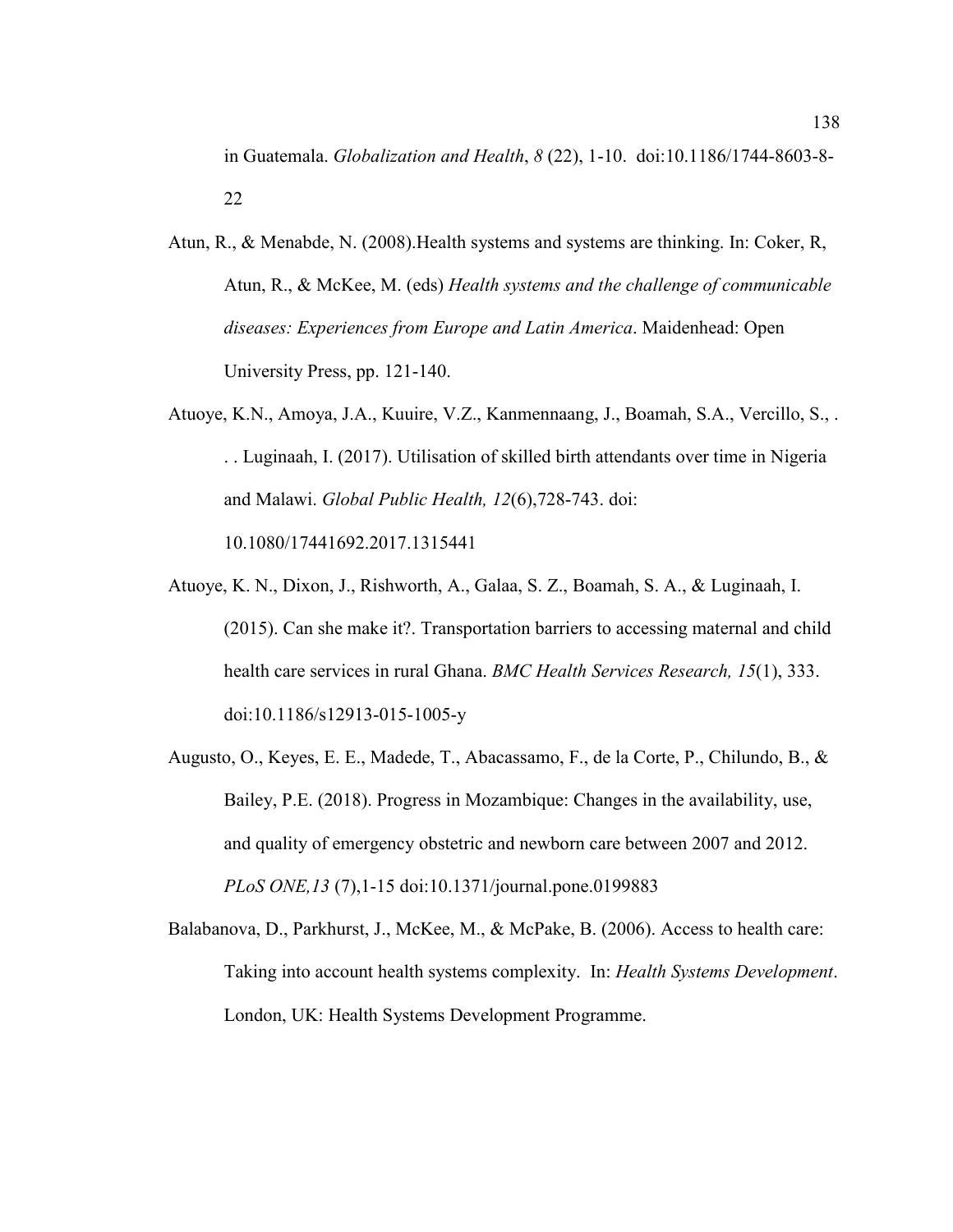in Guatemala. *Globalization and Health*, *8* (22), 1-10. doi:10.1186/1744-8603-8-22

Atun, R., & Menabde, N. (2008).Health systems and systems are thinking. In: Coker, R, Atun, R., & McKee, M. (eds) *Health systems and the challenge of communicable diseases: Experiences from Europe and Latin America*. Maidenhead: Open University Press, pp. 121-140.

Atuoye, K.N., Amoya, J.A., Kuuire, V.Z., Kanmennaang, J., Boamah, S.A., Vercillo, S., . . . Luginaah, I. (2017). Utilisation of skilled birth attendants over time in Nigeria and Malawi. *Global Public Health, 12*(6),728-743. doi: 10.1080/17441692.2017.1315441

Atuoye, K. N., Dixon, J., Rishworth, A., Galaa, S. Z., Boamah, S. A., & Luginaah, I. (2015). Can she make it?. Transportation barriers to accessing maternal and child health care services in rural Ghana. *BMC Health Services Research, 15*(1), 333. doi:10.1186/s12913-015-1005-y

Augusto, O., Keyes, E. E., Madede, T., Abacassamo, F., de la Corte, P., Chilundo, B., & Bailey, P.E. (2018). Progress in Mozambique: Changes in the availability, use, and quality of emergency obstetric and newborn care between 2007 and 2012. *PLoS ONE,13* (7),1-15 doi:10.1371/journal.pone.0199883

Balabanova, D., Parkhurst, J., McKee, M., & McPake, B. (2006). Access to health care: Taking into account health systems complexity. In: *Health Systems Development*. London, UK: Health Systems Development Programme.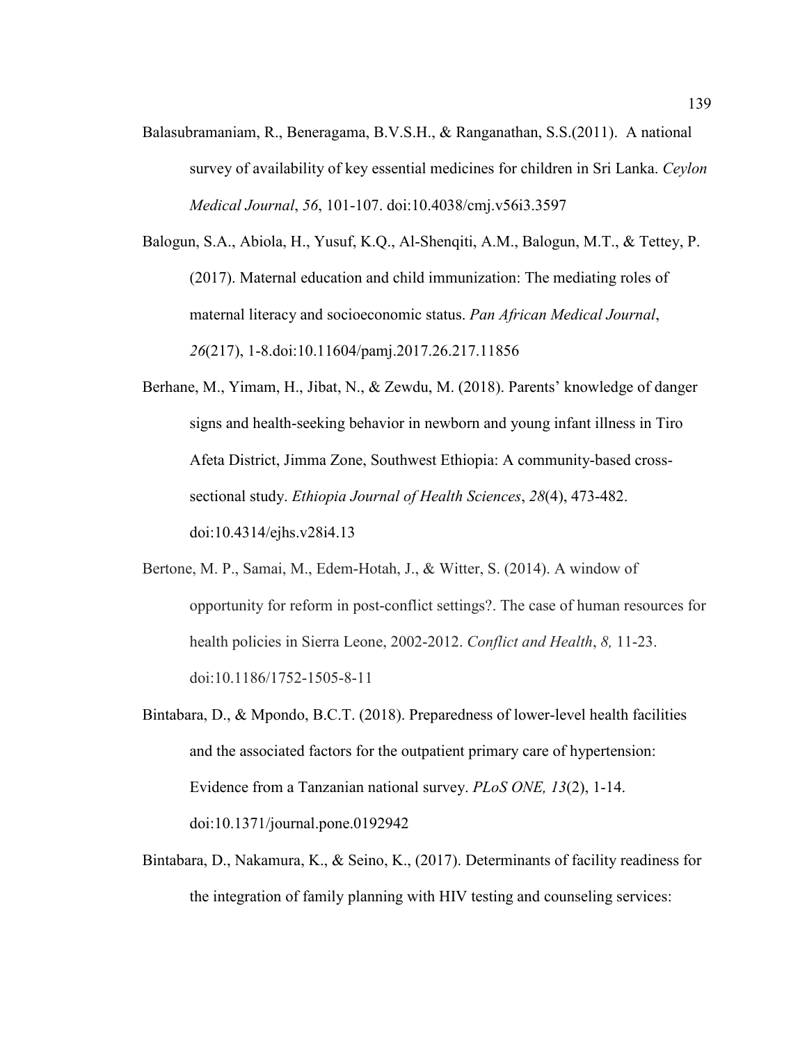Balasubramaniam, R., Beneragama, B.V.S.H., & Ranganathan, S.S.(2011). A national survey of availability of key essential medicines for children in Sri Lanka. *Ceylon Medical Journal*, *56*, 101-107. doi:10.4038/cmj.v56i3.3597

Balogun, S.A., Abiola, H., Yusuf, K.Q., Al-Shenqiti, A.M., Balogun, M.T., & Tettey, P. (2017). Maternal education and child immunization: The mediating roles of maternal literacy and socioeconomic status. *Pan African Medical Journal*, *26*(217), 1-8.doi:10.11604/pamj.2017.26.217.11856

Berhane, M., Yimam, H., Jibat, N., & Zewdu, M. (2018). Parents' knowledge of danger signs and health-seeking behavior in newborn and young infant illness in Tiro Afeta District, Jimma Zone, Southwest Ethiopia: A community-based cross-sectional study. *Ethiopia Journal of Health Sciences*, *28*(4), 473-482. doi:10.4314/ejhs.v28i4.13

Bertone, M. P., Samai, M., Edem-Hotah, J., & Witter, S. (2014). A window of opportunity for reform in post-conflict settings?. The case of human resources for health policies in Sierra Leone, 2002-2012. *Conflict and Health*, *8,* 11-23. doi:10.1186/1752-1505-8-11

Bintabara, D., & Mpondo, B.C.T. (2018). Preparedness of lower-level health facilities and the associated factors for the outpatient primary care of hypertension: Evidence from a Tanzanian national survey. *PLoS ONE, 13*(2), 1-14. doi:10.1371/journal.pone.0192942

Bintabara, D., Nakamura, K., & Seino, K., (2017). Determinants of facility readiness for the integration of family planning with HIV testing and counseling services: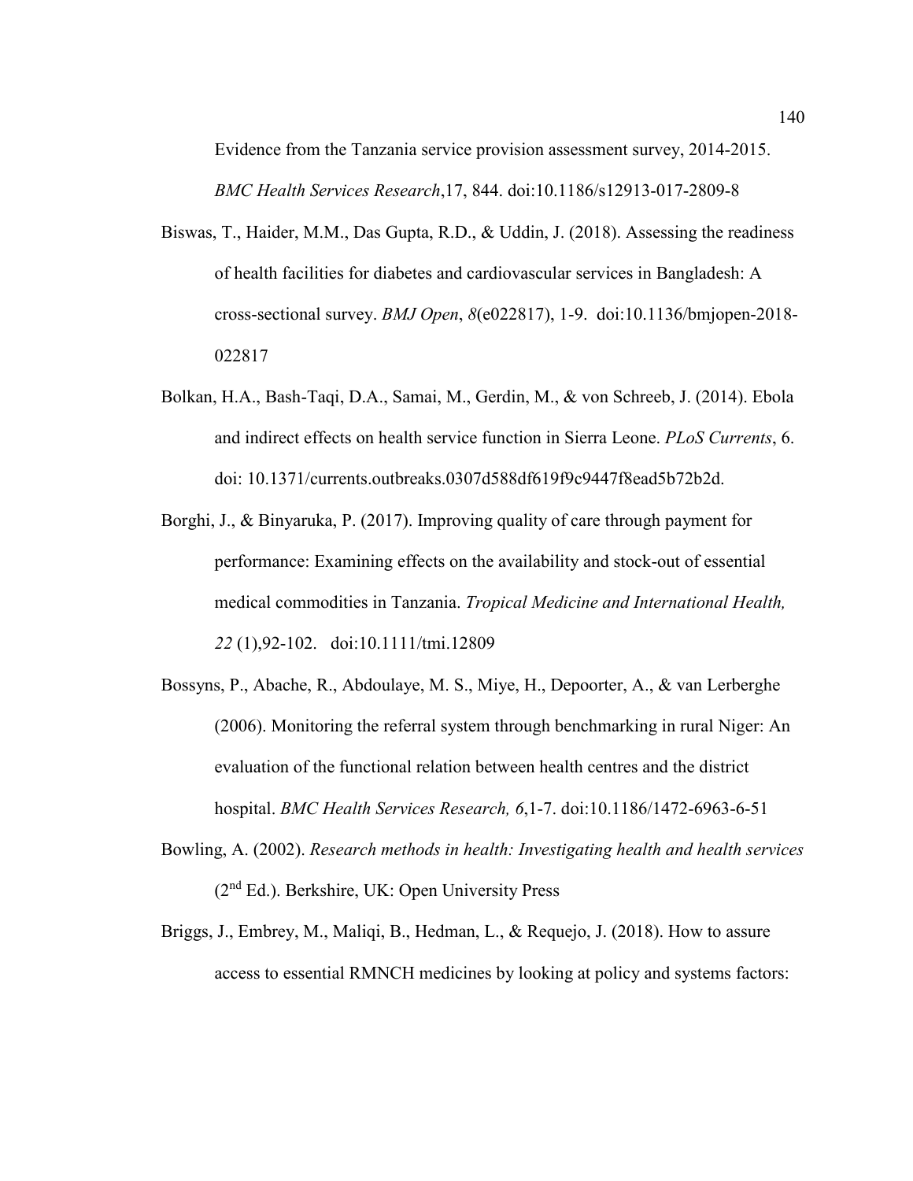Evidence from the Tanzania service provision assessment survey, 2014-2015. *BMC Health Services Research*,17, 844. doi:10.1186/s12913-017-2809-8

Biswas, T., Haider, M.M., Das Gupta, R.D., & Uddin, J. (2018). Assessing the readiness of health facilities for diabetes and cardiovascular services in Bangladesh: A cross-sectional survey. *BMJ Open*, *8*(e022817), 1-9. doi:10.1136/bmjopen-2018-022817

Bolkan, H.A., Bash-Taqi, D.A., Samai, M., Gerdin, M., & von Schreeb, J. (2014). Ebola and indirect effects on health service function in Sierra Leone. *PLoS Currents*, 6. doi: 10.1371/currents.outbreaks.0307d588df619f9c9447f8ead5b72b2d.

Borghi, J., & Binyaruka, P. (2017). Improving quality of care through payment for performance: Examining effects on the availability and stock-out of essential medical commodities in Tanzania. *Tropical Medicine and International Health, 22* (1),92-102. doi:10.1111/tmi.12809

Bossyns, P., Abache, R., Abdoulaye, M. S., Miye, H., Depoorter, A., & van Lerberghe (2006). Monitoring the referral system through benchmarking in rural Niger: An evaluation of the functional relation between health centres and the district hospital. *BMC Health Services Research, 6*,1-7. doi:10.1186/1472-6963-6-51

Bowling, A. (2002). *Research methods in health: Investigating health and health services* (2nd Ed.). Berkshire, UK: Open University Press

Briggs, J., Embrey, M., Maliqi, B., Hedman, L., & Requejo, J. (2018). How to assure access to essential RMNCH medicines by looking at policy and systems factors: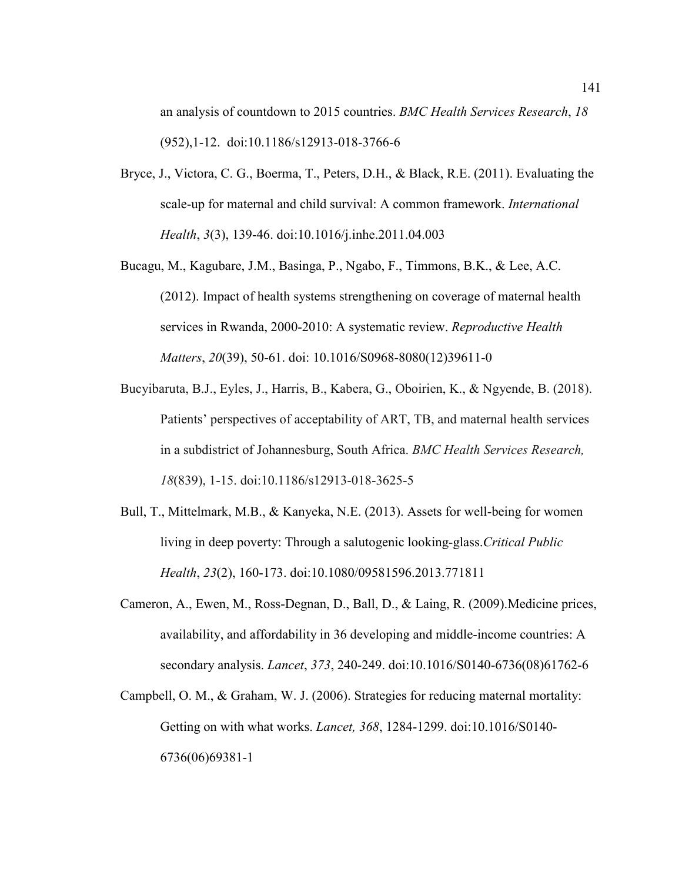an analysis of countdown to 2015 countries. *BMC Health Services Research*, *18* (952),1-12. doi:10.1186/s12913-018-3766-6

Bryce, J., Victora, C. G., Boerma, T., Peters, D.H., & Black, R.E. (2011). Evaluating the scale-up for maternal and child survival: A common framework. *International Health*, *3*(3), 139-46. doi:10.1016/j.inhe.2011.04.003

Bucagu, M., Kagubare, J.M., Basinga, P., Ngabo, F., Timmons, B.K., & Lee, A.C. (2012). Impact of health systems strengthening on coverage of maternal health services in Rwanda, 2000-2010: A systematic review. *Reproductive Health Matters*, *20*(39), 50-61. doi: 10.1016/S0968-8080(12)39611-0

Bucyibaruta, B.J., Eyles, J., Harris, B., Kabera, G., Oboirien, K., & Ngyende, B. (2018). Patients' perspectives of acceptability of ART, TB, and maternal health services in a subdistrict of Johannesburg, South Africa. *BMC Health Services Research, 18*(839), 1-15. doi:10.1186/s12913-018-3625-5

Bull, T., Mittelmark, M.B., & Kanyeka, N.E. (2013). Assets for well-being for women living in deep poverty: Through a salutogenic looking-glass.*Critical Public Health*, *23*(2), 160-173. doi:10.1080/09581596.2013.771811

Cameron, A., Ewen, M., Ross-Degnan, D., Ball, D., & Laing, R. (2009).Medicine prices, availability, and affordability in 36 developing and middle-income countries: A secondary analysis. *Lancet*, *373*, 240-249. doi:10.1016/S0140-6736(08)61762-6

Campbell, O. M., & Graham, W. J. (2006). Strategies for reducing maternal mortality: Getting on with what works. *Lancet, 368*, 1284-1299. doi:10.1016/S0140-6736(06)69381-1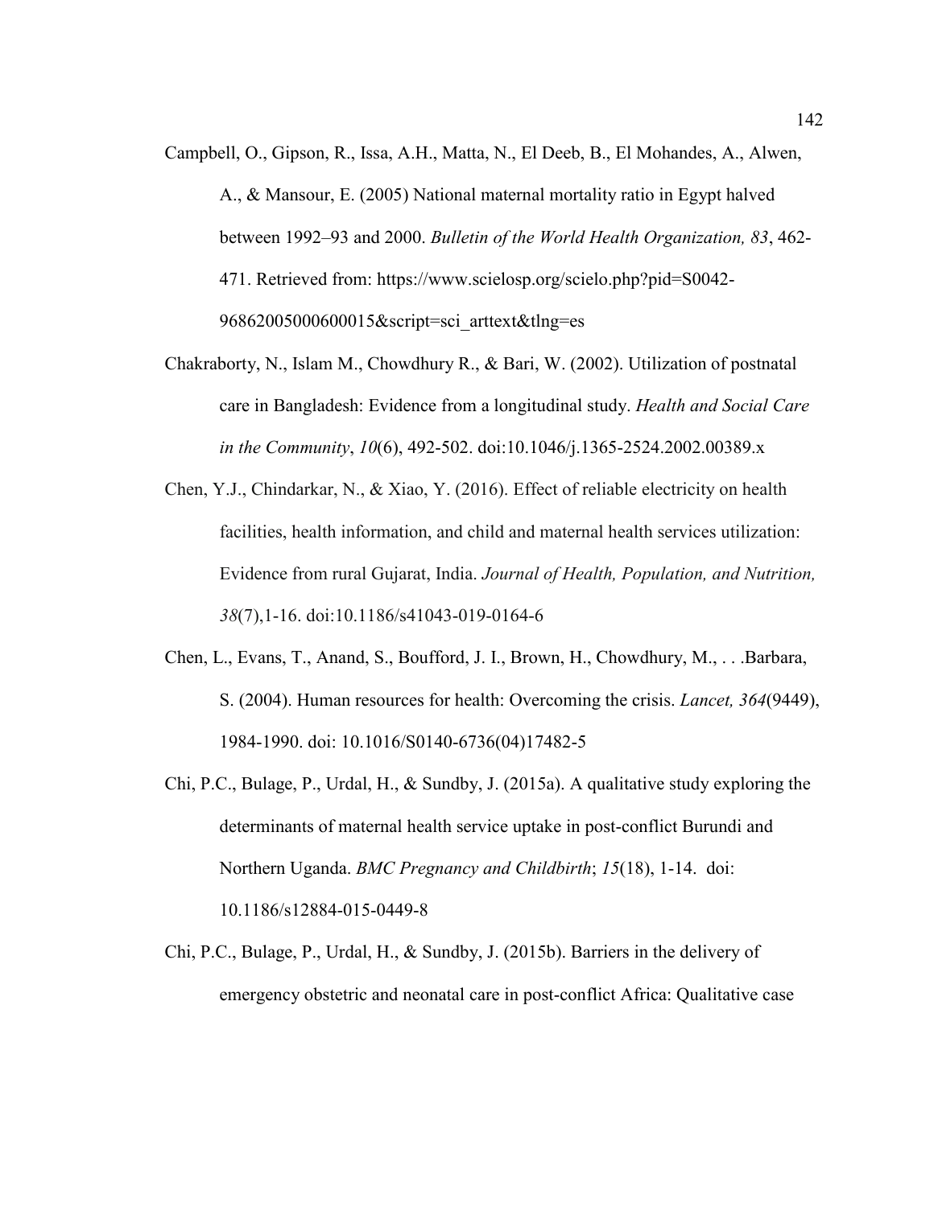Campbell, O., Gipson, R., Issa, A.H., Matta, N., El Deeb, B., El Mohandes, A., Alwen, A., & Mansour, E. (2005) National maternal mortality ratio in Egypt halved between 1992–93 and 2000. *Bulletin of the World Health Organization, 83*, 462-471. Retrieved from: https://www.scielosp.org/scielo.php?pid=S0042-96862005000600015&script=sci_arttext&tlng=es

Chakraborty, N., Islam M., Chowdhury R., & Bari, W. (2002). Utilization of postnatal care in Bangladesh: Evidence from a longitudinal study. *Health and Social Care in the Community*, *10*(6), 492-502. doi:10.1046/j.1365-2524.2002.00389.x

Chen, Y.J., Chindarkar, N., & Xiao, Y. (2016). Effect of reliable electricity on health facilities, health information, and child and maternal health services utilization: Evidence from rural Gujarat, India. *Journal of Health, Population, and Nutrition, 38*(7),1-16. doi:10.1186/s41043-019-0164-6

Chen, L., Evans, T., Anand, S., Boufford, J. I., Brown, H., Chowdhury, M., . . .Barbara, S. (2004). Human resources for health: Overcoming the crisis. *Lancet, 364*(9449), 1984-1990. doi: 10.1016/S0140-6736(04)17482-5

Chi, P.C., Bulage, P., Urdal, H., & Sundby, J. (2015a). A qualitative study exploring the determinants of maternal health service uptake in post-conflict Burundi and Northern Uganda. *BMC Pregnancy and Childbirth*; *15*(18), 1-14. doi: 10.1186/s12884-015-0449-8

Chi, P.C., Bulage, P., Urdal, H., & Sundby, J. (2015b). Barriers in the delivery of emergency obstetric and neonatal care in post-conflict Africa: Qualitative case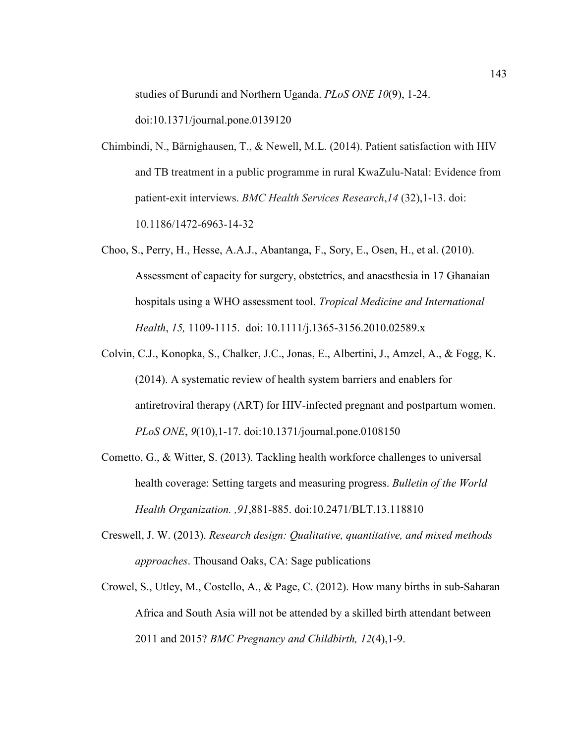studies of Burundi and Northern Uganda. *PLoS ONE 10*(9), 1-24. doi:10.1371/journal.pone.0139120

Chimbindi, N., Bärnighausen, T., & Newell, M.L. (2014). Patient satisfaction with HIV and TB treatment in a public programme in rural KwaZulu-Natal: Evidence from patient-exit interviews. *BMC Health Services Research*,*14* (32),1-13. doi: 10.1186/1472-6963-14-32

Choo, S., Perry, H., Hesse, A.A.J., Abantanga, F., Sory, E., Osen, H., et al. (2010). Assessment of capacity for surgery, obstetrics, and anaesthesia in 17 Ghanaian hospitals using a WHO assessment tool. *Tropical Medicine and International Health*, *15,* 1109-1115. doi: 10.1111/j.1365-3156.2010.02589.x

Colvin, C.J., Konopka, S., Chalker, J.C., Jonas, E., Albertini, J., Amzel, A., & Fogg, K. (2014). A systematic review of health system barriers and enablers for antiretroviral therapy (ART) for HIV-infected pregnant and postpartum women. *PLoS ONE*, *9*(10),1-17. doi:10.1371/journal.pone.0108150

Cometto, G., & Witter, S. (2013). Tackling health workforce challenges to universal health coverage: Setting targets and measuring progress. *Bulletin of the World Health Organization. ,91*,881-885. doi:10.2471/BLT.13.118810

Creswell, J. W. (2013). *Research design: Qualitative, quantitative, and mixed methods approaches*. Thousand Oaks, CA: Sage publications

Crowel, S., Utley, M., Costello, A., & Page, C. (2012). How many births in sub-Saharan Africa and South Asia will not be attended by a skilled birth attendant between 2011 and 2015? *BMC Pregnancy and Childbirth, 12*(4),1-9.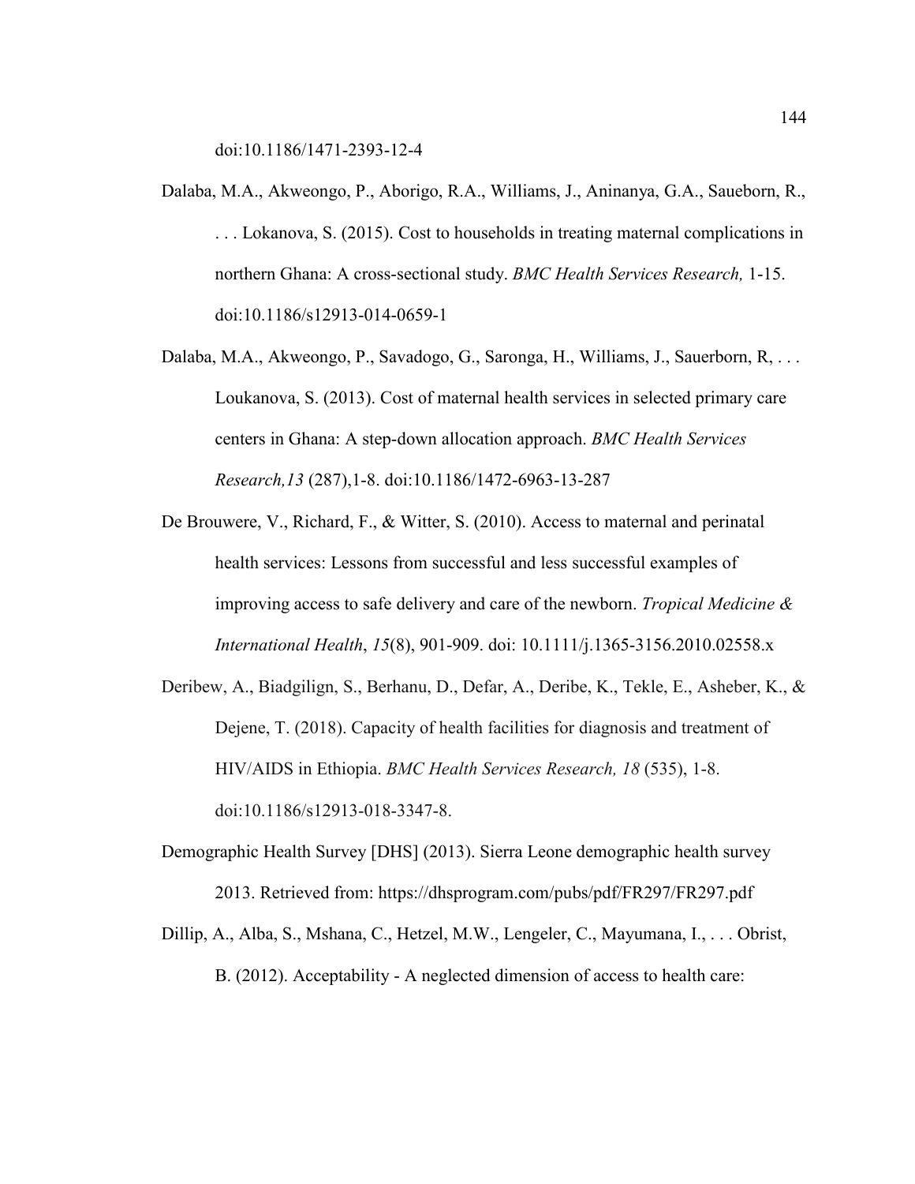doi:10.1186/1471-2393-12-4

Dalaba, M.A., Akweongo, P., Aborigo, R.A., Williams, J., Aninanya, G.A., Saueborn, R., . . . Lokanova, S. (2015). Cost to households in treating maternal complications in northern Ghana: A cross-sectional study. *BMC Health Services Research,* 1-15. doi:10.1186/s12913-014-0659-1

Dalaba, M.A., Akweongo, P., Savadogo, G., Saronga, H., Williams, J., Sauerborn, R, . . . Loukanova, S. (2013). Cost of maternal health services in selected primary care centers in Ghana: A step-down allocation approach. *BMC Health Services Research,13* (287),1-8. doi:10.1186/1472-6963-13-287

De Brouwere, V., Richard, F., & Witter, S. (2010). Access to maternal and perinatal health services: Lessons from successful and less successful examples of improving access to safe delivery and care of the newborn. *Tropical Medicine & International Health*, *15*(8), 901-909. doi: 10.1111/j.1365-3156.2010.02558.x

Deribew, A., Biadgilign, S., Berhanu, D., Defar, A., Deribe, K., Tekle, E., Asheber, K., & Dejene, T. (2018). Capacity of health facilities for diagnosis and treatment of HIV/AIDS in Ethiopia. *BMC Health Services Research, 18* (535), 1-8. doi:10.1186/s12913-018-3347-8.

Demographic Health Survey [DHS] (2013). Sierra Leone demographic health survey 2013. Retrieved from: https://dhsprogram.com/pubs/pdf/FR297/FR297.pdf

Dillip, A., Alba, S., Mshana, C., Hetzel, M.W., Lengeler, C., Mayumana, I., . . . Obrist, B. (2012). Acceptability - A neglected dimension of access to health care: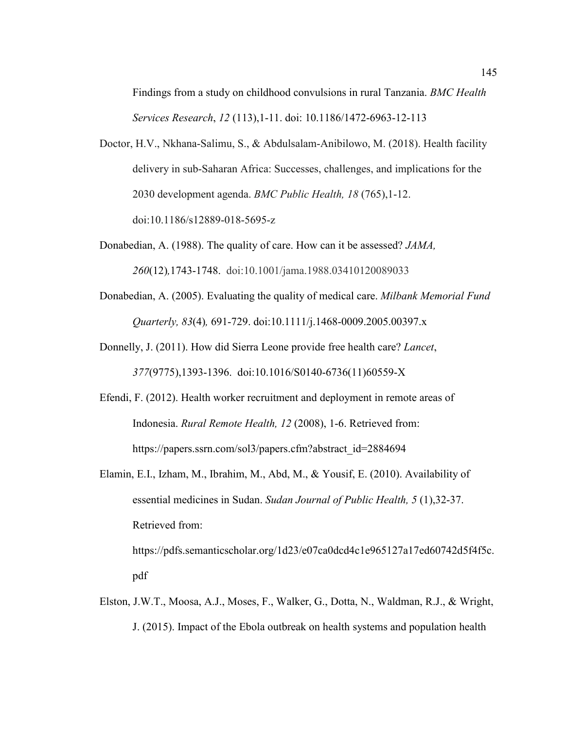Findings from a study on childhood convulsions in rural Tanzania. *BMC Health Services Research*, *12* (113),1-11. doi: 10.1186/1472-6963-12-113

Doctor, H.V., Nkhana-Salimu, S., & Abdulsalam-Anibilowo, M. (2018). Health facility delivery in sub-Saharan Africa: Successes, challenges, and implications for the 2030 development agenda. *BMC Public Health, 18* (765),1-12. doi:10.1186/s12889-018-5695-z

Donabedian, A. (1988). The quality of care. How can it be assessed? *JAMA, 260*(12)*,*1743-1748. doi:10.1001/jama.1988.03410120089033

Donabedian, A. (2005). Evaluating the quality of medical care. *Milbank Memorial Fund Quarterly, 83*(4)*,* 691-729. doi:10.1111/j.1468-0009.2005.00397.x

Donnelly, J. (2011). How did Sierra Leone provide free health care? *Lancet*, *377*(9775),1393-1396. doi:10.1016/S0140-6736(11)60559-X

Efendi, F. (2012). Health worker recruitment and deployment in remote areas of Indonesia. *Rural Remote Health, 12* (2008), 1-6. Retrieved from: https://papers.ssrn.com/sol3/papers.cfm?abstract_id=2884694

Elamin, E.I., Izham, M., Ibrahim, M., Abd, M., & Yousif, E. (2010). Availability of essential medicines in Sudan. *Sudan Journal of Public Health, 5* (1),32-37. Retrieved from: https://pdfs.semanticscholar.org/1d23/e07ca0dcd4c1e965127a17ed60742d5f4f5c.pdf

Elston, J.W.T., Moosa, A.J., Moses, F., Walker, G., Dotta, N., Waldman, R.J., & Wright, J. (2015). Impact of the Ebola outbreak on health systems and population health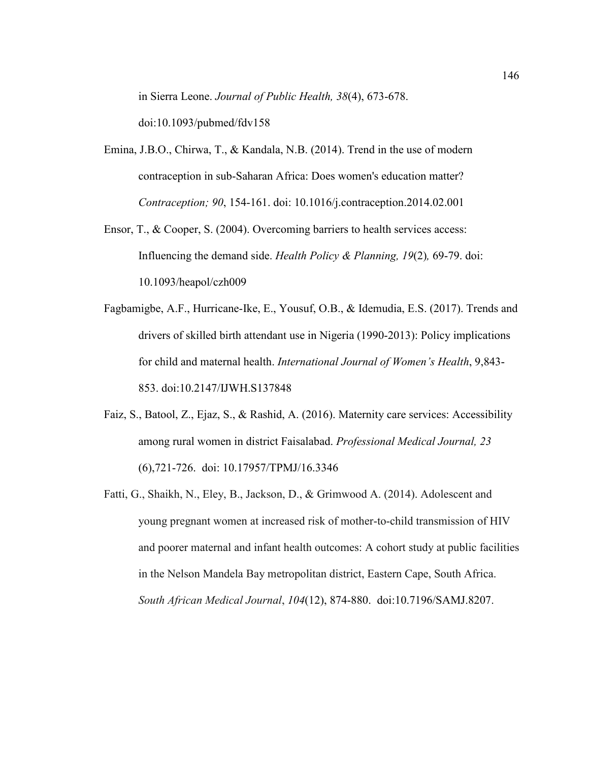in Sierra Leone. *Journal of Public Health, 38*(4), 673-678. doi:10.1093/pubmed/fdv158

Emina, J.B.O., Chirwa, T., & Kandala, N.B. (2014). Trend in the use of modern contraception in sub-Saharan Africa: Does women's education matter? *Contraception; 90*, 154-161. doi: 10.1016/j.contraception.2014.02.001

Ensor, T., & Cooper, S. (2004). Overcoming barriers to health services access: Influencing the demand side. *Health Policy & Planning, 19*(2)*,* 69-79. doi: 10.1093/heapol/czh009

Fagbamigbe, A.F., Hurricane-Ike, E., Yousuf, O.B., & Idemudia, E.S. (2017). Trends and drivers of skilled birth attendant use in Nigeria (1990-2013): Policy implications for child and maternal health. *International Journal of Women's Health*, 9,843-853. doi:10.2147/IJWH.S137848

Faiz, S., Batool, Z., Ejaz, S., & Rashid, A. (2016). Maternity care services: Accessibility among rural women in district Faisalabad. *Professional Medical Journal, 23* (6),721-726. doi: 10.17957/TPMJ/16.3346

Fatti, G., Shaikh, N., Eley, B., Jackson, D., & Grimwood A. (2014). Adolescent and young pregnant women at increased risk of mother-to-child transmission of HIV and poorer maternal and infant health outcomes: A cohort study at public facilities in the Nelson Mandela Bay metropolitan district, Eastern Cape, South Africa. *South African Medical Journal*, *104*(12), 874-880. doi:10.7196/SAMJ.8207.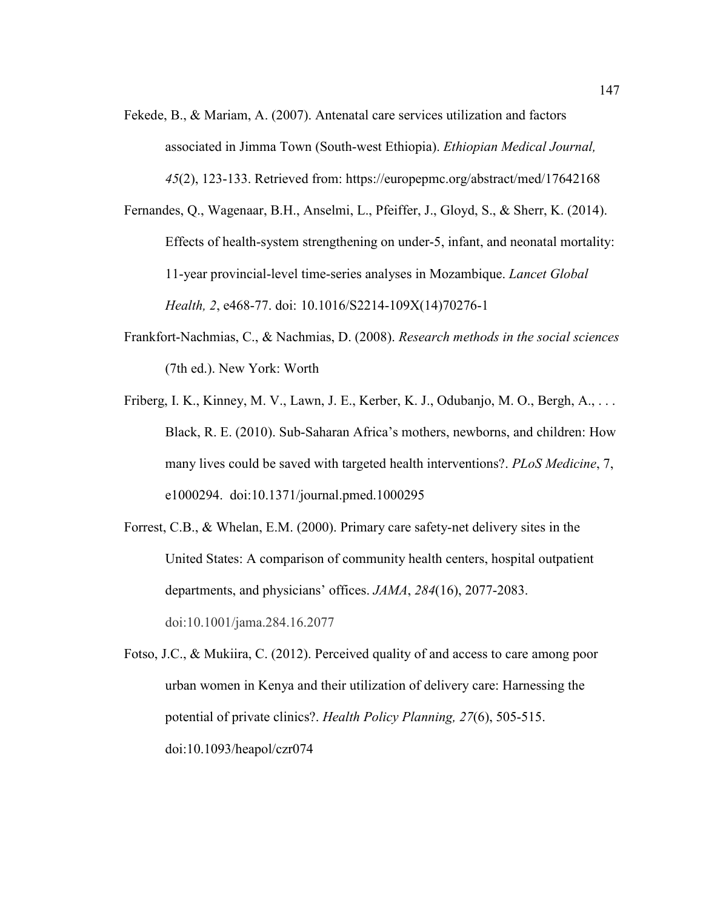Fekede, B., & Mariam, A. (2007). Antenatal care services utilization and factors associated in Jimma Town (South-west Ethiopia). *Ethiopian Medical Journal, 45*(2), 123-133. Retrieved from: https://europepmc.org/abstract/med/17642168

Fernandes, Q., Wagenaar, B.H., Anselmi, L., Pfeiffer, J., Gloyd, S., & Sherr, K. (2014). Effects of health-system strengthening on under-5, infant, and neonatal mortality: 11-year provincial-level time-series analyses in Mozambique. *Lancet Global Health, 2*, e468-77. doi: 10.1016/S2214-109X(14)70276-1

Frankfort-Nachmias, C., & Nachmias, D. (2008). *Research methods in the social sciences* (7th ed.). New York: Worth

Friberg, I. K., Kinney, M. V., Lawn, J. E., Kerber, K. J., Odubanjo, M. O., Bergh, A., . . . Black, R. E. (2010). Sub-Saharan Africa's mothers, newborns, and children: How many lives could be saved with targeted health interventions?. *PLoS Medicine*, 7, e1000294. doi:10.1371/journal.pmed.1000295

Forrest, C.B., & Whelan, E.M. (2000). Primary care safety-net delivery sites in the United States: A comparison of community health centers, hospital outpatient departments, and physicians' offices. *JAMA*, *284*(16), 2077-2083. doi:10.1001/jama.284.16.2077

Fotso, J.C., & Mukiira, C. (2012). Perceived quality of and access to care among poor urban women in Kenya and their utilization of delivery care: Harnessing the potential of private clinics?. *Health Policy Planning, 27*(6), 505-515. doi:10.1093/heapol/czr074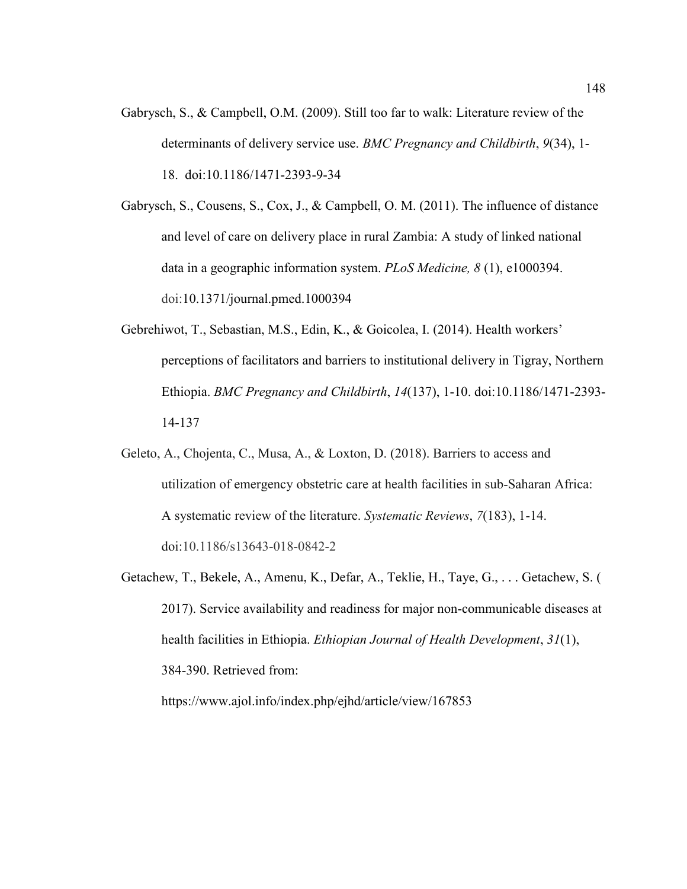Gabrysch, S., & Campbell, O.M. (2009). Still too far to walk: Literature review of the determinants of delivery service use. *BMC Pregnancy and Childbirth*, *9*(34), 1-18. doi:10.1186/1471-2393-9-34

Gabrysch, S., Cousens, S., Cox, J., & Campbell, O. M. (2011). The influence of distance and level of care on delivery place in rural Zambia: A study of linked national data in a geographic information system. *PLoS Medicine, 8* (1), e1000394. doi:10.1371/journal.pmed.1000394

Gebrehiwot, T., Sebastian, M.S., Edin, K., & Goicolea, I. (2014). Health workers' perceptions of facilitators and barriers to institutional delivery in Tigray, Northern Ethiopia. *BMC Pregnancy and Childbirth*, *14*(137), 1-10. doi:10.1186/1471-2393-14-137

Geleto, A., Chojenta, C., Musa, A., & Loxton, D. (2018). Barriers to access and utilization of emergency obstetric care at health facilities in sub-Saharan Africa: A systematic review of the literature. *Systematic Reviews*, *7*(183), 1-14. doi:10.1186/s13643-018-0842-2

Getachew, T., Bekele, A., Amenu, K., Defar, A., Teklie, H., Taye, G., . . . Getachew, S. ( 2017). Service availability and readiness for major non-communicable diseases at health facilities in Ethiopia. *Ethiopian Journal of Health Development*, *31*(1), 384-390. Retrieved from: https://www.ajol.info/index.php/ejhd/article/view/167853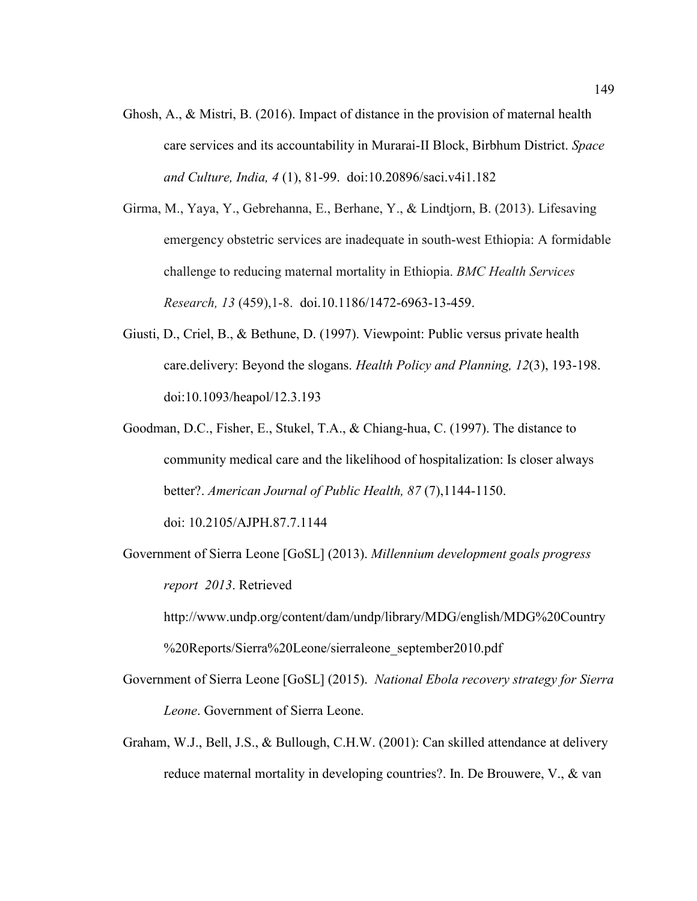Ghosh, A., & Mistri, B. (2016). Impact of distance in the provision of maternal health care services and its accountability in Murarai-II Block, Birbhum District. *Space and Culture, India, 4* (1), 81-99. doi:10.20896/saci.v4i1.182

Girma, M., Yaya, Y., Gebrehanna, E., Berhane, Y., & Lindtjorn, B. (2013). Lifesaving emergency obstetric services are inadequate in south-west Ethiopia: A formidable challenge to reducing maternal mortality in Ethiopia. *BMC Health Services Research, 13* (459),1-8. doi.10.1186/1472-6963-13-459.

Giusti, D., Criel, B., & Bethune, D. (1997). Viewpoint: Public versus private health care.delivery: Beyond the slogans. *Health Policy and Planning, 12*(3), 193-198. doi:10.1093/heapol/12.3.193

Goodman, D.C., Fisher, E., Stukel, T.A., & Chiang-hua, C. (1997). The distance to community medical care and the likelihood of hospitalization: Is closer always better?. *American Journal of Public Health, 87* (7),1144-1150. doi: 10.2105/AJPH.87.7.1144

Government of Sierra Leone [GoSL] (2013). *Millennium development goals progress report 2013*. Retrieved http://www.undp.org/content/dam/undp/library/MDG/english/MDG%20Country%20Reports/Sierra%20Leone/sierraleone_september2010.pdf

Government of Sierra Leone [GoSL] (2015). *National Ebola recovery strategy for Sierra Leone*. Government of Sierra Leone.

Graham, W.J., Bell, J.S., & Bullough, C.H.W. (2001): Can skilled attendance at delivery reduce maternal mortality in developing countries?. In. De Brouwere, V., & van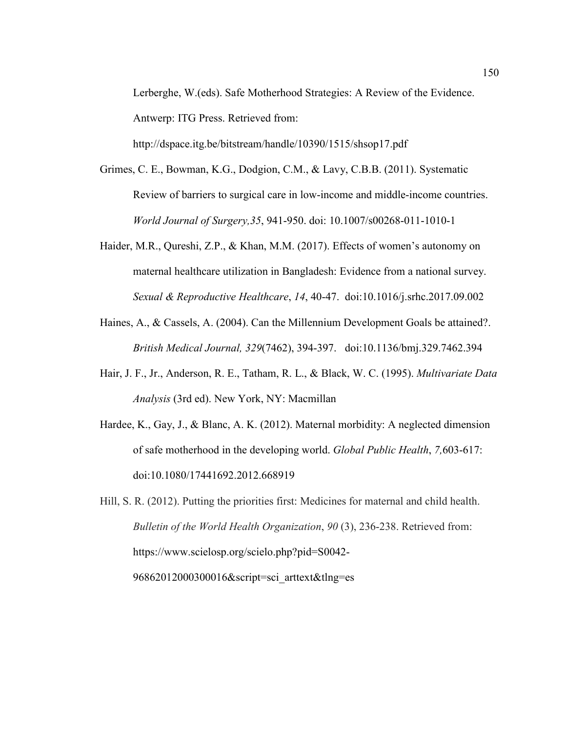Lerberghe, W.(eds). Safe Motherhood Strategies: A Review of the Evidence. Antwerp: ITG Press. Retrieved from: http://dspace.itg.be/bitstream/handle/10390/1515/shsop17.pdf

Grimes, C. E., Bowman, K.G., Dodgion, C.M., & Lavy, C.B.B. (2011). Systematic Review of barriers to surgical care in low-income and middle-income countries. *World Journal of Surgery,35*, 941-950. doi: 10.1007/s00268-011-1010-1

Haider, M.R., Qureshi, Z.P., & Khan, M.M. (2017). Effects of women's autonomy on maternal healthcare utilization in Bangladesh: Evidence from a national survey. *Sexual & Reproductive Healthcare*, *14*, 40-47. doi:10.1016/j.srhc.2017.09.002

Haines, A., & Cassels, A. (2004). Can the Millennium Development Goals be attained?. *British Medical Journal, 329*(7462), 394-397. doi:10.1136/bmj.329.7462.394

Hair, J. F., Jr., Anderson, R. E., Tatham, R. L., & Black, W. C. (1995). *Multivariate Data Analysis* (3rd ed). New York, NY: Macmillan

Hardee, K., Gay, J., & Blanc, A. K. (2012). Maternal morbidity: A neglected dimension of safe motherhood in the developing world. *Global Public Health*, *7,*603-617: doi:10.1080/17441692.2012.668919

Hill, S. R. (2012). Putting the priorities first: Medicines for maternal and child health. *Bulletin of the World Health Organization*, *90* (3), 236-238. Retrieved from: https://www.scielosp.org/scielo.php?pid=S0042-96862012000300016&script=sci_arttext&tlng=es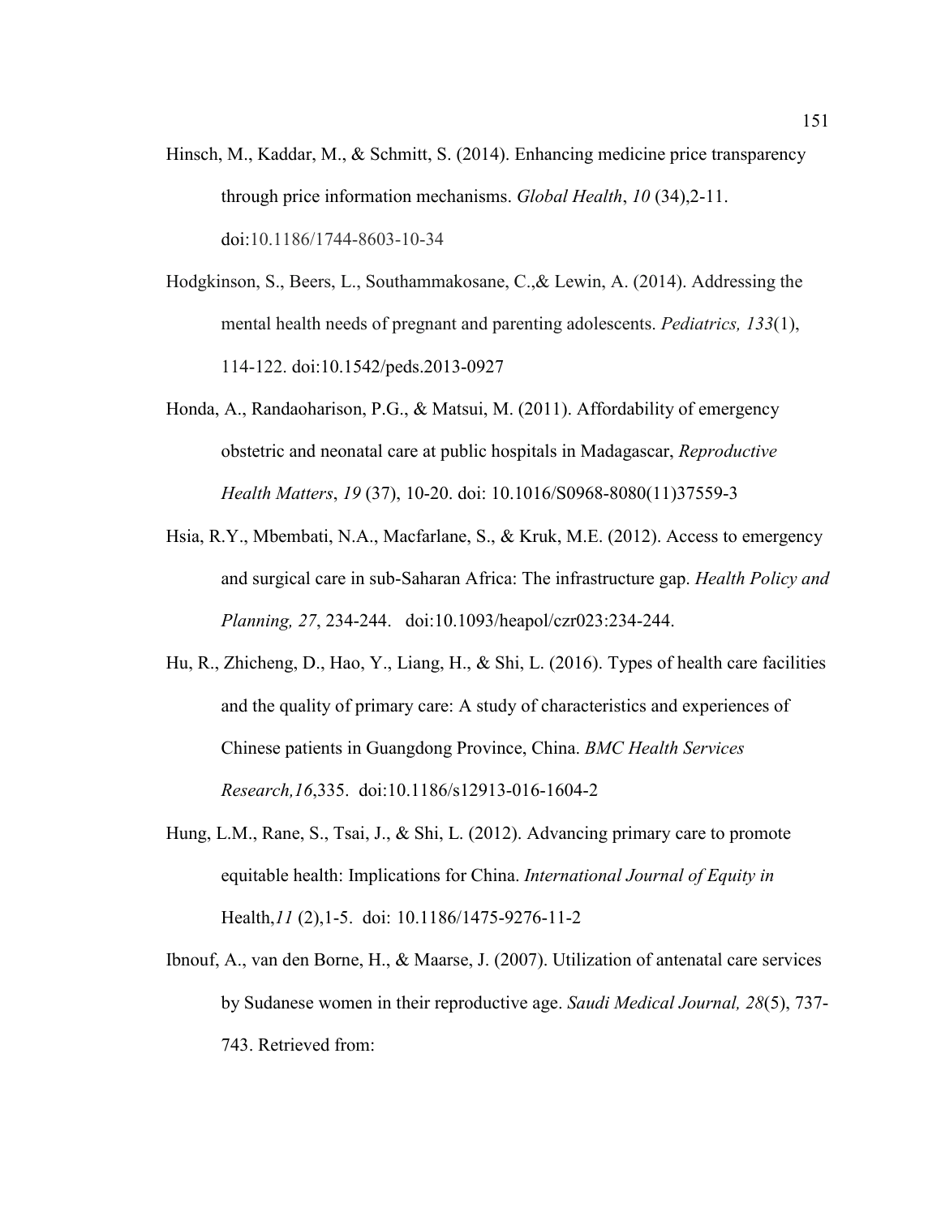Hinsch, M., Kaddar, M., & Schmitt, S. (2014). Enhancing medicine price transparency through price information mechanisms. *Global Health*, *10* (34),2-11. doi:10.1186/1744-8603-10-34

Hodgkinson, S., Beers, L., Southammakosane, C.,& Lewin, A. (2014). Addressing the mental health needs of pregnant and parenting adolescents. *Pediatrics, 133*(1), 114-122. doi:10.1542/peds.2013-0927

Honda, A., Randaoharison, P.G., & Matsui, M. (2011). Affordability of emergency obstetric and neonatal care at public hospitals in Madagascar, *Reproductive Health Matters*, *19* (37), 10-20. doi: 10.1016/S0968-8080(11)37559-3

Hsia, R.Y., Mbembati, N.A., Macfarlane, S., & Kruk, M.E. (2012). Access to emergency and surgical care in sub-Saharan Africa: The infrastructure gap. *Health Policy and Planning, 27*, 234-244. doi:10.1093/heapol/czr023:234-244.

Hu, R., Zhicheng, D., Hao, Y., Liang, H., & Shi, L. (2016). Types of health care facilities and the quality of primary care: A study of characteristics and experiences of Chinese patients in Guangdong Province, China. *BMC Health Services Research,16*,335. doi:10.1186/s12913-016-1604-2

Hung, L.M., Rane, S., Tsai, J., & Shi, L. (2012). Advancing primary care to promote equitable health: Implications for China. *International Journal of Equity in* Health,*11* (2),1-5. doi: 10.1186/1475-9276-11-2

Ibnouf, A., van den Borne, H., & Maarse, J. (2007). Utilization of antenatal care services by Sudanese women in their reproductive age. *Saudi Medical Journal, 28*(5), 737-743. Retrieved from: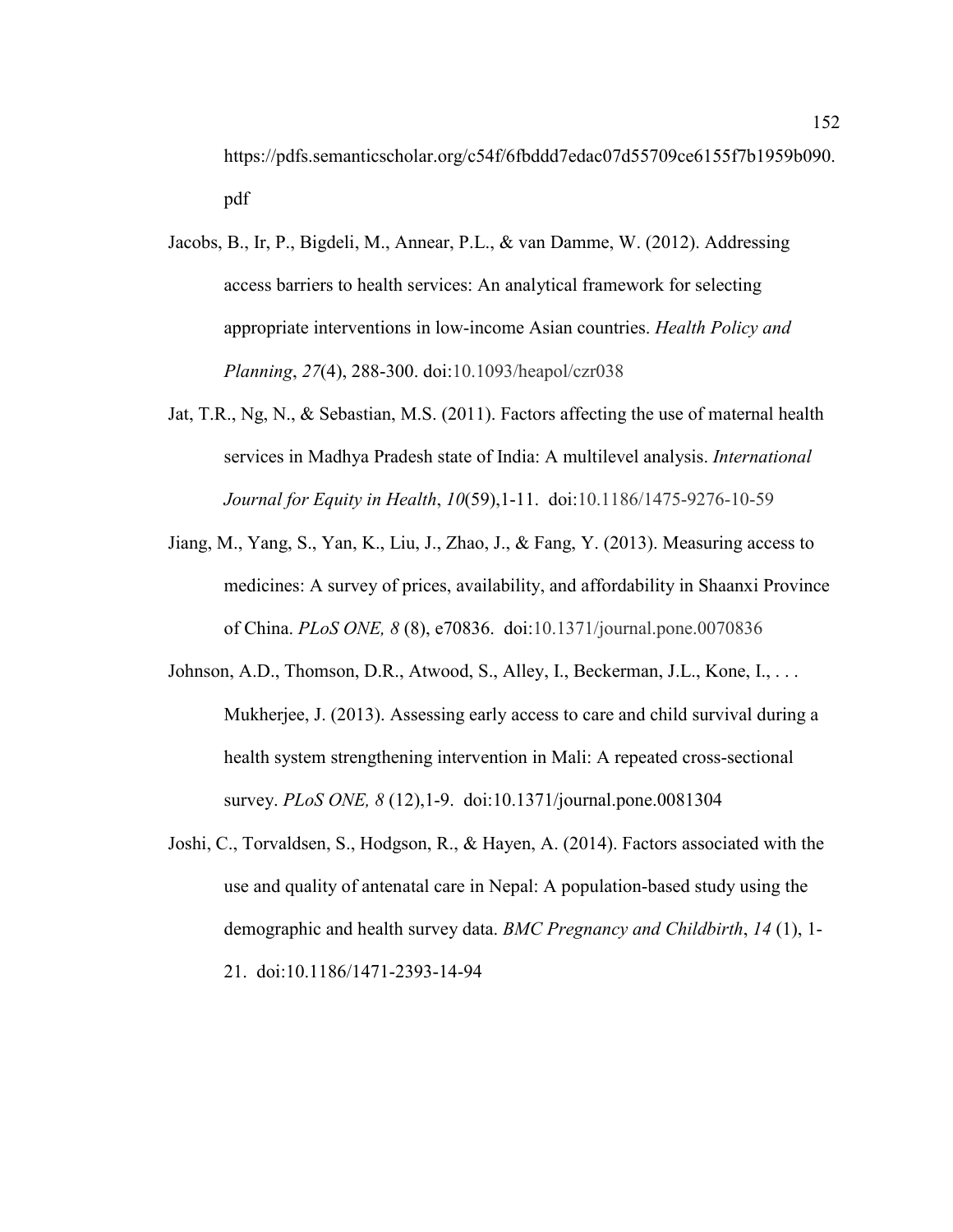https://pdfs.semanticscholar.org/c54f/6fbddd7edac07d55709ce6155f7b1959b090.pdf

Jacobs, B., Ir, P., Bigdeli, M., Annear, P.L., & van Damme, W. (2012). Addressing access barriers to health services: An analytical framework for selecting appropriate interventions in low-income Asian countries. *Health Policy and Planning*, *27*(4), 288-300. doi:10.1093/heapol/czr038

Jat, T.R., Ng, N., & Sebastian, M.S. (2011). Factors affecting the use of maternal health services in Madhya Pradesh state of India: A multilevel analysis. *International Journal for Equity in Health*, *10*(59),1-11. doi:10.1186/1475-9276-10-59

Jiang, M., Yang, S., Yan, K., Liu, J., Zhao, J., & Fang, Y. (2013). Measuring access to medicines: A survey of prices, availability, and affordability in Shaanxi Province of China. *PLoS ONE, 8* (8), e70836. doi:10.1371/journal.pone.0070836

Johnson, A.D., Thomson, D.R., Atwood, S., Alley, I., Beckerman, J.L., Kone, I., . . . Mukherjee, J. (2013). Assessing early access to care and child survival during a health system strengthening intervention in Mali: A repeated cross-sectional survey. *PLoS ONE, 8* (12),1-9. doi:10.1371/journal.pone.0081304

Joshi, C., Torvaldsen, S., Hodgson, R., & Hayen, A. (2014). Factors associated with the use and quality of antenatal care in Nepal: A population-based study using the demographic and health survey data. *BMC Pregnancy and Childbirth*, *14* (1), 1-21. doi:10.1186/1471-2393-14-94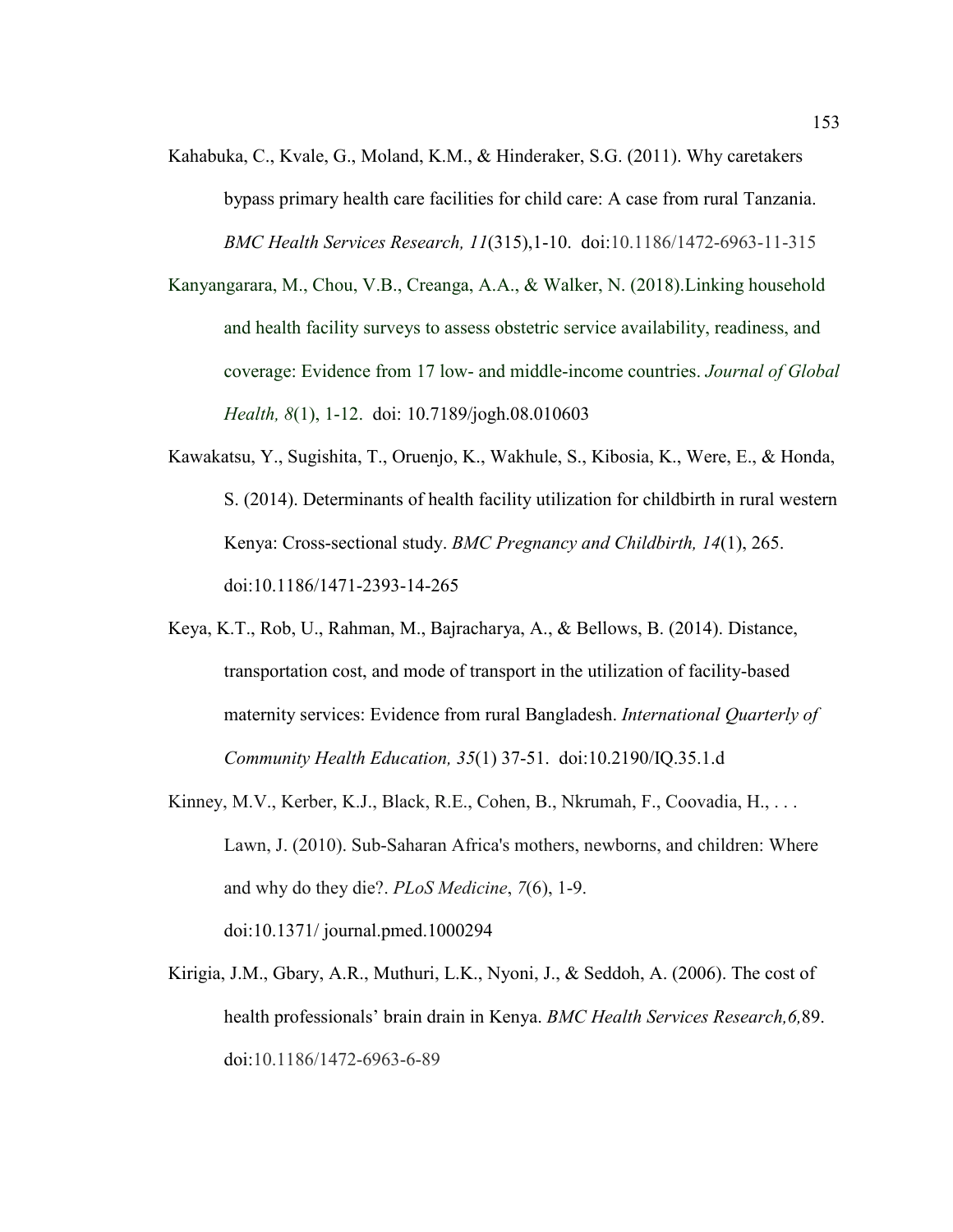Kahabuka, C., Kvale, G., Moland, K.M., & Hinderaker, S.G. (2011). Why caretakers bypass primary health care facilities for child care: A case from rural Tanzania. *BMC Health Services Research, 11*(315),1-10. doi:10.1186/1472-6963-11-315

Kanyangarara, M., Chou, V.B., Creanga, A.A., & Walker, N. (2018).Linking household and health facility surveys to assess obstetric service availability, readiness, and coverage: Evidence from 17 low- and middle-income countries. *Journal of Global Health, 8*(1), 1-12. doi: 10.7189/jogh.08.010603

Kawakatsu, Y., Sugishita, T., Oruenjo, K., Wakhule, S., Kibosia, K., Were, E., & Honda, S. (2014). Determinants of health facility utilization for childbirth in rural western Kenya: Cross-sectional study. *BMC Pregnancy and Childbirth, 14*(1), 265. doi:10.1186/1471-2393-14-265

Keya, K.T., Rob, U., Rahman, M., Bajracharya, A., & Bellows, B. (2014). Distance, transportation cost, and mode of transport in the utilization of facility-based maternity services: Evidence from rural Bangladesh. *International Quarterly of Community Health Education, 35*(1) 37-51. doi:10.2190/IQ.35.1.d

Kinney, M.V., Kerber, K.J., Black, R.E., Cohen, B., Nkrumah, F., Coovadia, H., . . . Lawn, J. (2010). Sub-Saharan Africa's mothers, newborns, and children: Where and why do they die?. *PLoS Medicine*, *7*(6), 1-9. doi:10.1371/ journal.pmed.1000294

Kirigia, J.M., Gbary, A.R., Muthuri, L.K., Nyoni, J., & Seddoh, A. (2006). The cost of health professionals' brain drain in Kenya. *BMC Health Services Research,6,*89. doi:10.1186/1472-6963-6-89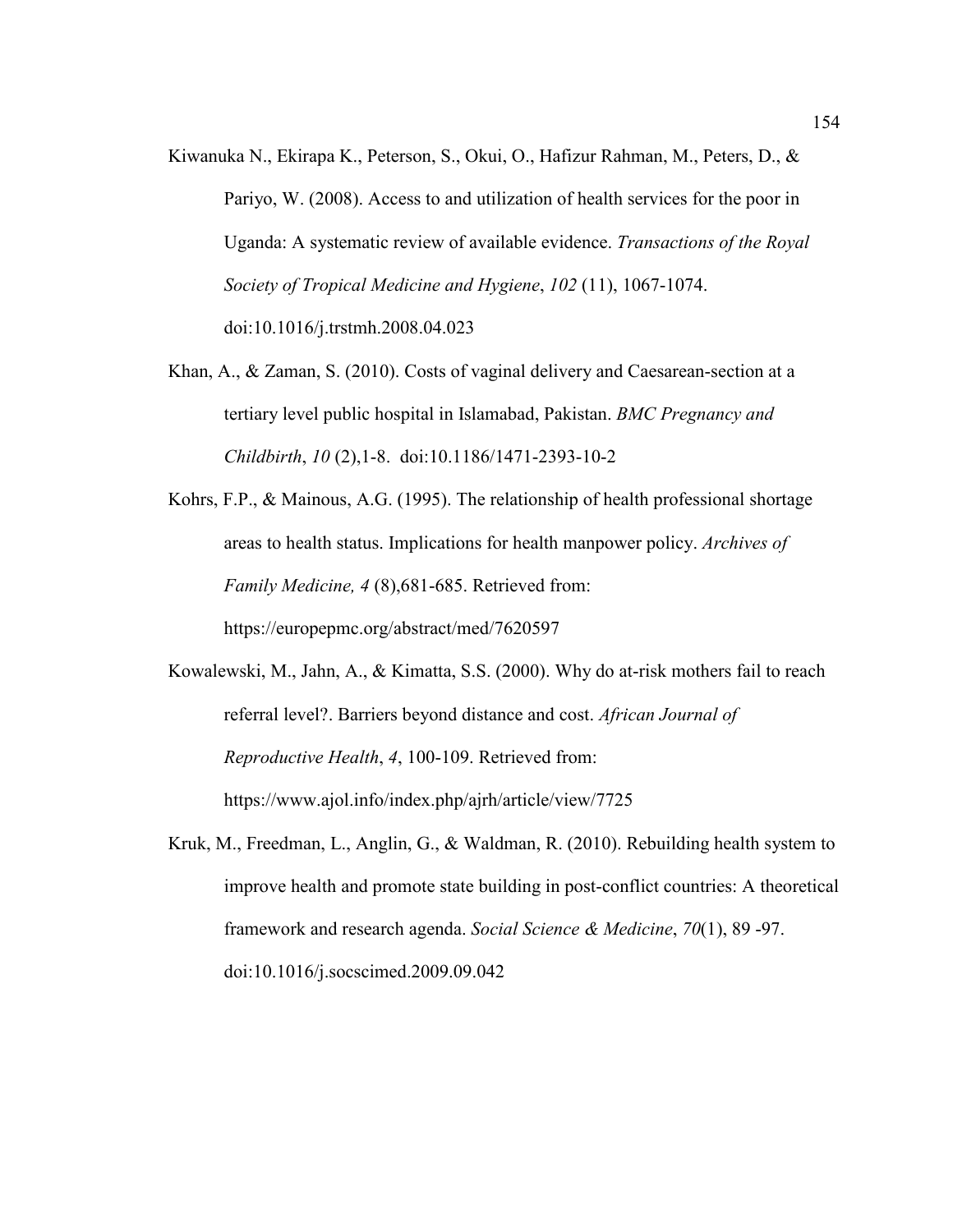Kiwanuka N., Ekirapa K., Peterson, S., Okui, O., Hafizur Rahman, M., Peters, D., & Pariyo, W. (2008). Access to and utilization of health services for the poor in Uganda: A systematic review of available evidence. *Transactions of the Royal Society of Tropical Medicine and Hygiene*, *102* (11), 1067-1074. doi:10.1016/j.trstmh.2008.04.023

Khan, A., & Zaman, S. (2010). Costs of vaginal delivery and Caesarean-section at a tertiary level public hospital in Islamabad, Pakistan. *BMC Pregnancy and Childbirth*, *10* (2),1-8. doi:10.1186/1471-2393-10-2

Kohrs, F.P., & Mainous, A.G. (1995). The relationship of health professional shortage areas to health status. Implications for health manpower policy. *Archives of Family Medicine, 4* (8),681-685. Retrieved from: https://europepmc.org/abstract/med/7620597

Kowalewski, M., Jahn, A., & Kimatta, S.S. (2000). Why do at-risk mothers fail to reach referral level?. Barriers beyond distance and cost. *African Journal of Reproductive Health*, *4*, 100-109. Retrieved from: https://www.ajol.info/index.php/ajrh/article/view/7725

Kruk, M., Freedman, L., Anglin, G., & Waldman, R. (2010). Rebuilding health system to improve health and promote state building in post-conflict countries: A theoretical framework and research agenda. *Social Science & Medicine*, *70*(1), 89 -97. doi:10.1016/j.socscimed.2009.09.042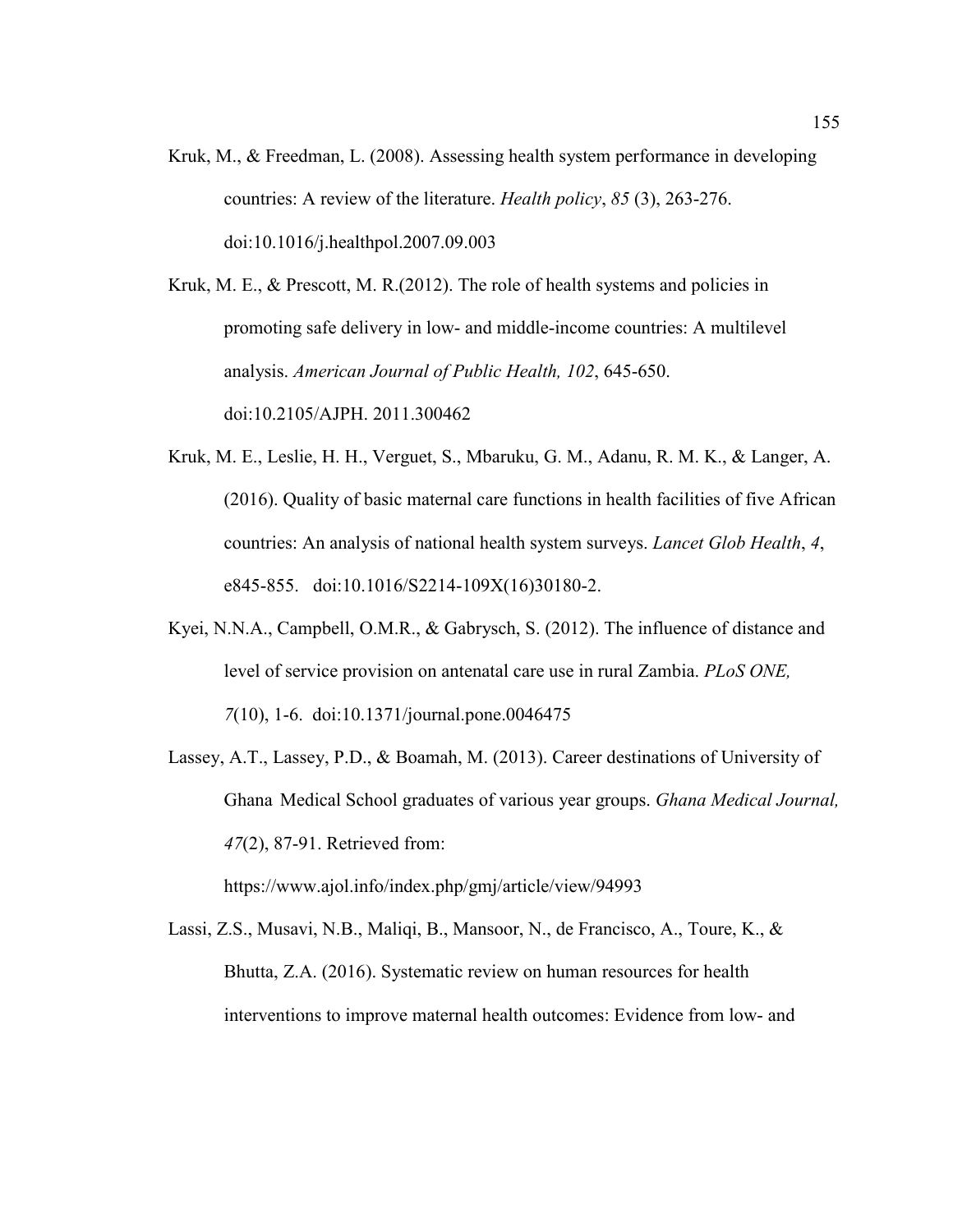Kruk, M., & Freedman, L. (2008). Assessing health system performance in developing countries: A review of the literature. *Health policy*, *85* (3), 263-276. doi:10.1016/j.healthpol.2007.09.003

Kruk, M. E., & Prescott, M. R.(2012). The role of health systems and policies in promoting safe delivery in low- and middle-income countries: A multilevel analysis. *American Journal of Public Health, 102*, 645-650. doi:10.2105/AJPH. 2011.300462

Kruk, M. E., Leslie, H. H., Verguet, S., Mbaruku, G. M., Adanu, R. M. K., & Langer, A. (2016). Quality of basic maternal care functions in health facilities of five African countries: An analysis of national health system surveys. *Lancet Glob Health*, *4*, e845-855. doi:10.1016/S2214-109X(16)30180-2.

Kyei, N.N.A., Campbell, O.M.R., & Gabrysch, S. (2012). The influence of distance and level of service provision on antenatal care use in rural Zambia. *PLoS ONE, 7*(10), 1-6. doi:10.1371/journal.pone.0046475

Lassey, A.T., Lassey, P.D., & Boamah, M. (2013). Career destinations of University of Ghana Medical School graduates of various year groups. *Ghana Medical Journal, 47*(2), 87-91. Retrieved from: https://www.ajol.info/index.php/gmj/article/view/94993

Lassi, Z.S., Musavi, N.B., Maliqi, B., Mansoor, N., de Francisco, A., Toure, K., & Bhutta, Z.A. (2016). Systematic review on human resources for health interventions to improve maternal health outcomes: Evidence from low- and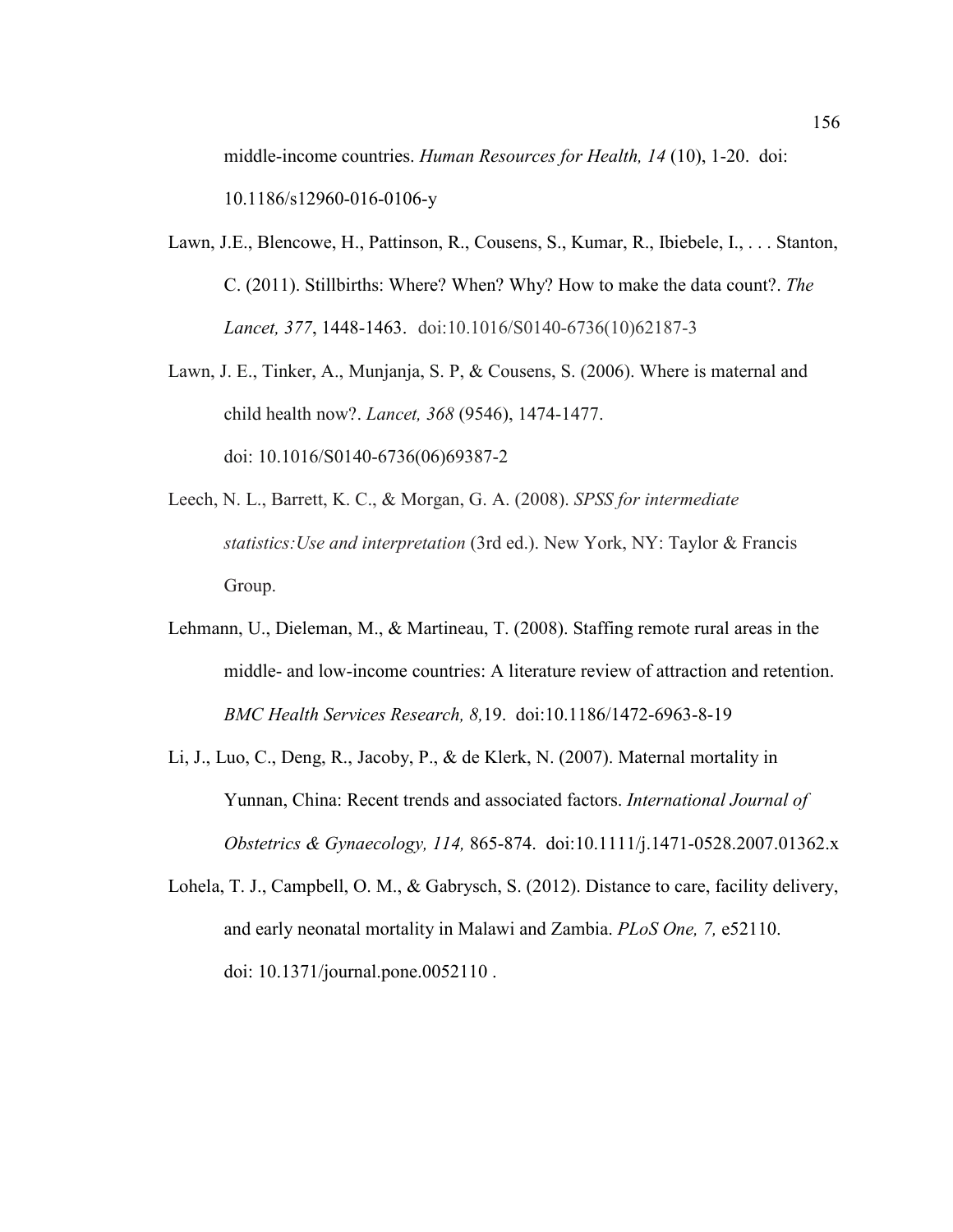middle-income countries. *Human Resources for Health, 14* (10), 1-20. doi: 10.1186/s12960-016-0106-y

Lawn, J.E., Blencowe, H., Pattinson, R., Cousens, S., Kumar, R., Ibiebele, I., . . . Stanton, C. (2011). Stillbirths: Where? When? Why? How to make the data count?. *The Lancet, 377*, 1448-1463. doi:10.1016/S0140-6736(10)62187-3

Lawn, J. E., Tinker, A., Munjanja, S. P, & Cousens, S. (2006). Where is maternal and child health now?. *Lancet, 368* (9546), 1474-1477. doi: 10.1016/S0140-6736(06)69387-2

Leech, N. L., Barrett, K. C., & Morgan, G. A. (2008). *SPSS for intermediate statistics:Use and interpretation* (3rd ed.). New York, NY: Taylor & Francis Group.

Lehmann, U., Dieleman, M., & Martineau, T. (2008). Staffing remote rural areas in the middle- and low-income countries: A literature review of attraction and retention. *BMC Health Services Research, 8,*19. doi:10.1186/1472-6963-8-19

Li, J., Luo, C., Deng, R., Jacoby, P., & de Klerk, N. (2007). Maternal mortality in Yunnan, China: Recent trends and associated factors. *International Journal of Obstetrics & Gynaecology, 114,* 865-874. doi:10.1111/j.1471-0528.2007.01362.x

Lohela, T. J., Campbell, O. M., & Gabrysch, S. (2012). Distance to care, facility delivery, and early neonatal mortality in Malawi and Zambia. *PLoS One, 7,* e52110. doi: 10.1371/journal.pone.0052110 .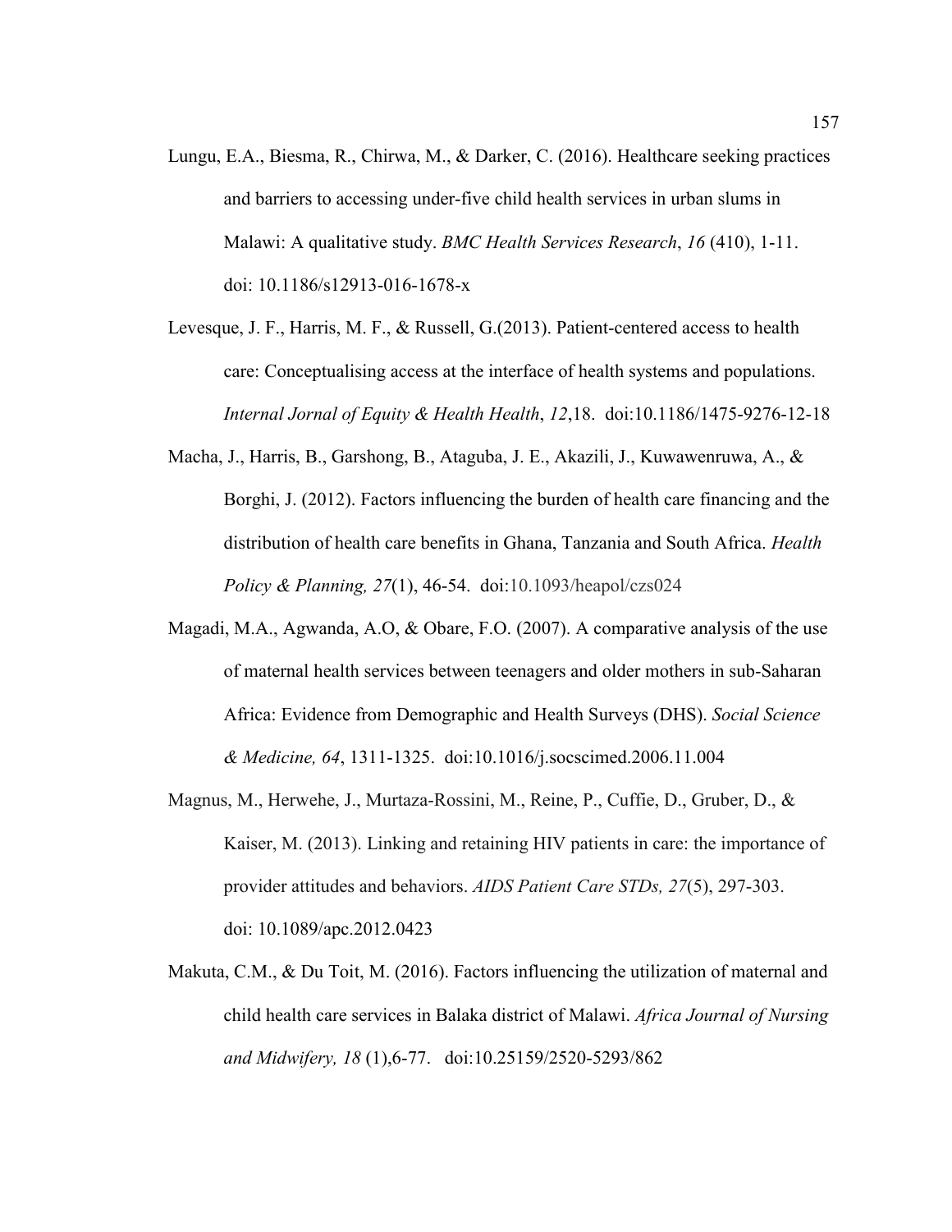Lungu, E.A., Biesma, R., Chirwa, M., & Darker, C. (2016). Healthcare seeking practices and barriers to accessing under-five child health services in urban slums in Malawi: A qualitative study. *BMC Health Services Research*, *16* (410), 1-11. doi: 10.1186/s12913-016-1678-x

Levesque, J. F., Harris, M. F., & Russell, G.(2013). Patient-centered access to health care: Conceptualising access at the interface of health systems and populations. *Internal Jornal of Equity & Health Health*, *12*,18. doi:10.1186/1475-9276-12-18

Macha, J., Harris, B., Garshong, B., Ataguba, J. E., Akazili, J., Kuwawenruwa, A., & Borghi, J. (2012). Factors influencing the burden of health care financing and the distribution of health care benefits in Ghana, Tanzania and South Africa. *Health Policy & Planning, 27*(1), 46-54. doi:10.1093/heapol/czs024

Magadi, M.A., Agwanda, A.O, & Obare, F.O. (2007). A comparative analysis of the use of maternal health services between teenagers and older mothers in sub-Saharan Africa: Evidence from Demographic and Health Surveys (DHS). *Social Science & Medicine, 64*, 1311-1325. doi:10.1016/j.socscimed.2006.11.004

Magnus, M., Herwehe, J., Murtaza-Rossini, M., Reine, P., Cuffie, D., Gruber, D., & Kaiser, M. (2013). Linking and retaining HIV patients in care: the importance of provider attitudes and behaviors. *AIDS Patient Care STDs, 27*(5), 297-303. doi: 10.1089/apc.2012.0423

Makuta, C.M., & Du Toit, M. (2016). Factors influencing the utilization of maternal and child health care services in Balaka district of Malawi. *Africa Journal of Nursing and Midwifery, 18* (1),6-77. doi:10.25159/2520-5293/862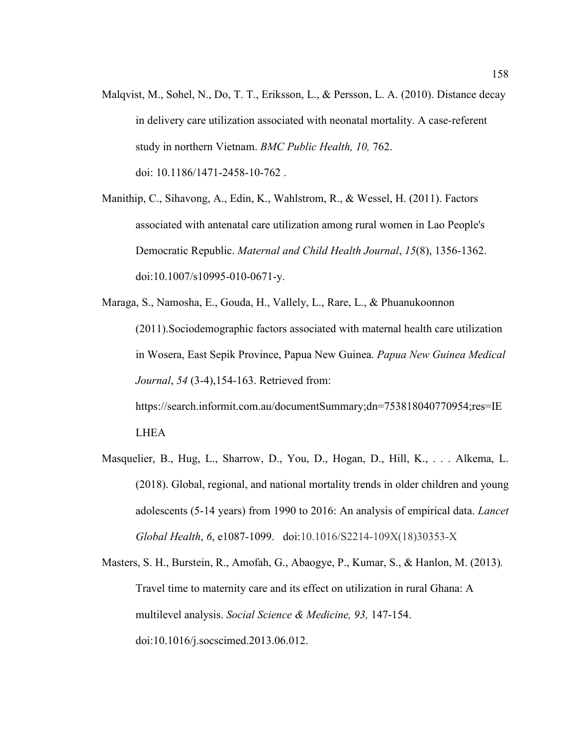Malqvist, M., Sohel, N., Do, T. T., Eriksson, L., & Persson, L. A. (2010). Distance decay in delivery care utilization associated with neonatal mortality. A case-referent study in northern Vietnam. *BMC Public Health, 10,* 762. doi: 10.1186/1471-2458-10-762 .

Manithip, C., Sihavong, A., Edin, K., Wahlstrom, R., & Wessel, H. (2011). Factors associated with antenatal care utilization among rural women in Lao People's Democratic Republic. *Maternal and Child Health Journal*, *15*(8), 1356-1362. doi:10.1007/s10995-010-0671-y.

Maraga, S., Namosha, E., Gouda, H., Vallely, L., Rare, L., & Phuanukoonnon (2011).Sociodemographic factors associated with maternal health care utilization in Wosera, East Sepik Province, Papua New Guinea. *Papua New Guinea Medical Journal*, *54* (3-4),154-163. Retrieved from: https://search.informit.com.au/documentSummary;dn=753818040770954;res=IELHEA

Masquelier, B., Hug, L., Sharrow, D., You, D., Hogan, D., Hill, K., . . . Alkema, L. (2018). Global, regional, and national mortality trends in older children and young adolescents (5-14 years) from 1990 to 2016: An analysis of empirical data. *Lancet Global Health*, *6*, e1087-1099. doi:10.1016/S2214-109X(18)30353-X

Masters, S. H., Burstein, R., Amofah, G., Abaogye, P., Kumar, S., & Hanlon, M. (2013). Travel time to maternity care and its effect on utilization in rural Ghana: A multilevel analysis. *Social Science & Medicine, 93,* 147-154. doi:10.1016/j.socscimed.2013.06.012.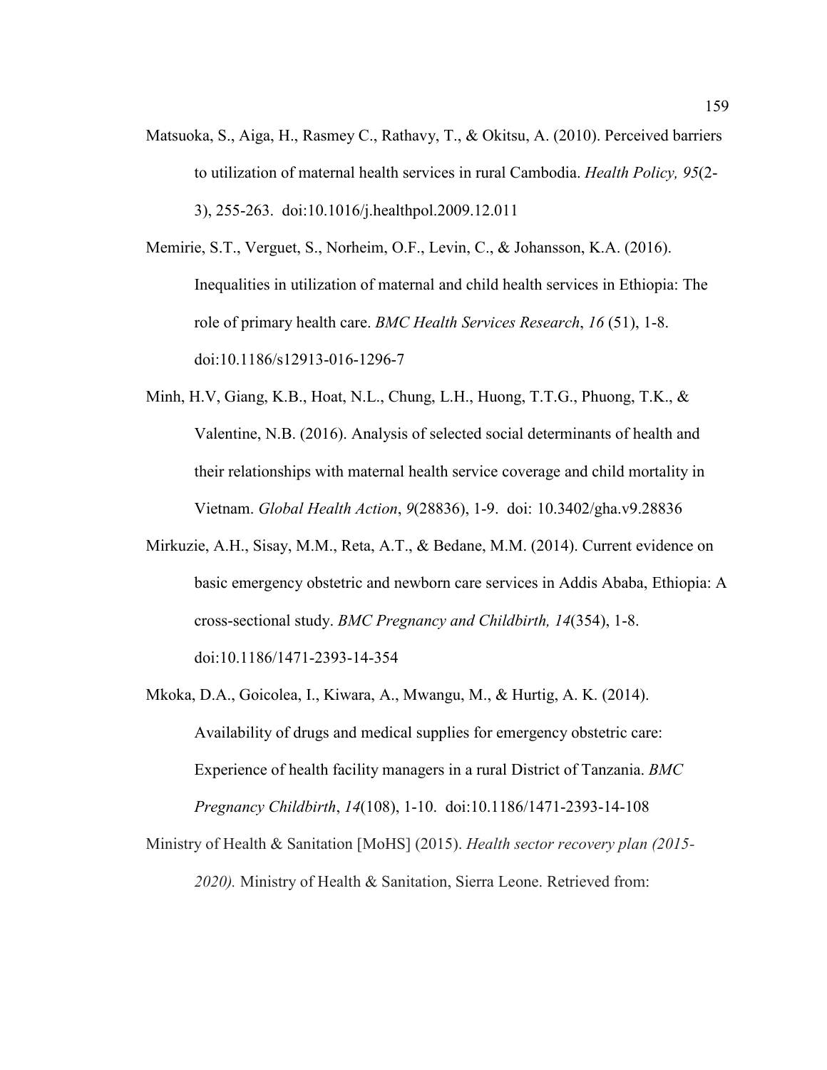Matsuoka, S., Aiga, H., Rasmey C., Rathavy, T., & Okitsu, A. (2010). Perceived barriers to utilization of maternal health services in rural Cambodia. *Health Policy, 95*(2-3), 255-263. doi:10.1016/j.healthpol.2009.12.011

Memirie, S.T., Verguet, S., Norheim, O.F., Levin, C., & Johansson, K.A. (2016). Inequalities in utilization of maternal and child health services in Ethiopia: The role of primary health care. *BMC Health Services Research*, *16* (51), 1-8. doi:10.1186/s12913-016-1296-7

Minh, H.V, Giang, K.B., Hoat, N.L., Chung, L.H., Huong, T.T.G., Phuong, T.K., & Valentine, N.B. (2016). Analysis of selected social determinants of health and their relationships with maternal health service coverage and child mortality in Vietnam. *Global Health Action*, *9*(28836), 1-9. doi: 10.3402/gha.v9.28836

Mirkuzie, A.H., Sisay, M.M., Reta, A.T., & Bedane, M.M. (2014). Current evidence on basic emergency obstetric and newborn care services in Addis Ababa, Ethiopia: A cross-sectional study. *BMC Pregnancy and Childbirth, 14*(354), 1-8. doi:10.1186/1471-2393-14-354

Mkoka, D.A., Goicolea, I., Kiwara, A., Mwangu, M., & Hurtig, A. K. (2014). Availability of drugs and medical supplies for emergency obstetric care: Experience of health facility managers in a rural District of Tanzania. *BMC Pregnancy Childbirth*, *14*(108), 1-10. doi:10.1186/1471-2393-14-108

Ministry of Health & Sanitation [MoHS] (2015). *Health sector recovery plan (2015-2020).* Ministry of Health & Sanitation, Sierra Leone. Retrieved from: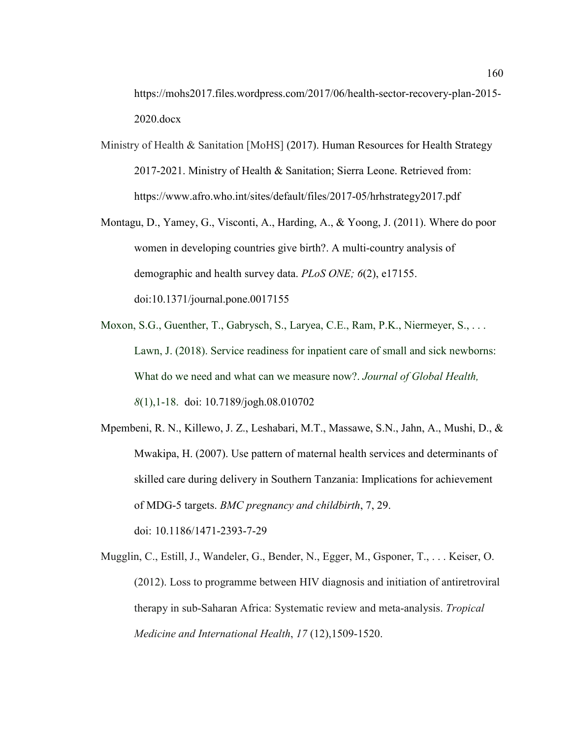https://mohs2017.files.wordpress.com/2017/06/health-sector-recovery-plan-2015-2020.docx

Ministry of Health & Sanitation [MoHS] (2017). Human Resources for Health Strategy 2017-2021. Ministry of Health & Sanitation; Sierra Leone. Retrieved from: https://www.afro.who.int/sites/default/files/2017-05/hrhstrategy2017.pdf

Montagu, D., Yamey, G., Visconti, A., Harding, A., & Yoong, J. (2011). Where do poor women in developing countries give birth?. A multi-country analysis of demographic and health survey data. *PLoS ONE; 6*(2), e17155. doi:10.1371/journal.pone.0017155

Moxon, S.G., Guenther, T., Gabrysch, S., Laryea, C.E., Ram, P.K., Niermeyer, S., . . . Lawn, J. (2018). Service readiness for inpatient care of small and sick newborns: What do we need and what can we measure now?. *Journal of Global Health, 8*(1),1-18. doi: 10.7189/jogh.08.010702

Mpembeni, R. N., Killewo, J. Z., Leshabari, M.T., Massawe, S.N., Jahn, A., Mushi, D., & Mwakipa, H. (2007). Use pattern of maternal health services and determinants of skilled care during delivery in Southern Tanzania: Implications for achievement of MDG-5 targets. *BMC pregnancy and childbirth*, 7, 29. doi: 10.1186/1471-2393-7-29

Mugglin, C., Estill, J., Wandeler, G., Bender, N., Egger, M., Gsponer, T., . . . Keiser, O. (2012). Loss to programme between HIV diagnosis and initiation of antiretroviral therapy in sub-Saharan Africa: Systematic review and meta-analysis. *Tropical Medicine and International Health*, *17* (12),1509-1520.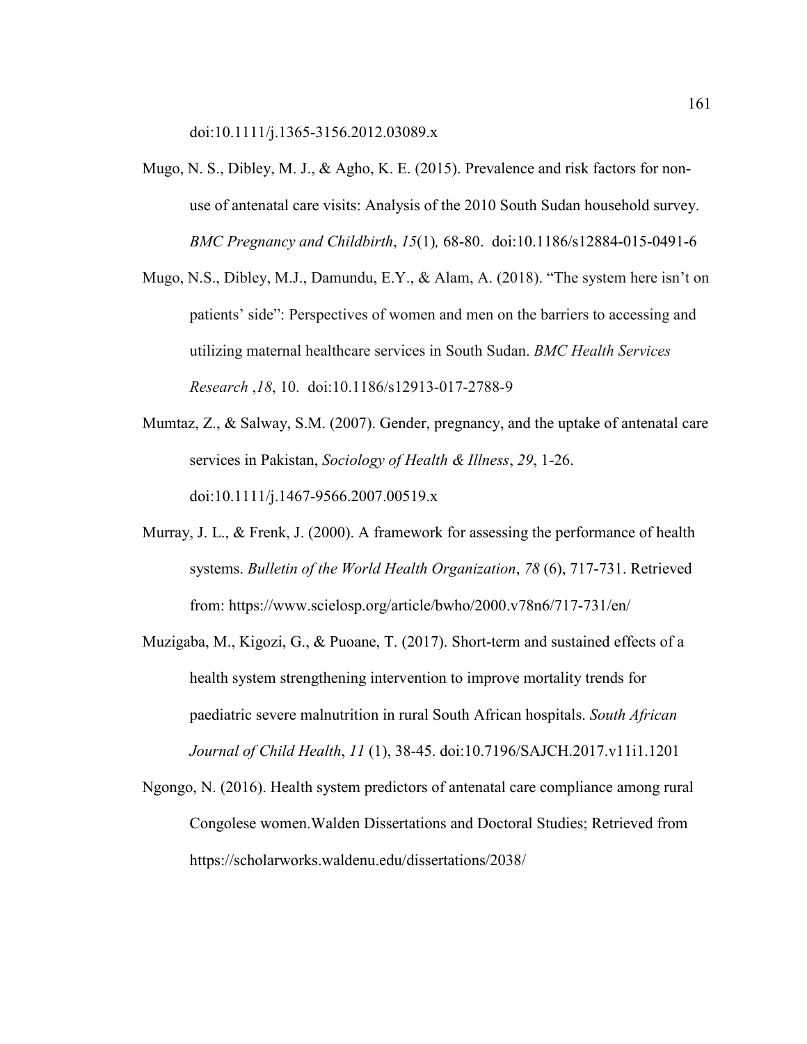doi:10.1111/j.1365-3156.2012.03089.x

Mugo, N. S., Dibley, M. J., & Agho, K. E. (2015). Prevalence and risk factors for non-use of antenatal care visits: Analysis of the 2010 South Sudan household survey. *BMC Pregnancy and Childbirth*, *15*(1)*,* 68-80. doi:10.1186/s12884-015-0491-6

Mugo, N.S., Dibley, M.J., Damundu, E.Y., & Alam, A. (2018). "The system here isn't on patients' side": Perspectives of women and men on the barriers to accessing and utilizing maternal healthcare services in South Sudan. *BMC Health Services Research* ,*18*, 10. doi:10.1186/s12913-017-2788-9

Mumtaz, Z., & Salway, S.M. (2007). Gender, pregnancy, and the uptake of antenatal care services in Pakistan, *Sociology of Health & Illness*, *29*, 1-26. doi:10.1111/j.1467-9566.2007.00519.x

Murray, J. L., & Frenk, J. (2000). A framework for assessing the performance of health systems. *Bulletin of the World Health Organization*, *78* (6), 717-731. Retrieved from: https://www.scielosp.org/article/bwho/2000.v78n6/717-731/en/

Muzigaba, M., Kigozi, G., & Puoane, T. (2017). Short-term and sustained effects of a health system strengthening intervention to improve mortality trends for paediatric severe malnutrition in rural South African hospitals. *South African Journal of Child Health*, *11* (1), 38-45. doi:10.7196/SAJCH.2017.v11i1.1201

Ngongo, N. (2016). Health system predictors of antenatal care compliance among rural Congolese women.Walden Dissertations and Doctoral Studies; Retrieved from https://scholarworks.waldenu.edu/dissertations/2038/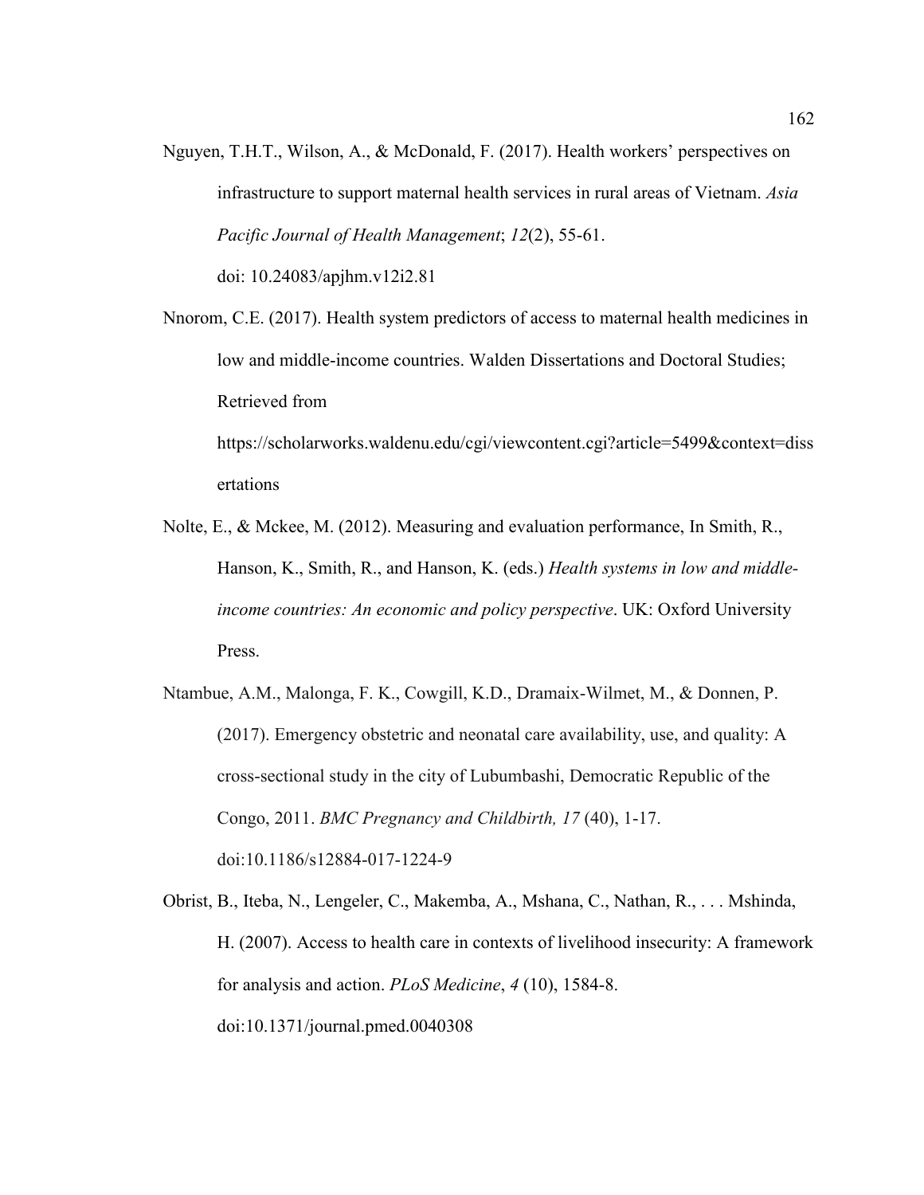Nguyen, T.H.T., Wilson, A., & McDonald, F. (2017). Health workers' perspectives on infrastructure to support maternal health services in rural areas of Vietnam. *Asia Pacific Journal of Health Management*; *12*(2), 55-61. doi: 10.24083/apjhm.v12i2.81

Nnorom, C.E. (2017). Health system predictors of access to maternal health medicines in low and middle-income countries. Walden Dissertations and Doctoral Studies; Retrieved from https://scholarworks.waldenu.edu/cgi/viewcontent.cgi?article=5499&context=dissertations

Nolte, E., & Mckee, M. (2012). Measuring and evaluation performance, In Smith, R., Hanson, K., Smith, R., and Hanson, K. (eds.) *Health systems in low and middle-income countries: An economic and policy perspective*. UK: Oxford University Press.

Ntambue, A.M., Malonga, F. K., Cowgill, K.D., Dramaix-Wilmet, M., & Donnen, P. (2017). Emergency obstetric and neonatal care availability, use, and quality: A cross-sectional study in the city of Lubumbashi, Democratic Republic of the Congo, 2011. *BMC Pregnancy and Childbirth, 17* (40), 1-17. doi:10.1186/s12884-017-1224-9

Obrist, B., Iteba, N., Lengeler, C., Makemba, A., Mshana, C., Nathan, R., . . . Mshinda, H. (2007). Access to health care in contexts of livelihood insecurity: A framework for analysis and action. *PLoS Medicine*, *4* (10), 1584-8. doi:10.1371/journal.pmed.0040308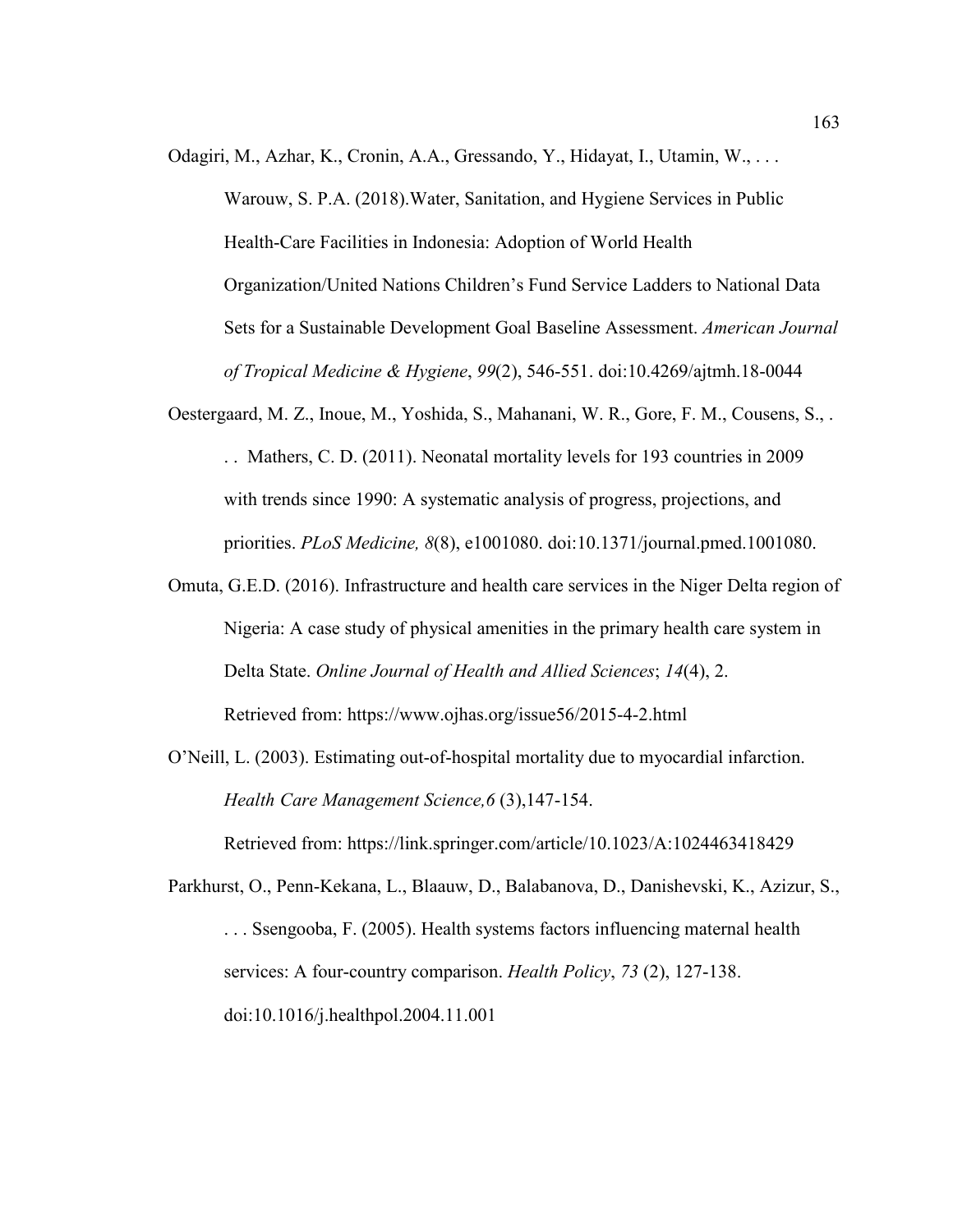Odagiri, M., Azhar, K., Cronin, A.A., Gressando, Y., Hidayat, I., Utamin, W., . . . Warouw, S. P.A. (2018).Water, Sanitation, and Hygiene Services in Public Health-Care Facilities in Indonesia: Adoption of World Health Organization/United Nations Children's Fund Service Ladders to National Data Sets for a Sustainable Development Goal Baseline Assessment. *American Journal of Tropical Medicine & Hygiene*, *99*(2), 546-551. doi:10.4269/ajtmh.18-0044

Oestergaard, M. Z., Inoue, M., Yoshida, S., Mahanani, W. R., Gore, F. M., Cousens, S., . . . Mathers, C. D. (2011). Neonatal mortality levels for 193 countries in 2009 with trends since 1990: A systematic analysis of progress, projections, and priorities. *PLoS Medicine, 8*(8), e1001080. doi:10.1371/journal.pmed.1001080.

Omuta, G.E.D. (2016). Infrastructure and health care services in the Niger Delta region of Nigeria: A case study of physical amenities in the primary health care system in Delta State. *Online Journal of Health and Allied Sciences*; *14*(4), 2. Retrieved from: https://www.ojhas.org/issue56/2015-4-2.html

O'Neill, L. (2003). Estimating out-of-hospital mortality due to myocardial infarction. *Health Care Management Science,6* (3),147-154. Retrieved from: https://link.springer.com/article/10.1023/A:1024463418429

Parkhurst, O., Penn-Kekana, L., Blaauw, D., Balabanova, D., Danishevski, K., Azizur, S., . . . Ssengooba, F. (2005). Health systems factors influencing maternal health services: A four-country comparison. *Health Policy*, *73* (2), 127-138. doi:10.1016/j.healthpol.2004.11.001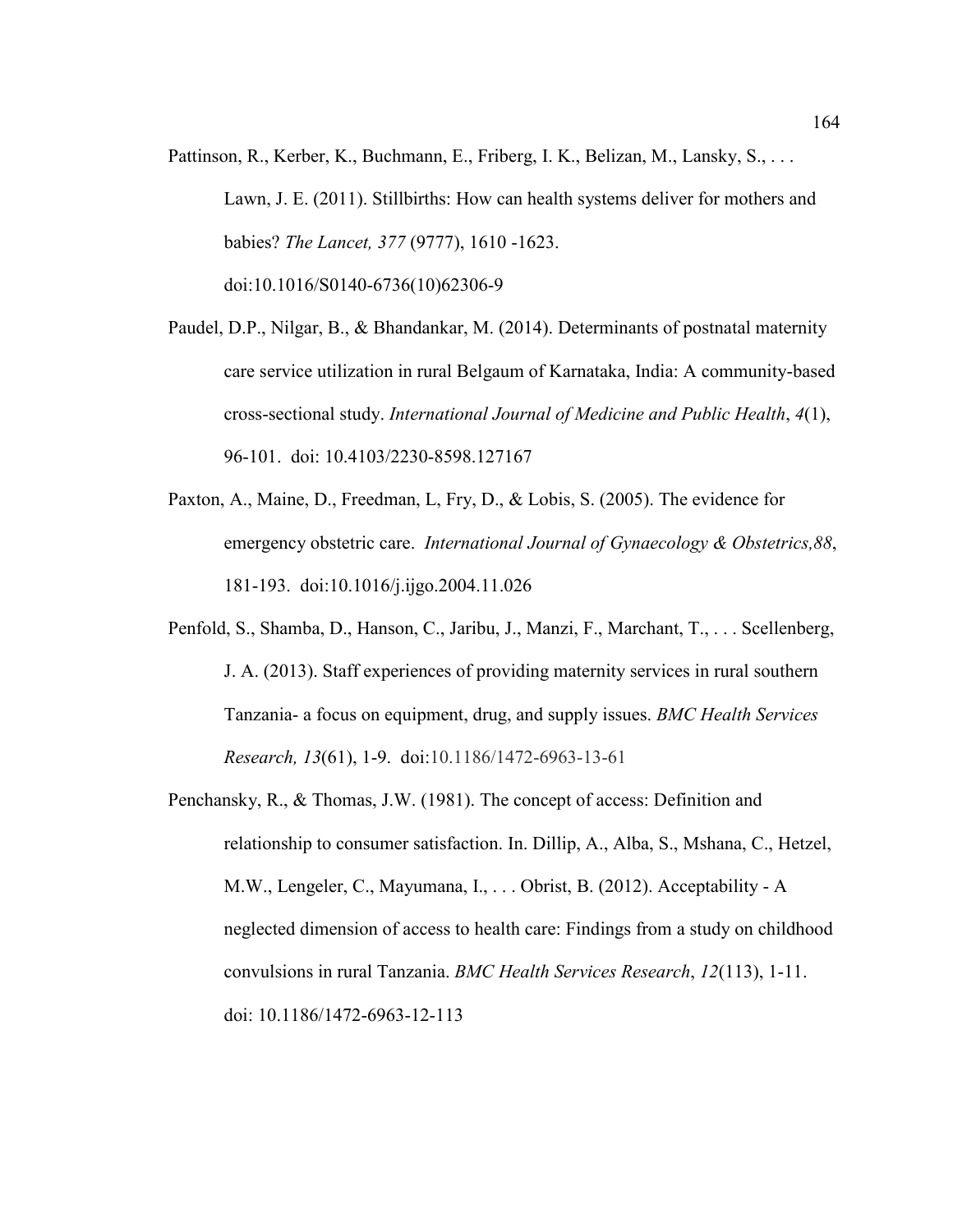Pattinson, R., Kerber, K., Buchmann, E., Friberg, I. K., Belizan, M., Lansky, S., . . . Lawn, J. E. (2011). Stillbirths: How can health systems deliver for mothers and babies? *The Lancet, 377* (9777), 1610 -1623. doi:10.1016/S0140-6736(10)62306-9

Paudel, D.P., Nilgar, B., & Bhandankar, M. (2014). Determinants of postnatal maternity care service utilization in rural Belgaum of Karnataka, India: A community-based cross-sectional study. *International Journal of Medicine and Public Health*, *4*(1), 96-101. doi: 10.4103/2230-8598.127167

Paxton, A., Maine, D., Freedman, L, Fry, D., & Lobis, S. (2005). The evidence for emergency obstetric care. *International Journal of Gynaecology & Obstetrics,88*, 181-193. doi:10.1016/j.ijgo.2004.11.026

Penfold, S., Shamba, D., Hanson, C., Jaribu, J., Manzi, F., Marchant, T., . . . Scellenberg, J. A. (2013). Staff experiences of providing maternity services in rural southern Tanzania- a focus on equipment, drug, and supply issues. *BMC Health Services Research, 13*(61), 1-9. doi:10.1186/1472-6963-13-61

Penchansky, R., & Thomas, J.W. (1981). The concept of access: Definition and relationship to consumer satisfaction. In. Dillip, A., Alba, S., Mshana, C., Hetzel, M.W., Lengeler, C., Mayumana, I., . . . Obrist, B. (2012). Acceptability - A neglected dimension of access to health care: Findings from a study on childhood convulsions in rural Tanzania. *BMC Health Services Research*, *12*(113), 1-11. doi: 10.1186/1472-6963-12-113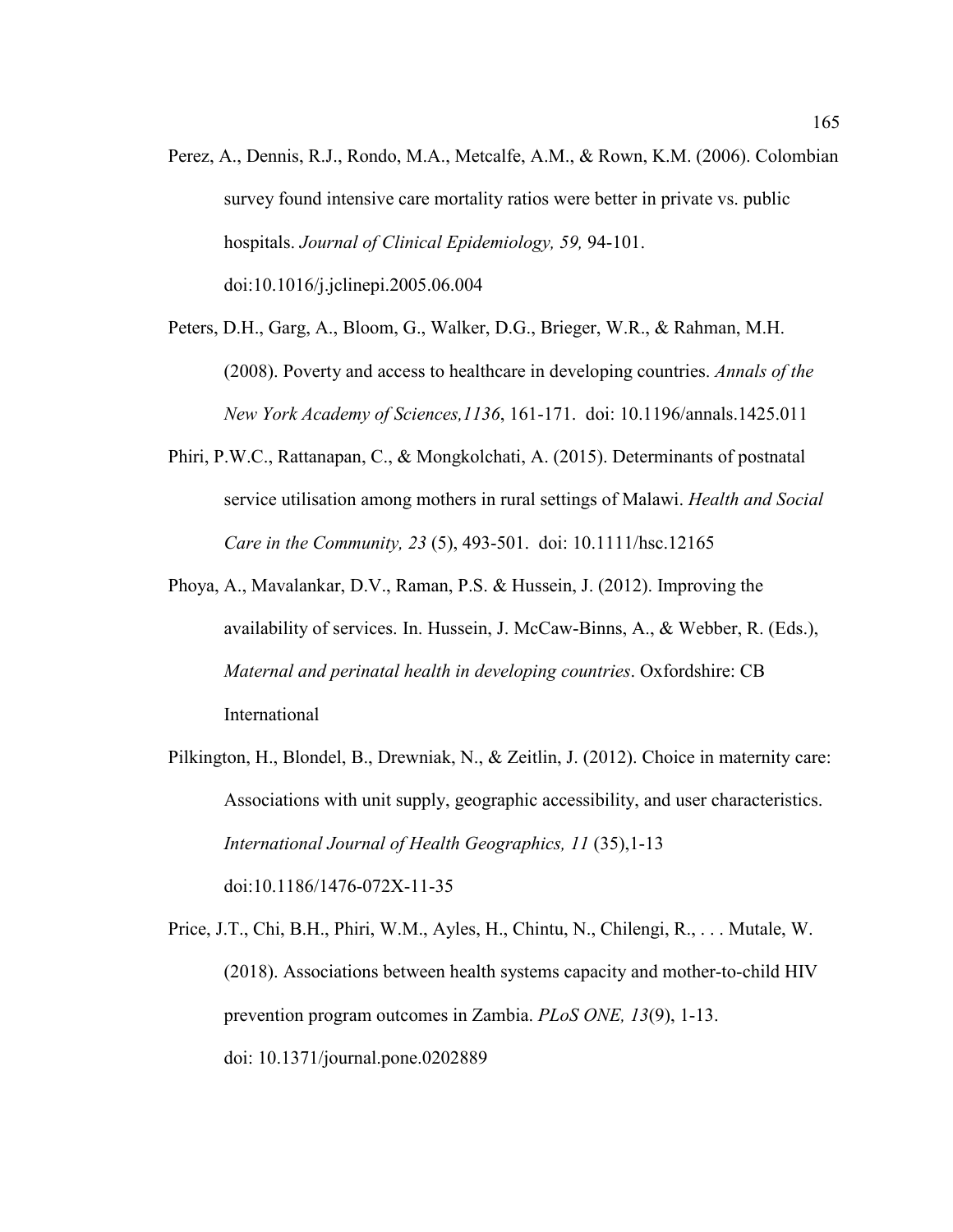Perez, A., Dennis, R.J., Rondo, M.A., Metcalfe, A.M., & Rown, K.M. (2006). Colombian survey found intensive care mortality ratios were better in private vs. public hospitals. *Journal of Clinical Epidemiology, 59,* 94-101. doi:10.1016/j.jclinepi.2005.06.004

Peters, D.H., Garg, A., Bloom, G., Walker, D.G., Brieger, W.R., & Rahman, M.H. (2008). Poverty and access to healthcare in developing countries. *Annals of the New York Academy of Sciences,1136*, 161-171. doi: 10.1196/annals.1425.011

Phiri, P.W.C., Rattanapan, C., & Mongkolchati, A. (2015). Determinants of postnatal service utilisation among mothers in rural settings of Malawi. *Health and Social Care in the Community, 23* (5), 493-501. doi: 10.1111/hsc.12165

Phoya, A., Mavalankar, D.V., Raman, P.S. & Hussein, J. (2012). Improving the availability of services. In. Hussein, J. McCaw-Binns, A., & Webber, R. (Eds.), *Maternal and perinatal health in developing countries*. Oxfordshire: CB International

Pilkington, H., Blondel, B., Drewniak, N., & Zeitlin, J. (2012). Choice in maternity care: Associations with unit supply, geographic accessibility, and user characteristics. *International Journal of Health Geographics, 11* (35),1-13 doi:10.1186/1476-072X-11-35

Price, J.T., Chi, B.H., Phiri, W.M., Ayles, H., Chintu, N., Chilengi, R., . . . Mutale, W. (2018). Associations between health systems capacity and mother-to-child HIV prevention program outcomes in Zambia. *PLoS ONE, 13*(9), 1-13. doi: 10.1371/journal.pone.0202889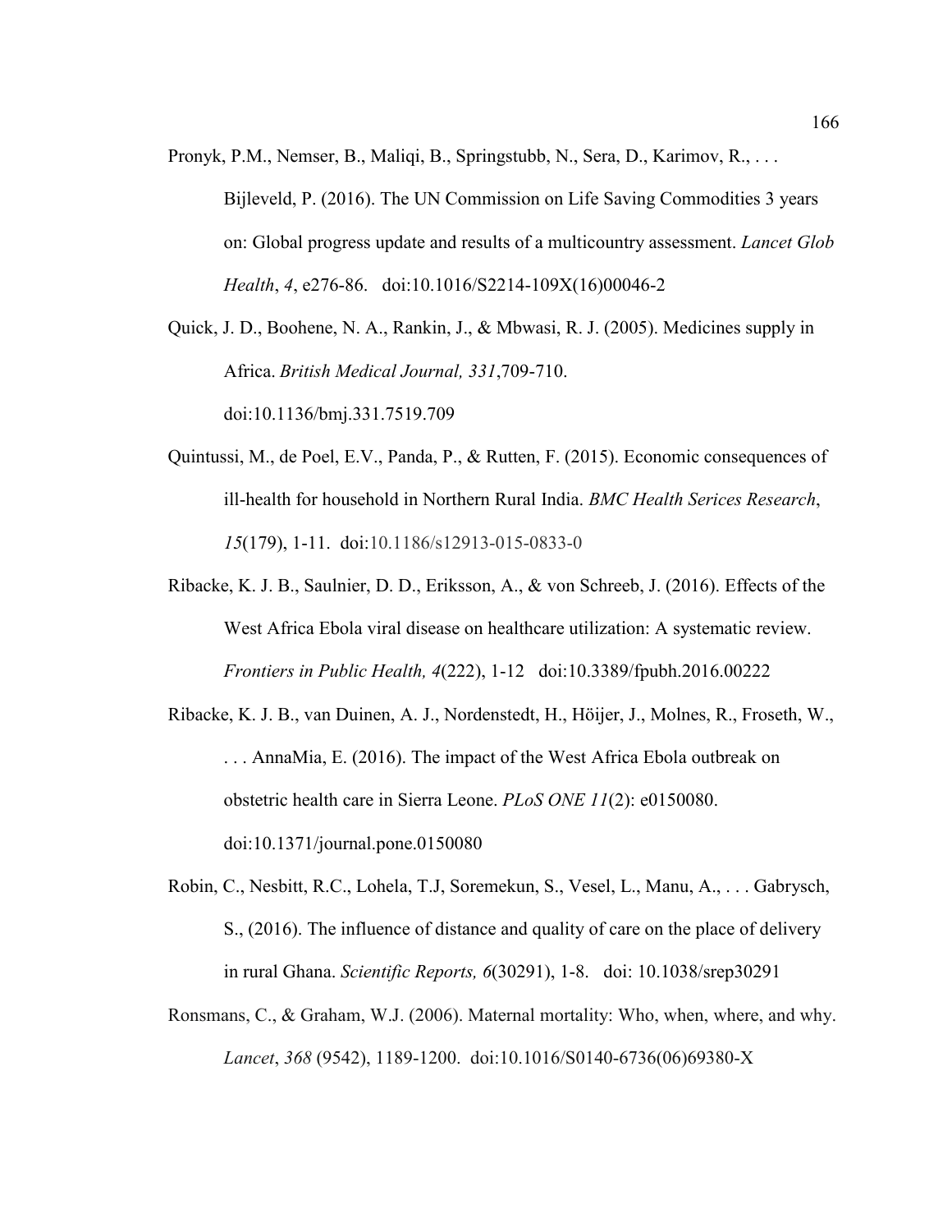Pronyk, P.M., Nemser, B., Maliqi, B., Springstubb, N., Sera, D., Karimov, R., . . . Bijleveld, P. (2016). The UN Commission on Life Saving Commodities 3 years on: Global progress update and results of a multicountry assessment. *Lancet Glob Health*, *4*, e276-86. doi:10.1016/S2214-109X(16)00046-2

Quick, J. D., Boohene, N. A., Rankin, J., & Mbwasi, R. J. (2005). Medicines supply in Africa. *British Medical Journal, 331*,709-710. doi:10.1136/bmj.331.7519.709

Quintussi, M., de Poel, E.V., Panda, P., & Rutten, F. (2015). Economic consequences of ill-health for household in Northern Rural India. *BMC Health Serices Research*, *15*(179), 1-11. doi:10.1186/s12913-015-0833-0

Ribacke, K. J. B., Saulnier, D. D., Eriksson, A., & von Schreeb, J. (2016). Effects of the West Africa Ebola viral disease on healthcare utilization: A systematic review. *Frontiers in Public Health, 4*(222), 1-12 doi:10.3389/fpubh.2016.00222

Ribacke, K. J. B., van Duinen, A. J., Nordenstedt, H., Höijer, J., Molnes, R., Froseth, W., . . . AnnaMia, E. (2016). The impact of the West Africa Ebola outbreak on obstetric health care in Sierra Leone. *PLoS ONE 11*(2): e0150080. doi:10.1371/journal.pone.0150080

Robin, C., Nesbitt, R.C., Lohela, T.J, Soremekun, S., Vesel, L., Manu, A., . . . Gabrysch, S., (2016). The influence of distance and quality of care on the place of delivery in rural Ghana. *Scientific Reports, 6*(30291), 1-8. doi: 10.1038/srep30291

Ronsmans, C., & Graham, W.J. (2006). Maternal mortality: Who, when, where, and why. *Lancet*, *368* (9542), 1189-1200. doi:10.1016/S0140-6736(06)69380-X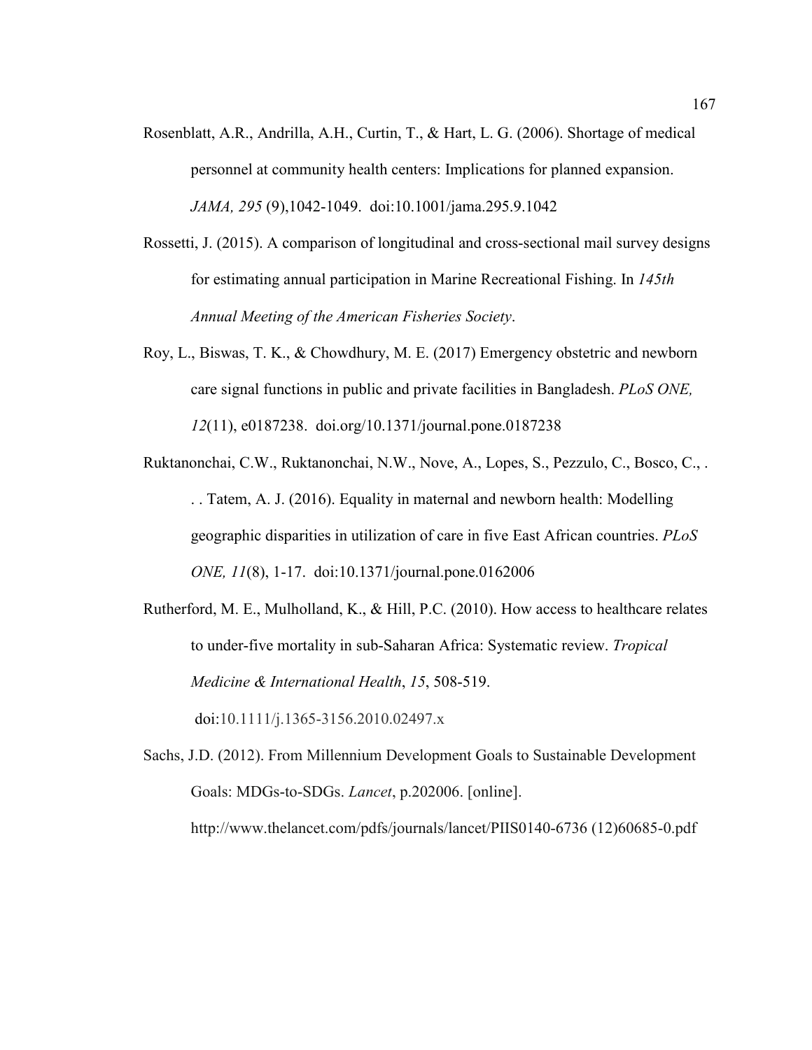Rosenblatt, A.R., Andrilla, A.H., Curtin, T., & Hart, L. G. (2006). Shortage of medical personnel at community health centers: Implications for planned expansion. *JAMA, 295* (9),1042-1049. doi:10.1001/jama.295.9.1042

Rossetti, J. (2015). A comparison of longitudinal and cross-sectional mail survey designs for estimating annual participation in Marine Recreational Fishing. In *145th Annual Meeting of the American Fisheries Society*.

Roy, L., Biswas, T. K., & Chowdhury, M. E. (2017) Emergency obstetric and newborn care signal functions in public and private facilities in Bangladesh. *PLoS ONE, 12*(11), e0187238. doi.org/10.1371/journal.pone.0187238

Ruktanonchai, C.W., Ruktanonchai, N.W., Nove, A., Lopes, S., Pezzulo, C., Bosco, C., . . . Tatem, A. J. (2016). Equality in maternal and newborn health: Modelling geographic disparities in utilization of care in five East African countries. *PLoS ONE, 11*(8), 1-17. doi:10.1371/journal.pone.0162006

Rutherford, M. E., Mulholland, K., & Hill, P.C. (2010). How access to healthcare relates to under-five mortality in sub-Saharan Africa: Systematic review. *Tropical Medicine & International Health*, *15*, 508-519. doi:10.1111/j.1365-3156.2010.02497.x

Sachs, J.D. (2012). From Millennium Development Goals to Sustainable Development Goals: MDGs-to-SDGs. *Lancet*, p.202006. [online]. http://www.thelancet.com/pdfs/journals/lancet/PIIS0140-6736 (12)60685-0.pdf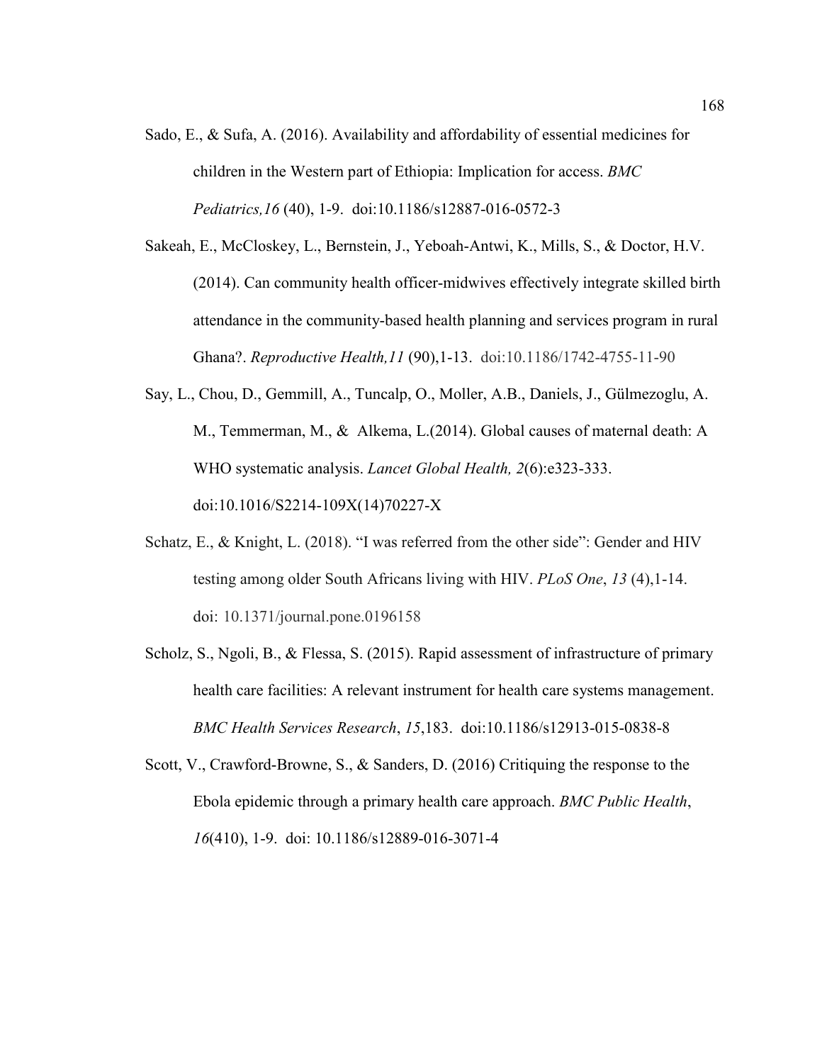Sado, E., & Sufa, A. (2016). Availability and affordability of essential medicines for children in the Western part of Ethiopia: Implication for access. *BMC Pediatrics,16* (40), 1-9. doi:10.1186/s12887-016-0572-3

Sakeah, E., McCloskey, L., Bernstein, J., Yeboah-Antwi, K., Mills, S., & Doctor, H.V. (2014). Can community health officer-midwives effectively integrate skilled birth attendance in the community-based health planning and services program in rural Ghana?. *Reproductive Health,11* (90),1-13. doi:10.1186/1742-4755-11-90

Say, L., Chou, D., Gemmill, A., Tuncalp, O., Moller, A.B., Daniels, J., Gülmezoglu, A. M., Temmerman, M., & Alkema, L.(2014). Global causes of maternal death: A WHO systematic analysis. *Lancet Global Health, 2*(6):e323-333. doi:10.1016/S2214-109X(14)70227-X

Schatz, E., & Knight, L. (2018). "I was referred from the other side": Gender and HIV testing among older South Africans living with HIV. *PLoS One*, *13* (4),1-14. doi: 10.1371/journal.pone.0196158

Scholz, S., Ngoli, B., & Flessa, S. (2015). Rapid assessment of infrastructure of primary health care facilities: A relevant instrument for health care systems management. *BMC Health Services Research*, *15*,183. doi:10.1186/s12913-015-0838-8

Scott, V., Crawford-Browne, S., & Sanders, D. (2016) Critiquing the response to the Ebola epidemic through a primary health care approach. *BMC Public Health*, *16*(410), 1-9. doi: 10.1186/s12889-016-3071-4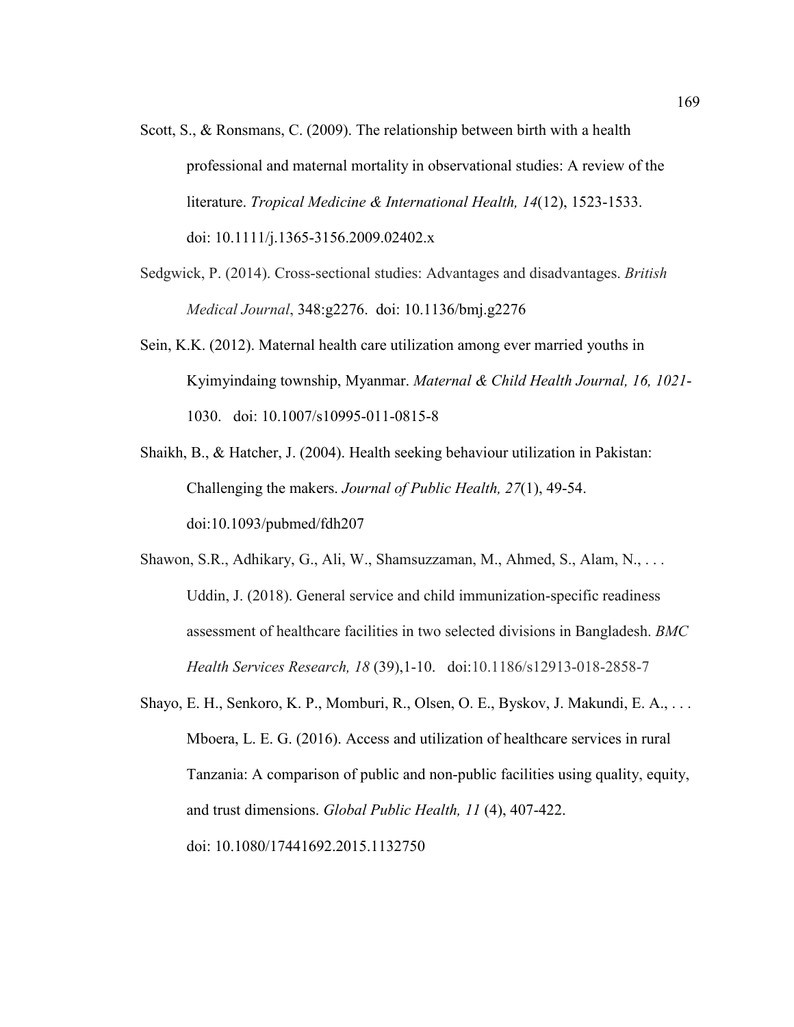Scott, S., & Ronsmans, C. (2009). The relationship between birth with a health professional and maternal mortality in observational studies: A review of the literature. *Tropical Medicine & International Health, 14*(12), 1523-1533. doi: 10.1111/j.1365-3156.2009.02402.x

Sedgwick, P. (2014). Cross-sectional studies: Advantages and disadvantages. *British Medical Journal*, 348:g2276. doi: 10.1136/bmj.g2276

Sein, K.K. (2012). Maternal health care utilization among ever married youths in Kyimyindaing township, Myanmar. *Maternal & Child Health Journal, 16, 1021*-1030. doi: 10.1007/s10995-011-0815-8

Shaikh, B., & Hatcher, J. (2004). Health seeking behaviour utilization in Pakistan: Challenging the makers. *Journal of Public Health, 27*(1), 49-54. doi:10.1093/pubmed/fdh207

Shawon, S.R., Adhikary, G., Ali, W., Shamsuzzaman, M., Ahmed, S., Alam, N., . . . Uddin, J. (2018). General service and child immunization-specific readiness assessment of healthcare facilities in two selected divisions in Bangladesh. *BMC Health Services Research, 18* (39),1-10. doi:10.1186/s12913-018-2858-7

Shayo, E. H., Senkoro, K. P., Momburi, R., Olsen, O. E., Byskov, J. Makundi, E. A., . . . Mboera, L. E. G. (2016). Access and utilization of healthcare services in rural Tanzania: A comparison of public and non-public facilities using quality, equity, and trust dimensions. *Global Public Health, 11* (4), 407-422. doi: 10.1080/17441692.2015.1132750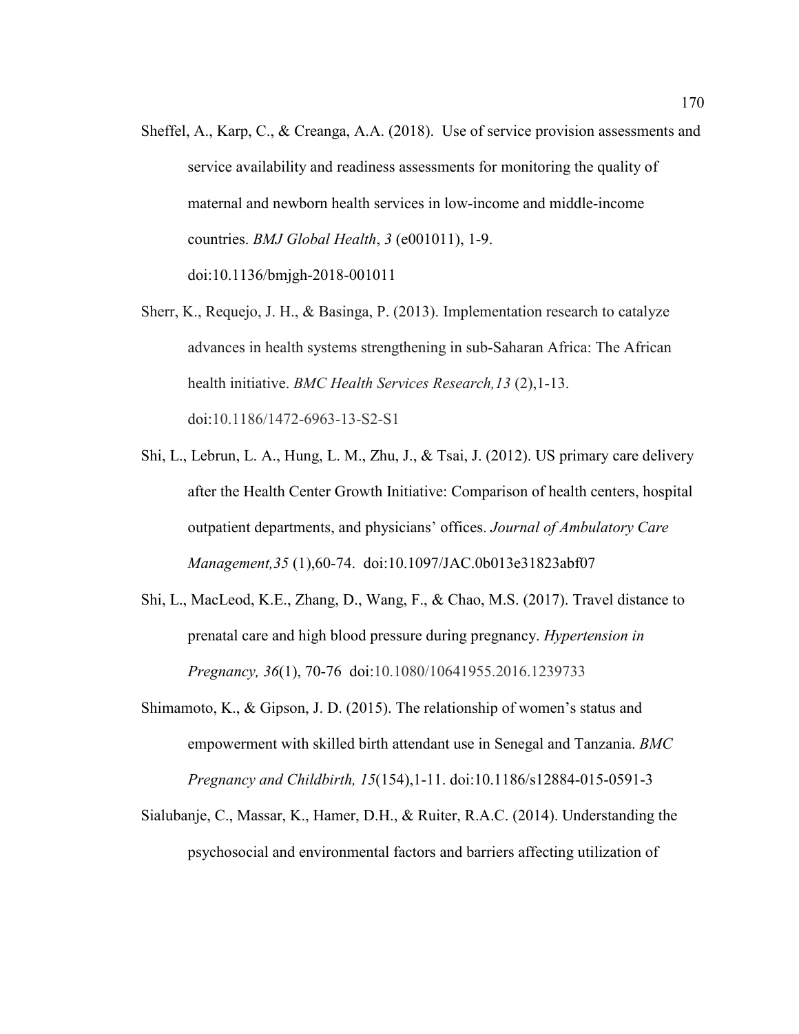Sheffel, A., Karp, C., & Creanga, A.A. (2018). Use of service provision assessments and service availability and readiness assessments for monitoring the quality of maternal and newborn health services in low-income and middle-income countries. *BMJ Global Health*, *3* (e001011), 1-9. doi:10.1136/bmjgh-2018-001011

Sherr, K., Requejo, J. H., & Basinga, P. (2013). Implementation research to catalyze advances in health systems strengthening in sub-Saharan Africa: The African health initiative. *BMC Health Services Research,13* (2),1-13. doi:10.1186/1472-6963-13-S2-S1

Shi, L., Lebrun, L. A., Hung, L. M., Zhu, J., & Tsai, J. (2012). US primary care delivery after the Health Center Growth Initiative: Comparison of health centers, hospital outpatient departments, and physicians' offices. *Journal of Ambulatory Care Management,35* (1),60-74. doi:10.1097/JAC.0b013e31823abf07

Shi, L., MacLeod, K.E., Zhang, D., Wang, F., & Chao, M.S. (2017). Travel distance to prenatal care and high blood pressure during pregnancy. *Hypertension in Pregnancy, 36*(1), 70-76 doi:10.1080/10641955.2016.1239733

Shimamoto, K., & Gipson, J. D. (2015). The relationship of women's status and empowerment with skilled birth attendant use in Senegal and Tanzania. *BMC Pregnancy and Childbirth, 15*(154),1-11. doi:10.1186/s12884-015-0591-3

Sialubanje, C., Massar, K., Hamer, D.H., & Ruiter, R.A.C. (2014). Understanding the psychosocial and environmental factors and barriers affecting utilization of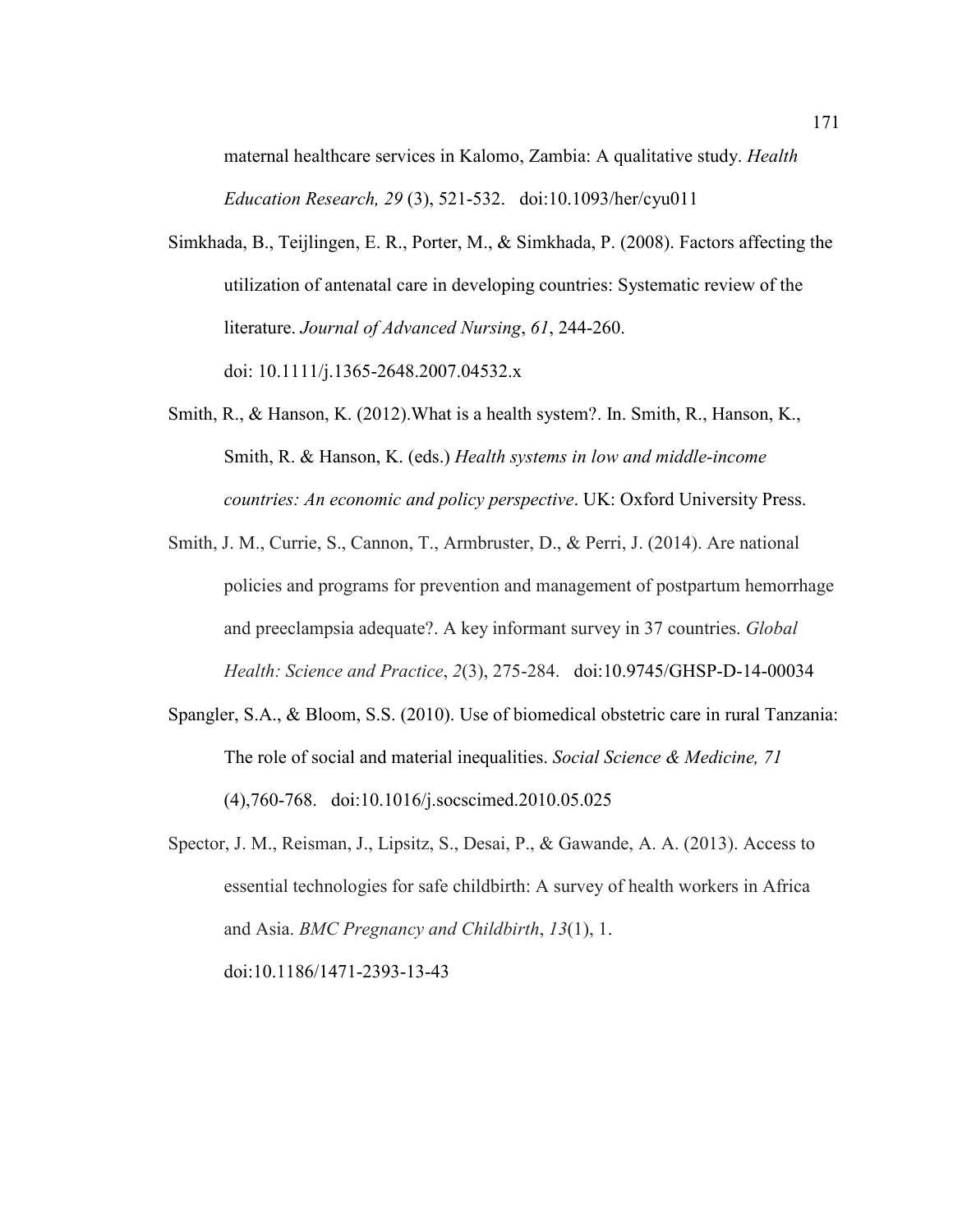maternal healthcare services in Kalomo, Zambia: A qualitative study. *Health Education Research, 29* (3), 521-532. doi:10.1093/her/cyu011

Simkhada, B., Teijlingen, E. R., Porter, M., & Simkhada, P. (2008). Factors affecting the utilization of antenatal care in developing countries: Systematic review of the literature. *Journal of Advanced Nursing*, *61*, 244-260. doi: 10.1111/j.1365-2648.2007.04532.x

Smith, R., & Hanson, K. (2012).What is a health system?. In. Smith, R., Hanson, K., Smith, R. & Hanson, K. (eds.) *Health systems in low and middle-income countries: An economic and policy perspective*. UK: Oxford University Press.

Smith, J. M., Currie, S., Cannon, T., Armbruster, D., & Perri, J. (2014). Are national policies and programs for prevention and management of postpartum hemorrhage and preeclampsia adequate?. A key informant survey in 37 countries. *Global Health: Science and Practice*, *2*(3), 275-284. doi:10.9745/GHSP-D-14-00034

Spangler, S.A., & Bloom, S.S. (2010). Use of biomedical obstetric care in rural Tanzania: The role of social and material inequalities. *Social Science & Medicine, 71* (4),760-768. doi:10.1016/j.socscimed.2010.05.025

Spector, J. M., Reisman, J., Lipsitz, S., Desai, P., & Gawande, A. A. (2013). Access to essential technologies for safe childbirth: A survey of health workers in Africa and Asia. *BMC Pregnancy and Childbirth*, *13*(1), 1. doi:10.1186/1471-2393-13-43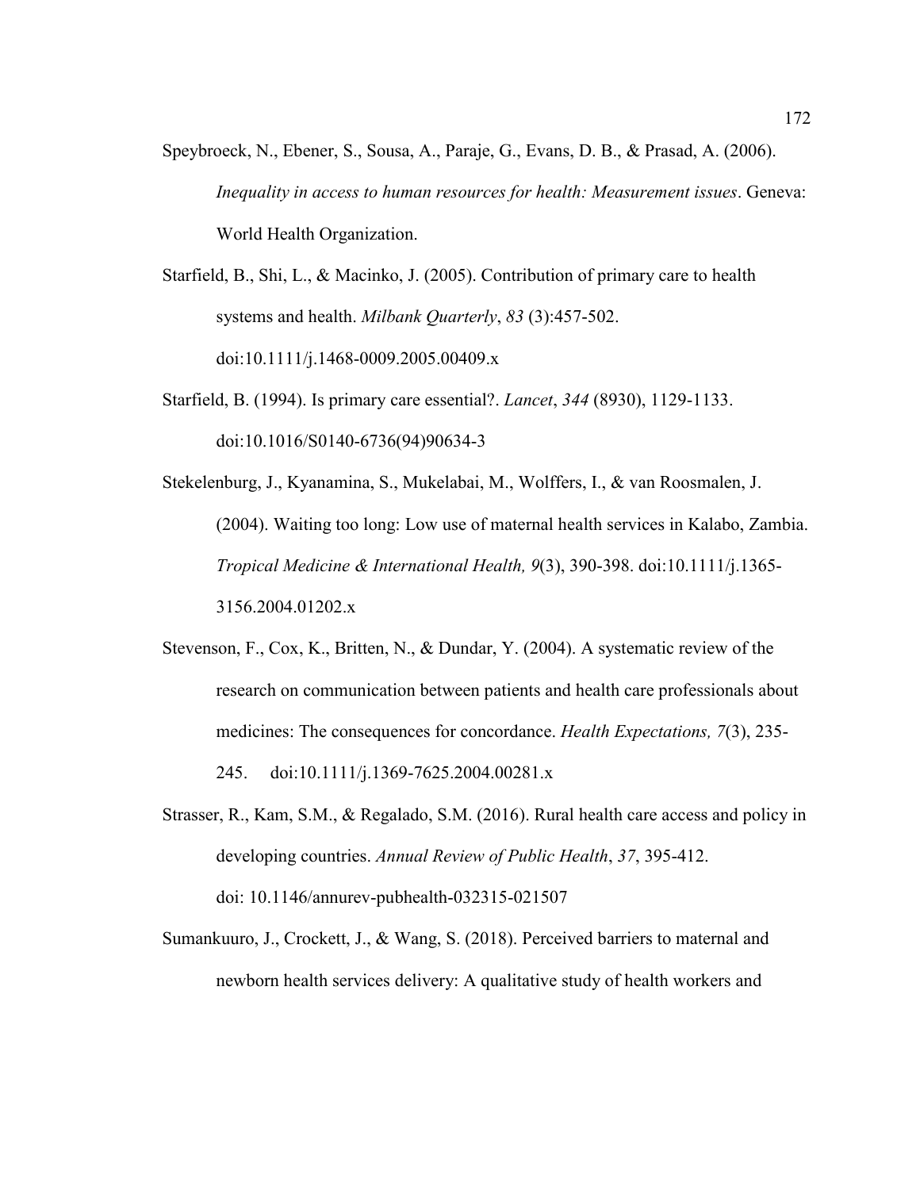Speybroeck, N., Ebener, S., Sousa, A., Paraje, G., Evans, D. B., & Prasad, A. (2006). *Inequality in access to human resources for health: Measurement issues*. Geneva: World Health Organization.

Starfield, B., Shi, L., & Macinko, J. (2005). Contribution of primary care to health systems and health. *Milbank Quarterly*, *83* (3):457-502. doi:10.1111/j.1468-0009.2005.00409.x

Starfield, B. (1994). Is primary care essential?. *Lancet*, *344* (8930), 1129-1133. doi:10.1016/S0140-6736(94)90634-3

Stekelenburg, J., Kyanamina, S., Mukelabai, M., Wolffers, I., & van Roosmalen, J. (2004). Waiting too long: Low use of maternal health services in Kalabo, Zambia. *Tropical Medicine & International Health, 9*(3), 390-398. doi:10.1111/j.1365-3156.2004.01202.x

Stevenson, F., Cox, K., Britten, N., & Dundar, Y. (2004). A systematic review of the research on communication between patients and health care professionals about medicines: The consequences for concordance. *Health Expectations, 7*(3), 235-245. doi:10.1111/j.1369-7625.2004.00281.x

Strasser, R., Kam, S.M., & Regalado, S.M. (2016). Rural health care access and policy in developing countries. *Annual Review of Public Health*, *37*, 395-412. doi: 10.1146/annurev-pubhealth-032315-021507

Sumankuuro, J., Crockett, J., & Wang, S. (2018). Perceived barriers to maternal and newborn health services delivery: A qualitative study of health workers and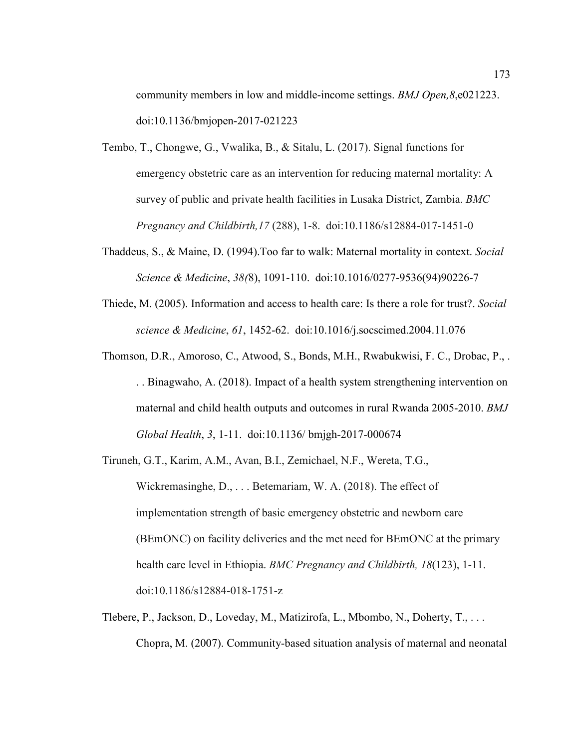community members in low and middle-income settings. *BMJ Open,8*,e021223. doi:10.1136/bmjopen-2017-021223

Tembo, T., Chongwe, G., Vwalika, B., & Sitalu, L. (2017). Signal functions for emergency obstetric care as an intervention for reducing maternal mortality: A survey of public and private health facilities in Lusaka District, Zambia. *BMC Pregnancy and Childbirth,17* (288), 1-8. doi:10.1186/s12884-017-1451-0

Thaddeus, S., & Maine, D. (1994).Too far to walk: Maternal mortality in context. *Social Science & Medicine*, *38(*8), 1091-110. doi:10.1016/0277-9536(94)90226-7

Thiede, M. (2005). Information and access to health care: Is there a role for trust?. *Social science & Medicine*, *61*, 1452-62. doi:10.1016/j.socscimed.2004.11.076

Thomson, D.R., Amoroso, C., Atwood, S., Bonds, M.H., Rwabukwisi, F. C., Drobac, P., . . . Binagwaho, A. (2018). Impact of a health system strengthening intervention on maternal and child health outputs and outcomes in rural Rwanda 2005-2010. *BMJ Global Health*, *3*, 1-11. doi:10.1136/ bmjgh-2017-000674

Tiruneh, G.T., Karim, A.M., Avan, B.I., Zemichael, N.F., Wereta, T.G., Wickremasinghe, D., . . . Betemariam, W. A. (2018). The effect of implementation strength of basic emergency obstetric and newborn care (BEmONC) on facility deliveries and the met need for BEmONC at the primary health care level in Ethiopia. *BMC Pregnancy and Childbirth, 18*(123), 1-11. doi:10.1186/s12884-018-1751-z

Tlebere, P., Jackson, D., Loveday, M., Matizirofa, L., Mbombo, N., Doherty, T., . . . Chopra, M. (2007). Community-based situation analysis of maternal and neonatal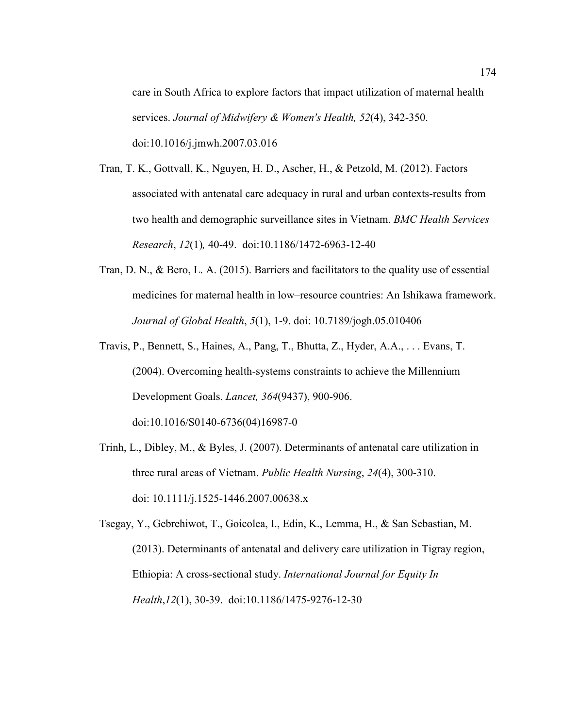care in South Africa to explore factors that impact utilization of maternal health services. *Journal of Midwifery & Women's Health, 52*(4), 342-350. doi:10.1016/j.jmwh.2007.03.016

Tran, T. K., Gottvall, K., Nguyen, H. D., Ascher, H., & Petzold, M. (2012). Factors associated with antenatal care adequacy in rural and urban contexts-results from two health and demographic surveillance sites in Vietnam. *BMC Health Services Research*, *12*(1)*,* 40-49. doi:10.1186/1472-6963-12-40

Tran, D. N., & Bero, L. A. (2015). Barriers and facilitators to the quality use of essential medicines for maternal health in low–resource countries: An Ishikawa framework. *Journal of Global Health*, *5*(1), 1-9. doi: 10.7189/jogh.05.010406

Travis, P., Bennett, S., Haines, A., Pang, T., Bhutta, Z., Hyder, A.A., . . . Evans, T. (2004). Overcoming health-systems constraints to achieve the Millennium Development Goals. *Lancet, 364*(9437), 900-906. doi:10.1016/S0140-6736(04)16987-0

Trinh, L., Dibley, M., & Byles, J. (2007). Determinants of antenatal care utilization in three rural areas of Vietnam. *Public Health Nursing*, *24*(4), 300-310. doi: 10.1111/j.1525-1446.2007.00638.x

Tsegay, Y., Gebrehiwot, T., Goicolea, I., Edin, K., Lemma, H., & San Sebastian, M. (2013). Determinants of antenatal and delivery care utilization in Tigray region, Ethiopia: A cross-sectional study. *International Journal for Equity In Health*,*12*(1), 30-39. doi:10.1186/1475-9276-12-30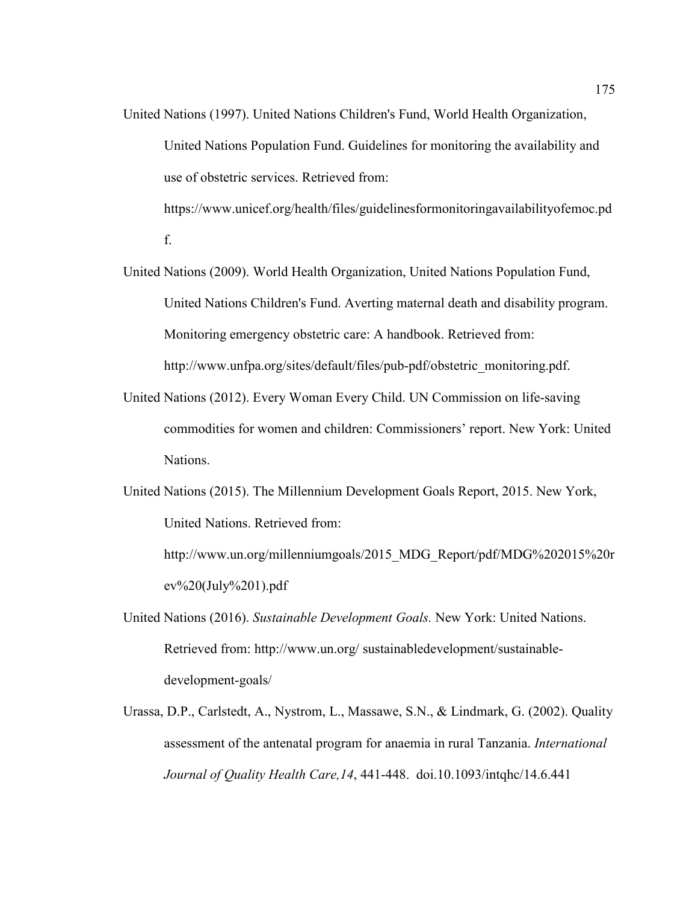United Nations (1997). United Nations Children's Fund, World Health Organization, United Nations Population Fund. Guidelines for monitoring the availability and use of obstetric services. Retrieved from: https://www.unicef.org/health/files/guidelinesformonitoringavailabilityofemoc.pdf.

United Nations (2009). World Health Organization, United Nations Population Fund, United Nations Children's Fund. Averting maternal death and disability program. Monitoring emergency obstetric care: A handbook. Retrieved from: http://www.unfpa.org/sites/default/files/pub-pdf/obstetric_monitoring.pdf.

United Nations (2012). Every Woman Every Child. UN Commission on life-saving commodities for women and children: Commissioners' report. New York: United Nations.

United Nations (2015). The Millennium Development Goals Report, 2015. New York, United Nations. Retrieved from: http://www.un.org/millenniumgoals/2015_MDG_Report/pdf/MDG%202015%20rev%20(July%201).pdf

United Nations (2016). *Sustainable Development Goals.* New York: United Nations. Retrieved from: http://www.un.org/ sustainabledevelopment/sustainable-development-goals/

Urassa, D.P., Carlstedt, A., Nystrom, L., Massawe, S.N., & Lindmark, G. (2002). Quality assessment of the antenatal program for anaemia in rural Tanzania. *International Journal of Quality Health Care,14*, 441-448. doi.10.1093/intqhc/14.6.441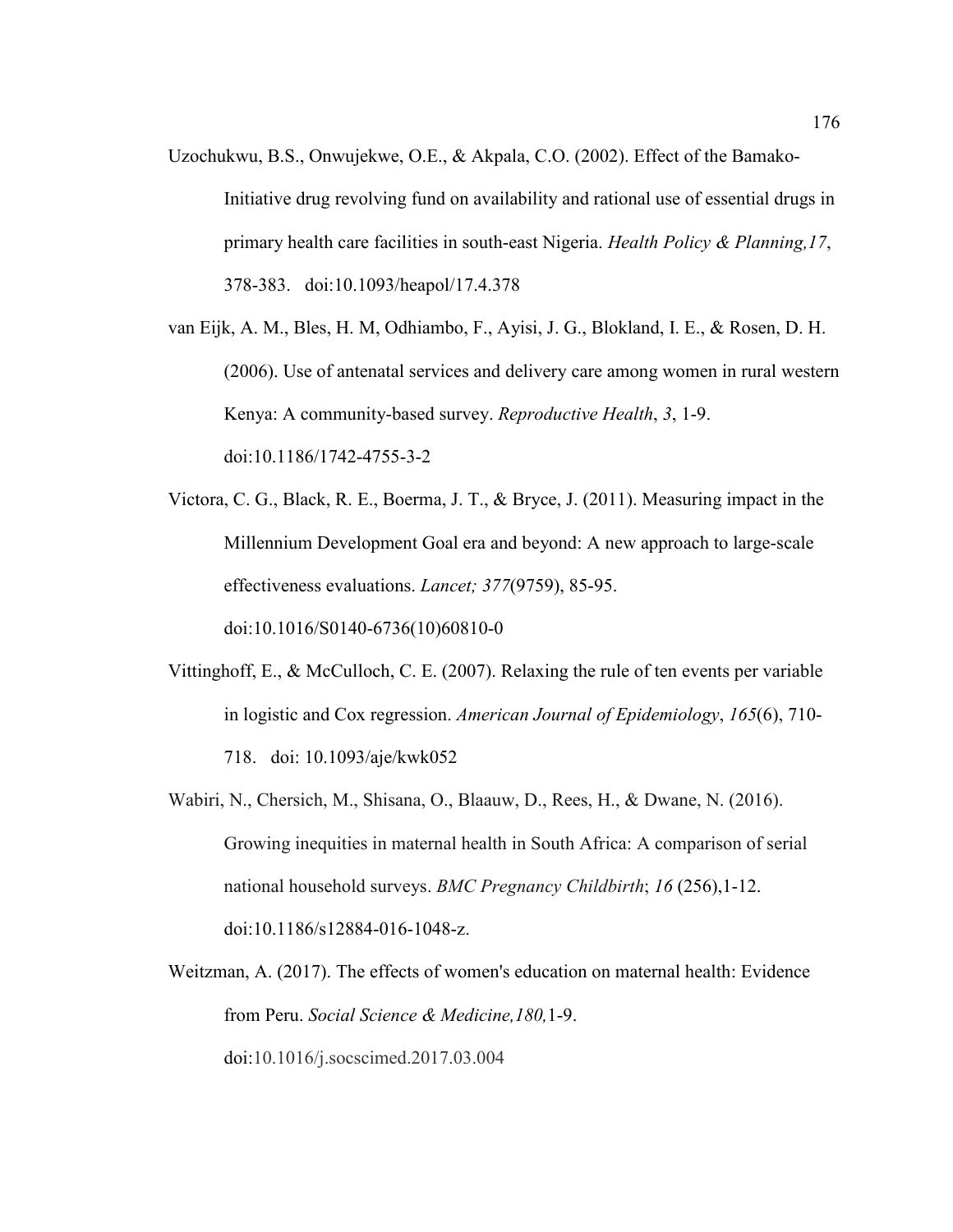Uzochukwu, B.S., Onwujekwe, O.E., & Akpala, C.O. (2002). Effect of the Bamako-Initiative drug revolving fund on availability and rational use of essential drugs in primary health care facilities in south-east Nigeria. *Health Policy & Planning,17*, 378-383. doi:10.1093/heapol/17.4.378

van Eijk, A. M., Bles, H. M, Odhiambo, F., Ayisi, J. G., Blokland, I. E., & Rosen, D. H. (2006). Use of antenatal services and delivery care among women in rural western Kenya: A community-based survey. *Reproductive Health*, *3*, 1-9. doi:10.1186/1742-4755-3-2

Victora, C. G., Black, R. E., Boerma, J. T., & Bryce, J. (2011). Measuring impact in the Millennium Development Goal era and beyond: A new approach to large-scale effectiveness evaluations. *Lancet; 377*(9759), 85-95. doi:10.1016/S0140-6736(10)60810-0

Vittinghoff, E., & McCulloch, C. E. (2007). Relaxing the rule of ten events per variable in logistic and Cox regression. *American Journal of Epidemiology*, *165*(6), 710-718. doi: 10.1093/aje/kwk052

Wabiri, N., Chersich, M., Shisana, O., Blaauw, D., Rees, H., & Dwane, N. (2016). Growing inequities in maternal health in South Africa: A comparison of serial national household surveys. *BMC Pregnancy Childbirth*; *16* (256),1-12. doi:10.1186/s12884-016-1048-z.

Weitzman, A. (2017). The effects of women's education on maternal health: Evidence from Peru. *Social Science & Medicine,180,*1-9. doi:10.1016/j.socscimed.2017.03.004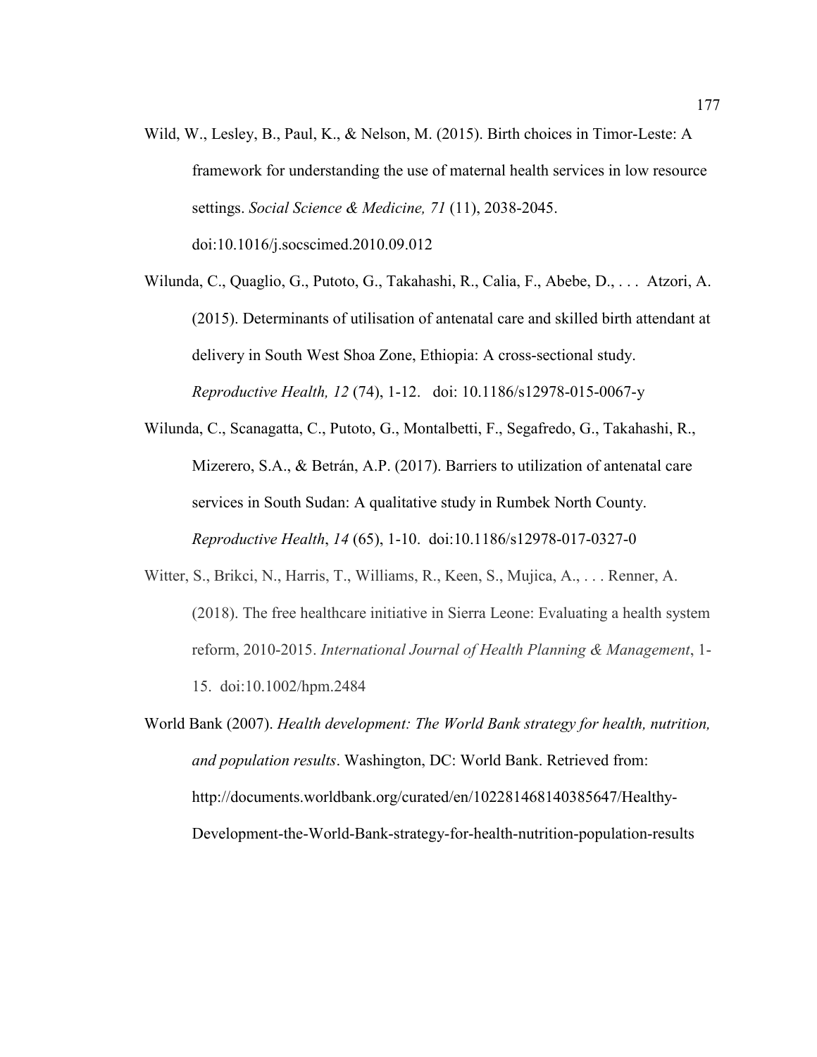Wild, W., Lesley, B., Paul, K., & Nelson, M. (2015). Birth choices in Timor-Leste: A framework for understanding the use of maternal health services in low resource settings. *Social Science & Medicine, 71* (11), 2038-2045. doi:10.1016/j.socscimed.2010.09.012

Wilunda, C., Quaglio, G., Putoto, G., Takahashi, R., Calia, F., Abebe, D., . . . Atzori, A. (2015). Determinants of utilisation of antenatal care and skilled birth attendant at delivery in South West Shoa Zone, Ethiopia: A cross-sectional study. *Reproductive Health, 12* (74), 1-12. doi: 10.1186/s12978-015-0067-y

Wilunda, C., Scanagatta, C., Putoto, G., Montalbetti, F., Segafredo, G., Takahashi, R., Mizerero, S.A., & Betrán, A.P. (2017). Barriers to utilization of antenatal care services in South Sudan: A qualitative study in Rumbek North County. *Reproductive Health*, *14* (65), 1-10. doi:10.1186/s12978-017-0327-0

Witter, S., Brikci, N., Harris, T., Williams, R., Keen, S., Mujica, A., . . . Renner, A. (2018). The free healthcare initiative in Sierra Leone: Evaluating a health system reform, 2010-2015. *International Journal of Health Planning & Management*, 1-15. doi:10.1002/hpm.2484

World Bank (2007). *Health development: The World Bank strategy for health, nutrition, and population results*. Washington, DC: World Bank. Retrieved from: http://documents.worldbank.org/curated/en/102281468140385647/Healthy-Development-the-World-Bank-strategy-for-health-nutrition-population-results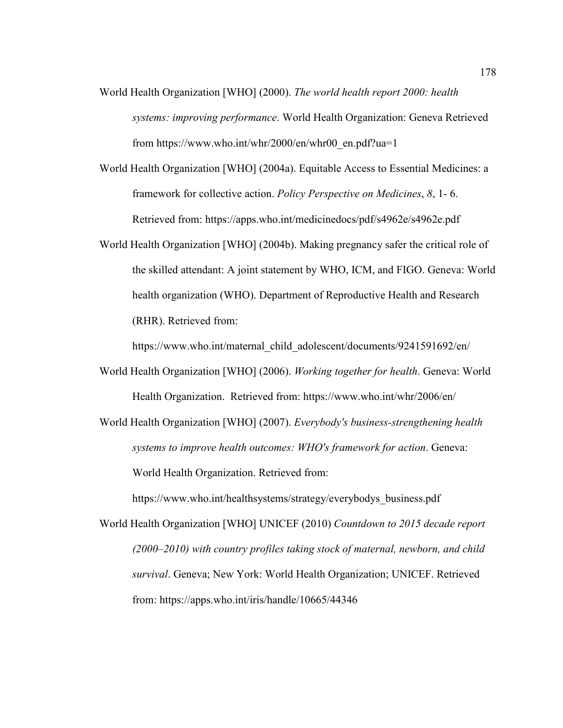World Health Organization [WHO] (2000). *The world health report 2000: health systems: improving performance*. World Health Organization: Geneva Retrieved from https://www.who.int/whr/2000/en/whr00_en.pdf?ua=1

World Health Organization [WHO] (2004a). Equitable Access to Essential Medicines: a framework for collective action. *Policy Perspective on Medicines*, *8*, 1- 6. Retrieved from: https://apps.who.int/medicinedocs/pdf/s4962e/s4962e.pdf

World Health Organization [WHO] (2004b). Making pregnancy safer the critical role of the skilled attendant: A joint statement by WHO, ICM, and FIGO. Geneva: World health organization (WHO). Department of Reproductive Health and Research (RHR). Retrieved from: https://www.who.int/maternal_child_adolescent/documents/9241591692/en/

World Health Organization [WHO] (2006). *Working together for health*. Geneva: World Health Organization. Retrieved from: https://www.who.int/whr/2006/en/

World Health Organization [WHO] (2007). *Everybody's business-strengthening health systems to improve health outcomes: WHO's framework for action*. Geneva: World Health Organization. Retrieved from: https://www.who.int/healthsystems/strategy/everybodys_business.pdf

World Health Organization [WHO] UNICEF (2010) *Countdown to 2015 decade report (2000–2010) with country profiles taking stock of maternal, newborn, and child survival*. Geneva; New York: World Health Organization; UNICEF. Retrieved from: https://apps.who.int/iris/handle/10665/44346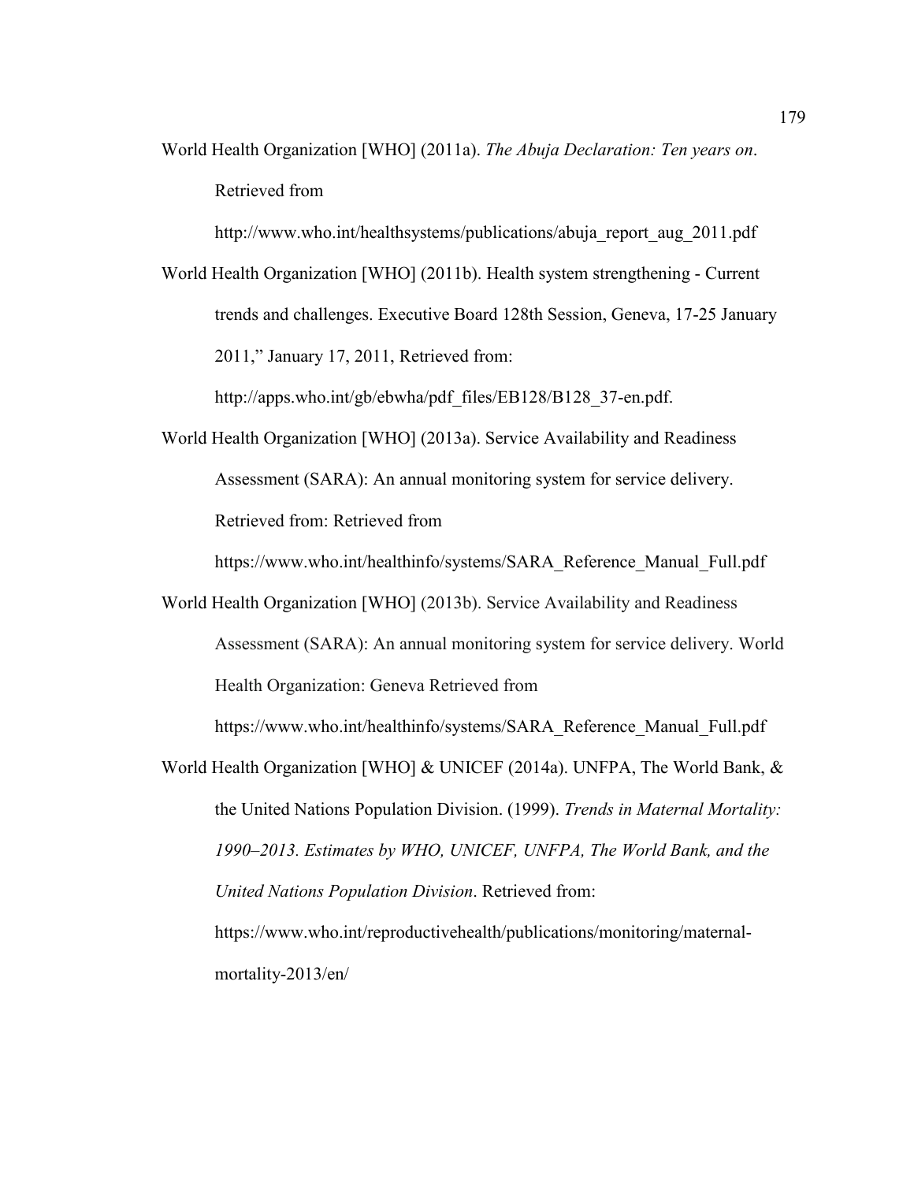World Health Organization [WHO] (2011a). *The Abuja Declaration: Ten years on*. Retrieved from http://www.who.int/healthsystems/publications/abuja_report_aug_2011.pdf

World Health Organization [WHO] (2011b). Health system strengthening - Current trends and challenges. Executive Board 128th Session, Geneva, 17-25 January 2011," January 17, 2011, Retrieved from: http://apps.who.int/gb/ebwha/pdf_files/EB128/B128_37-en.pdf.

World Health Organization [WHO] (2013a). Service Availability and Readiness Assessment (SARA): An annual monitoring system for service delivery. Retrieved from: Retrieved from https://www.who.int/healthinfo/systems/SARA_Reference_Manual_Full.pdf

World Health Organization [WHO] (2013b). Service Availability and Readiness Assessment (SARA): An annual monitoring system for service delivery. World Health Organization: Geneva Retrieved from https://www.who.int/healthinfo/systems/SARA_Reference_Manual_Full.pdf

World Health Organization [WHO] & UNICEF (2014a). UNFPA, The World Bank, & the United Nations Population Division. (1999). *Trends in Maternal Mortality: 1990–2013. Estimates by WHO, UNICEF, UNFPA, The World Bank, and the United Nations Population Division*. Retrieved from: https://www.who.int/reproductivehealth/publications/monitoring/maternal-mortality-2013/en/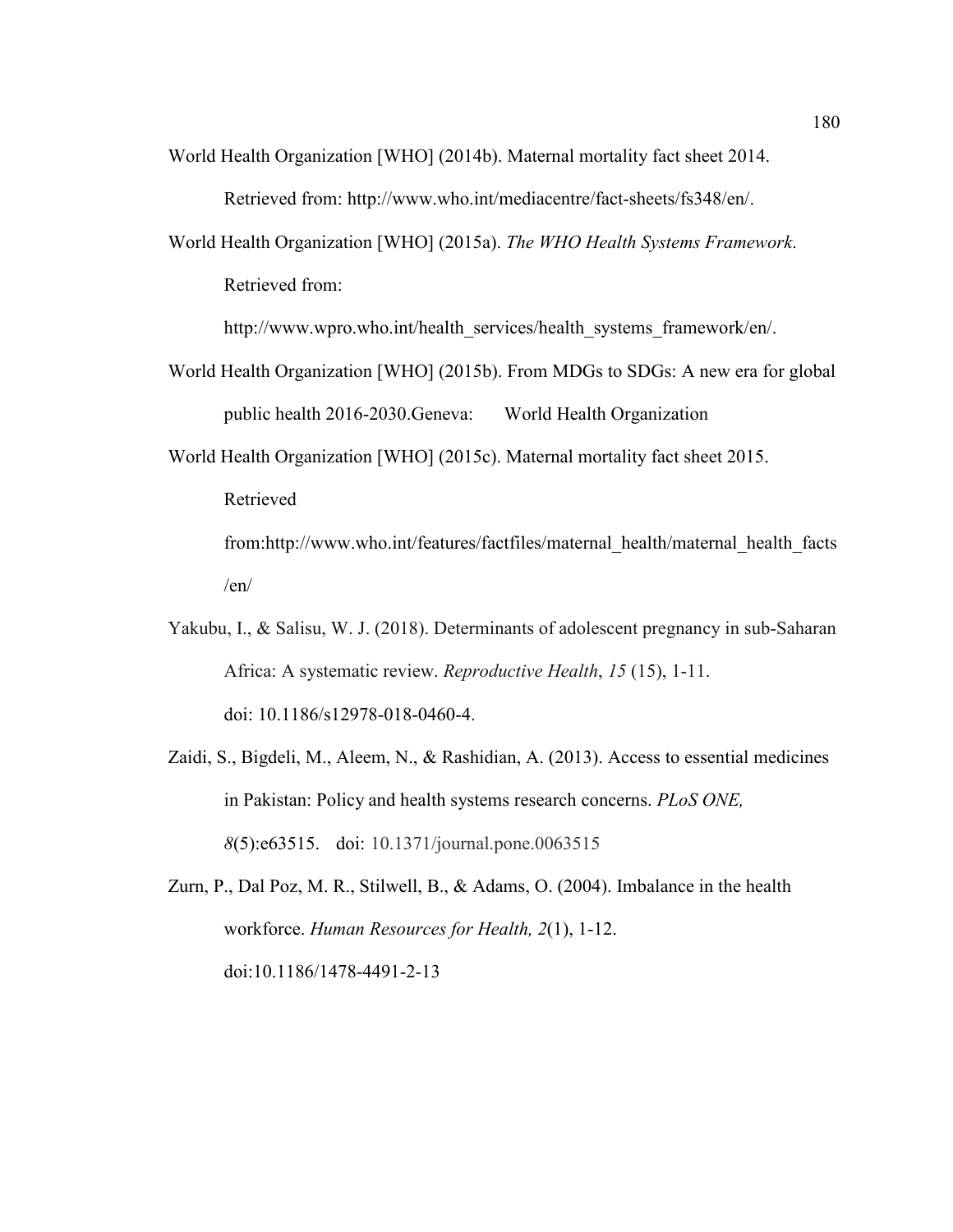World Health Organization [WHO] (2014b). Maternal mortality fact sheet 2014. Retrieved from: http://www.who.int/mediacentre/fact-sheets/fs348/en/.

World Health Organization [WHO] (2015a). *The WHO Health Systems Framework*. Retrieved from: http://www.wpro.who.int/health_services/health_systems_framework/en/.

World Health Organization [WHO] (2015b). From MDGs to SDGs: A new era for global public health 2016-2030.Geneva: World Health Organization

World Health Organization [WHO] (2015c). Maternal mortality fact sheet 2015. Retrieved from:http://www.who.int/features/factfiles/maternal_health/maternal_health_facts/en/

Yakubu, I., & Salisu, W. J. (2018). Determinants of adolescent pregnancy in sub-Saharan Africa: A systematic review. *Reproductive Health*, *15* (15), 1-11. doi: 10.1186/s12978-018-0460-4.

Zaidi, S., Bigdeli, M., Aleem, N., & Rashidian, A. (2013). Access to essential medicines in Pakistan: Policy and health systems research concerns. *PLoS ONE, 8*(5):e63515. doi: 10.1371/journal.pone.0063515

Zurn, P., Dal Poz, M. R., Stilwell, B., & Adams, O. (2004). Imbalance in the health workforce. *Human Resources for Health, 2*(1), 1-12. doi:10.1186/1478-4491-2-13